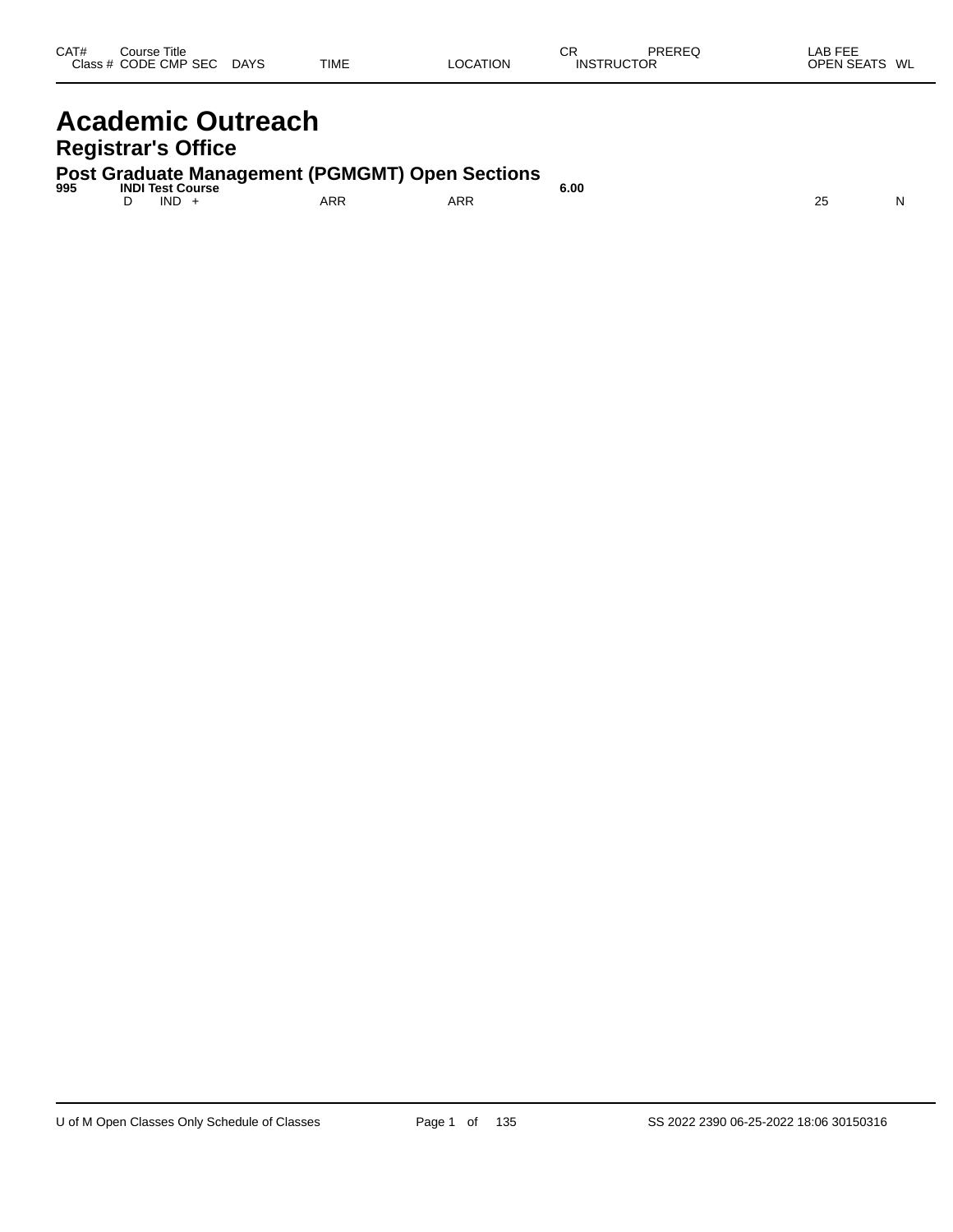| CAT# | Course Title | | | | | | CR | PREREQ | LAB FEE | |
|---|---|---|---|---|---|---|---|---|---|---|
| Class # | CODE | CMP | SEC | DAYS | TIME | LOCATION | INSTRUCTOR | | OPEN SEATS | WL |

# Academic Outreach

## Registrar's Office

### Post Graduate Management (PGMGMT) Open Sections

| CAT# | Course Title | | | | | | CR | PREREQ | LAB FEE | |
|---|---|---|---|---|---|---|---|---|---|---|
| **995** | **INDI Test Course** | | | | | | **6.00** | | | |
| | D | IND | + | | ARR | ARR | | | 25 | N |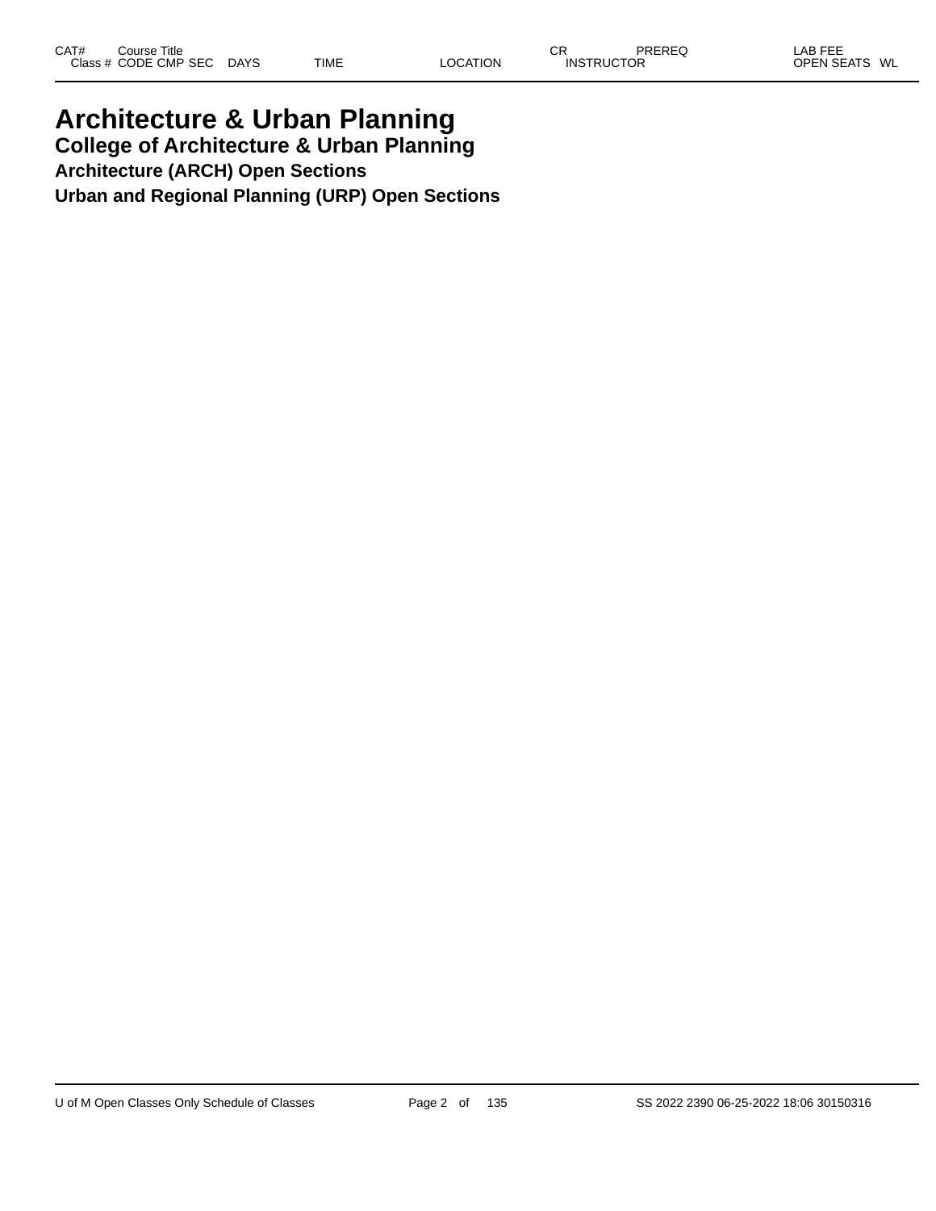# Architecture & Urban Planning

## College of Architecture & Urban Planning

### Architecture (ARCH) Open Sections

### Urban and Regional Planning (URP) Open Sections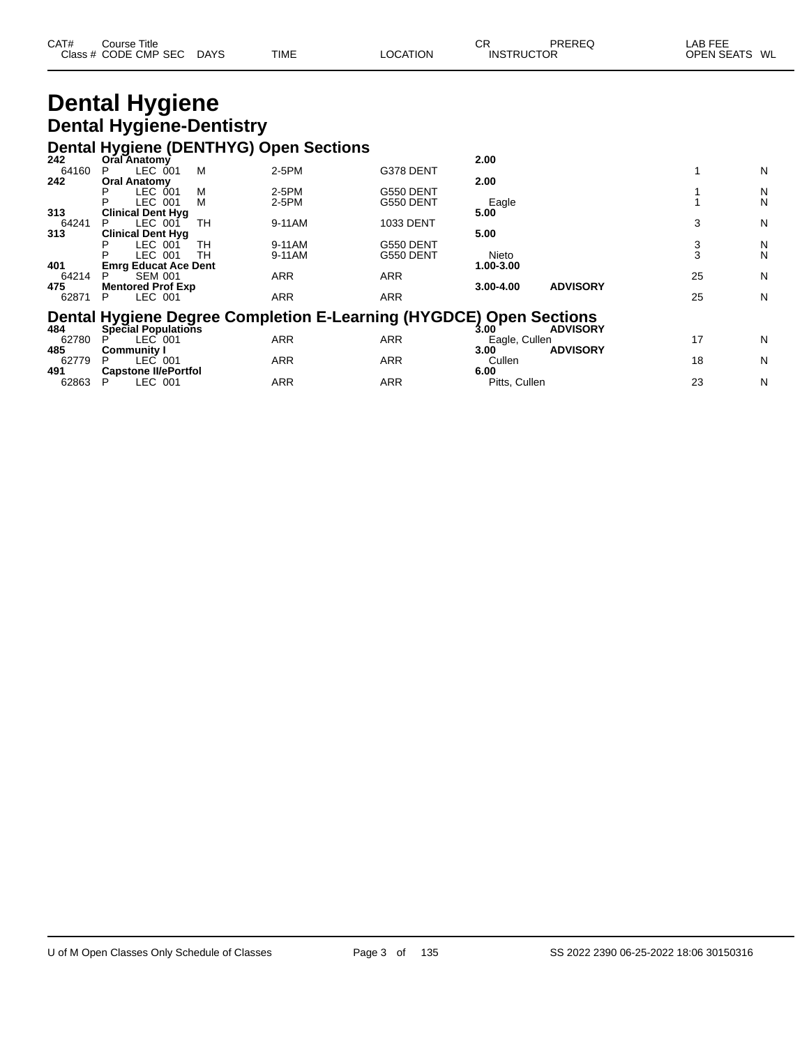| CAT# Class # | Course Title CODE CMP SEC | DAYS | TIME | LOCATION | CR INSTRUCTOR | PREREQ | LAB FEE OPEN SEATS | WL |
|---|---|---|---|---|---|---|---|---|

# Dental Hygiene

## Dental Hygiene-Dentistry

### Dental Hygiene (DENTHYG) Open Sections

| CAT# Class # | Course Title CODE CMP SEC | DAYS | TIME | LOCATION | CR INSTRUCTOR | PREREQ | OPEN SEATS | WL |
|---|---|---|---|---|---|---|---|---|
| **242** | **Oral Anatomy** | | | | **2.00** | | | |
| 64160 | P LEC 001 | M | 2-5PM | G378 DENT | | | 1 | N |
| **242** | **Oral Anatomy** | | | | **2.00** | | | |
| | P LEC 001 | M | 2-5PM | G550 DENT | | | 1 | N |
| | P LEC 001 | M | 2-5PM | G550 DENT | Eagle | | 1 | N |
| **313** | **Clinical Dent Hyg** | | | | **5.00** | | | |
| 64241 | P LEC 001 | TH | 9-11AM | 1033 DENT | | | 3 | N |
| **313** | **Clinical Dent Hyg** | | | | **5.00** | | | |
| | P LEC 001 | TH | 9-11AM | G550 DENT | | | 3 | N |
| | P LEC 001 | TH | 9-11AM | G550 DENT | Nieto | | 3 | N |
| **401** | **Emrg Educat Ace Dent** | | | | **1.00-3.00** | | | |
| 64214 | P SEM 001 | | ARR | ARR | | | 25 | N |
| **475** | **Mentored Prof Exp** | | | | **3.00-4.00** | **ADVISORY** | | |
| 62871 | P LEC 001 | | ARR | ARR | | | 25 | N |

### Dental Hygiene Degree Completion E-Learning (HYGDCE) Open Sections

| CAT# Class # | Course Title CODE CMP SEC | DAYS | TIME | LOCATION | CR INSTRUCTOR | PREREQ | OPEN SEATS | WL |
|---|---|---|---|---|---|---|---|---|
| **484** | **Special Populations** | | | | **3.00** | **ADVISORY** | | |
| 62780 | P LEC 001 | | ARR | ARR | Eagle, Cullen | | 17 | N |
| **485** | **Community I** | | | | **3.00** | **ADVISORY** | | |
| 62779 | P LEC 001 | | ARR | ARR | Cullen | | 18 | N |
| **491** | **Capstone II/ePortfol** | | | | **6.00** | | | |
| 62863 | P LEC 001 | | ARR | ARR | Pitts, Cullen | | 23 | N |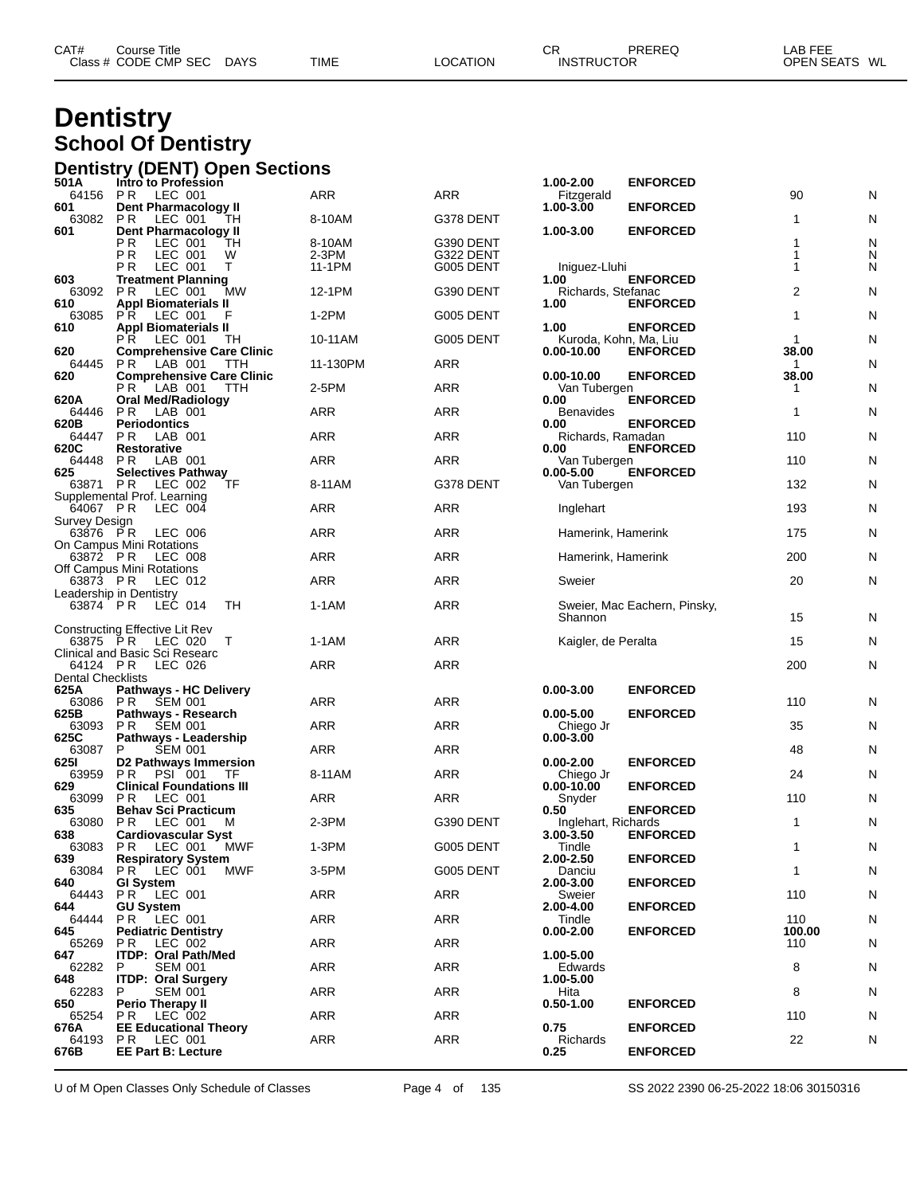# Dentistry

## School Of Dentistry

### Dentistry (DENT) Open Sections

| CAT# Class # | Course Title CODE CMP SEC | DAYS | TIME | LOCATION | CR INSTRUCTOR | PREREQ | LAB FEE OPEN SEATS | WL |
|---|---|---|---|---|---|---|---|---|
| 501A | Intro to Profession | | | | 1.00-2.00 | ENFORCED | | |
| 64156 | P R LEC 001 | | ARR | ARR | Fitzgerald | | 90 | N |
| 601 | Dent Pharmacology II | | | | 1.00-3.00 | ENFORCED | | |
| 63082 | P R LEC 001 | TH | 8-10AM | G378 DENT | | | 1 | N |
| 601 | Dent Pharmacology II | | | | 1.00-3.00 | ENFORCED | | |
| | P R LEC 001 | TH | 8-10AM | G390 DENT | | | 1 | N |
| | P R LEC 001 | W | 2-3PM | G322 DENT | | | 1 | N |
| | P R LEC 001 | T | 11-1PM | G005 DENT | Iniguez-Lluhi | | 1 | N |
| 603 | Treatment Planning | | | | 1.00 | ENFORCED | | |
| 63092 | P R LEC 001 | MW | 12-1PM | G390 DENT | Richards, Stefanac | | 2 | N |
| 610 | Appl Biomaterials II | | | | 1.00 | ENFORCED | | |
| 63085 | P R LEC 001 | F | 1-2PM | G005 DENT | | | 1 | N |
| 610 | Appl Biomaterials II | | | | 1.00 | ENFORCED | | |
| | P R LEC 001 | TH | 10-11AM | G005 DENT | Kuroda, Kohn, Ma, Liu | | 1 | N |
| 620 | Comprehensive Care Clinic | | | | 0.00-10.00 | ENFORCED | 38.00 | |
| 64445 | P R LAB 001 | TTH | 11-130PM | ARR | | | 1 | N |
| 620 | Comprehensive Care Clinic | | | | 0.00-10.00 | ENFORCED | 38.00 | |
| | P R LAB 001 | TTH | 2-5PM | ARR | Van Tubergen | | 1 | N |
| 620A | Oral Med/Radiology | | | | 0.00 | ENFORCED | | |
| 64446 | P R LAB 001 | | ARR | ARR | Benavides | | 1 | N |
| 620B | Periodontics | | | | 0.00 | ENFORCED | | |
| 64447 | P R LAB 001 | | ARR | ARR | Richards, Ramadan | | 110 | N |
| 620C | Restorative | | | | 0.00 | ENFORCED | | |
| 64448 | P R LAB 001 | | ARR | ARR | Van Tubergen | | 110 | N |
| 625 | Selectives Pathway | | | | 0.00-5.00 | ENFORCED | | |
| 63871 | P R LEC 002 | TF | 8-11AM | G378 DENT | Van Tubergen | | 132 | N |
| | Supplemental Prof. Learning | | | | | | | |
| 64067 | P R LEC 004 | | ARR | ARR | Inglehart | | 193 | N |
| | Survey Design | | | | | | | |
| 63876 | P R LEC 006 | | ARR | ARR | Hamerink, Hamerink | | 175 | N |
| | On Campus Mini Rotations | | | | | | | |
| 63872 | P R LEC 008 | | ARR | ARR | Hamerink, Hamerink | | 200 | N |
| | Off Campus Mini Rotations | | | | | | | |
| 63873 | P R LEC 012 | | ARR | ARR | Sweier | | 20 | N |
| | Leadership in Dentistry | | | | | | | |
| 63874 | P R LEC 014 | TH | 1-1AM | ARR | Sweier, Mac Eachern, Pinsky, Shannon | | 15 | N |
| | Constructing Effective Lit Rev | | | | | | | |
| 63875 | P R LEC 020 | T | 1-1AM | ARR | Kaigler, de Peralta | | 15 | N |
| | Clinical and Basic Sci Researc | | | | | | | |
| 64124 | P R LEC 026 | | ARR | ARR | | | 200 | N |
| | Dental Checklists | | | | | | | |
| 625A | Pathways - HC Delivery | | | | 0.00-3.00 | ENFORCED | | |
| 63086 | P R SEM 001 | | ARR | ARR | | | 110 | N |
| 625B | Pathways - Research | | | | 0.00-5.00 | ENFORCED | | |
| 63093 | P R SEM 001 | | ARR | ARR | Chiego Jr | | 35 | N |
| 625C | Pathways - Leadership | | | | 0.00-3.00 | | | |
| 63087 | P SEM 001 | | ARR | ARR | | | 48 | N |
| 625I | D2 Pathways Immersion | | | | 0.00-2.00 | ENFORCED | | |
| 63959 | P R PSI 001 | TF | 8-11AM | ARR | Chiego Jr | | 24 | N |
| 629 | Clinical Foundations III | | | | 0.00-10.00 | ENFORCED | | |
| 63099 | P R LEC 001 | | ARR | ARR | Snyder | | 110 | N |
| 635 | Behav Sci Practicum | | | | 0.50 | ENFORCED | | |
| 63080 | P R LEC 001 | M | 2-3PM | G390 DENT | Inglehart, Richards | | 1 | N |
| 638 | Cardiovascular Syst | | | | 3.00-3.50 | ENFORCED | | |
| 63083 | P R LEC 001 | MWF | 1-3PM | G005 DENT | Tindle | | 1 | N |
| 639 | Respiratory System | | | | 2.00-2.50 | ENFORCED | | |
| 63084 | P R LEC 001 | MWF | 3-5PM | G005 DENT | Danciu | | 1 | N |
| 640 | GI System | | | | 2.00-3.00 | ENFORCED | | |
| 64443 | P R LEC 001 | | ARR | ARR | Sweier | | 110 | N |
| 644 | GU System | | | | 2.00-4.00 | ENFORCED | | |
| 64444 | P R LEC 001 | | ARR | ARR | Tindle | | 110 | N |
| 645 | Pediatric Dentistry | | | | 0.00-2.00 | ENFORCED | 100.00 | |
| 65269 | P R LEC 002 | | ARR | ARR | | | 110 | N |
| 647 | ITDP: Oral Path/Med | | | | 1.00-5.00 | | | |
| 62282 | P SEM 001 | | ARR | ARR | Edwards | | 8 | N |
| 648 | ITDP: Oral Surgery | | | | 1.00-5.00 | | | |
| 62283 | P SEM 001 | | ARR | ARR | Hita | | 8 | N |
| 650 | Perio Therapy II | | | | 0.50-1.00 | ENFORCED | | |
| 65254 | P R LEC 002 | | ARR | ARR | | | 110 | N |
| 676A | EE Educational Theory | | | | 0.75 | ENFORCED | | |
| 64193 | P R LEC 001 | | ARR | ARR | Richards | | 22 | N |
| 676B | EE Part B: Lecture | | | | 0.25 | ENFORCED | | |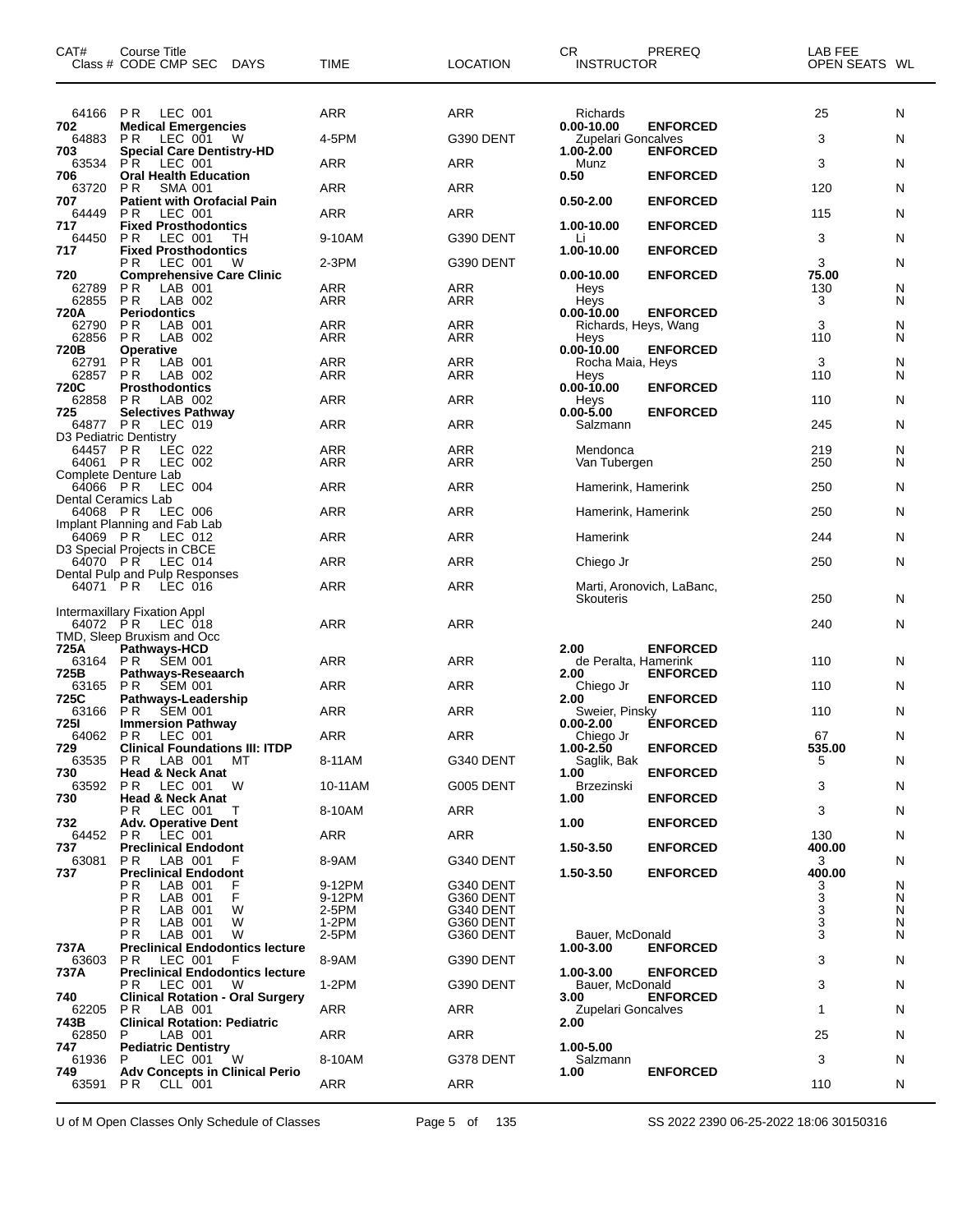| CAT# | Course Title<br>Class # CODE CMP SEC DAYS | TIME | LOCATION | CR INSTRUCTOR | PREREQ | LAB FEE<br>OPEN SEATS | WL |
|---|---|---|---|---|---|---|---|
| 64166 | P R LEC 001 | ARR | ARR | Richards | | 25 | N |
| 702 | **Medical Emergencies** | | | 0.00-10.00 | **ENFORCED** | | |
| 64883 | P R LEC 001 W | 4-5PM | G390 DENT | Zupelari Goncalves | | 3 | N |
| 703 | **Special Care Dentistry-HD** | | | 1.00-2.00 | **ENFORCED** | | |
| 63534 | P R LEC 001 | ARR | ARR | Munz | | 3 | N |
| 706 | **Oral Health Education** | | | 0.50 | **ENFORCED** | | |
| 63720 | P R SMA 001 | ARR | ARR | | | 120 | N |
| 707 | **Patient with Orofacial Pain** | | | 0.50-2.00 | **ENFORCED** | | |
| 64449 | P R LEC 001 | ARR | ARR | | | 115 | N |
| 717 | **Fixed Prosthodontics** | | | 1.00-10.00 | **ENFORCED** | | |
| 64450 | P R LEC 001 TH | 9-10AM | G390 DENT | Li | | 3 | N |
| 717 | **Fixed Prosthodontics** | | | 1.00-10.00 | **ENFORCED** | | |
| | P R LEC 001 W | 2-3PM | G390 DENT | | | 3 | N |
| 720 | **Comprehensive Care Clinic** | | | 0.00-10.00 | **ENFORCED** | 75.00 | |
| 62789 | P R LAB 001 | ARR | ARR | Heys | | 130 | N |
| 62855 | P R LAB 002 | ARR | ARR | Heys | | 3 | N |
| 720A | **Periodontics** | | | 0.00-10.00 | **ENFORCED** | | |
| 62790 | P R LAB 001 | ARR | ARR | Richards, Heys, Wang | | 3 | N |
| 62856 | P R LAB 002 | ARR | ARR | Heys | | 110 | N |
| 720B | **Operative** | | | 0.00-10.00 | **ENFORCED** | | |
| 62791 | P R LAB 001 | ARR | ARR | Rocha Maia, Heys | | 3 | N |
| 62857 | P R LAB 002 | ARR | ARR | Heys | | 110 | N |
| 720C | **Prosthodontics** | | | 0.00-10.00 | **ENFORCED** | | |
| 62858 | P R LAB 002 | ARR | ARR | Heys | | 110 | N |
| 725 | **Selectives Pathway** | | | 0.00-5.00 | **ENFORCED** | | |
| 64877 | P R LEC 019 | ARR | ARR | Salzmann | | 245 | N |
| | D3 Pediatric Dentistry | | | | | | |
| 64457 | P R LEC 022 | ARR | ARR | Mendonca | | 219 | N |
| 64061 | P R LEC 002 | ARR | ARR | Van Tubergen | | 250 | N |
| | Complete Denture Lab | | | | | | |
| 64066 | P R LEC 004 | ARR | ARR | Hamerink, Hamerink | | 250 | N |
| | Dental Ceramics Lab | | | | | | |
| 64068 | P R LEC 006 | ARR | ARR | Hamerink, Hamerink | | 250 | N |
| | Implant Planning and Fab Lab | | | | | | |
| 64069 | P R LEC 012 | ARR | ARR | Hamerink | | 244 | N |
| | D3 Special Projects in CBCE | | | | | | |
| 64070 | P R LEC 014 | ARR | ARR | Chiego Jr | | 250 | N |
| | Dental Pulp and Pulp Responses | | | | | | |
| 64071 | P R LEC 016 | ARR | ARR | Marti, Aronovich, LaBanc, Skouteris | | 250 | N |
| | Intermaxillary Fixation Appl | | | | | | |
| 64072 | P R LEC 018 | ARR | ARR | | | 240 | N |
| | TMD, Sleep Bruxism and Occ | | | | | | |
| 725A | **Pathways-HCD** | | | 2.00 | **ENFORCED** | | |
| 63164 | P R SEM 001 | ARR | ARR | de Peralta, Hamerink | | 110 | N |
| 725B | **Pathways-Reseaarch** | | | 2.00 | **ENFORCED** | | |
| 63165 | P R SEM 001 | ARR | ARR | Chiego Jr | | 110 | N |
| 725C | **Pathways-Leadership** | | | 2.00 | **ENFORCED** | | |
| 63166 | P R SEM 001 | ARR | ARR | Sweier, Pinsky | | 110 | N |
| 725I | **Immersion Pathway** | | | 0.00-2.00 | **ENFORCED** | | |
| 64062 | P R LEC 001 | ARR | ARR | Chiego Jr | | 67 | N |
| 729 | **Clinical Foundations III: ITDP** | | | 1.00-2.50 | **ENFORCED** | 535.00 | |
| 63535 | P R LAB 001 MT | 8-11AM | G340 DENT | Saglik, Bak | | 5 | N |
| 730 | **Head & Neck Anat** | | | 1.00 | **ENFORCED** | | |
| 63592 | P R LEC 001 W | 10-11AM | G005 DENT | Brzezinski | | 3 | N |
| 730 | **Head & Neck Anat** | | | 1.00 | **ENFORCED** | | |
| | P R LEC 001 T | 8-10AM | ARR | | | 3 | N |
| 732 | **Adv. Operative Dent** | | | 1.00 | **ENFORCED** | | |
| 64452 | P R LEC 001 | ARR | ARR | | | 130 | N |
| 737 | **Preclinical Endodont** | | | 1.50-3.50 | **ENFORCED** | 400.00 | |
| 63081 | P R LAB 001 F | 8-9AM | G340 DENT | | | 3 | N |
| 737 | **Preclinical Endodont** | | | 1.50-3.50 | **ENFORCED** | 400.00 | |
| | P R LAB 001 F | 9-12PM | G340 DENT | | | 3 | N |
| | P R LAB 001 F | 9-12PM | G360 DENT | | | 3 | N |
| | P R LAB 001 W | 2-5PM | G340 DENT | | | 3 | N |
| | P R LAB 001 W | 1-2PM | G360 DENT | | | 3 | N |
| | P R LAB 001 W | 2-5PM | G360 DENT | Bauer, McDonald | | 3 | N |
| 737A | **Preclinical Endodontics lecture** | | | 1.00-3.00 | **ENFORCED** | | |
| 63603 | P R LEC 001 F | 8-9AM | G390 DENT | | | 3 | N |
| 737A | **Preclinical Endodontics lecture** | | | 1.00-3.00 | **ENFORCED** | | |
| | P R LEC 001 W | 1-2PM | G390 DENT | Bauer, McDonald | | 3 | N |
| 740 | **Clinical Rotation - Oral Surgery** | | | 3.00 | **ENFORCED** | | |
| 62205 | P R LAB 001 | ARR | ARR | Zupelari Goncalves | | 1 | N |
| 743B | **Clinical Rotation: Pediatric** | | | 2.00 | | | |
| 62850 | P LAB 001 | ARR | ARR | | | 25 | N |
| 747 | **Pediatric Dentistry** | | | 1.00-5.00 | | | |
| 61936 | P LEC 001 W | 8-10AM | G378 DENT | Salzmann | | 3 | N |
| 749 | **Adv Concepts in Clinical Perio** | | | 1.00 | **ENFORCED** | | |
| 63591 | P R CLL 001 | ARR | ARR | | | 110 | N |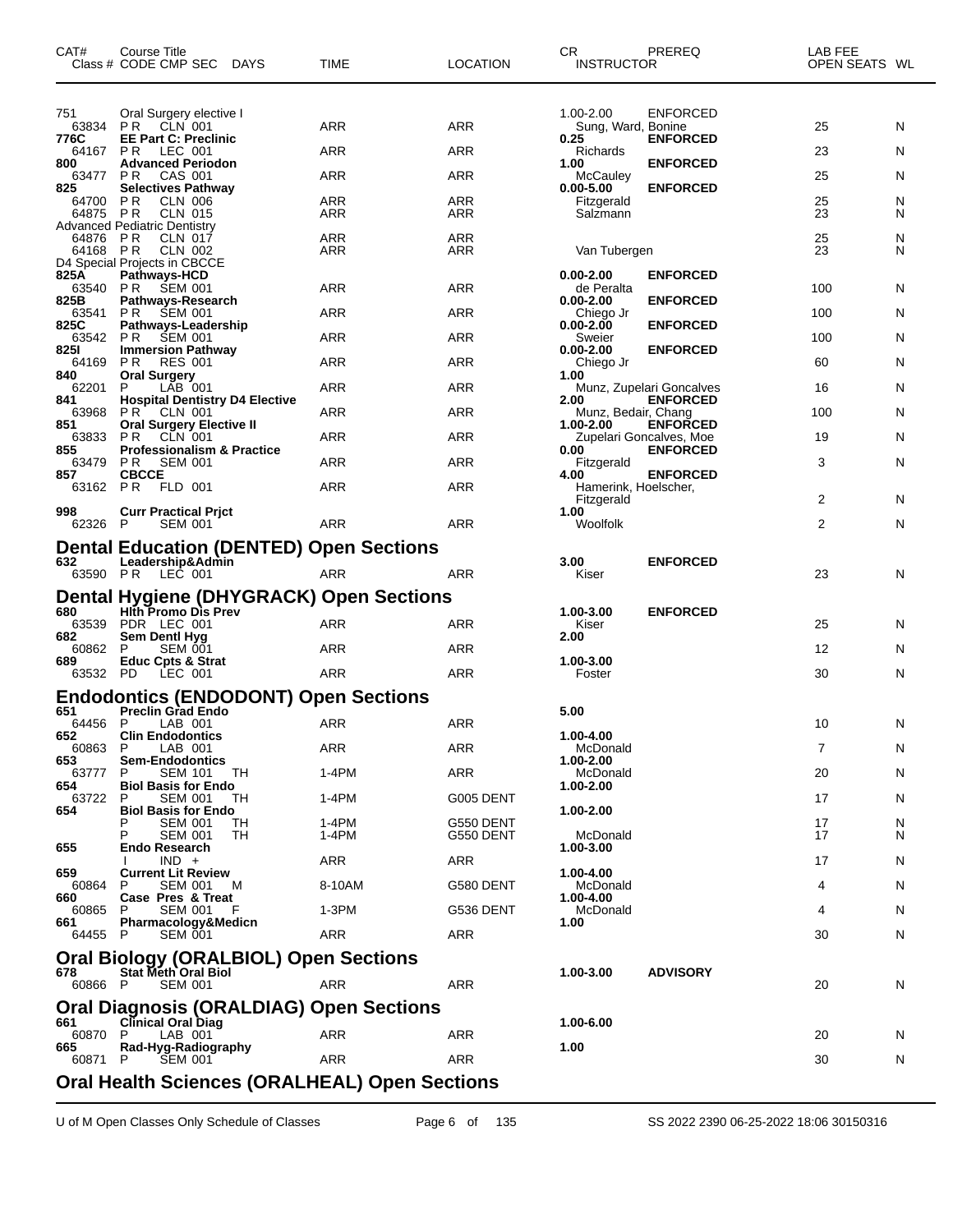| CAT# | Course Title | | | | | | | CR | PREREQ | LAB FEE | |
|---|---|---|---|---|---|---|---|---|---|---|---|
| Class # | CODE | CMP | SEC | DAYS | TIME | LOCATION | INSTRUCTOR | | | OPEN SEATS | WL |
| 751 | Oral Surgery elective I | | | | | | | 1.00-2.00 | ENFORCED | | |
| 63834 | PR | CLN | 001 | | ARR | ARR | Sung, Ward, Bonine | | | 25 | N |
| **776C** | **EE Part C: Preclinic** | | | | | | | **0.25** | **ENFORCED** | | |
| 64167 | PR | LEC | 001 | | ARR | ARR | Richards | | | 23 | N |
| **800** | **Advanced Periodon** | | | | | | | **1.00** | **ENFORCED** | | |
| 63477 | PR | CAS | 001 | | ARR | ARR | McCauley | | | 25 | N |
| **825** | **Selectives Pathway** | | | | | | | **0.00-5.00** | **ENFORCED** | | |
| 64700 | PR | CLN | 006 | | ARR | ARR | Fitzgerald | | | 25 | N |
| 64875 | PR | CLN | 015 | | ARR | ARR | Salzmann | | | 23 | N |
| | Advanced Pediatric Dentistry | | | | | | | | | | |
| 64876 | PR | CLN | 017 | | ARR | ARR | | | | 25 | N |
| 64168 | PR | CLN | 002 | | ARR | ARR | Van Tubergen | | | 23 | N |
| | D4 Special Projects in CBCCE | | | | | | | | | | |
| **825A** | **Pathways-HCD** | | | | | | | **0.00-2.00** | **ENFORCED** | | |
| 63540 | PR | SEM | 001 | | ARR | ARR | de Peralta | | | 100 | N |
| **825B** | **Pathways-Research** | | | | | | | **0.00-2.00** | **ENFORCED** | | |
| 63541 | PR | SEM | 001 | | ARR | ARR | Chiego Jr | | | 100 | N |
| **825C** | **Pathways-Leadership** | | | | | | | **0.00-2.00** | **ENFORCED** | | |
| 63542 | PR | SEM | 001 | | ARR | ARR | Sweier | | | 100 | N |
| **825I** | **Immersion Pathway** | | | | | | | **0.00-2.00** | **ENFORCED** | | |
| 64169 | PR | RES | 001 | | ARR | ARR | Chiego Jr | | | 60 | N |
| **840** | **Oral Surgery** | | | | | | | **1.00** | | | |
| 62201 | P | LAB | 001 | | ARR | ARR | Munz, Zupelari Goncalves | | | 16 | N |
| **841** | **Hospital Dentistry D4 Elective** | | | | | | | **2.00** | **ENFORCED** | | |
| 63968 | PR | CLN | 001 | | ARR | ARR | Munz, Bedair, Chang | | | 100 | N |
| **851** | **Oral Surgery Elective II** | | | | | | | **1.00-2.00** | **ENFORCED** | | |
| 63833 | PR | CLN | 001 | | ARR | ARR | Zupelari Goncalves, Moe | | | 19 | N |
| **855** | **Professionalism & Practice** | | | | | | | **0.00** | **ENFORCED** | | |
| 63479 | PR | SEM | 001 | | ARR | ARR | Fitzgerald | | | 3 | N |
| **857** | **CBCCE** | | | | | | | **4.00** | **ENFORCED** | | |
| 63162 | PR | FLD | 001 | | ARR | ARR | Hamerink, Hoelscher, Fitzgerald | | | 2 | N |
| **998** | **Curr Practical Prjct** | | | | | | | **1.00** | | | |
| 62326 | P | SEM | 001 | | ARR | ARR | Woolfolk | | | 2 | N |

## Dental Education (DENTED) Open Sections

| CAT# | Course Title | | | | | | | CR | PREREQ | OPEN SEATS | WL |
|---|---|---|---|---|---|---|---|---|---|---|---|
| **632** | **Leadership&Admin** | | | | | | | **3.00** | **ENFORCED** | | |
| 63590 | PR | LEC | 001 | | ARR | ARR | Kiser | | | 23 | N |

## Dental Hygiene (DHYGRACK) Open Sections

| CAT# | Course Title | | | | | | | CR | PREREQ | OPEN SEATS | WL |
|---|---|---|---|---|---|---|---|---|---|---|---|
| **680** | **Hlth Promo Dis Prev** | | | | | | | **1.00-3.00** | **ENFORCED** | | |
| 63539 | PDR | LEC | 001 | | ARR | ARR | Kiser | | | 25 | N |
| **682** | **Sem Dentl Hyg** | | | | | | | **2.00** | | | |
| 60862 | P | SEM | 001 | | ARR | ARR | | | | 12 | N |
| **689** | **Educ Cpts & Strat** | | | | | | | **1.00-3.00** | | | |
| 63532 | PD | LEC | 001 | | ARR | ARR | Foster | | | 30 | N |

## Endodontics (ENDODONT) Open Sections

| CAT# | Course Title | | | | | | | CR | PREREQ | OPEN SEATS | WL |
|---|---|---|---|---|---|---|---|---|---|---|---|
| **651** | **Preclin Grad Endo** | | | | | | | **5.00** | | | |
| 64456 | P | LAB | 001 | | ARR | ARR | | | | 10 | N |
| **652** | **Clin Endodontics** | | | | | | | **1.00-4.00** | | | |
| 60863 | P | LAB | 001 | | ARR | ARR | McDonald | | | 7 | N |
| **653** | **Sem-Endodontics** | | | | | | | **1.00-2.00** | | | |
| 63777 | P | SEM | 101 | TH | 1-4PM | ARR | McDonald | | | 20 | N |
| **654** | **Biol Basis for Endo** | | | | | | | **1.00-2.00** | | | |
| 63722 | P | SEM | 001 | TH | 1-4PM | G005 DENT | | | | 17 | N |
| **654** | **Biol Basis for Endo** | | | | | | | **1.00-2.00** | | | |
| | P | SEM | 001 | TH | 1-4PM | G550 DENT | | | | 17 | N |
| | P | SEM | 001 | TH | 1-4PM | G550 DENT | McDonald | | | 17 | N |
| **655** | **Endo Research** | | | | | | | **1.00-3.00** | | | |
| | I | IND | + | | ARR | ARR | | | | 17 | N |
| **659** | **Current Lit Review** | | | | | | | **1.00-4.00** | | | |
| 60864 | P | SEM | 001 | M | 8-10AM | G580 DENT | McDonald | | | 4 | N |
| **660** | **Case Pres & Treat** | | | | | | | **1.00-4.00** | | | |
| 60865 | P | SEM | 001 | F | 1-3PM | G536 DENT | McDonald | | | 4 | N |
| **661** | **Pharmacology&Medicn** | | | | | | | **1.00** | | | |
| 64455 | P | SEM | 001 | | ARR | ARR | | | | 30 | N |

## Oral Biology (ORALBIOL) Open Sections

| CAT# | Course Title | | | | | | | CR | PREREQ | OPEN SEATS | WL |
|---|---|---|---|---|---|---|---|---|---|---|---|
| **678** | **Stat Meth Oral Biol** | | | | | | | **1.00-3.00** | **ADVISORY** | | |
| 60866 | P | SEM | 001 | | ARR | ARR | | | | 20 | N |

## Oral Diagnosis (ORALDIAG) Open Sections

| CAT# | Course Title | | | | | | | CR | PREREQ | OPEN SEATS | WL |
|---|---|---|---|---|---|---|---|---|---|---|---|
| **661** | **Clinical Oral Diag** | | | | | | | **1.00-6.00** | | | |
| 60870 | P | LAB | 001 | | ARR | ARR | | | | 20 | N |
| **665** | **Rad-Hyg-Radiography** | | | | | | | **1.00** | | | |
| 60871 | P | SEM | 001 | | ARR | ARR | | | | 30 | N |

## Oral Health Sciences (ORALHEAL) Open Sections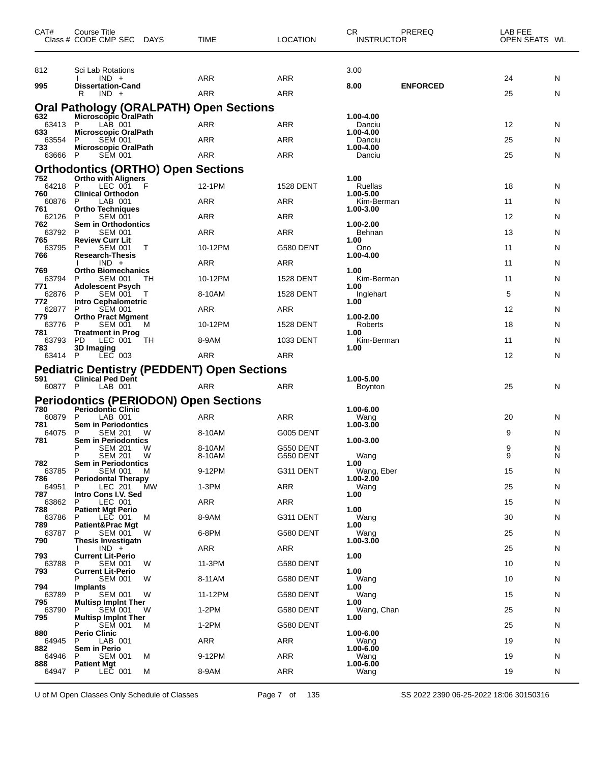| CAT# | Course Title | | | | | | | CR | PREREQ | LAB FEE | |
|---|---|---|---|---|---|---|---|---|---|---|---|
| Class # | CODE | CMP | SEC | DAYS | TIME | LOCATION | | INSTRUCTOR | | OPEN SEATS | WL |
| 812 | Sci Lab Rotations | | | | | | | 3.00 | | | |
| | I | IND | + | | ARR | ARR | | | | 24 | N |
| **995** | **Dissertation-Cand** | | | | | | | **8.00** | **ENFORCED** | | |
| | R | IND | + | | ARR | ARR | | | | 25 | N |

## Oral Pathology (ORALPATH) Open Sections

| CAT# / Class # | CODE | CMP | SEC | DAYS | TIME | LOCATION | CR / INSTRUCTOR | OPEN SEATS | WL |
|---|---|---|---|---|---|---|---|---|---|
| **632** | **Microscopic OralPath** | | | | | | **1.00-4.00** | | |
| 63413 | P | LAB | 001 | | ARR | ARR | Danciu | 12 | N |
| **633** | **Microscopic OralPath** | | | | | | **1.00-4.00** | | |
| 63554 | P | SEM | 001 | | ARR | ARR | Danciu | 25 | N |
| **733** | **Microscopic OralPath** | | | | | | **1.00-4.00** | | |
| 63666 | P | SEM | 001 | | ARR | ARR | Danciu | 25 | N |

## Orthodontics (ORTHO) Open Sections

| CAT# / Class # | CODE | CMP | SEC | DAYS | TIME | LOCATION | CR / INSTRUCTOR | OPEN SEATS | WL |
|---|---|---|---|---|---|---|---|---|---|
| **752** | **Ortho with Aligners** | | | | | | **1.00** | | |
| 64218 | P | LEC | 001 | F | 12-1PM | 1528 DENT | Ruellas | 18 | N |
| **760** | **Clinical Orthodon** | | | | | | **1.00-5.00** | | |
| 60876 | P | LAB | 001 | | ARR | ARR | Kim-Berman | 11 | N |
| **761** | **Ortho Techniques** | | | | | | **1.00-3.00** | | |
| 62126 | P | SEM | 001 | | ARR | ARR | | 12 | N |
| **762** | **Sem in Orthodontics** | | | | | | **1.00-2.00** | | |
| 63792 | P | SEM | 001 | | ARR | ARR | Behnan | 13 | N |
| **765** | **Review Curr Lit** | | | | | | **1.00** | | |
| 63795 | P | SEM | 001 | T | 10-12PM | G580 DENT | Ono | 11 | N |
| **766** | **Research-Thesis** | | | | | | **1.00-4.00** | | |
| | I | IND | + | | ARR | ARR | | 11 | N |
| **769** | **Ortho Biomechanics** | | | | | | **1.00** | | |
| 63794 | P | SEM | 001 | TH | 10-12PM | 1528 DENT | Kim-Berman | 11 | N |
| **771** | **Adolescent Psych** | | | | | | **1.00** | | |
| 62876 | P | SEM | 001 | T | 8-10AM | 1528 DENT | Inglehart | 5 | N |
| **772** | **Intro Cephalometric** | | | | | | **1.00** | | |
| 62877 | P | SEM | 001 | | ARR | ARR | | 12 | N |
| **779** | **Ortho Pract Mgment** | | | | | | **1.00-2.00** | | |
| 63776 | P | SEM | 001 | M | 10-12PM | 1528 DENT | Roberts | 18 | N |
| **781** | **Treatment in Prog** | | | | | | **1.00** | | |
| 63793 | PD | LEC | 001 | TH | 8-9AM | 1033 DENT | Kim-Berman | 11 | N |
| **783** | **3D Imaging** | | | | | | **1.00** | | |
| 63414 | P | LEC | 003 | | ARR | ARR | | 12 | N |

## Pediatric Dentistry (PEDDENT) Open Sections

| CAT# / Class # | CODE | CMP | SEC | DAYS | TIME | LOCATION | CR / INSTRUCTOR | OPEN SEATS | WL |
|---|---|---|---|---|---|---|---|---|---|
| **591** | **Clinical Ped Dent** | | | | | | **1.00-5.00** | | |
| 60877 | P | LAB | 001 | | ARR | ARR | Boynton | 25 | N |

## Periodontics (PERIODON) Open Sections

| CAT# / Class # | CODE | CMP | SEC | DAYS | TIME | LOCATION | CR / INSTRUCTOR | OPEN SEATS | WL |
|---|---|---|---|---|---|---|---|---|---|
| **780** | **Periodontic Clinic** | | | | | | **1.00-6.00** | | |
| 60879 | P | LAB | 001 | | ARR | ARR | Wang | 20 | N |
| **781** | **Sem in Periodontics** | | | | | | **1.00-3.00** | | |
| 64075 | P | SEM | 201 | W | 8-10AM | G005 DENT | | 9 | N |
| **781** | **Sem in Periodontics** | | | | | | **1.00-3.00** | | |
| | P | SEM | 201 | W | 8-10AM | G550 DENT | | 9 | N |
| | P | SEM | 201 | W | 8-10AM | G550 DENT | Wang | 9 | N |
| **782** | **Sem in Periodontics** | | | | | | **1.00** | | |
| 63785 | P | SEM | 001 | M | 9-12PM | G311 DENT | Wang, Eber | 15 | N |
| **786** | **Periodontal Therapy** | | | | | | **1.00-2.00** | | |
| 64951 | P | LEC | 201 | MW | 1-3PM | ARR | Wang | 25 | N |
| **787** | **Intro Cons I.V. Sed** | | | | | | **1.00** | | |
| 63862 | P | LEC | 001 | | ARR | ARR | | 15 | N |
| **788** | **Patient Mgt Perio** | | | | | | **1.00** | | |
| 63786 | P | LEC | 001 | M | 8-9AM | G311 DENT | Wang | 30 | N |
| **789** | **Patient&Prac Mgt** | | | | | | **1.00** | | |
| 63787 | P | SEM | 001 | W | 6-8PM | G580 DENT | Wang | 25 | N |
| **790** | **Thesis Investigatn** | | | | | | **1.00-3.00** | | |
| | I | IND | + | | ARR | ARR | | 25 | N |
| **793** | **Current Lit-Perio** | | | | | | **1.00** | | |
| 63788 | P | SEM | 001 | W | 11-3PM | G580 DENT | | 10 | N |
| **793** | **Current Lit-Perio** | | | | | | **1.00** | | |
| | P | SEM | 001 | W | 8-11AM | G580 DENT | Wang | 10 | N |
| **794** | **Implants** | | | | | | **1.00** | | |
| 63789 | P | SEM | 001 | W | 11-12PM | G580 DENT | Wang | 15 | N |
| **795** | **Multisp Implnt Ther** | | | | | | **1.00** | | |
| 63790 | P | SEM | 001 | W | 1-2PM | G580 DENT | Wang, Chan | 25 | N |
| **795** | **Multisp Implnt Ther** | | | | | | **1.00** | | |
| | P | SEM | 001 | M | 1-2PM | G580 DENT | | 25 | N |
| **880** | **Perio Clinic** | | | | | | **1.00-6.00** | | |
| 64945 | P | LAB | 001 | | ARR | ARR | Wang | 19 | N |
| **882** | **Sem in Perio** | | | | | | **1.00-6.00** | | |
| 64946 | P | SEM | 001 | M | 9-12PM | ARR | Wang | 19 | N |
| **888** | **Patient Mgt** | | | | | | **1.00-6.00** | | |
| 64947 | P | LEC | 001 | M | 8-9AM | ARR | Wang | 19 | N |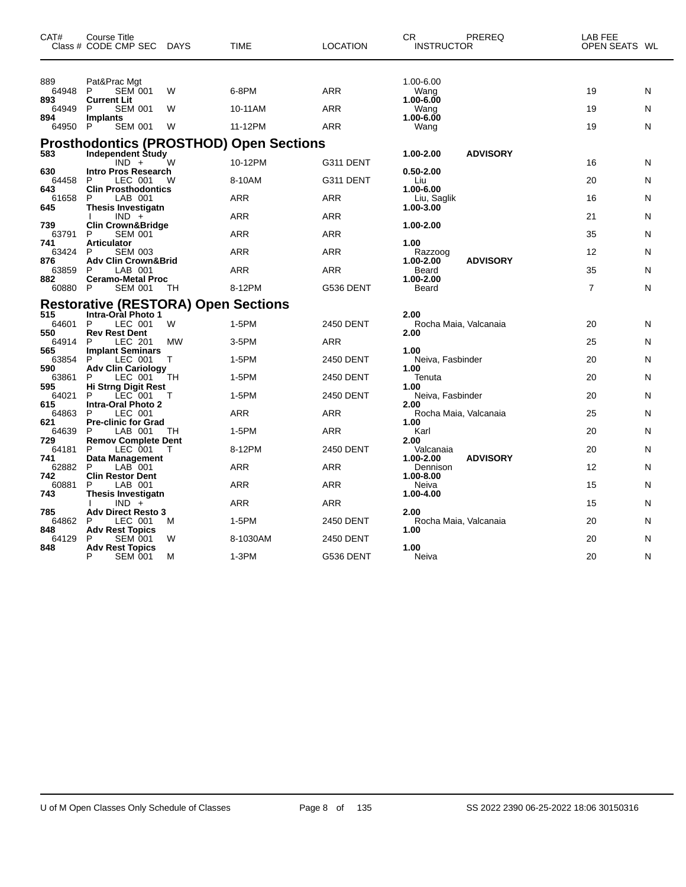| CAT# | Course Title<br>Class # CODE CMP SEC | DAYS | TIME | LOCATION | CR<br>INSTRUCTOR | PREREQ | LAB FEE<br>OPEN SEATS | WL |
|---|---|---|---|---|---|---|---|---|
| 889 | Pat&Prac Mgt | | | | 1.00-6.00 | | | |
| 64948 | P SEM 001 | W | 6-8PM | ARR | Wang | | 19 | N |
| **893** | **Current Lit** | | | | **1.00-6.00** | | | |
| 64949 | P SEM 001 | W | 10-11AM | ARR | Wang | | 19 | N |
| **894** | **Implants** | | | | **1.00-6.00** | | | |
| 64950 | P SEM 001 | W | 11-12PM | ARR | Wang | | 19 | N |

## Prosthodontics (PROSTHOD) Open Sections

| CAT# | Course Title<br>Class # CODE CMP SEC | DAYS | TIME | LOCATION | CR<br>INSTRUCTOR | PREREQ | LAB FEE<br>OPEN SEATS | WL |
|---|---|---|---|---|---|---|---|---|
| **583** | **Independent Study** | | | | **1.00-2.00** | **ADVISORY** | | |
| | IND + | W | 10-12PM | G311 DENT | | | 16 | N |
| **630** | **Intro Pros Research** | | | | **0.50-2.00** | | | |
| 64458 | P LEC 001 | W | 8-10AM | G311 DENT | Liu | | 20 | N |
| **643** | **Clin Prosthodontics** | | | | **1.00-6.00** | | | |
| 61658 | P LAB 001 | | ARR | ARR | Liu, Saglik | | 16 | N |
| **645** | **Thesis Investigatn** | | | | **1.00-3.00** | | | |
| | I IND + | | ARR | ARR | | | 21 | N |
| **739** | **Clin Crown&Bridge** | | | | **1.00-2.00** | | | |
| 63791 | P SEM 001 | | ARR | ARR | | | 35 | N |
| **741** | **Articulator** | | | | **1.00** | | | |
| 63424 | P SEM 003 | | ARR | ARR | Razzoog | | 12 | N |
| **876** | **Adv Clin Crown&Brid** | | | | **1.00-2.00** | **ADVISORY** | | |
| 63859 | P LAB 001 | | ARR | ARR | Beard | | 35 | N |
| **882** | **Ceramo-Metal Proc** | | | | **1.00-2.00** | | | |
| 60880 | P SEM 001 | TH | 8-12PM | G536 DENT | Beard | | 7 | N |

## Restorative (RESTORA) Open Sections

| CAT# | Course Title<br>Class # CODE CMP SEC | DAYS | TIME | LOCATION | CR<br>INSTRUCTOR | PREREQ | LAB FEE<br>OPEN SEATS | WL |
|---|---|---|---|---|---|---|---|---|
| **515** | **Intra-Oral Photo 1** | | | | **2.00** | | | |
| 64601 | P LEC 001 | W | 1-5PM | 2450 DENT | Rocha Maia, Valcanaia | | 20 | N |
| **550** | **Rev Rest Dent** | | | | **2.00** | | | |
| 64914 | P LEC 201 | MW | 3-5PM | ARR | | | 25 | N |
| **565** | **Implant Seminars** | | | | **1.00** | | | |
| 63854 | P LEC 001 | T | 1-5PM | 2450 DENT | Neiva, Fasbinder | | 20 | N |
| **590** | **Adv Clin Cariology** | | | | **1.00** | | | |
| 63861 | P LEC 001 | TH | 1-5PM | 2450 DENT | Tenuta | | 20 | N |
| **595** | **Hi Strng Digit Rest** | | | | **1.00** | | | |
| 64021 | P LEC 001 | T | 1-5PM | 2450 DENT | Neiva, Fasbinder | | 20 | N |
| **615** | **Intra-Oral Photo 2** | | | | **2.00** | | | |
| 64863 | P LEC 001 | | ARR | ARR | Rocha Maia, Valcanaia | | 25 | N |
| **621** | **Pre-clinic for Grad** | | | | **1.00** | | | |
| 64639 | P LAB 001 | TH | 1-5PM | ARR | Karl | | 20 | N |
| **729** | **Remov Complete Dent** | | | | **2.00** | | | |
| 64181 | P LEC 001 | T | 8-12PM | 2450 DENT | Valcanaia | | 20 | N |
| **741** | **Data Management** | | | | **1.00-2.00** | **ADVISORY** | | |
| 62882 | P LAB 001 | | ARR | ARR | Dennison | | 12 | N |
| **742** | **Clin Restor Dent** | | | | **1.00-8.00** | | | |
| 60881 | P LAB 001 | | ARR | ARR | Neiva | | 15 | N |
| **743** | **Thesis Investigatn** | | | | **1.00-4.00** | | | |
| | I IND + | | ARR | ARR | | | 15 | N |
| **785** | **Adv Direct Resto 3** | | | | **2.00** | | | |
| 64862 | P LEC 001 | M | 1-5PM | 2450 DENT | Rocha Maia, Valcanaia | | 20 | N |
| **848** | **Adv Rest Topics** | | | | **1.00** | | | |
| 64129 | P SEM 001 | W | 8-1030AM | 2450 DENT | | | 20 | N |
| **848** | **Adv Rest Topics** | | | | **1.00** | | | |
| | P SEM 001 | M | 1-3PM | G536 DENT | Neiva | | 20 | N |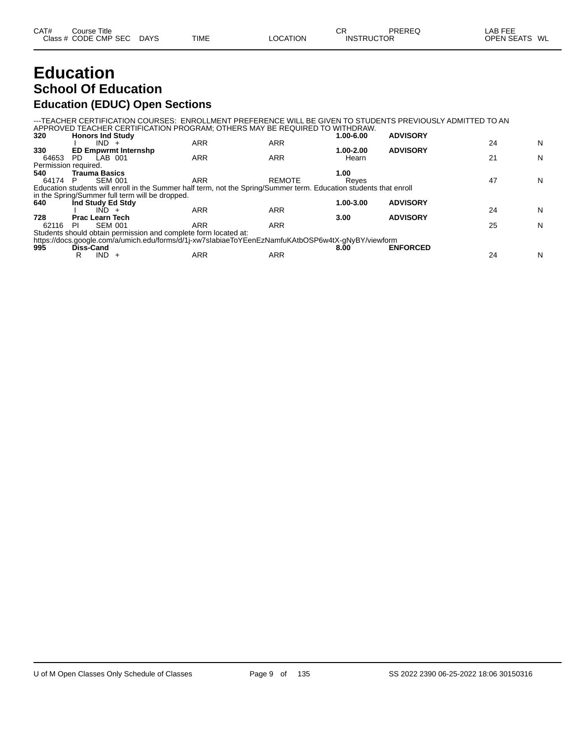# Education

## School Of Education

### Education (EDUC) Open Sections

| CAT# | Course Title | | | | | CR | PREREQ | LAB FEE | |
|---|---|---|---|---|---|---|---|---|---|
| Class # | CODE CMP SEC | DAYS | TIME | LOCATION | | INSTRUCTOR | | OPEN SEATS | WL |

---TEACHER CERTIFICATION COURSES: ENROLLMENT PREFERENCE WILL BE GIVEN TO STUDENTS PREVIOUSLY ADMITTED TO AN APPROVED TEACHER CERTIFICATION PROGRAM; OTHERS MAY BE REQUIRED TO WITHDRAW.

| CAT# / Class # | Course Title / CODE CMP SEC | DAYS | TIME | LOCATION | CR / INSTRUCTOR | PREREQ | OPEN SEATS | WL |
|---|---|---|---|---|---|---|---|---|
| **320** | **Honors Ind Study** | | | | **1.00-6.00** | **ADVISORY** | | |
| | I IND + | | ARR | ARR | | | 24 | N |
| **330** | **ED Empwrmt Internshp** | | | | **1.00-2.00** | **ADVISORY** | | |
| 64653 | PD LAB 001 | | ARR | ARR | Hearn | | 21 | N |

Permission required.

| CAT# / Class # | Course Title / CODE CMP SEC | DAYS | TIME | LOCATION | CR / INSTRUCTOR | PREREQ | OPEN SEATS | WL |
|---|---|---|---|---|---|---|---|---|
| **540** | **Trauma Basics** | | | | **1.00** | | | |
| 64174 | P SEM 001 | | ARR | REMOTE | Reyes | | 47 | N |

Education students will enroll in the Summer half term, not the Spring/Summer term. Education students that enroll in the Spring/Summer full term will be dropped.

| CAT# / Class # | Course Title / CODE CMP SEC | DAYS | TIME | LOCATION | CR / INSTRUCTOR | PREREQ | OPEN SEATS | WL |
|---|---|---|---|---|---|---|---|---|
| **640** | **Ind Study Ed Stdy** | | | | **1.00-3.00** | **ADVISORY** | | |
| | I IND + | | ARR | ARR | | | 24 | N |
| **728** | **Prac Learn Tech** | | | | **3.00** | **ADVISORY** | | |
| 62116 | PI SEM 001 | | ARR | ARR | | | 25 | N |

Students should obtain permission and complete form located at:
https://docs.google.com/a/umich.edu/forms/d/1j-xw7sIabiaeToYEenEzNamfuKAtbOSP6w4tX-gNyBY/viewform

| CAT# / Class # | Course Title / CODE CMP SEC | DAYS | TIME | LOCATION | CR / INSTRUCTOR | PREREQ | OPEN SEATS | WL |
|---|---|---|---|---|---|---|---|---|
| **995** | **Diss-Cand** | | | | **8.00** | **ENFORCED** | | |
| | R IND + | | ARR | ARR | | | 24 | N |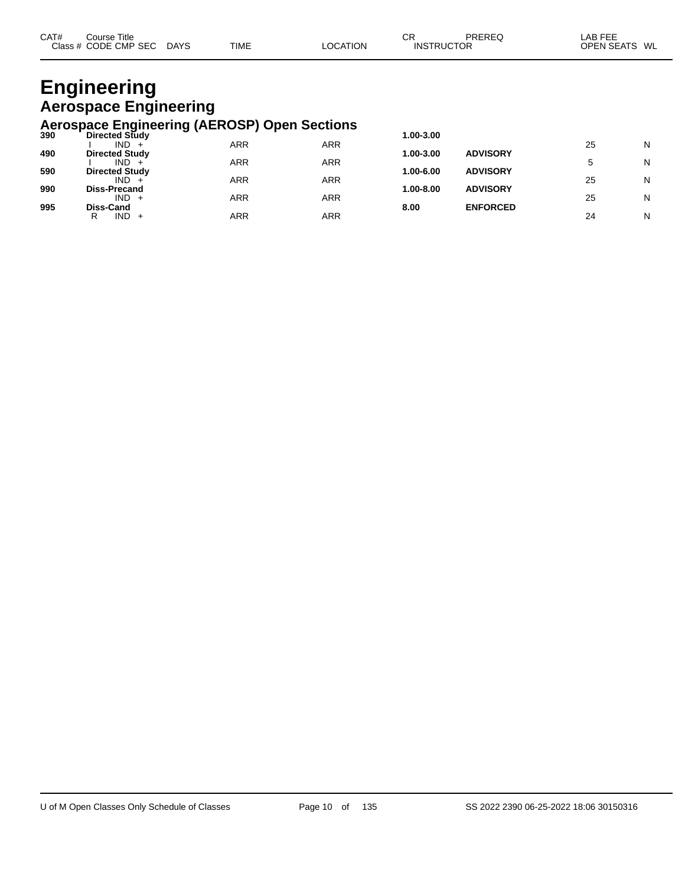| CAT# | Course Title | | | | | | CR | PREREQ | LAB FEE | |
|---|---|---|---|---|---|---|---|---|---|---|
| Class # | CODE | CMP | SEC | DAYS | TIME | LOCATION | INSTRUCTOR | | OPEN SEATS | WL |

# Engineering

## Aerospace Engineering

### Aerospace Engineering (AEROSP) Open Sections

| CAT# | Course Title | | | | | | CR | PREREQ | OPEN SEATS | WL |
|---|---|---|---|---|---|---|---|---|---|---|
| 390 | **Directed Study** | | | | | | **1.00-3.00** | | | |
| | I | IND | + | | ARR | ARR | | | 25 | N |
| 490 | **Directed Study** | | | | | | **1.00-3.00** | **ADVISORY** | | |
| | I | IND | + | | ARR | ARR | | | 5 | N |
| 590 | **Directed Study** | | | | | | **1.00-6.00** | **ADVISORY** | | |
| | | IND | + | | ARR | ARR | | | 25 | N |
| 990 | **Diss-Precand** | | | | | | **1.00-8.00** | **ADVISORY** | | |
| | | IND | + | | ARR | ARR | | | 25 | N |
| 995 | **Diss-Cand** | | | | | | **8.00** | **ENFORCED** | | |
| | R | IND | + | | ARR | ARR | | | 24 | N |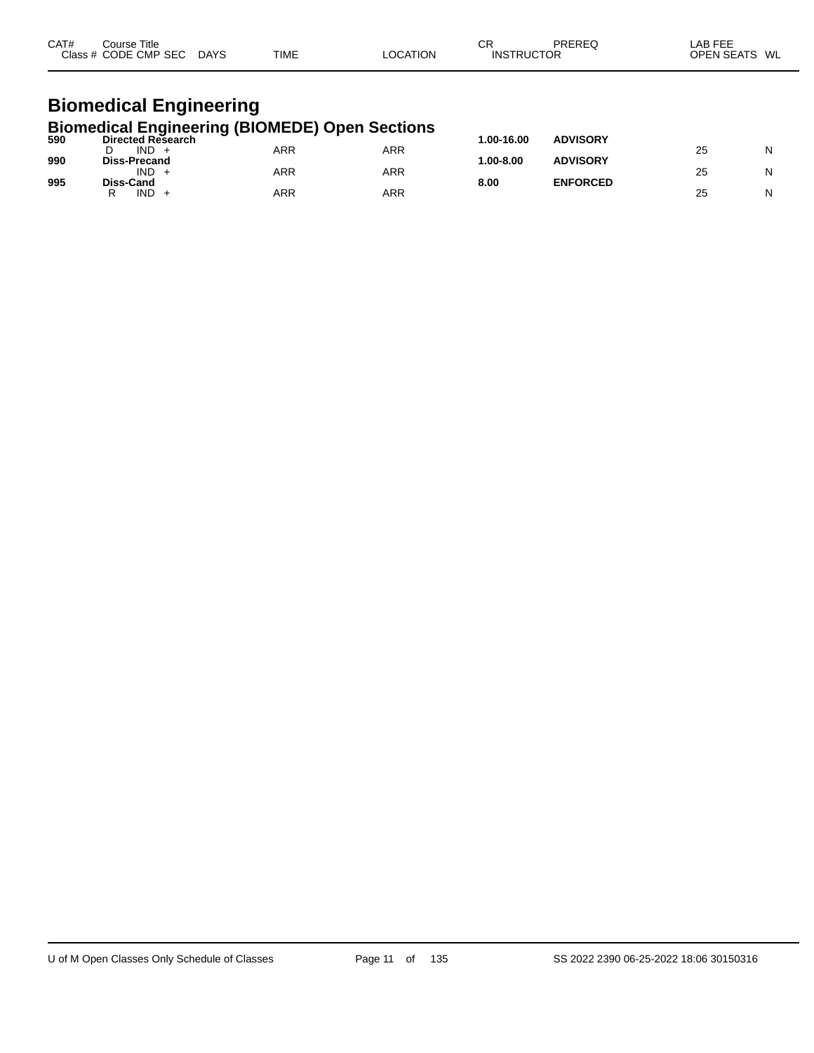| CAT# | Course Title<br>Class # CODE CMP SEC DAYS | TIME | LOCATION | CR<br>INSTRUCTOR | PREREQ | LAB FEE<br>OPEN SEATS | WL |
|---|---|---|---|---|---|---|---|

# Biomedical Engineering

## Biomedical Engineering (BIOMEDE) Open Sections

| CAT# | Course Title / Class # CODE CMP SEC DAYS | TIME | LOCATION | CR / INSTRUCTOR | PREREQ | OPEN SEATS | WL |
|---|---|---|---|---|---|---|---|
| **590** | **Directed Research** | | | **1.00-16.00** | **ADVISORY** | | |
| | D IND + | ARR | ARR | | | 25 | N |
| **990** | **Diss-Precand** | | | **1.00-8.00** | **ADVISORY** | | |
| | IND + | ARR | ARR | | | 25 | N |
| **995** | **Diss-Cand** | | | **8.00** | **ENFORCED** | | |
| | R IND + | ARR | ARR | | | 25 | N |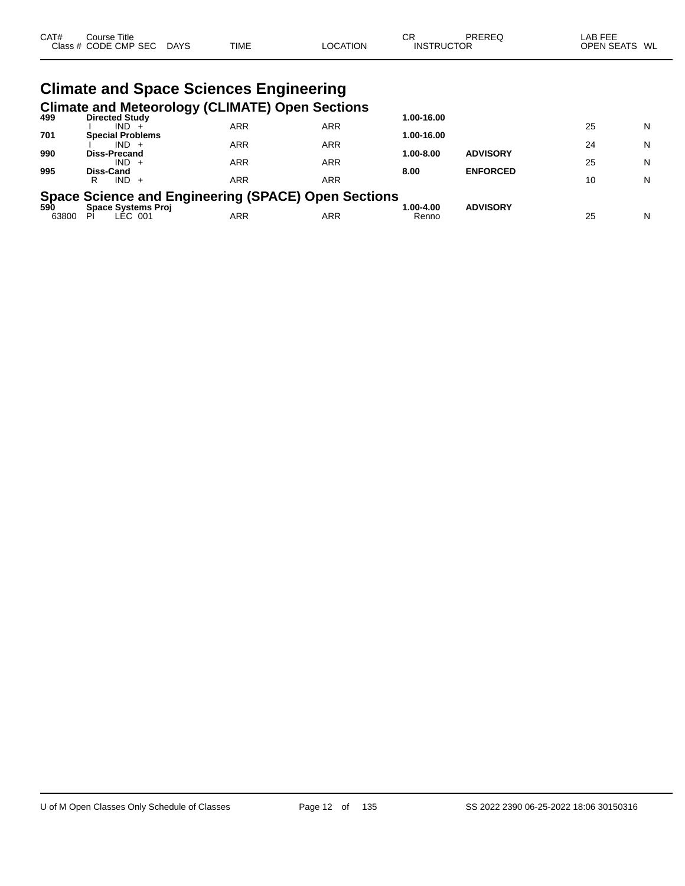| CAT# Class # | Course Title CODE CMP SEC | DAYS | TIME | LOCATION | CR INSTRUCTOR | PREREQ | LAB FEE OPEN SEATS | WL |
|---|---|---|---|---|---|---|---|---|

# Climate and Space Sciences Engineering

## Climate and Meteorology (CLIMATE) Open Sections

| CAT# Class # | Course Title CODE CMP SEC | DAYS | TIME | LOCATION | CR INSTRUCTOR | PREREQ | LAB FEE OPEN SEATS | WL |
|---|---|---|---|---|---|---|---|---|
| **499** | **Directed Study** | | | | **1.00-16.00** | | | |
| | I IND + | | ARR | ARR | | | 25 | N |
| **701** | **Special Problems** | | | | **1.00-16.00** | | | |
| | I IND + | | ARR | ARR | | | 24 | N |
| **990** | **Diss-Precand** | | | | **1.00-8.00** | **ADVISORY** | | |
| | IND + | | ARR | ARR | | | 25 | N |
| **995** | **Diss-Cand** | | | | **8.00** | **ENFORCED** | | |
| | R IND + | | ARR | ARR | | | 10 | N |

## Space Science and Engineering (SPACE) Open Sections

| CAT# Class # | Course Title CODE CMP SEC | DAYS | TIME | LOCATION | CR INSTRUCTOR | PREREQ | LAB FEE OPEN SEATS | WL |
|---|---|---|---|---|---|---|---|---|
| **590** | **Space Systems Proj** | | | | **1.00-4.00** | **ADVISORY** | | |
| 63800 | PI LEC 001 | | ARR | ARR | Renno | | 25 | N |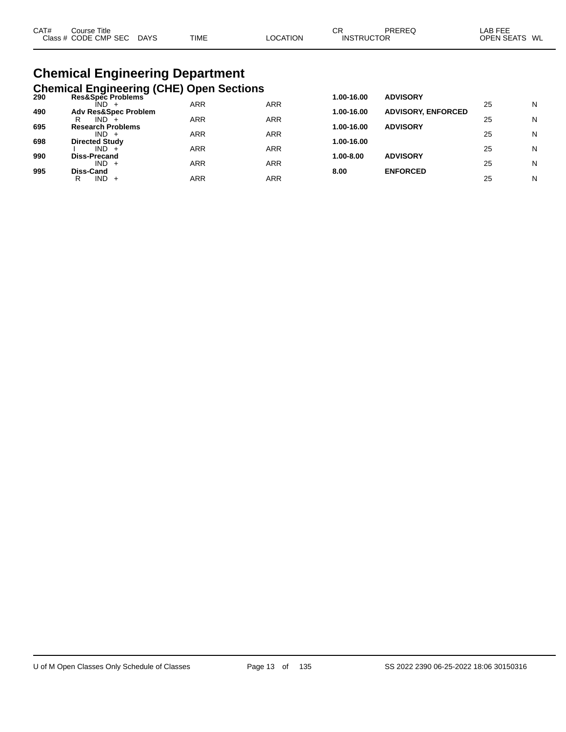| CAT# Class # | Course Title CODE CMP SEC | DAYS | TIME | LOCATION | CR INSTRUCTOR | PREREQ | LAB FEE OPEN SEATS | WL |
|---|---|---|---|---|---|---|---|---|

# Chemical Engineering Department

## Chemical Engineering (CHE) Open Sections

| CAT# | Course Title / CODE CMP SEC | DAYS | TIME | LOCATION | CR | PREREQ | OPEN SEATS | WL |
|---|---|---|---|---|---|---|---|---|
| **290** | **Res&Spec Problems** | | | | **1.00-16.00** | **ADVISORY** | | |
| | IND + | | ARR | ARR | | | 25 | N |
| **490** | **Adv Res&Spec Problem** | | | | **1.00-16.00** | **ADVISORY, ENFORCED** | | |
| | R IND + | | ARR | ARR | | | 25 | N |
| **695** | **Research Problems** | | | | **1.00-16.00** | **ADVISORY** | | |
| | IND + | | ARR | ARR | | | 25 | N |
| **698** | **Directed Study** | | | | **1.00-16.00** | | | |
| | I IND + | | ARR | ARR | | | 25 | N |
| **990** | **Diss-Precand** | | | | **1.00-8.00** | **ADVISORY** | | |
| | IND + | | ARR | ARR | | | 25 | N |
| **995** | **Diss-Cand** | | | | **8.00** | **ENFORCED** | | |
| | R IND + | | ARR | ARR | | | 25 | N |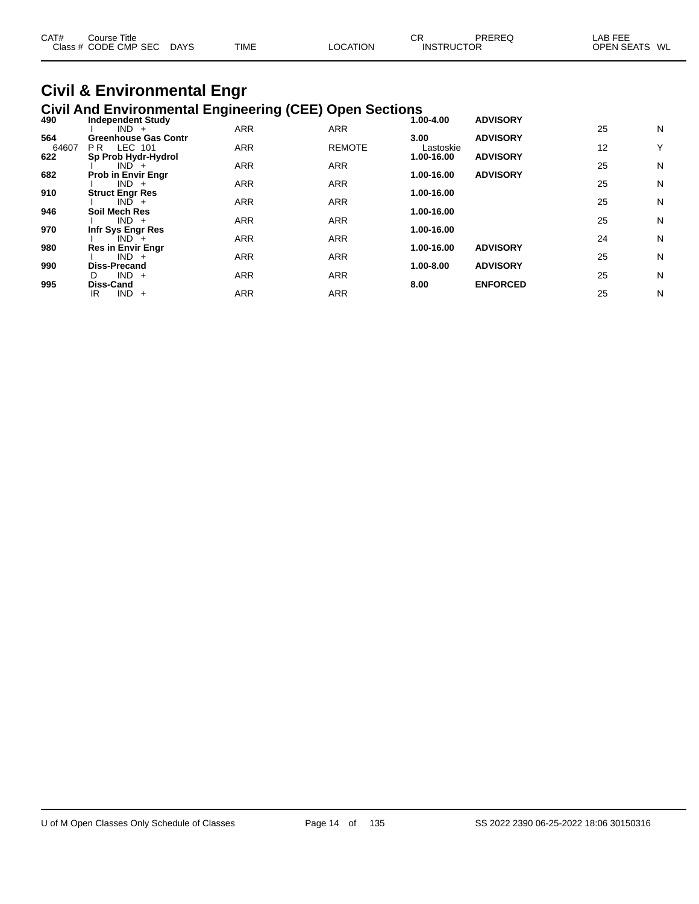# Civil & Environmental Engr

## Civil And Environmental Engineering (CEE) Open Sections

| CAT# / Class # | Course Title / CODE CMP SEC | DAYS | TIME | LOCATION | CR / INSTRUCTOR | PREREQ | LAB FEE / OPEN SEATS | WL |
|---|---|---|---|---|---|---|---|---|
| **490** | **Independent Study** | | | | **1.00-4.00** | **ADVISORY** | | |
| | I IND + | | ARR | ARR | | | 25 | N |
| **564** | **Greenhouse Gas Contr** | | | | **3.00** | **ADVISORY** | | |
| 64607 | P R LEC 101 | | ARR | REMOTE | Lastoskie | | 12 | Y |
| **622** | **Sp Prob Hydr-Hydrol** | | | | **1.00-16.00** | **ADVISORY** | | |
| | I IND + | | ARR | ARR | | | 25 | N |
| **682** | **Prob in Envir Engr** | | | | **1.00-16.00** | **ADVISORY** | | |
| | I IND + | | ARR | ARR | | | 25 | N |
| **910** | **Struct Engr Res** | | | | **1.00-16.00** | | | |
| | I IND + | | ARR | ARR | | | 25 | N |
| **946** | **Soil Mech Res** | | | | **1.00-16.00** | | | |
| | I IND + | | ARR | ARR | | | 25 | N |
| **970** | **Infr Sys Engr Res** | | | | **1.00-16.00** | | | |
| | I IND + | | ARR | ARR | | | 24 | N |
| **980** | **Res in Envir Engr** | | | | **1.00-16.00** | **ADVISORY** | | |
| | I IND + | | ARR | ARR | | | 25 | N |
| **990** | **Diss-Precand** | | | | **1.00-8.00** | **ADVISORY** | | |
| | D IND + | | ARR | ARR | | | 25 | N |
| **995** | **Diss-Cand** | | | | **8.00** | **ENFORCED** | | |
| | IR IND + | | ARR | ARR | | | 25 | N |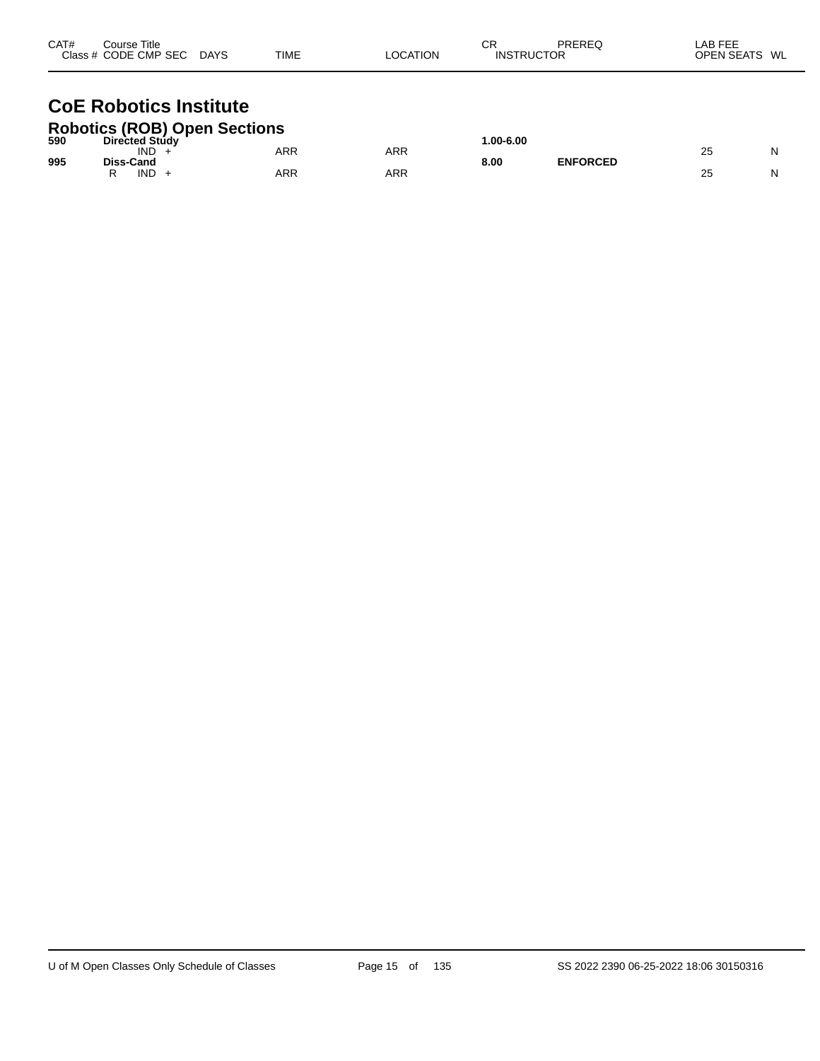| CAT# | Course Title Class # CODE CMP SEC | DAYS | TIME | LOCATION | CR INSTRUCTOR | PREREQ | LAB FEE OPEN SEATS | WL |
|---|---|---|---|---|---|---|---|---|

# CoE Robotics Institute

## Robotics (ROB) Open Sections

| CAT# | Course Title Class # CODE CMP SEC | DAYS | TIME | LOCATION | CR INSTRUCTOR | PREREQ | LAB FEE OPEN SEATS | WL |
|---|---|---|---|---|---|---|---|---|
| **590** | **Directed Study** | | | | **1.00-6.00** | | | |
| | IND + | | ARR | ARR | | | 25 | N |
| **995** | **Diss-Cand** | | | | **8.00** | **ENFORCED** | | |
| | R IND + | | ARR | ARR | | | 25 | N |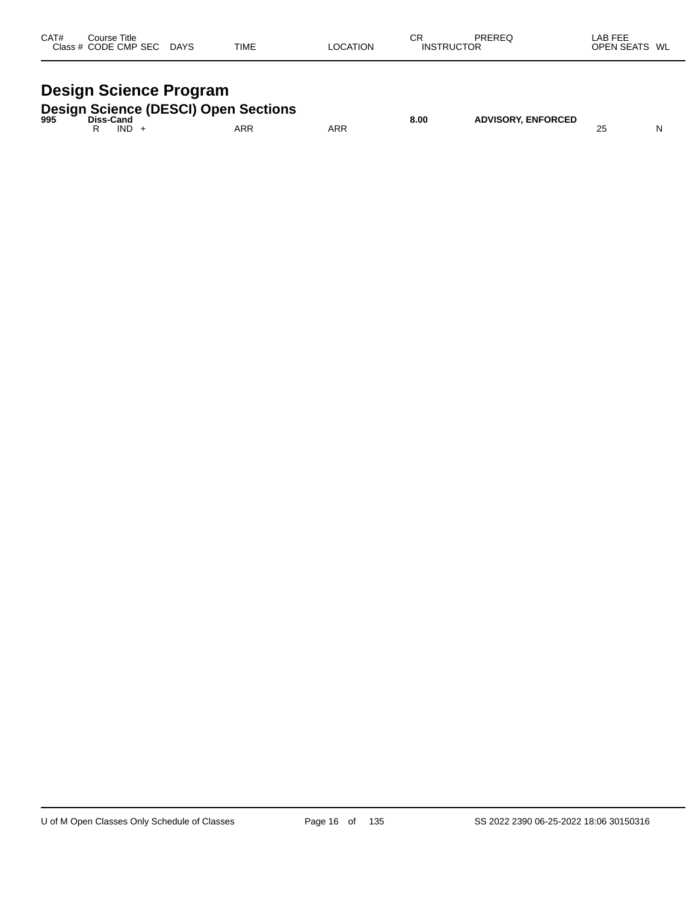| CAT# | Course Title | | | | | | CR | PREREQ | LAB FEE | |
|---|---|---|---|---|---|---|---|---|---|---|
| Class # | CODE | CMP | SEC | DAYS | TIME | LOCATION | INSTRUCTOR | | OPEN SEATS | WL |

# Design Science Program

## Design Science (DESCI) Open Sections

| CAT# | Course Title | | | | | | CR | PREREQ | LAB FEE | |
|---|---|---|---|---|---|---|---|---|---|---|
| **995** | **Diss-Cand** | | | | | | **8.00** | **ADVISORY, ENFORCED** | | |
| | R | IND | + | | ARR | ARR | | | 25 | N |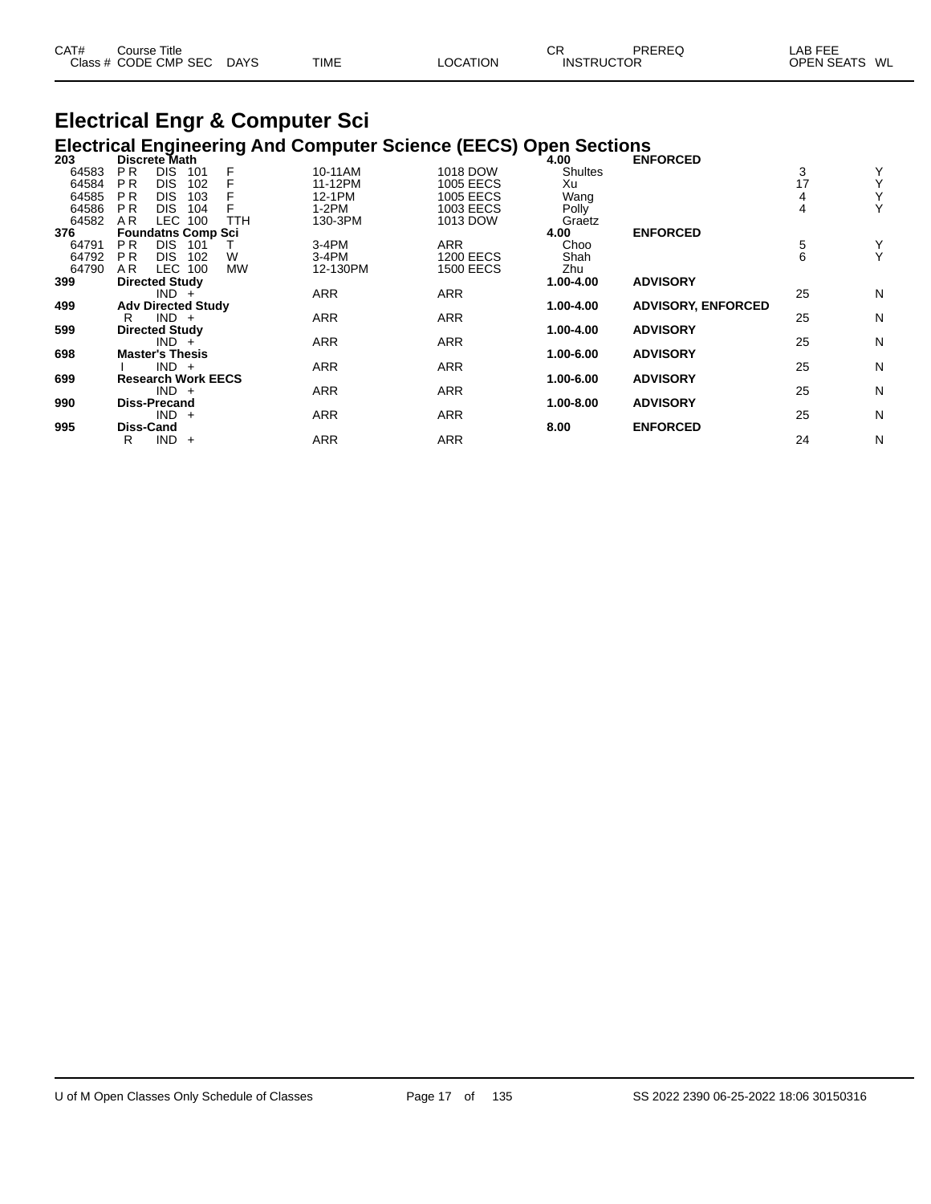| CAT# Class # | Course Title CODE | CMP | SEC | DAYS | TIME | LOCATION | CR INSTRUCTOR | PREREQ | LAB FEE OPEN SEATS | WL |
|---|---|---|---|---|---|---|---|---|---|---|

# Electrical Engr & Computer Sci

## Electrical Engineering And Computer Science (EECS) Open Sections

| CAT# Class # | Course Title CODE | CMP | SEC | DAYS | TIME | LOCATION | CR INSTRUCTOR | PREREQ | OPEN SEATS | WL |
|---|---|---|---|---|---|---|---|---|---|---|
| **203** | **Discrete Math** | | | | | | **4.00** | **ENFORCED** | | |
| 64583 | P R | DIS | 101 | F | 10-11AM | 1018 DOW | Shultes | | 3 | Y |
| 64584 | P R | DIS | 102 | F | 11-12PM | 1005 EECS | Xu | | 17 | Y |
| 64585 | P R | DIS | 103 | F | 12-1PM | 1005 EECS | Wang | | 4 | Y |
| 64586 | P R | DIS | 104 | F | 1-2PM | 1003 EECS | Polly | | 4 | Y |
| 64582 | A R | LEC | 100 | TTH | 130-3PM | 1013 DOW | Graetz | | | |
| **376** | **Foundatns Comp Sci** | | | | | | **4.00** | **ENFORCED** | | |
| 64791 | P R | DIS | 101 | T | 3-4PM | ARR | Choo | | 5 | Y |
| 64792 | P R | DIS | 102 | W | 3-4PM | 1200 EECS | Shah | | 6 | Y |
| 64790 | A R | LEC | 100 | MW | 12-130PM | 1500 EECS | Zhu | | | |
| **399** | **Directed Study** | | | | | | **1.00-4.00** | **ADVISORY** | | |
| | | IND | + | | ARR | ARR | | | 25 | N |
| **499** | **Adv Directed Study** | | | | | | **1.00-4.00** | **ADVISORY, ENFORCED** | | |
| | R | IND | + | | ARR | ARR | | | 25 | N |
| **599** | **Directed Study** | | | | | | **1.00-4.00** | **ADVISORY** | | |
| | | IND | + | | ARR | ARR | | | 25 | N |
| **698** | **Master's Thesis** | | | | | | **1.00-6.00** | **ADVISORY** | | |
| | I | IND | + | | ARR | ARR | | | 25 | N |
| **699** | **Research Work EECS** | | | | | | **1.00-6.00** | **ADVISORY** | | |
| | | IND | + | | ARR | ARR | | | 25 | N |
| **990** | **Diss-Precand** | | | | | | **1.00-8.00** | **ADVISORY** | | |
| | | IND | + | | ARR | ARR | | | 25 | N |
| **995** | **Diss-Cand** | | | | | | **8.00** | **ENFORCED** | | |
| | R | IND | + | | ARR | ARR | | | 24 | N |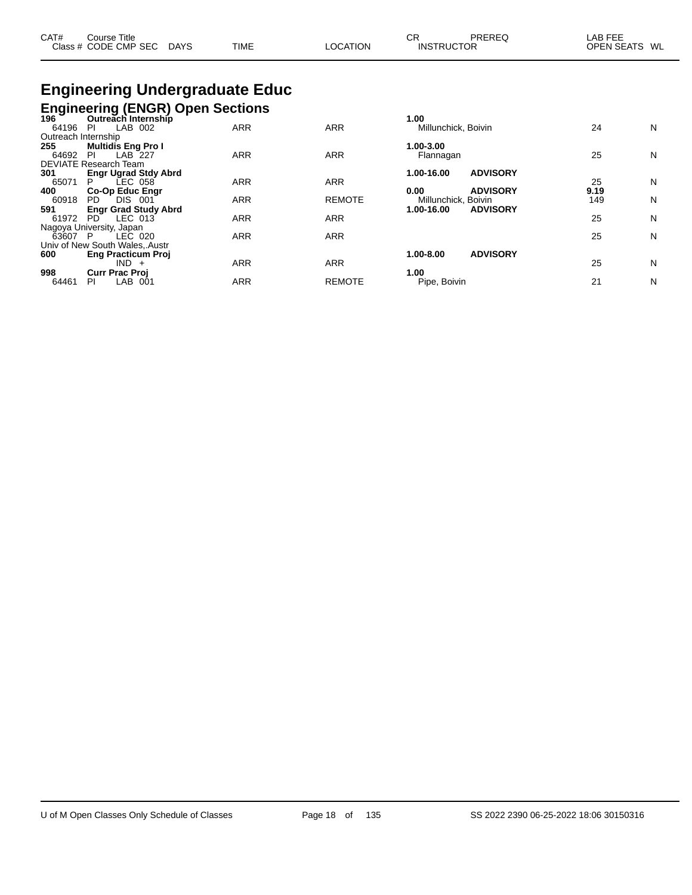| CAT# | Course Title | | | | | | CR | PREREQ | LAB FEE | |
|---|---|---|---|---|---|---|---|---|---|---|
| Class # | CODE | CMP SEC | DAYS | TIME | LOCATION | INSTRUCTOR | | | OPEN SEATS | WL |

# Engineering Undergraduate Educ

## Engineering (ENGR) Open Sections

| CAT# | Course Title | | | | | | CR | PREREQ | LAB FEE | |
|---|---|---|---|---|---|---|---|---|---|---|
| Class # | CODE | CMP SEC | DAYS | TIME | LOCATION | INSTRUCTOR | | | OPEN SEATS | WL |
| **196** | **Outreach Internship** | | | | | | **1.00** | | | |
| 64196 | PI | LAB 002 | | ARR | ARR | Millunchick, Boivin | | | 24 | N |
| Outreach Internship | | | | | | | | | | |
| **255** | **Multidis Eng Pro I** | | | | | | **1.00-3.00** | | | |
| 64692 | PI | LAB 227 | | ARR | ARR | Flannagan | | | 25 | N |
| DEVIATE Research Team | | | | | | | | | | |
| **301** | **Engr Ugrad Stdy Abrd** | | | | | | **1.00-16.00** | **ADVISORY** | | |
| 65071 | P | LEC 058 | | ARR | ARR | | | | 25 | N |
| **400** | **Co-Op Educ Engr** | | | | | | **0.00** | **ADVISORY** | **9.19** | |
| 60918 | PD | DIS 001 | | ARR | REMOTE | Millunchick, Boivin | | | 149 | N |
| **591** | **Engr Grad Study Abrd** | | | | | | **1.00-16.00** | **ADVISORY** | | |
| 61972 | PD | LEC 013 | | ARR | ARR | | | | 25 | N |
| Nagoya University, Japan | | | | | | | | | | |
| 63607 | P | LEC 020 | | ARR | ARR | | | | 25 | N |
| Univ of New South Wales,.Austr | | | | | | | | | | |
| **600** | **Eng Practicum Proj** | | | | | | **1.00-8.00** | **ADVISORY** | | |
| | | IND + | | ARR | ARR | | | | 25 | N |
| **998** | **Curr Prac Proj** | | | | | | **1.00** | | | |
| 64461 | PI | LAB 001 | | ARR | REMOTE | Pipe, Boivin | | | 21 | N |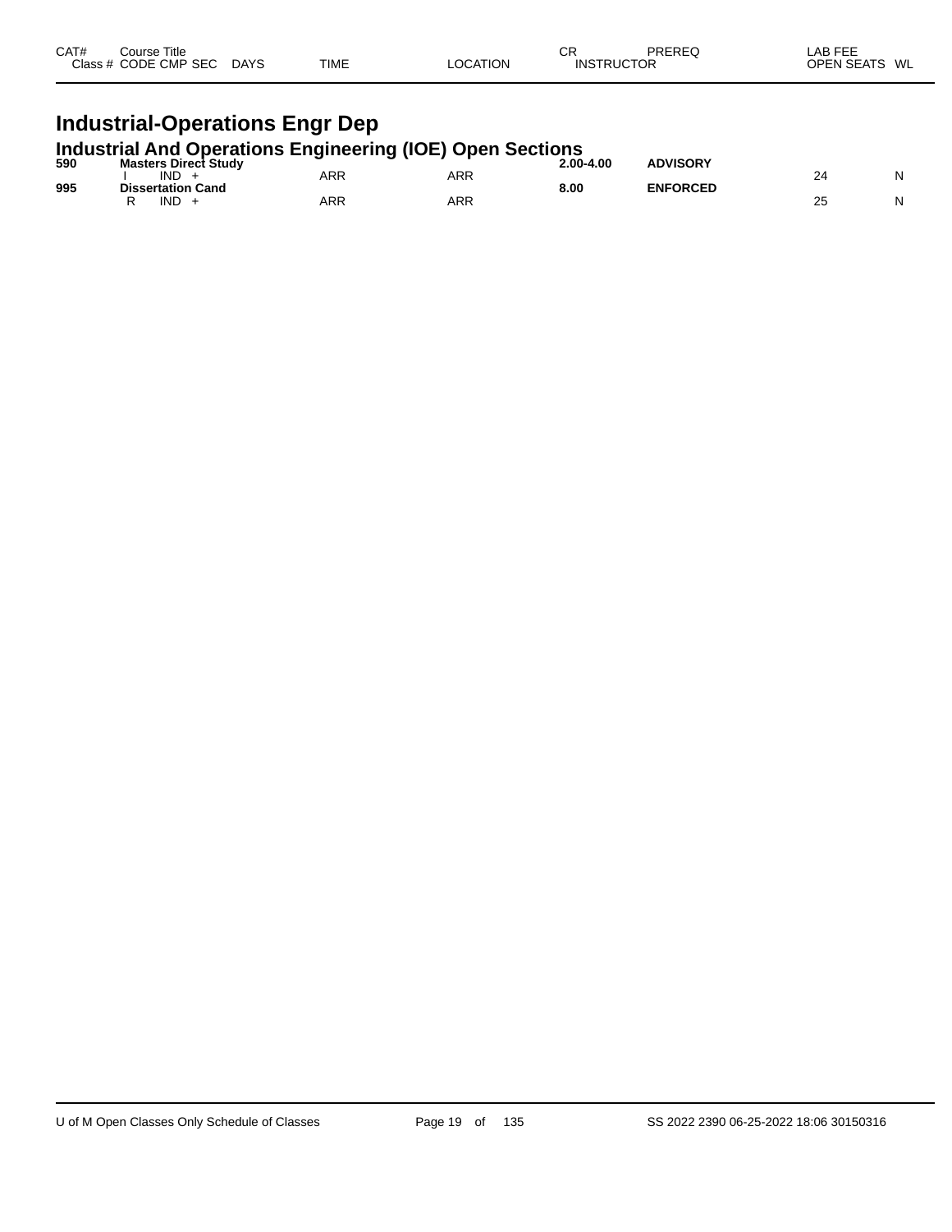| CAT# | Course Title Class # CODE CMP SEC | DAYS | TIME | LOCATION | CR INSTRUCTOR | PREREQ | LAB FEE OPEN SEATS | WL |
|---|---|---|---|---|---|---|---|---|

# Industrial-Operations Engr Dep

## Industrial And Operations Engineering (IOE) Open Sections

| CAT# | Course Title Class # CODE CMP SEC | DAYS | TIME | LOCATION | CR INSTRUCTOR | PREREQ | LAB FEE OPEN SEATS | WL |
|---|---|---|---|---|---|---|---|---|
| **590** | **Masters Direct Study** | | | | **2.00-4.00** | **ADVISORY** | | |
| | I IND + | | ARR | ARR | | | 24 | N |
| **995** | **Dissertation Cand** | | | | **8.00** | **ENFORCED** | | |
| | R IND + | | ARR | ARR | | | 25 | N |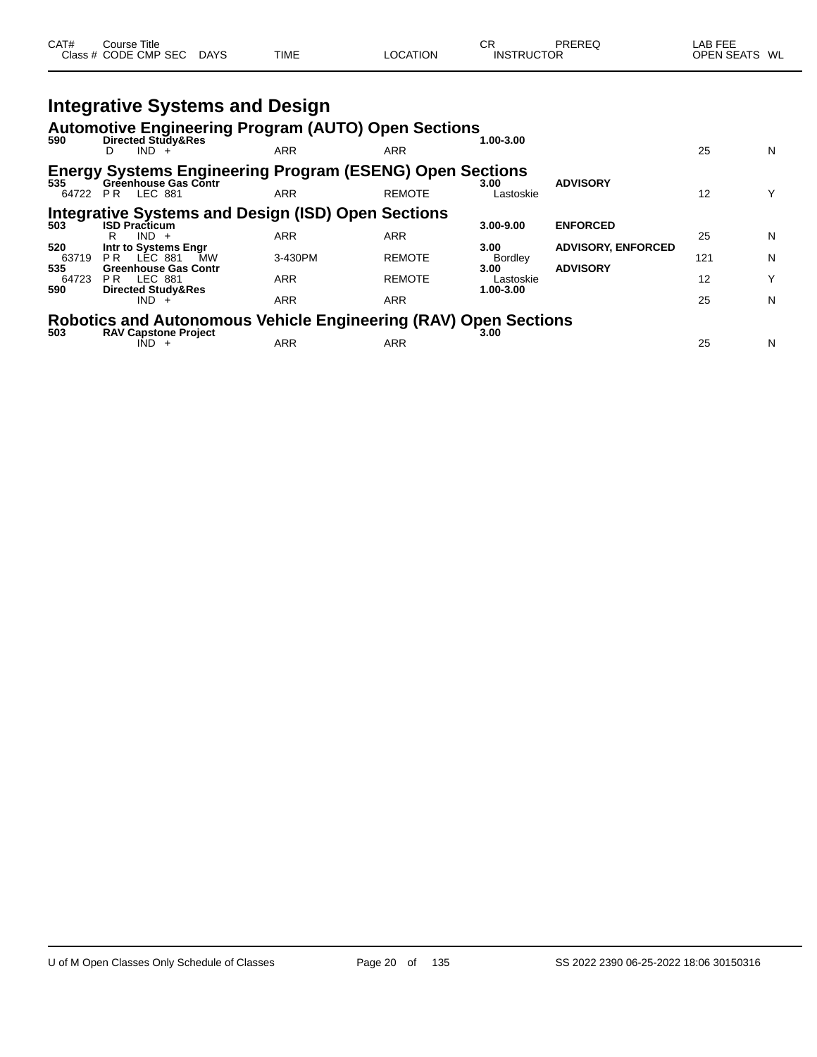| CAT# Class # | Course Title CODE CMP SEC | DAYS | TIME | LOCATION | CR INSTRUCTOR | PREREQ | LAB FEE OPEN SEATS | WL |
|---|---|---|---|---|---|---|---|---|

# Integrative Systems and Design

## Automotive Engineering Program (AUTO) Open Sections

| CAT# Class # | Course Title CODE CMP SEC | DAYS | TIME | LOCATION | CR INSTRUCTOR | PREREQ | OPEN SEATS | WL |
|---|---|---|---|---|---|---|---|---|
| **590** | **Directed Study&Res** | | | | **1.00-3.00** | | | |
| | D IND + | | ARR | ARR | | | 25 | N |

## Energy Systems Engineering Program (ESENG) Open Sections

| CAT# Class # | Course Title CODE CMP SEC | DAYS | TIME | LOCATION | CR INSTRUCTOR | PREREQ | OPEN SEATS | WL |
|---|---|---|---|---|---|---|---|---|
| **535** | **Greenhouse Gas Contr** | | | | **3.00** | **ADVISORY** | | |
| 64722 | P R LEC 881 | | ARR | REMOTE | Lastoskie | | 12 | Y |

## Integrative Systems and Design (ISD) Open Sections

| CAT# Class # | Course Title CODE CMP SEC | DAYS | TIME | LOCATION | CR INSTRUCTOR | PREREQ | OPEN SEATS | WL |
|---|---|---|---|---|---|---|---|---|
| **503** | **ISD Practicum** | | | | **3.00-9.00** | **ENFORCED** | | |
| | R IND + | | ARR | ARR | | | 25 | N |
| **520** | **Intr to Systems Engr** | | | | **3.00** | **ADVISORY, ENFORCED** | | |
| 63719 | P R LEC 881 | MW | 3-430PM | REMOTE | Bordley | | 121 | N |
| **535** | **Greenhouse Gas Contr** | | | | **3.00** | **ADVISORY** | | |
| 64723 | P R LEC 881 | | ARR | REMOTE | Lastoskie | | 12 | Y |
| **590** | **Directed Study&Res** | | | | **1.00-3.00** | | | |
| | IND + | | ARR | ARR | | | 25 | N |

## Robotics and Autonomous Vehicle Engineering (RAV) Open Sections

| CAT# Class # | Course Title CODE CMP SEC | DAYS | TIME | LOCATION | CR INSTRUCTOR | PREREQ | OPEN SEATS | WL |
|---|---|---|---|---|---|---|---|---|
| **503** | **RAV Capstone Project** | | | | **3.00** | | | |
| | IND + | | ARR | ARR | | | 25 | N |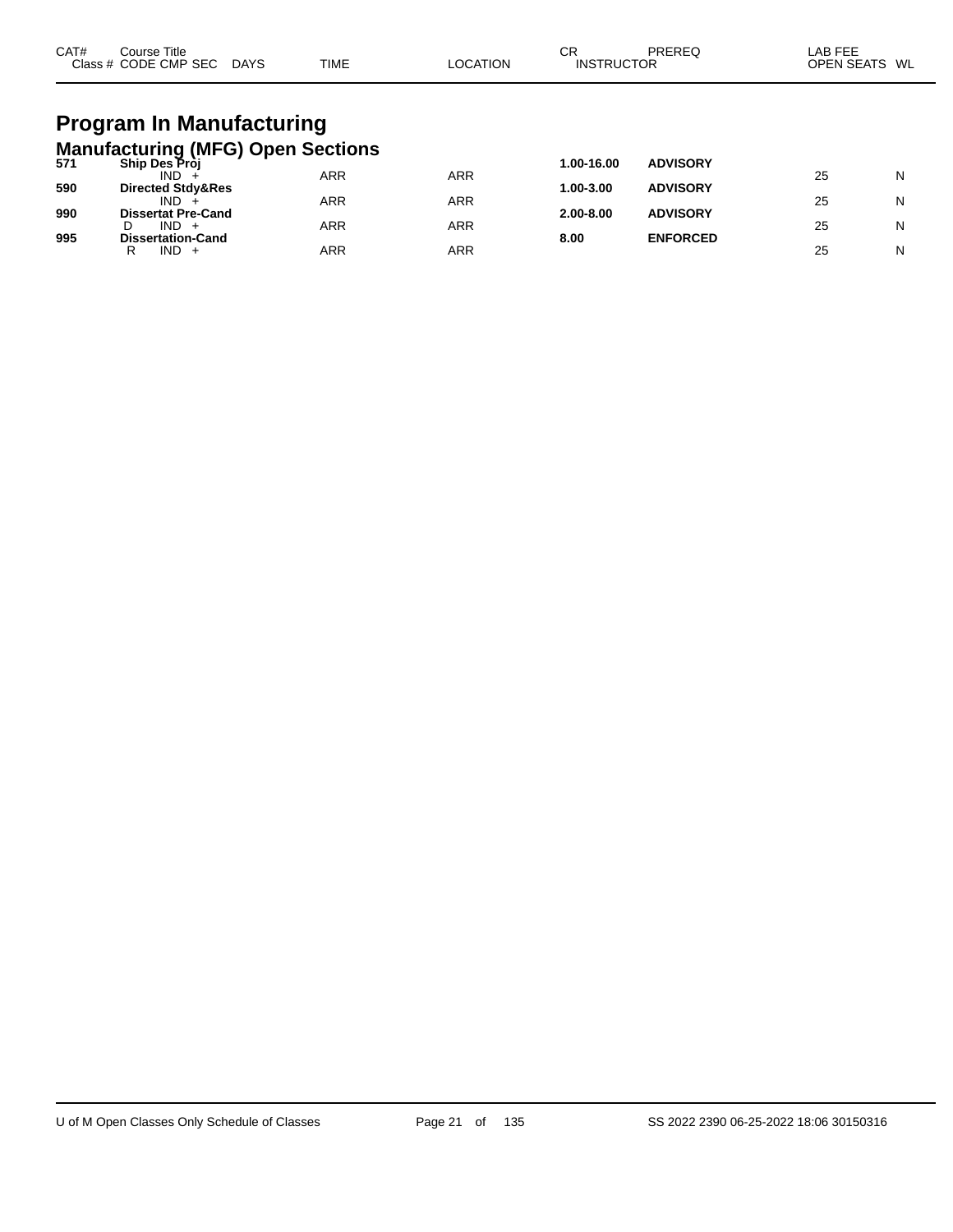| CAT# | Course Title |  |  | CR | PREREQ | LAB FEE |  |
|---|---|---|---|---|---|---|---|
| Class # | CODE CMP SEC DAYS | TIME | LOCATION | INSTRUCTOR |  | OPEN SEATS | WL |

# Program In Manufacturing

## Manufacturing (MFG) Open Sections

| CAT# | Course Title | TIME | LOCATION | CR | PREREQ | OPEN SEATS | WL |
|---|---|---|---|---|---|---|---|
| **571** | **Ship Des Proj** |  |  | **1.00-16.00** | **ADVISORY** |  |  |
|  | IND + | ARR | ARR |  |  | 25 | N |
| **590** | **Directed Stdy&Res** |  |  | **1.00-3.00** | **ADVISORY** |  |  |
|  | IND + | ARR | ARR |  |  | 25 | N |
| **990** | **Dissertat Pre-Cand** |  |  | **2.00-8.00** | **ADVISORY** |  |  |
|  | D IND + | ARR | ARR |  |  | 25 | N |
| **995** | **Dissertation-Cand** |  |  | **8.00** | **ENFORCED** |  |  |
|  | R IND + | ARR | ARR |  |  | 25 | N |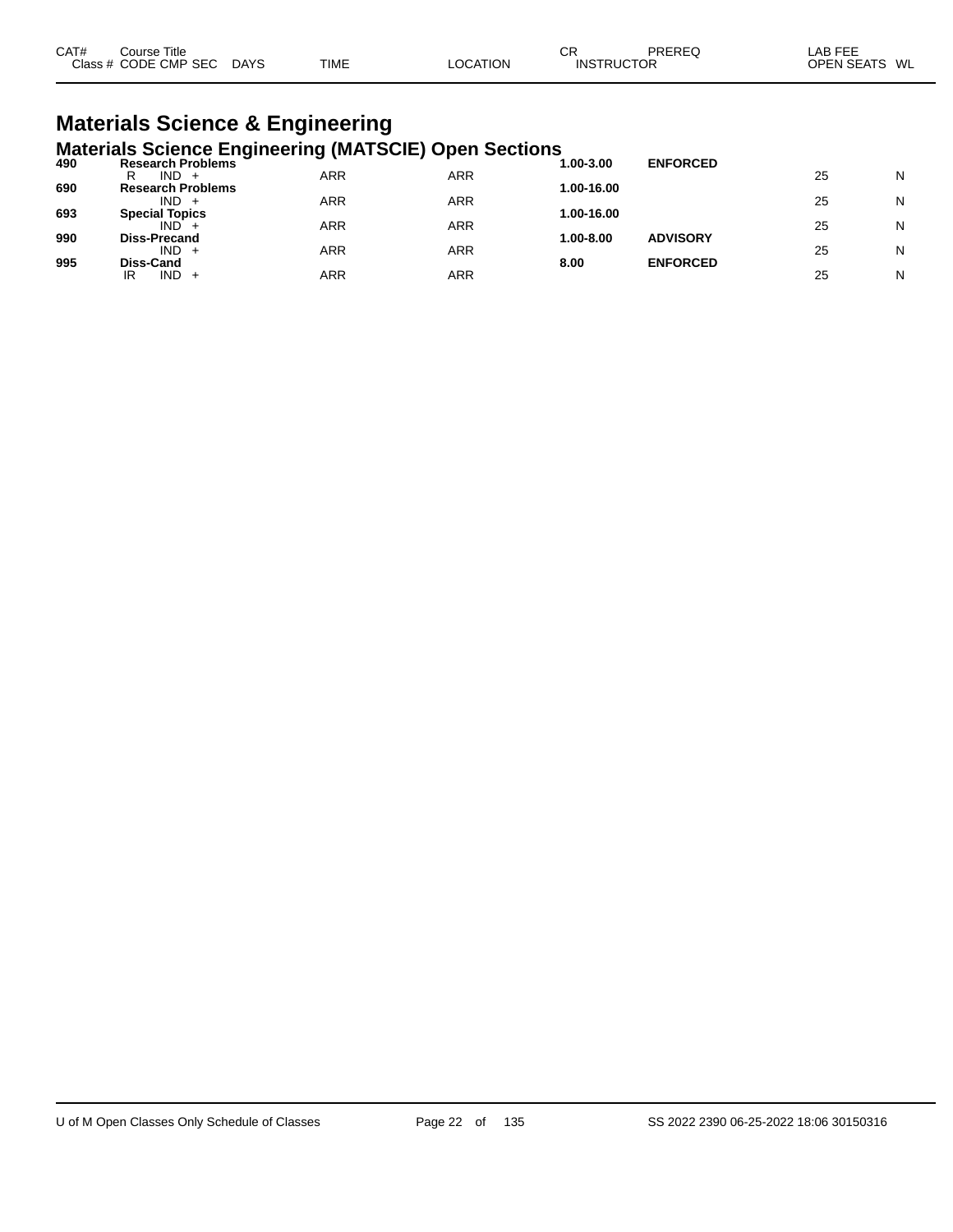| CAT# | Course Title<br>Class # CODE CMP SEC DAYS | TIME | LOCATION | CR<br>INSTRUCTOR | PREREQ | LAB FEE<br>OPEN SEATS | WL |
|---|---|---|---|---|---|---|---|

# Materials Science & Engineering

## Materials Science Engineering (MATSCIE) Open Sections

| CAT# | Course Title / Class # CODE CMP SEC DAYS | TIME | LOCATION | CR / INSTRUCTOR | PREREQ | OPEN SEATS | WL |
|---|---|---|---|---|---|---|---|
| **490** | **Research Problems** | | | **1.00-3.00** | **ENFORCED** | | |
| | R IND + | ARR | ARR | | | 25 | N |
| **690** | **Research Problems** | | | **1.00-16.00** | | | |
| | IND + | ARR | ARR | | | 25 | N |
| **693** | **Special Topics** | | | **1.00-16.00** | | | |
| | IND + | ARR | ARR | | | 25 | N |
| **990** | **Diss-Precand** | | | **1.00-8.00** | **ADVISORY** | | |
| | IND + | ARR | ARR | | | 25 | N |
| **995** | **Diss-Cand** | | | **8.00** | **ENFORCED** | | |
| | IR IND + | ARR | ARR | | | 25 | N |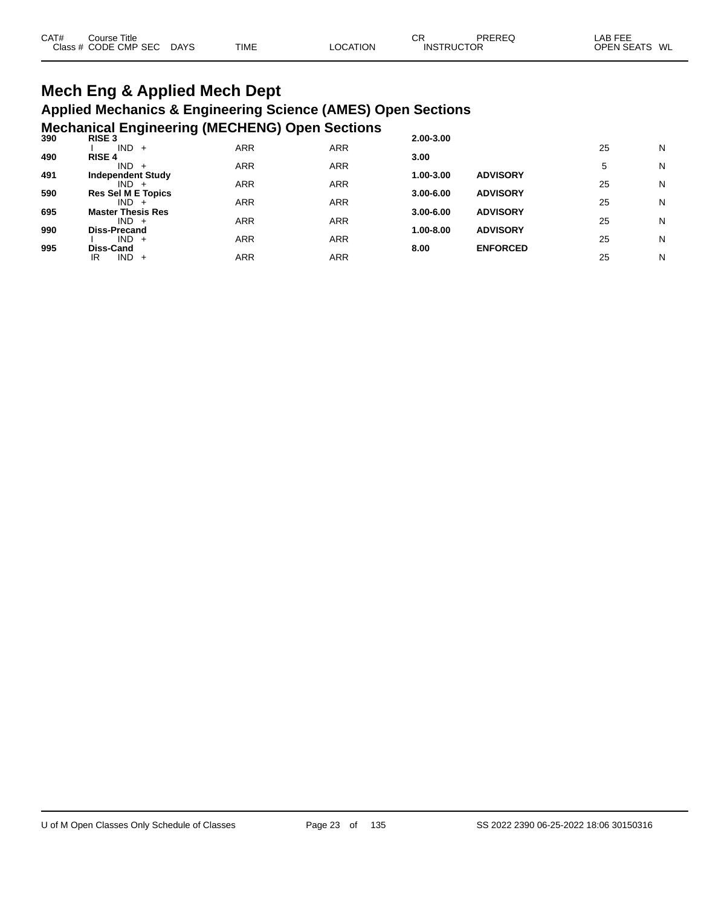| CAT# Class # | Course Title CODE CMP SEC | DAYS | TIME | LOCATION | CR INSTRUCTOR | PREREQ | LAB FEE OPEN SEATS | WL |
|---|---|---|---|---|---|---|---|---|

# Mech Eng & Applied Mech Dept

## Applied Mechanics & Engineering Science (AMES) Open Sections

## Mechanical Engineering (MECHENG) Open Sections

| CAT# Class # | Course Title CODE CMP SEC | DAYS | TIME | LOCATION | CR INSTRUCTOR | PREREQ | LAB FEE OPEN SEATS | WL |
|---|---|---|---|---|---|---|---|---|
| **390** | **RISE 3** | | | | **2.00-3.00** | | | |
| | I IND + | | ARR | ARR | | | 25 | N |
| **490** | **RISE 4** | | | | **3.00** | | | |
| | IND + | | ARR | ARR | | | 5 | N |
| **491** | **Independent Study** | | | | **1.00-3.00** | **ADVISORY** | | |
| | IND + | | ARR | ARR | | | 25 | N |
| **590** | **Res Sel M E Topics** | | | | **3.00-6.00** | **ADVISORY** | | |
| | IND + | | ARR | ARR | | | 25 | N |
| **695** | **Master Thesis Res** | | | | **3.00-6.00** | **ADVISORY** | | |
| | IND + | | ARR | ARR | | | 25 | N |
| **990** | **Diss-Precand** | | | | **1.00-8.00** | **ADVISORY** | | |
| | I IND + | | ARR | ARR | | | 25 | N |
| **995** | **Diss-Cand** | | | | **8.00** | **ENFORCED** | | |
| | IR IND + | | ARR | ARR | | | 25 | N |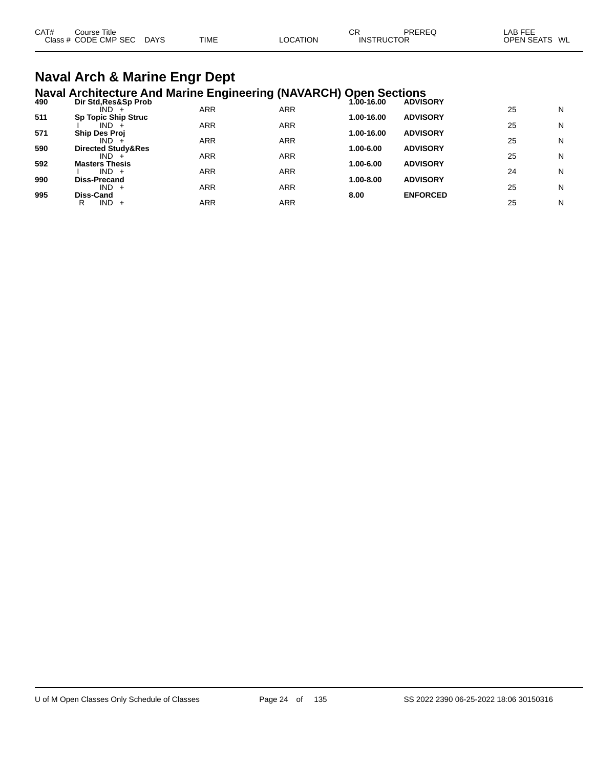| CAT# | Course Title | | | | | CR | PREREQ | LAB FEE | |
|---|---|---|---|---|---|---|---|---|---|
| Class # | CODE CMP SEC | DAYS | TIME | LOCATION | INSTRUCTOR | | | OPEN SEATS | WL |

# Naval Arch & Marine Engr Dept

## Naval Architecture And Marine Engineering (NAVARCH) Open Sections

| CAT# | Course Title / CODE CMP SEC | DAYS | TIME | LOCATION | CR | PREREQ | OPEN SEATS | WL |
|---|---|---|---|---|---|---|---|---|
| **490** | **Dir Std,Res&Sp Prob** | | | | **1.00-16.00** | **ADVISORY** | | |
| | IND + | | ARR | ARR | | | 25 | N |
| **511** | **Sp Topic Ship Struc** | | | | **1.00-16.00** | **ADVISORY** | | |
| | I IND + | | ARR | ARR | | | 25 | N |
| **571** | **Ship Des Proj** | | | | **1.00-16.00** | **ADVISORY** | | |
| | IND + | | ARR | ARR | | | 25 | N |
| **590** | **Directed Study&Res** | | | | **1.00-6.00** | **ADVISORY** | | |
| | IND + | | ARR | ARR | | | 25 | N |
| **592** | **Masters Thesis** | | | | **1.00-6.00** | **ADVISORY** | | |
| | I IND + | | ARR | ARR | | | 24 | N |
| **990** | **Diss-Precand** | | | | **1.00-8.00** | **ADVISORY** | | |
| | IND + | | ARR | ARR | | | 25 | N |
| **995** | **Diss-Cand** | | | | **8.00** | **ENFORCED** | | |
| | R IND + | | ARR | ARR | | | 25 | N |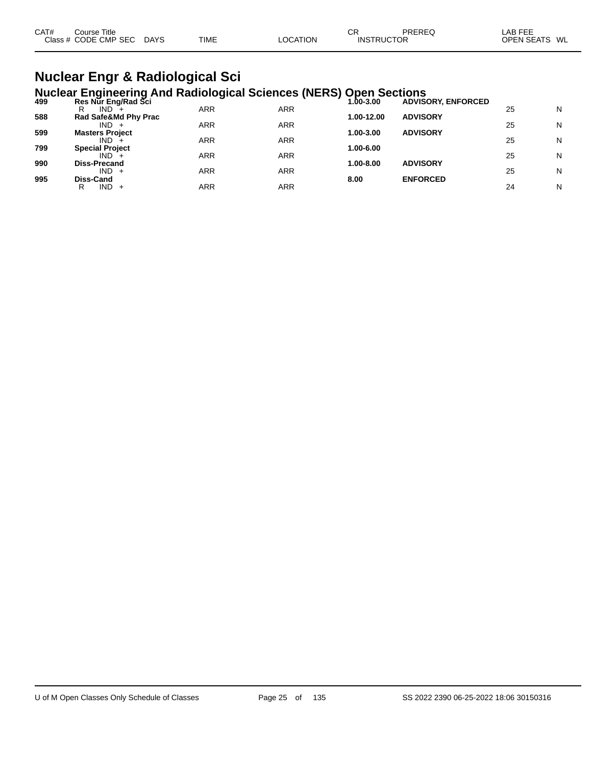| CAT# | Course Title | | | | | CR | PREREQ | LAB FEE | |
|---|---|---|---|---|---|---|---|---|---|
| Class # | CODE CMP SEC | DAYS | TIME | LOCATION | INSTRUCTOR | | | OPEN SEATS | WL |

# Nuclear Engr & Radiological Sci

## Nuclear Engineering And Radiological Sciences (NERS) Open Sections

| CAT# | Course Title | DAYS | TIME | LOCATION | CR | PREREQ | OPEN SEATS | WL |
|---|---|---|---|---|---|---|---|---|
| **499** | **Res Nur Eng/Rad Sci** | | | | **1.00-3.00** | **ADVISORY, ENFORCED** | | |
| | R IND + | | ARR | ARR | | | 25 | N |
| **588** | **Rad Safe&Md Phy Prac** | | | | **1.00-12.00** | **ADVISORY** | | |
| | IND + | | ARR | ARR | | | 25 | N |
| **599** | **Masters Project** | | | | **1.00-3.00** | **ADVISORY** | | |
| | IND + | | ARR | ARR | | | 25 | N |
| **799** | **Special Project** | | | | **1.00-6.00** | | | |
| | IND + | | ARR | ARR | | | 25 | N |
| **990** | **Diss-Precand** | | | | **1.00-8.00** | **ADVISORY** | | |
| | IND + | | ARR | ARR | | | 25 | N |
| **995** | **Diss-Cand** | | | | **8.00** | **ENFORCED** | | |
| | R IND + | | ARR | ARR | | | 24 | N |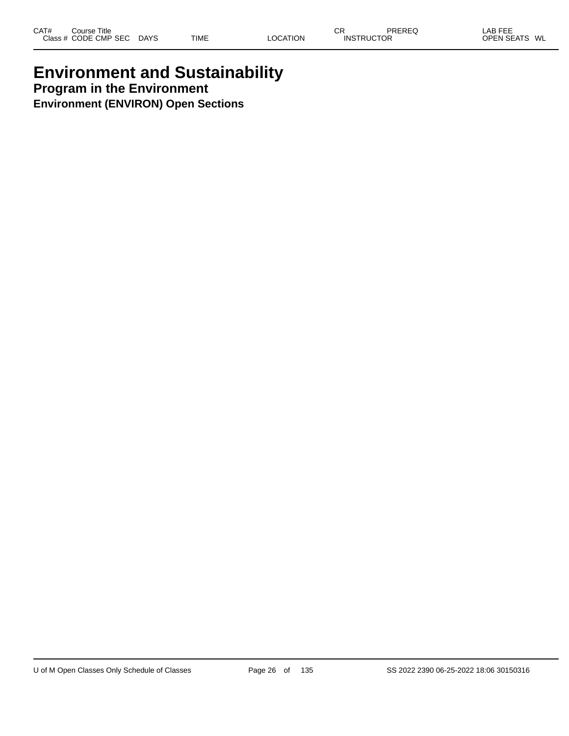# Environment and Sustainability

## Program in the Environment

### Environment (ENVIRON) Open Sections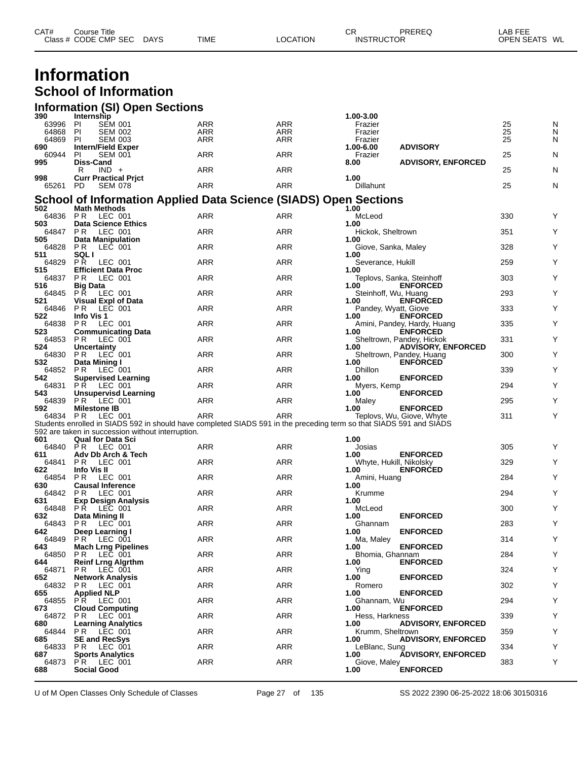| CAT# | Course Title | | | | | | CR | PREREQ | LAB FEE | |
|---|---|---|---|---|---|---|---|---|---|---|
| Class # | CODE | CMP | SEC | DAYS | TIME | LOCATION | INSTRUCTOR | | OPEN SEATS | WL |

# Information

## School of Information

### Information (SI) Open Sections

| CAT# / Class # | Course Title / CODE CMP SEC | DAYS | TIME | LOCATION | CR / INSTRUCTOR | PREREQ | OPEN SEATS | WL |
|---|---|---|---|---|---|---|---|---|
| 390 | Internship | | | | 1.00-3.00 | | | |
| 63996 | PI SEM 001 | | ARR | ARR | Frazier | | 25 | N |
| 64868 | PI SEM 002 | | ARR | ARR | Frazier | | 25 | N |
| 64869 | PI SEM 003 | | ARR | ARR | Frazier | | 25 | N |
| 690 | Intern/Field Exper | | | | 1.00-6.00 | ADVISORY | | |
| 60944 | PI SEM 001 | | ARR | ARR | Frazier | | 25 | N |
| 995 | Diss-Cand | | | | 8.00 | ADVISORY, ENFORCED | | |
| | R IND + | | ARR | ARR | | | 25 | N |
| 998 | Curr Practical Prjct | | | | 1.00 | | | |
| 65261 | PD SEM 078 | | ARR | ARR | Dillahunt | | 25 | N |

### School of Information Applied Data Science (SIADS) Open Sections

| CAT# / Class # | Course Title / CODE CMP SEC | DAYS | TIME | LOCATION | CR / INSTRUCTOR | PREREQ | OPEN SEATS | WL |
|---|---|---|---|---|---|---|---|---|
| 502 | Math Methods | | | | 1.00 | | | |
| 64836 | PR LEC 001 | | ARR | ARR | McLeod | | 330 | Y |
| 503 | Data Science Ethics | | | | 1.00 | | | |
| 64847 | PR LEC 001 | | ARR | ARR | Hickok, Sheltrown | | 351 | Y |
| 505 | Data Manipulation | | | | 1.00 | | | |
| 64828 | PR LEC 001 | | ARR | ARR | Giove, Sanka, Maley | | 328 | Y |
| 511 | SQL I | | | | 1.00 | | | |
| 64829 | PR LEC 001 | | ARR | ARR | Severance, Hukill | | 259 | Y |
| 515 | Efficient Data Proc | | | | 1.00 | | | |
| 64837 | PR LEC 001 | | ARR | ARR | Teplovs, Sanka, Steinhoff | | 303 | Y |
| 516 | Big Data | | | | 1.00 | ENFORCED | | |
| 64845 | PR LEC 001 | | ARR | ARR | Steinhoff, Wu, Huang | | 293 | Y |
| 521 | Visual Expl of Data | | | | 1.00 | ENFORCED | | |
| 64846 | PR LEC 001 | | ARR | ARR | Pandey, Wyatt, Giove | | 333 | Y |
| 522 | Info Vis 1 | | | | 1.00 | ENFORCED | | |
| 64838 | PR LEC 001 | | ARR | ARR | Amini, Pandey, Hardy, Huang | | 335 | Y |
| 523 | Communicating Data | | | | 1.00 | ENFORCED | | |
| 64853 | PR LEC 001 | | ARR | ARR | Sheltrown, Pandey, Hickok | | 331 | Y |
| 524 | Uncertainty | | | | 1.00 | ADVISORY, ENFORCED | | |
| 64830 | PR LEC 001 | | ARR | ARR | Sheltrown, Pandey, Huang | | 300 | Y |
| 532 | Data Mining I | | | | 1.00 | ENFORCED | | |
| 64852 | PR LEC 001 | | ARR | ARR | Dhillon | | 339 | Y |
| 542 | Supervised Learning | | | | 1.00 | ENFORCED | | |
| 64831 | PR LEC 001 | | ARR | ARR | Myers, Kemp | | 294 | Y |
| 543 | Unsupervisd Learning | | | | 1.00 | ENFORCED | | |
| 64839 | PR LEC 001 | | ARR | ARR | Maley | | 295 | Y |
| 592 | Milestone IB | | | | 1.00 | ENFORCED | | |
| 64834 | PR LEC 001 | | ARR | ARR | Teplovs, Wu, Giove, Whyte | | 311 | Y |

Students enrolled in SIADS 592 in should have completed SIADS 591 in the preceding term so that SIADS 591 and SIADS 592 are taken in succession without interruption.

| CAT# / Class # | Course Title / CODE CMP SEC | DAYS | TIME | LOCATION | CR / INSTRUCTOR | PREREQ | OPEN SEATS | WL |
|---|---|---|---|---|---|---|---|---|
| 601 | Qual for Data Sci | | | | 1.00 | | | |
| 64840 | PR LEC 001 | | ARR | ARR | Josias | | 305 | Y |
| 611 | Adv Db Arch & Tech | | | | 1.00 | ENFORCED | | |
| 64841 | PR LEC 001 | | ARR | ARR | Whyte, Hukill, Nikolsky | | 329 | Y |
| 622 | Info Vis II | | | | 1.00 | ENFORCED | | |
| 64854 | PR LEC 001 | | ARR | ARR | Amini, Huang | | 284 | Y |
| 630 | Causal Inference | | | | 1.00 | | | |
| 64842 | PR LEC 001 | | ARR | ARR | Krumme | | 294 | Y |
| 631 | Exp Design Analysis | | | | 1.00 | | | |
| 64848 | PR LEC 001 | | ARR | ARR | McLeod | | 300 | Y |
| 632 | Data Mining II | | | | 1.00 | ENFORCED | | |
| 64843 | PR LEC 001 | | ARR | ARR | Ghannam | | 283 | Y |
| 642 | Deep Learning I | | | | 1.00 | ENFORCED | | |
| 64849 | PR LEC 001 | | ARR | ARR | Ma, Maley | | 314 | Y |
| 643 | Mach Lrng Pipelines | | | | 1.00 | ENFORCED | | |
| 64850 | PR LEC 001 | | ARR | ARR | Bhomia, Ghannam | | 284 | Y |
| 644 | Reinf Lrng Algrthm | | | | 1.00 | ENFORCED | | |
| 64871 | PR LEC 001 | | ARR | ARR | Ying | | 324 | Y |
| 652 | Network Analysis | | | | 1.00 | ENFORCED | | |
| 64832 | PR LEC 001 | | ARR | ARR | Romero | | 302 | Y |
| 655 | Applied NLP | | | | 1.00 | ENFORCED | | |
| 64855 | PR LEC 001 | | ARR | ARR | Ghannam, Wu | | 294 | Y |
| 673 | Cloud Computing | | | | 1.00 | ENFORCED | | |
| 64872 | PR LEC 001 | | ARR | ARR | Hess, Harkness | | 339 | Y |
| 680 | Learning Analytics | | | | 1.00 | ADVISORY, ENFORCED | | |
| 64844 | PR LEC 001 | | ARR | ARR | Krumm, Sheltrown | | 359 | Y |
| 685 | SE and RecSys | | | | 1.00 | ADVISORY, ENFORCED | | |
| 64833 | PR LEC 001 | | ARR | ARR | LeBlanc, Sung | | 334 | Y |
| 687 | Sports Analytics | | | | 1.00 | ADVISORY, ENFORCED | | |
| 64873 | PR LEC 001 | | ARR | ARR | Giove, Maley | | 383 | Y |
| 688 | Social Good | | | | 1.00 | ENFORCED | | |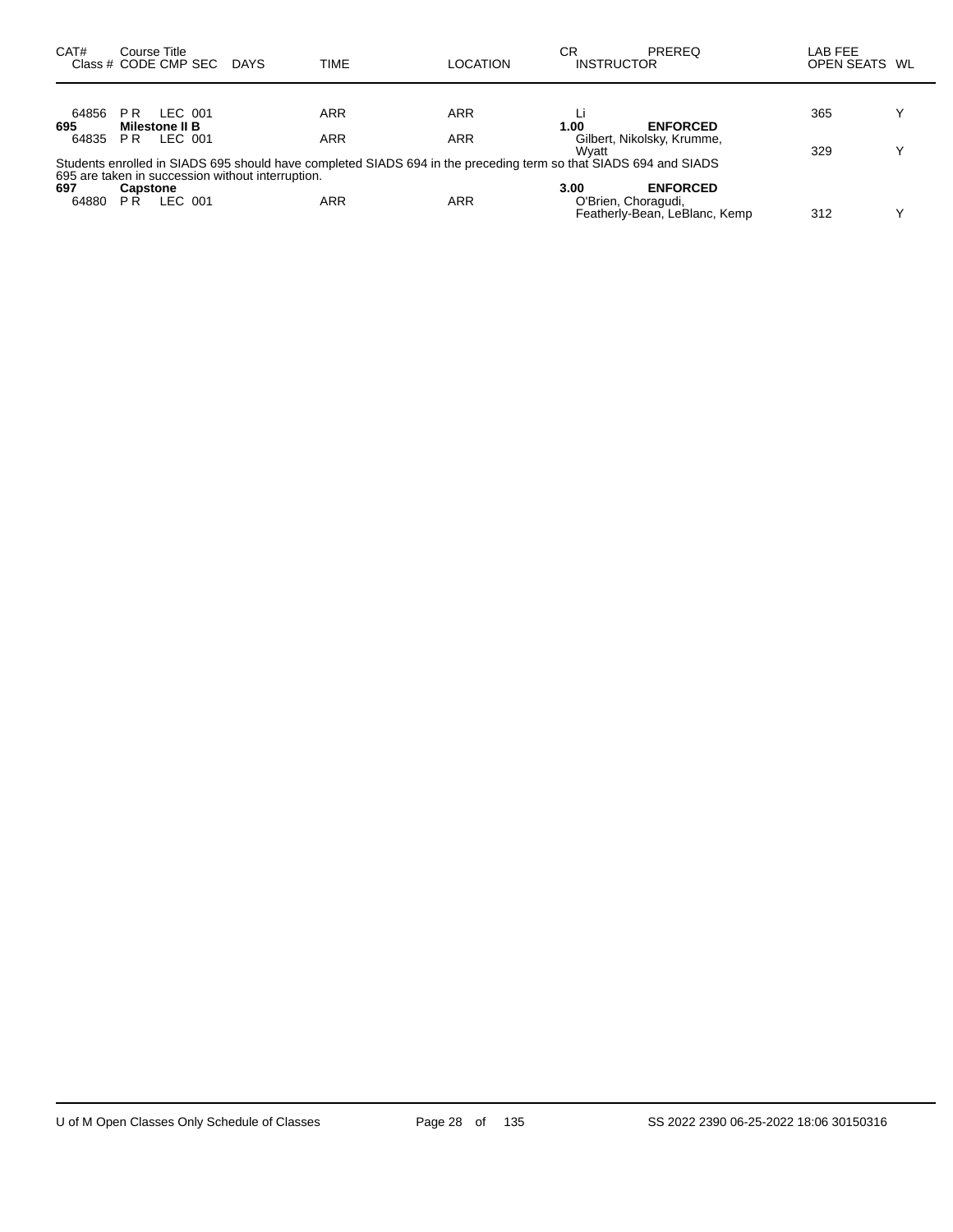| CAT# | Course Title Class # CODE CMP SEC | DAYS | TIME | LOCATION | CR INSTRUCTOR | PREREQ | LAB FEE OPEN SEATS | WL |
|---|---|---|---|---|---|---|---|---|
| 64856 | P R LEC 001 | | ARR | ARR | Li | | 365 | Y |
| **695** | **Milestone II B** | | | | **1.00** | **ENFORCED** | | |
| 64835 | P R LEC 001 | | ARR | ARR | Gilbert, Nikolsky, Krumme, Wyatt | | 329 | Y |

Students enrolled in SIADS 695 should have completed SIADS 694 in the preceding term so that SIADS 694 and SIADS 695 are taken in succession without interruption.

| CAT# | Course Title Class # CODE CMP SEC | DAYS | TIME | LOCATION | CR INSTRUCTOR | PREREQ | LAB FEE OPEN SEATS | WL |
|---|---|---|---|---|---|---|---|---|
| **697** | **Capstone** | | | | **3.00** | **ENFORCED** | | |
| 64880 | P R LEC 001 | | ARR | ARR | O'Brien, Choragudi, Featherly-Bean, LeBlanc, Kemp | | 312 | Y |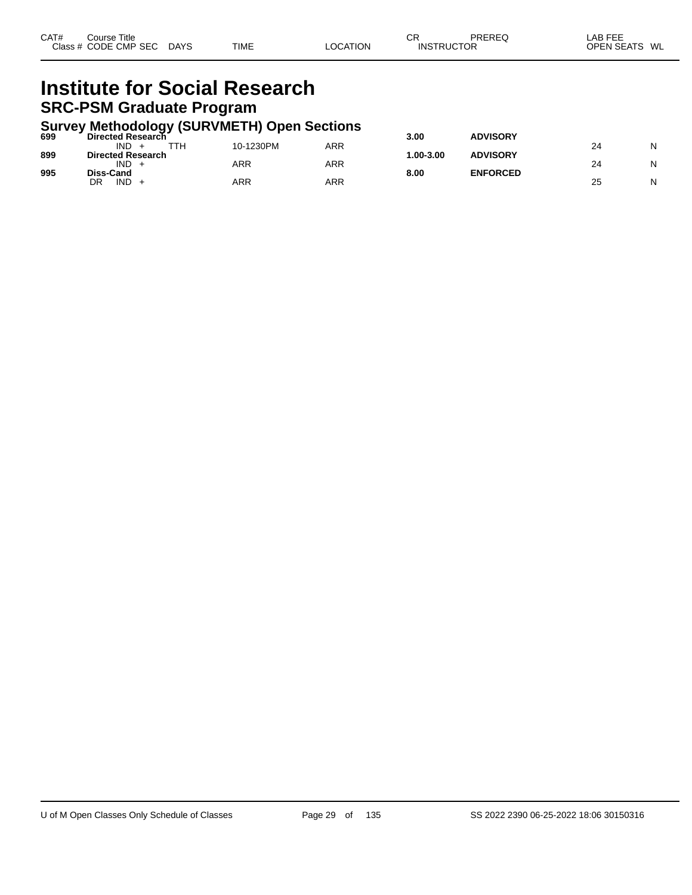| CAT# Class # | Course Title CODE CMP SEC | DAYS | TIME | LOCATION | CR INSTRUCTOR | PREREQ | LAB FEE OPEN SEATS | WL |
|---|---|---|---|---|---|---|---|---|

# Institute for Social Research

## SRC-PSM Graduate Program

### Survey Methodology (SURVMETH) Open Sections

| CAT# Class # | Course Title CODE CMP SEC | DAYS | TIME | LOCATION | CR INSTRUCTOR | PREREQ | LAB FEE OPEN SEATS | WL |
|---|---|---|---|---|---|---|---|---|
| **699** | **Directed Research** | | | | **3.00** | **ADVISORY** | | |
| | IND + | TTH | 10-1230PM | ARR | | | 24 | N |
| **899** | **Directed Research** | | | | **1.00-3.00** | **ADVISORY** | | |
| | IND + | | ARR | ARR | | | 24 | N |
| **995** | **Diss-Cand** | | | | **8.00** | **ENFORCED** | | |
| | DR IND + | | ARR | ARR | | | 25 | N |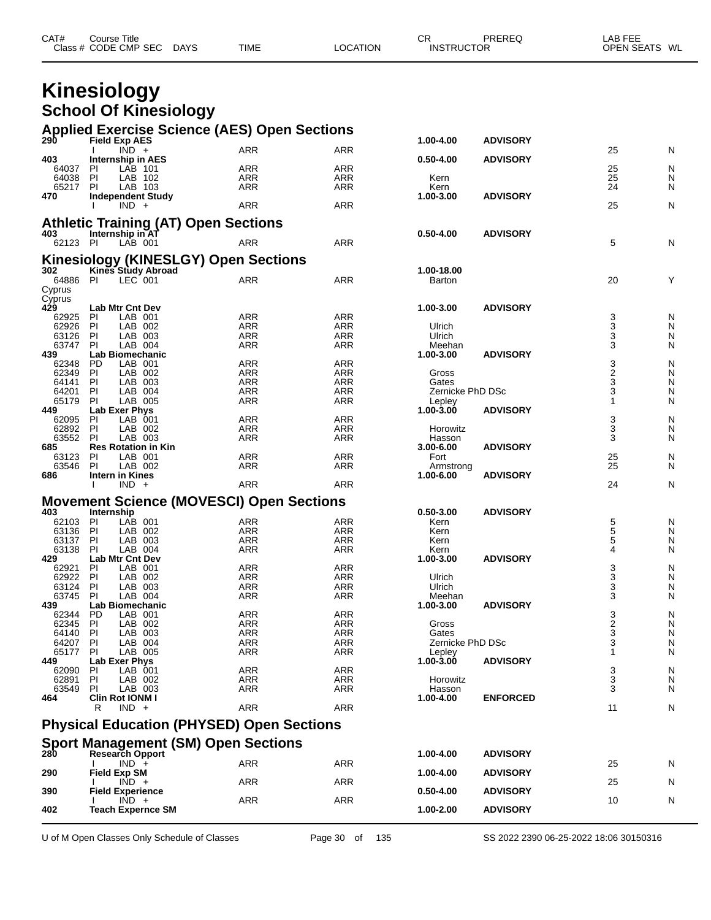# Kinesiology

## School Of Kinesiology

### Applied Exercise Science (AES) Open Sections

| CAT# / Class # | Course Title / CODE CMP SEC | DAYS | TIME | LOCATION | CR / INSTRUCTOR | PREREQ | LAB FEE / OPEN SEATS | WL |
|---|---|---|---|---|---|---|---|---|
| 290 | Field Exp AES | | | | 1.00-4.00 | ADVISORY | | |
| | I IND + | | ARR | ARR | | | 25 | N |
| 403 | Internship in AES | | | | 0.50-4.00 | ADVISORY | | |
| 64037 | PI LAB 101 | | ARR | ARR | | | 25 | N |
| 64038 | PI LAB 102 | | ARR | ARR | Kern | | 25 | N |
| 65217 | PI LAB 103 | | ARR | ARR | Kern | | 24 | N |
| 470 | Independent Study | | | | 1.00-3.00 | ADVISORY | | |
| | I IND + | | ARR | ARR | | | 25 | N |

### Athletic Training (AT) Open Sections

| CAT# / Class # | Course Title / CODE CMP SEC | DAYS | TIME | LOCATION | CR / INSTRUCTOR | PREREQ | LAB FEE / OPEN SEATS | WL |
|---|---|---|---|---|---|---|---|---|
| 403 | Internship in AT | | | | 0.50-4.00 | ADVISORY | | |
| 62123 | PI LAB 001 | | ARR | ARR | | | 5 | N |

### Kinesiology (KINESLGY) Open Sections

| CAT# / Class # | Course Title / CODE CMP SEC | DAYS | TIME | LOCATION | CR / INSTRUCTOR | PREREQ | LAB FEE / OPEN SEATS | WL |
|---|---|---|---|---|---|---|---|---|
| 302 | Kines Study Abroad | | | | 1.00-18.00 | | | |
| 64886 | PI LEC 001 | | ARR | ARR | Barton | | 20 | Y |
| Cyprus | | | | | | | | |
| Cyprus | | | | | | | | |
| 429 | Lab Mtr Cnt Dev | | | | 1.00-3.00 | ADVISORY | | |
| 62925 | PI LAB 001 | | ARR | ARR | | | 3 | N |
| 62926 | PI LAB 002 | | ARR | ARR | Ulrich | | 3 | N |
| 63126 | PI LAB 003 | | ARR | ARR | Ulrich | | 3 | N |
| 63747 | PI LAB 004 | | ARR | ARR | Meehan | | 3 | N |
| 439 | Lab Biomechanic | | | | 1.00-3.00 | ADVISORY | | |
| 62348 | PD LAB 001 | | ARR | ARR | | | 3 | N |
| 62349 | PI LAB 002 | | ARR | ARR | Gross | | 2 | N |
| 64141 | PI LAB 003 | | ARR | ARR | Gates | | 3 | N |
| 64201 | PI LAB 004 | | ARR | ARR | Zernicke PhD DSc | | 3 | N |
| 65179 | PI LAB 005 | | ARR | ARR | Lepley | | 1 | N |
| 449 | Lab Exer Phys | | | | 1.00-3.00 | ADVISORY | | |
| 62095 | PI LAB 001 | | ARR | ARR | | | 3 | N |
| 62892 | PI LAB 002 | | ARR | ARR | Horowitz | | 3 | N |
| 63552 | PI LAB 003 | | ARR | ARR | Hasson | | 3 | N |
| 685 | Res Rotation in Kin | | | | 3.00-6.00 | ADVISORY | | |
| 63123 | PI LAB 001 | | ARR | ARR | Fort | | 25 | N |
| 63546 | PI LAB 002 | | ARR | ARR | Armstrong | | 25 | N |
| 686 | Intern in Kines | | | | 1.00-6.00 | ADVISORY | | |
| | I IND + | | ARR | ARR | | | 24 | N |

### Movement Science (MOVESCI) Open Sections

| CAT# / Class # | Course Title / CODE CMP SEC | DAYS | TIME | LOCATION | CR / INSTRUCTOR | PREREQ | LAB FEE / OPEN SEATS | WL |
|---|---|---|---|---|---|---|---|---|
| 403 | Internship | | | | 0.50-3.00 | ADVISORY | | |
| 62103 | PI LAB 001 | | ARR | ARR | Kern | | 5 | N |
| 63136 | PI LAB 002 | | ARR | ARR | Kern | | 5 | N |
| 63137 | PI LAB 003 | | ARR | ARR | Kern | | 5 | N |
| 63138 | PI LAB 004 | | ARR | ARR | Kern | | 4 | N |
| 429 | Lab Mtr Cnt Dev | | | | 1.00-3.00 | ADVISORY | | |
| 62921 | PI LAB 001 | | ARR | ARR | | | 3 | N |
| 62922 | PI LAB 002 | | ARR | ARR | Ulrich | | 3 | N |
| 63124 | PI LAB 003 | | ARR | ARR | Ulrich | | 3 | N |
| 63745 | PI LAB 004 | | ARR | ARR | Meehan | | 3 | N |
| 439 | Lab Biomechanic | | | | 1.00-3.00 | ADVISORY | | |
| 62344 | PD LAB 001 | | ARR | ARR | | | 3 | N |
| 62345 | PI LAB 002 | | ARR | ARR | Gross | | 2 | N |
| 64140 | PI LAB 003 | | ARR | ARR | Gates | | 3 | N |
| 64207 | PI LAB 004 | | ARR | ARR | Zernicke PhD DSc | | 3 | N |
| 65177 | PI LAB 005 | | ARR | ARR | Lepley | | 1 | N |
| 449 | Lab Exer Phys | | | | 1.00-3.00 | ADVISORY | | |
| 62090 | PI LAB 001 | | ARR | ARR | | | 3 | N |
| 62891 | PI LAB 002 | | ARR | ARR | Horowitz | | 3 | N |
| 63549 | PI LAB 003 | | ARR | ARR | Hasson | | 3 | N |
| 464 | Clin Rot IONM I | | | | 1.00-4.00 | ENFORCED | | |
| | R IND + | | ARR | ARR | | | 11 | N |

### Physical Education (PHYSED) Open Sections

### Sport Management (SM) Open Sections

| CAT# / Class # | Course Title / CODE CMP SEC | DAYS | TIME | LOCATION | CR / INSTRUCTOR | PREREQ | LAB FEE / OPEN SEATS | WL |
|---|---|---|---|---|---|---|---|---|
| 280 | Research Opport | | | | 1.00-4.00 | ADVISORY | | |
| | I IND + | | ARR | ARR | | | 25 | N |
| 290 | Field Exp SM | | | | 1.00-4.00 | ADVISORY | | |
| | I IND + | | ARR | ARR | | | 25 | N |
| 390 | Field Experience | | | | 0.50-4.00 | ADVISORY | | |
| | I IND + | | ARR | ARR | | | 10 | N |
| 402 | Teach Expernce SM | | | | 1.00-2.00 | ADVISORY | | |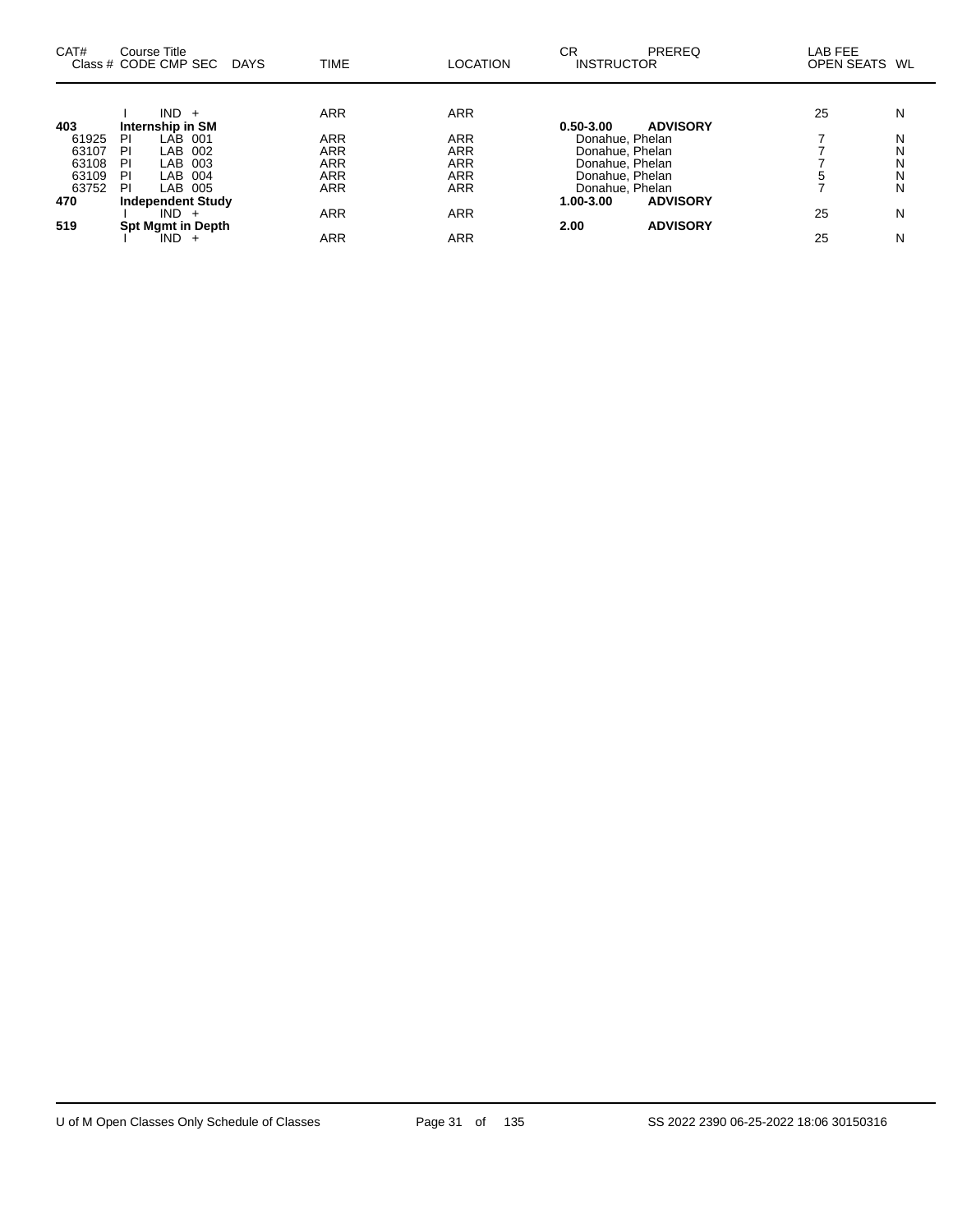| CAT# Class # | Course Title CODE | CMP | SEC | DAYS | TIME | LOCATION | CR INSTRUCTOR | PREREQ | LAB FEE | OPEN SEATS | WL |
|---|---|---|---|---|---|---|---|---|---|---|---|
| | I | IND | + | | ARR | ARR | | | | 25 | N |
| **403** | **Internship in SM** | | | | | | **0.50-3.00** | **ADVISORY** | | | |
| 61925 | PI | LAB | 001 | | ARR | ARR | Donahue, Phelan | | | 7 | N |
| 63107 | PI | LAB | 002 | | ARR | ARR | Donahue, Phelan | | | 7 | N |
| 63108 | PI | LAB | 003 | | ARR | ARR | Donahue, Phelan | | | 7 | N |
| 63109 | PI | LAB | 004 | | ARR | ARR | Donahue, Phelan | | | 5 | N |
| 63752 | PI | LAB | 005 | | ARR | ARR | Donahue, Phelan | | | 7 | N |
| **470** | **Independent Study** | | | | | | **1.00-3.00** | **ADVISORY** | | | |
| | I | IND | + | | ARR | ARR | | | | 25 | N |
| **519** | **Spt Mgmt in Depth** | | | | | | **2.00** | **ADVISORY** | | | |
| | I | IND | + | | ARR | ARR | | | | 25 | N |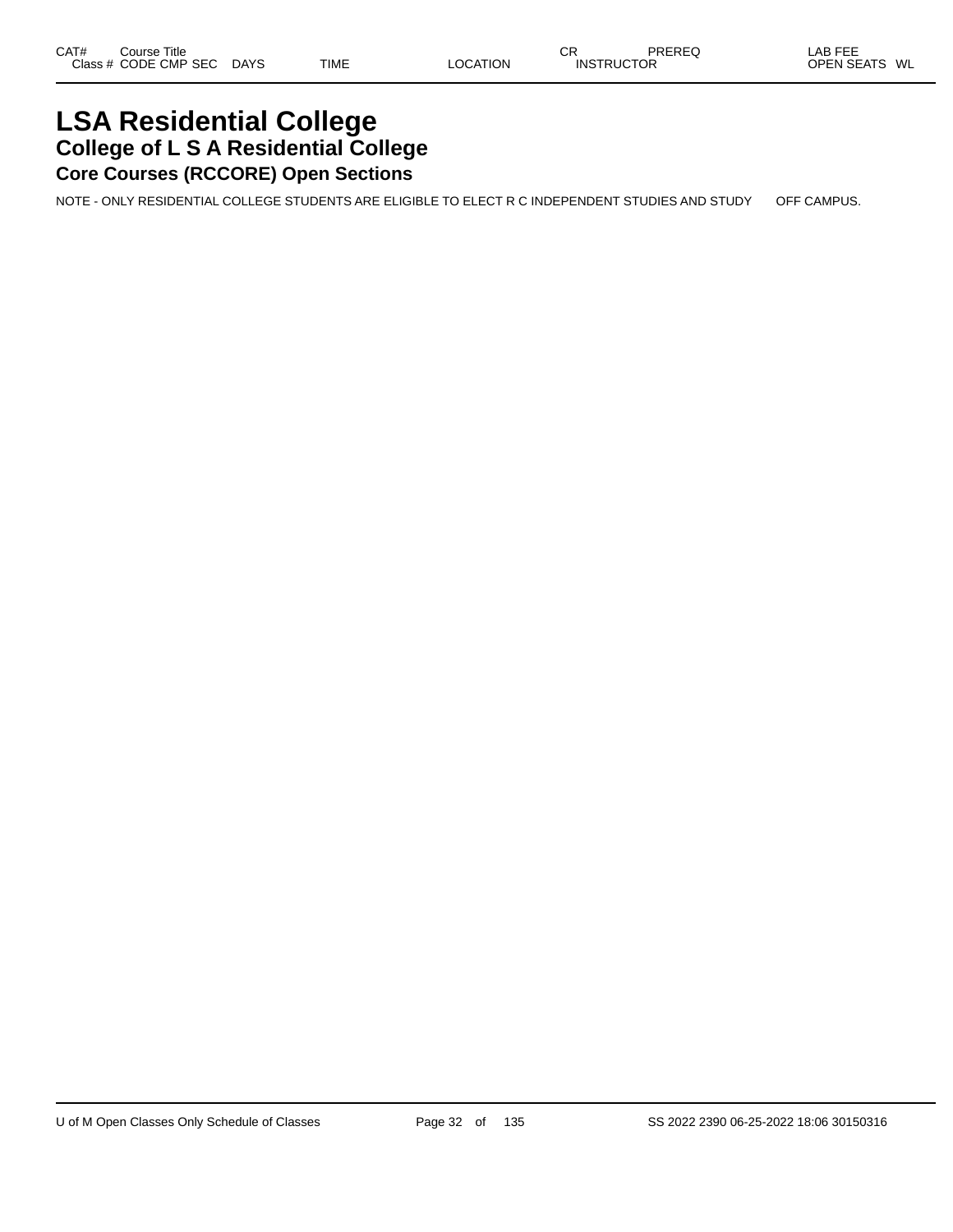# LSA Residential College

## College of L S A Residential College

### Core Courses (RCCORE) Open Sections

NOTE - ONLY RESIDENTIAL COLLEGE STUDENTS ARE ELIGIBLE TO ELECT R C INDEPENDENT STUDIES AND STUDY OFF CAMPUS.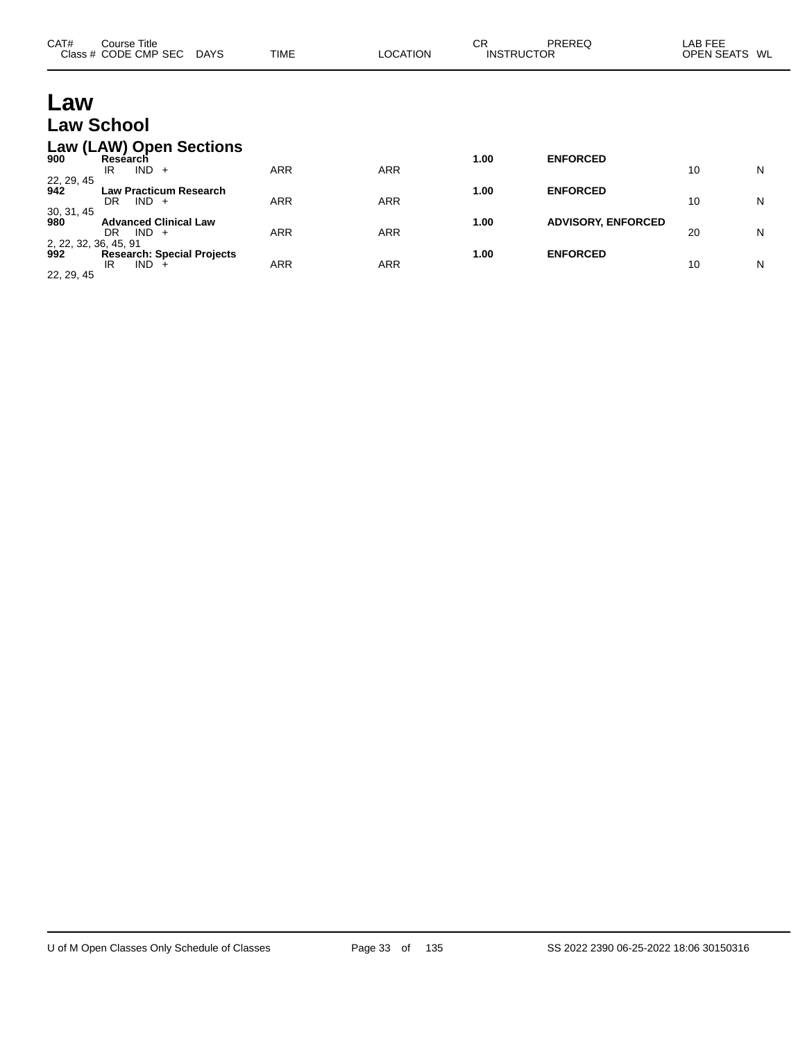| CAT# | Course Title<br>Class # CODE CMP SEC DAYS | TIME | LOCATION | CR<br>INSTRUCTOR | PREREQ | LAB FEE<br>OPEN SEATS | WL |
|---|---|---|---|---|---|---|---|

# Law

## Law School

### Law (LAW) Open Sections

| CAT# | Course Title / Class # CODE CMP SEC DAYS | TIME | LOCATION | CR / INSTRUCTOR | PREREQ | LAB FEE / OPEN SEATS | WL |
|---|---|---|---|---|---|---|---|
| **900** | **Research** | | | **1.00** | **ENFORCED** | | |
| | IR IND + | ARR | ARR | | | 10 | N |
| 22, 29, 45 | | | | | | | |
| **942** | **Law Practicum Research** | | | **1.00** | **ENFORCED** | | |
| | DR IND + | ARR | ARR | | | 10 | N |
| 30, 31, 45 | | | | | | | |
| **980** | **Advanced Clinical Law** | | | **1.00** | **ADVISORY, ENFORCED** | | |
| | DR IND + | ARR | ARR | | | 20 | N |
| 2, 22, 32, 36, 45, 91 | | | | | | | |
| **992** | **Research: Special Projects** | | | **1.00** | **ENFORCED** | | |
| | IR IND + | ARR | ARR | | | 10 | N |
| 22, 29, 45 | | | | | | | |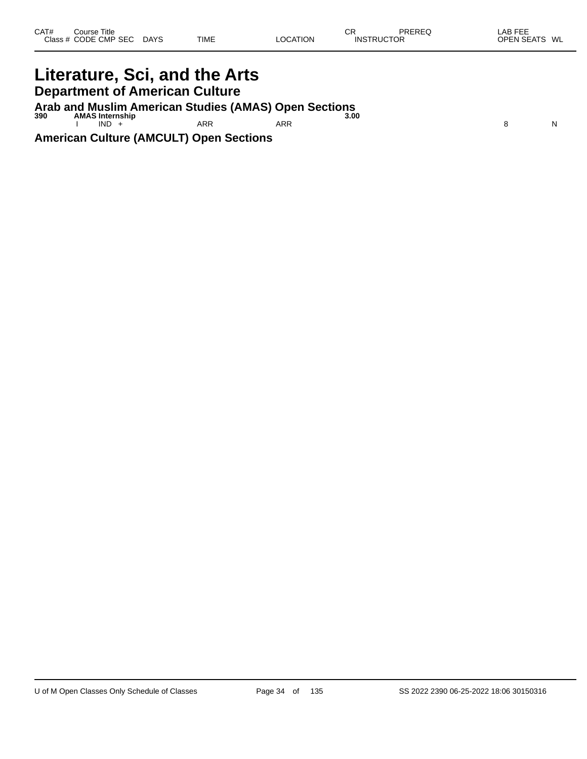| CAT# Class # | Course Title CODE | CMP | SEC | DAYS | TIME | LOCATION | CR INSTRUCTOR | PREREQ | LAB FEE OPEN SEATS | WL |
|---|---|---|---|---|---|---|---|---|---|---|

# Literature, Sci, and the Arts

## Department of American Culture

### Arab and Muslim American Studies (AMAS) Open Sections

| CAT# Class # | Course Title CODE | CMP | SEC | DAYS | TIME | LOCATION | CR INSTRUCTOR | PREREQ | LAB FEE OPEN SEATS | WL |
|---|---|---|---|---|---|---|---|---|---|---|
| **390** | **AMAS Internship** | | | | | | **3.00** | | | |
| | I | IND | + | | ARR | ARR | | | 8 | N |

### American Culture (AMCULT) Open Sections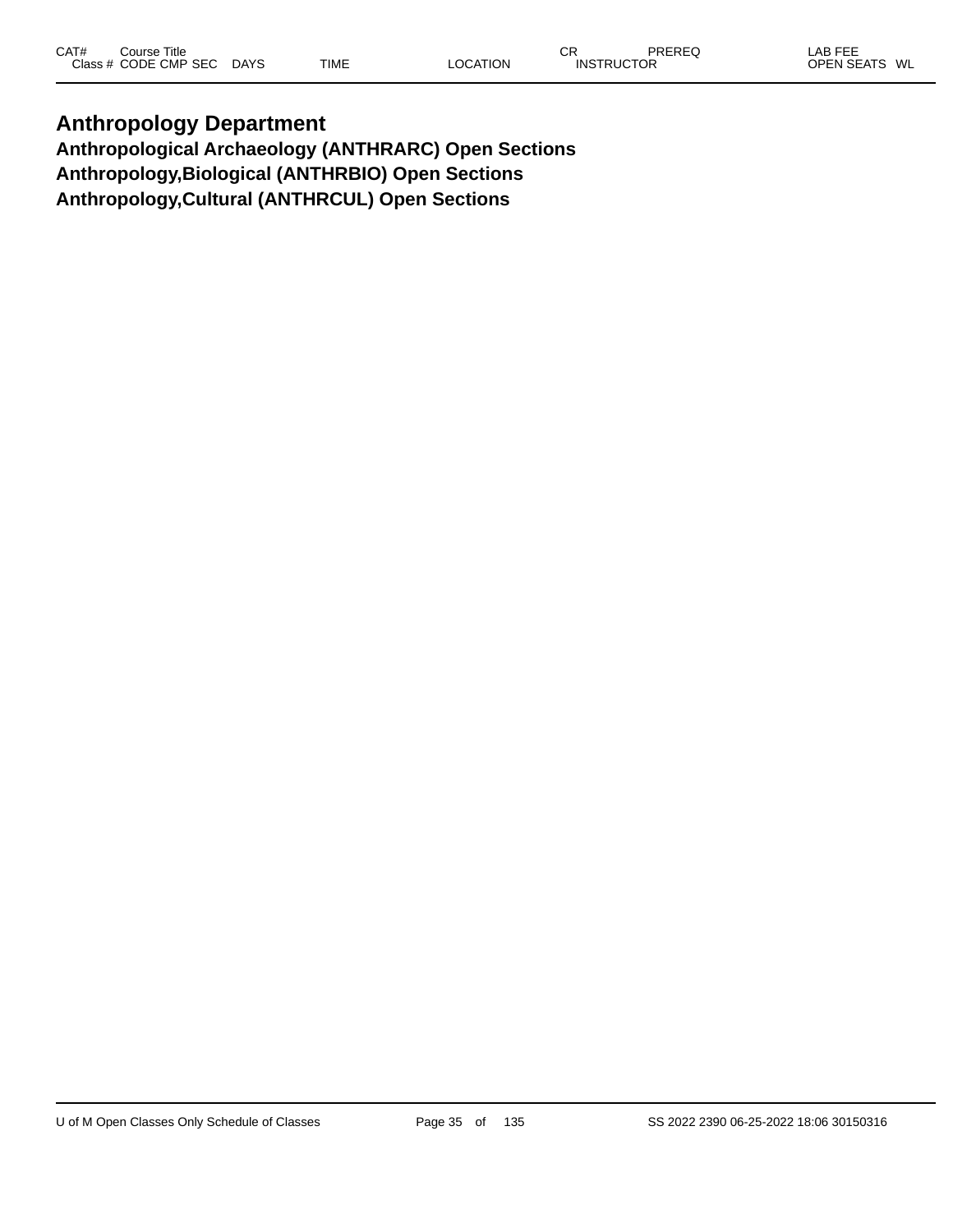| CAT# | Course Title<br>Class # CODE CMP SEC | DAYS | TIME | LOCATION | CR<br>INSTRUCTOR | PREREQ | LAB FEE<br>OPEN SEATS WL |
|---|---|---|---|---|---|---|---|

# Anthropology Department

## Anthropological Archaeology (ANTHRARC) Open Sections

## Anthropology,Biological (ANTHRBIO) Open Sections

## Anthropology,Cultural (ANTHRCUL) Open Sections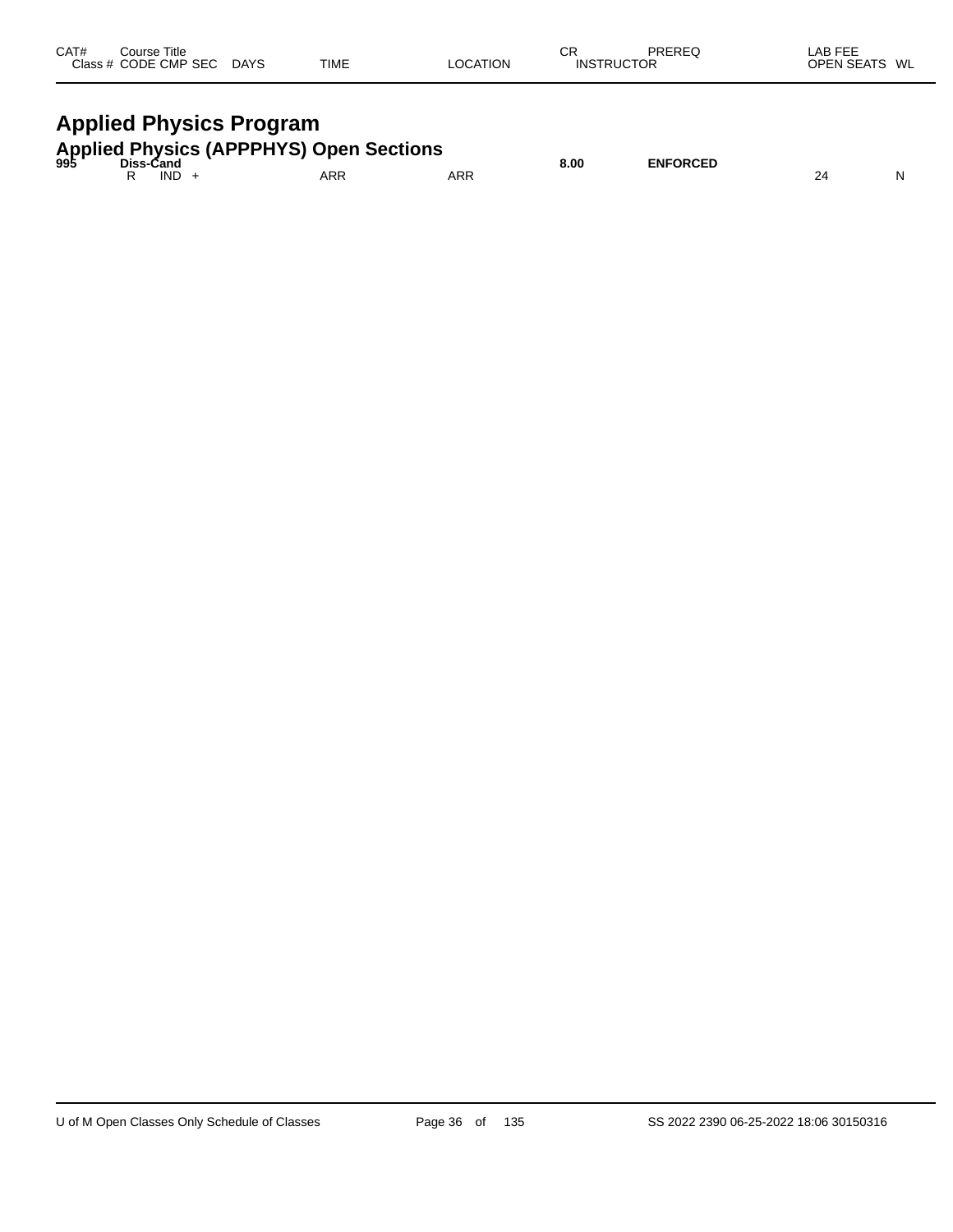| CAT# | Course Title | | | | | | CR | PREREQ | LAB FEE | |
|---|---|---|---|---|---|---|---|---|---|---|
| Class # | CODE | CMP | SEC | DAYS | TIME | LOCATION | INSTRUCTOR | | OPEN SEATS | WL |

# Applied Physics Program

## Applied Physics (APPPHYS) Open Sections

| CAT# | Course Title | | | | | | CR | PREREQ | LAB FEE | |
|---|---|---|---|---|---|---|---|---|---|---|
| **995** | **Diss-Cand** | | | | | | **8.00** | **ENFORCED** | | |
| | R | IND | + | | ARR | ARR | | | 24 | N |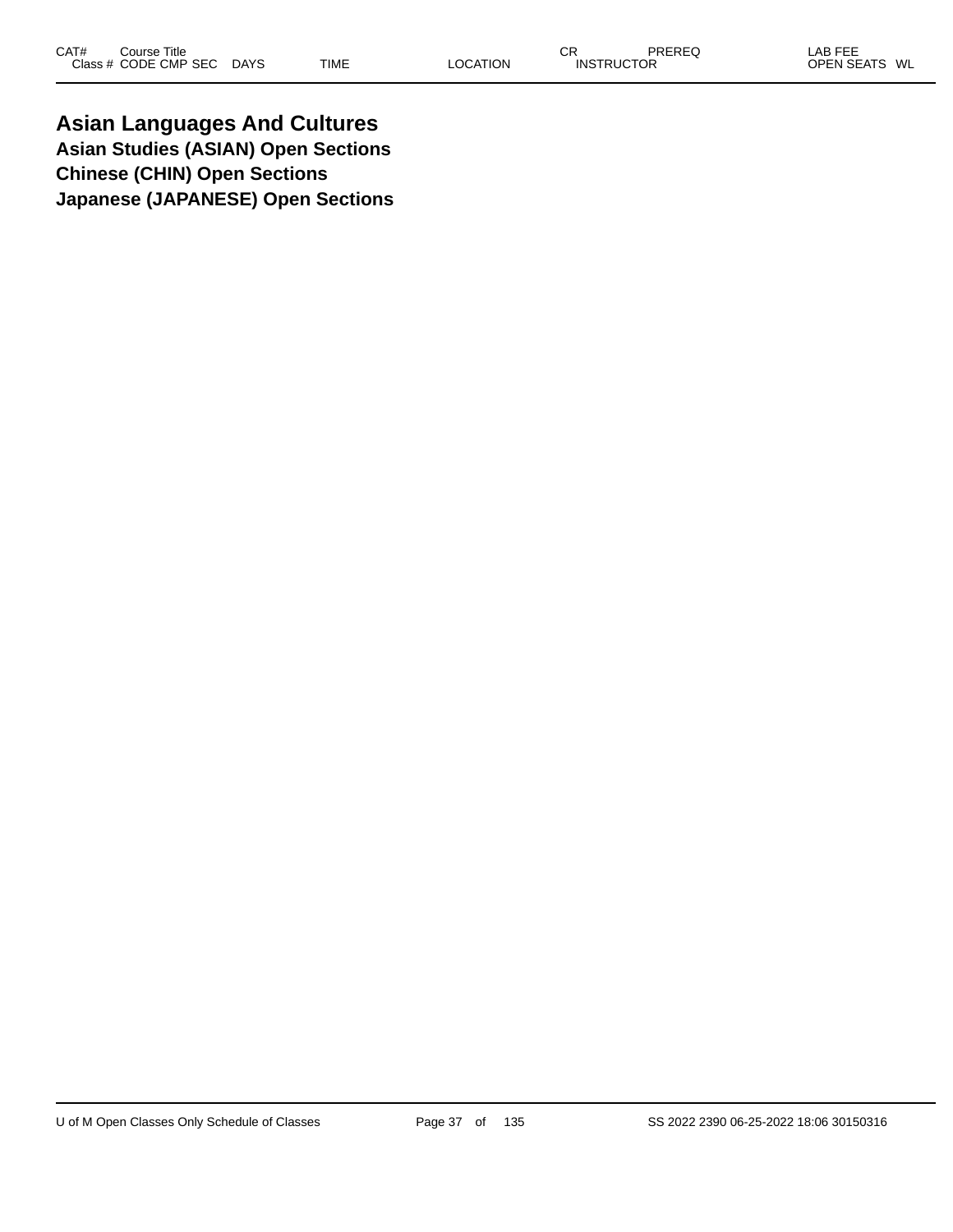| CAT# | Course Title |  |  |  |  | CR | PREREQ | LAB FEE |
|---|---|---|---|---|---|---|---|---|
| Class # | CODE CMP SEC | DAYS | TIME | LOCATION | INSTRUCTOR |  |  | OPEN SEATS WL |

# Asian Languages And Cultures

## Asian Studies (ASIAN) Open Sections

## Chinese (CHIN) Open Sections

## Japanese (JAPANESE) Open Sections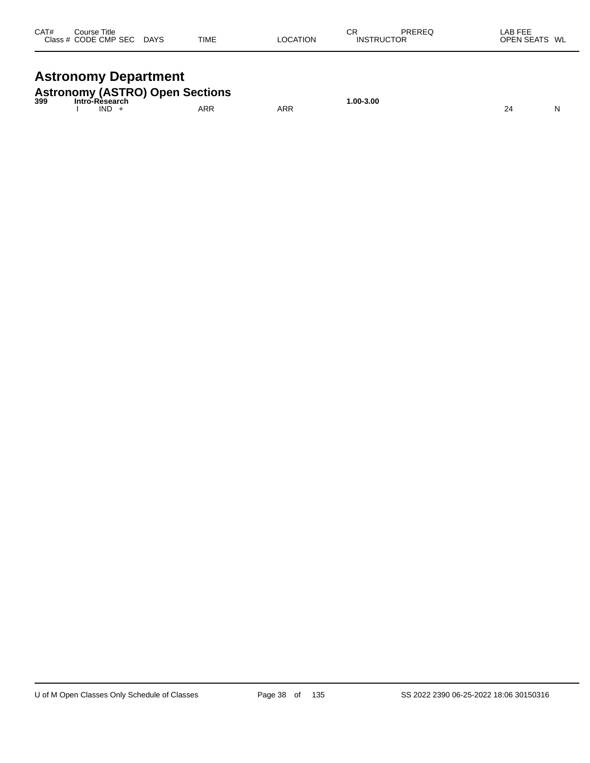| CAT# | Course Title | | | | | | CR | PREREQ | LAB FEE | |
|---|---|---|---|---|---|---|---|---|---|---|
| Class # | CODE | CMP | SEC | DAYS | TIME | LOCATION | INSTRUCTOR | | OPEN SEATS | WL |

# Astronomy Department

## Astronomy (ASTRO) Open Sections

| CAT# | Course Title | | | | | | CR | PREREQ | LAB FEE | |
|---|---|---|---|---|---|---|---|---|---|---|
| **399** | **Intro-Research** | | | | | | **1.00-3.00** | | | |
| | I | IND | + | | ARR | ARR | | | 24 | N |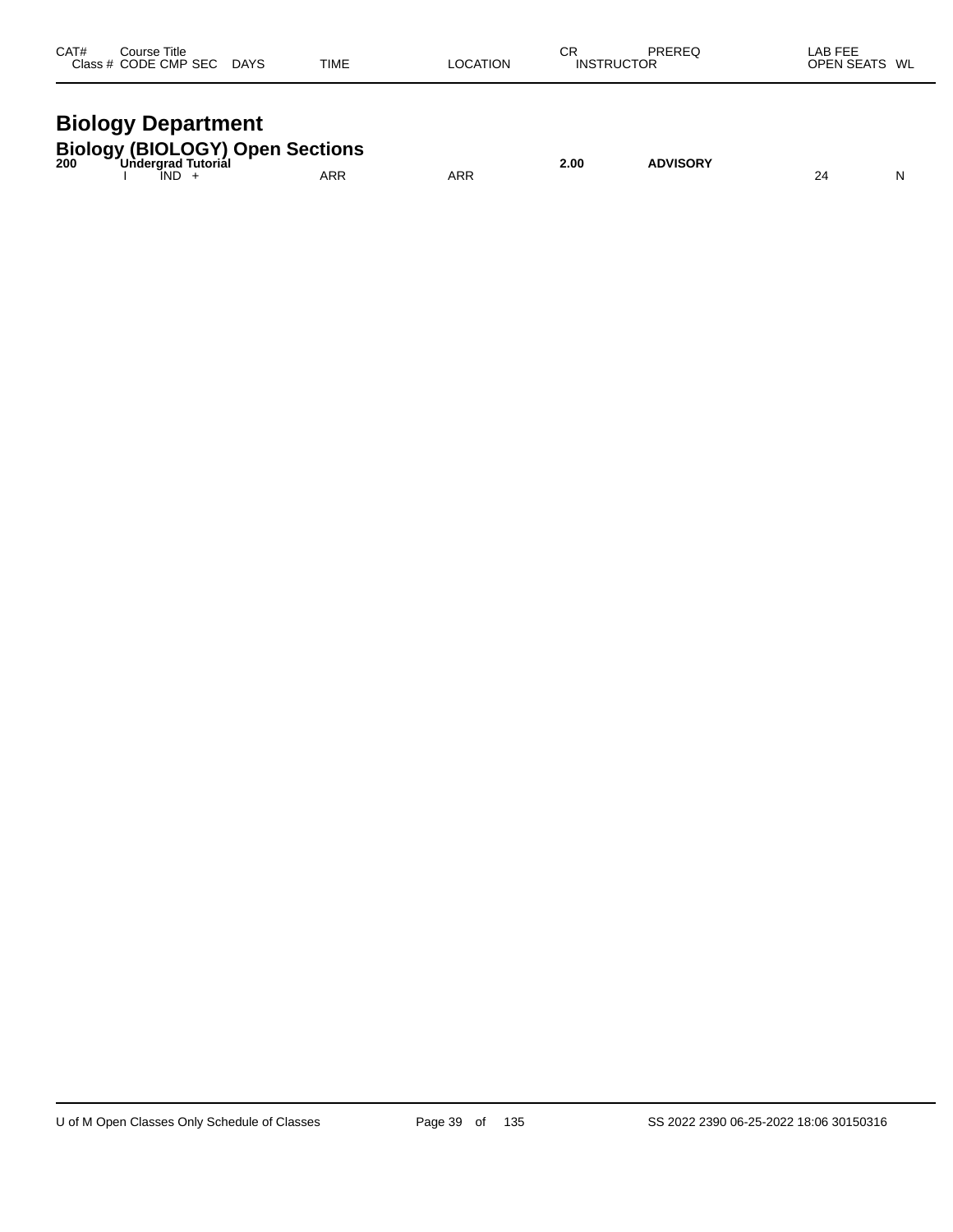| CAT# | Course Title | | | | | CR | PREREQ | LAB FEE | |
|---|---|---|---|---|---|---|---|---|---|
| Class # | CODE CMP SEC | DAYS | TIME | LOCATION | | INSTRUCTOR | | OPEN SEATS | WL |

# Biology Department

## Biology (BIOLOGY) Open Sections

| CAT# | Course Title | | | | | CR | PREREQ | LAB FEE | |
|---|---|---|---|---|---|---|---|---|---|
| **200** | **Undergrad Tutorial** | | | | | **2.00** | **ADVISORY** | | |
| | I IND + | | ARR | ARR | | | | 24 | N |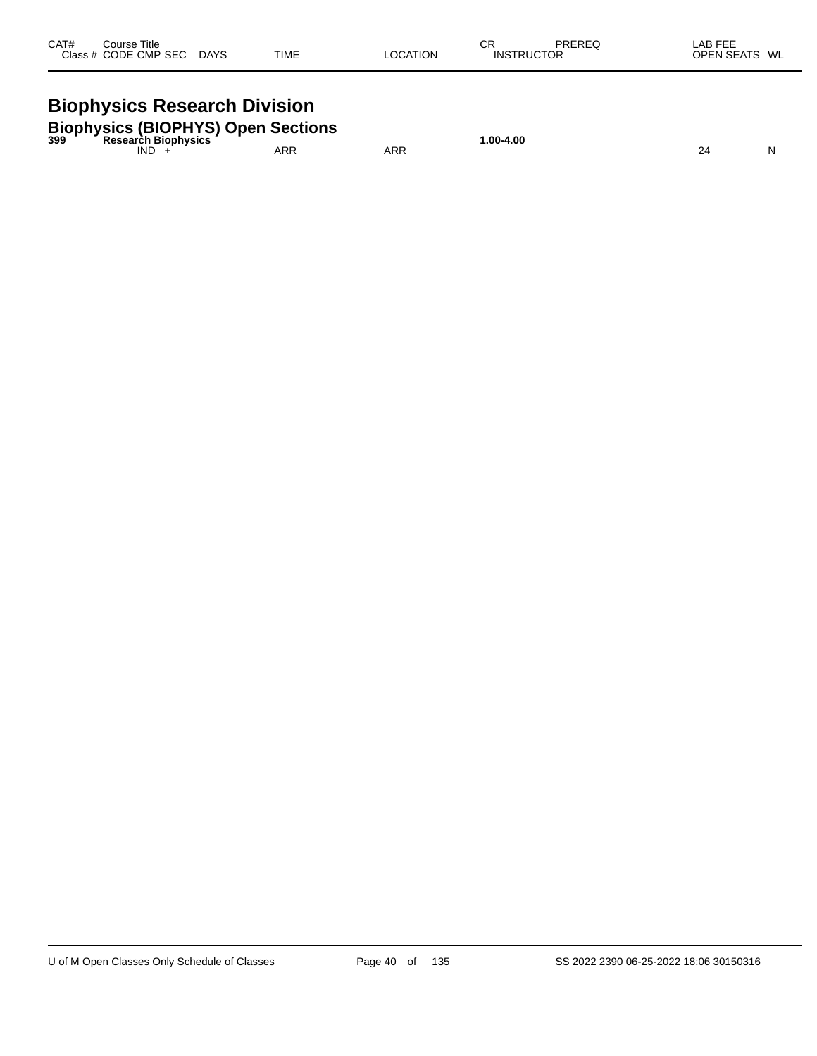| CAT# | Course Title |  |  |  | CR | PREREQ | LAB FEE |  |
|---|---|---|---|---|---|---|---|---|
| Class # | CODE CMP SEC | DAYS | TIME | LOCATION | INSTRUCTOR |  | OPEN SEATS | WL |

# Biophysics Research Division

## Biophysics (BIOPHYS) Open Sections

| CAT# | Course Title |  |  |  | CR | PREREQ | LAB FEE |  |
|---|---|---|---|---|---|---|---|---|
| 399 | **Research Biophysics** |  |  |  | **1.00-4.00** |  |  |  |
|  | IND + |  | ARR | ARR |  |  | 24 | N |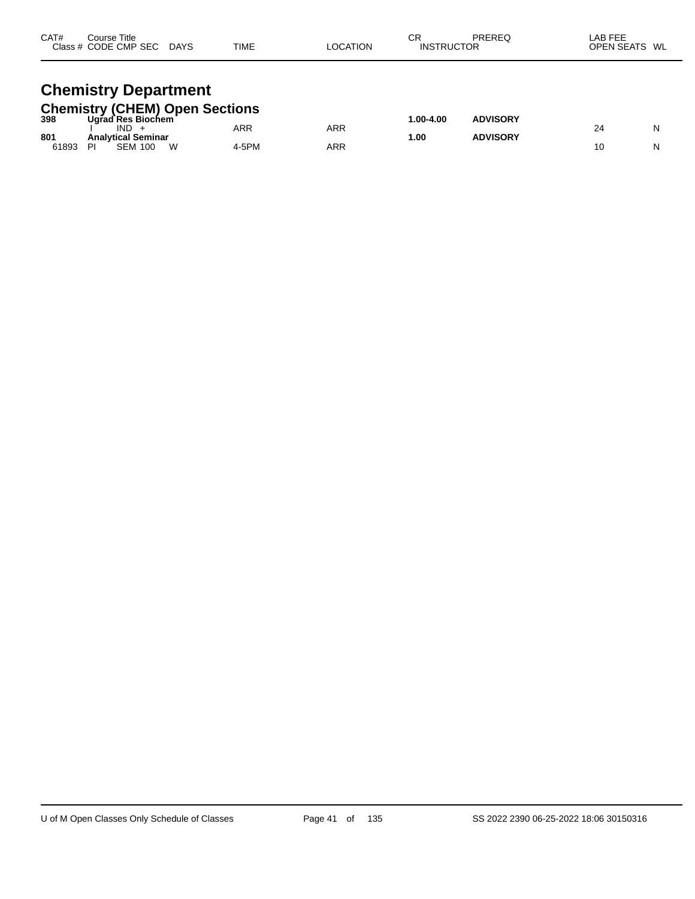| CAT# Class # | Course Title CODE | CMP | SEC | DAYS | TIME | LOCATION | CR INSTRUCTOR | PREREQ | LAB FEE OPEN SEATS | WL |
|---|---|---|---|---|---|---|---|---|---|---|

# Chemistry Department

## Chemistry (CHEM) Open Sections

| CAT# Class # | Course Title CODE | CMP | SEC | DAYS | TIME | LOCATION | CR INSTRUCTOR | PREREQ | LAB FEE OPEN SEATS | WL |
|---|---|---|---|---|---|---|---|---|---|---|
| **398** | **Ugrad Res Biochem** | | | | | | **1.00-4.00** | **ADVISORY** | | |
| | I | IND | + | | ARR | ARR | | | 24 | N |
| **801** | **Analytical Seminar** | | | | | | **1.00** | **ADVISORY** | | |
| 61893 | PI | SEM | 100 | W | 4-5PM | ARR | | | 10 | N |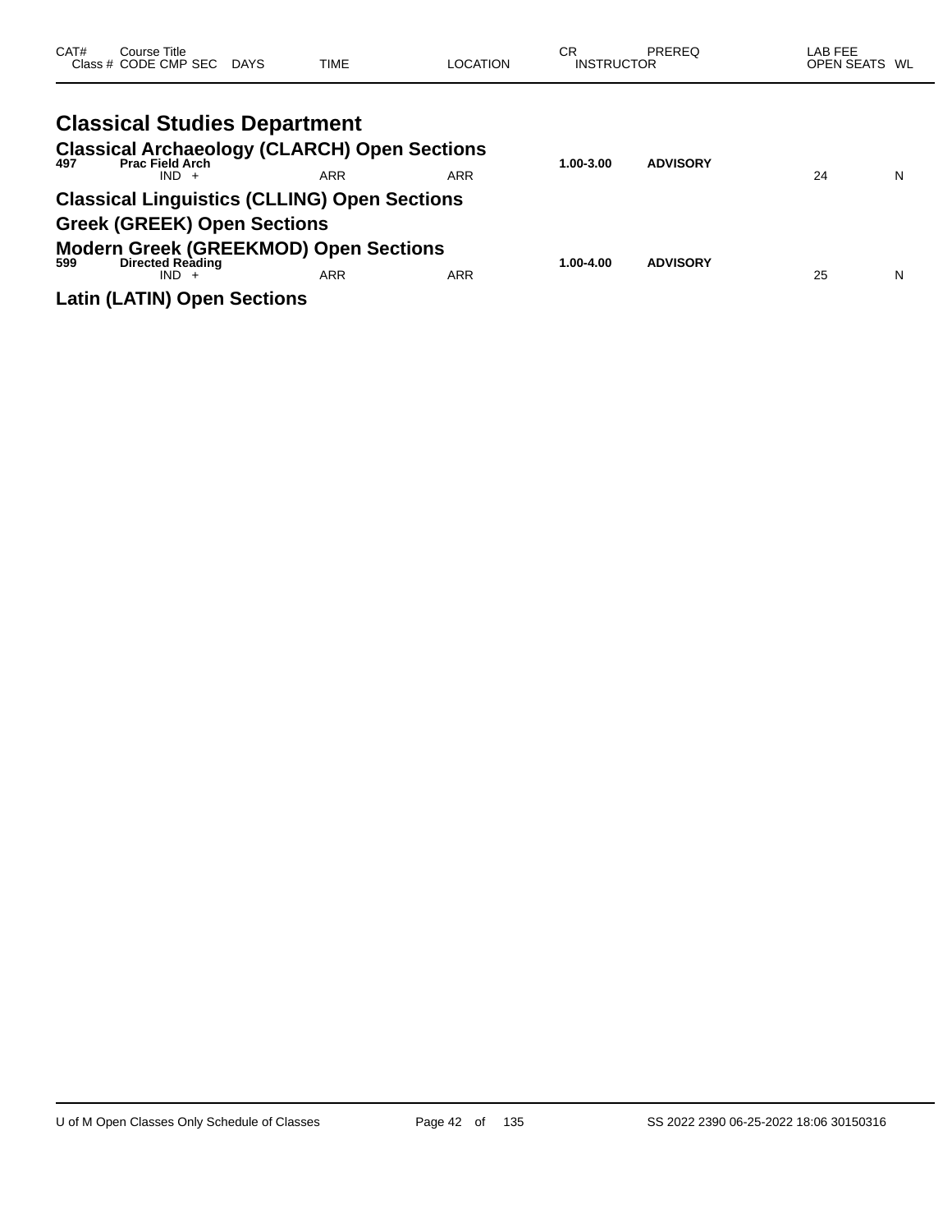| CAT# | Course Title / Class # CODE CMP SEC | DAYS | TIME | LOCATION | CR / INSTRUCTOR | PREREQ | LAB FEE / OPEN SEATS | WL |
|---|---|---|---|---|---|---|---|---|

# Classical Studies Department

## Classical Archaeology (CLARCH) Open Sections

| CAT# | Course Title / Class # CODE CMP SEC | DAYS | TIME | LOCATION | CR / INSTRUCTOR | PREREQ | LAB FEE / OPEN SEATS | WL |
|---|---|---|---|---|---|---|---|---|
| **497** | **Prac Field Arch** | | | | **1.00-3.00** | **ADVISORY** | | |
| | IND + | | ARR | ARR | | | 24 | N |

## Classical Linguistics (CLLING) Open Sections

## Greek (GREEK) Open Sections

## Modern Greek (GREEKMOD) Open Sections

| CAT# | Course Title / Class # CODE CMP SEC | DAYS | TIME | LOCATION | CR / INSTRUCTOR | PREREQ | LAB FEE / OPEN SEATS | WL |
|---|---|---|---|---|---|---|---|---|
| **599** | **Directed Reading** | | | | **1.00-4.00** | **ADVISORY** | | |
| | IND + | | ARR | ARR | | | 25 | N |

## Latin (LATIN) Open Sections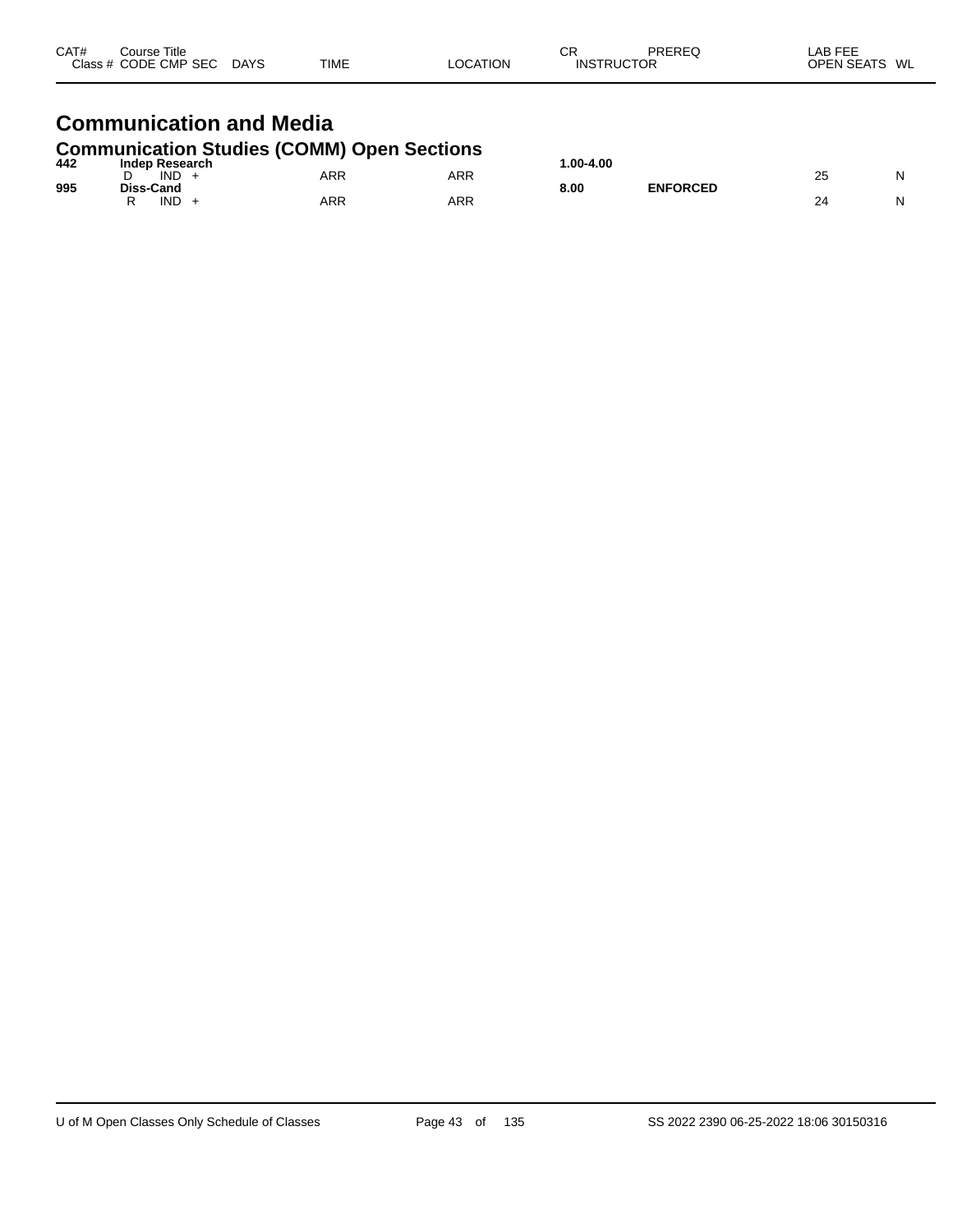| CAT# Class # | Course Title CODE CMP SEC | DAYS | TIME | LOCATION | CR INSTRUCTOR | PREREQ | LAB FEE OPEN SEATS | WL |
|---|---|---|---|---|---|---|---|---|

# Communication and Media

## Communication Studies (COMM) Open Sections

| CAT# Class # | Course Title CODE CMP SEC | DAYS | TIME | LOCATION | CR INSTRUCTOR | PREREQ | LAB FEE OPEN SEATS | WL |
|---|---|---|---|---|---|---|---|---|
| **442** | **Indep Research** | | | | **1.00-4.00** | | | |
| | D IND + | | ARR | ARR | | | 25 | N |
| **995** | **Diss-Cand** | | | | **8.00** | **ENFORCED** | | |
| | R IND + | | ARR | ARR | | | 24 | N |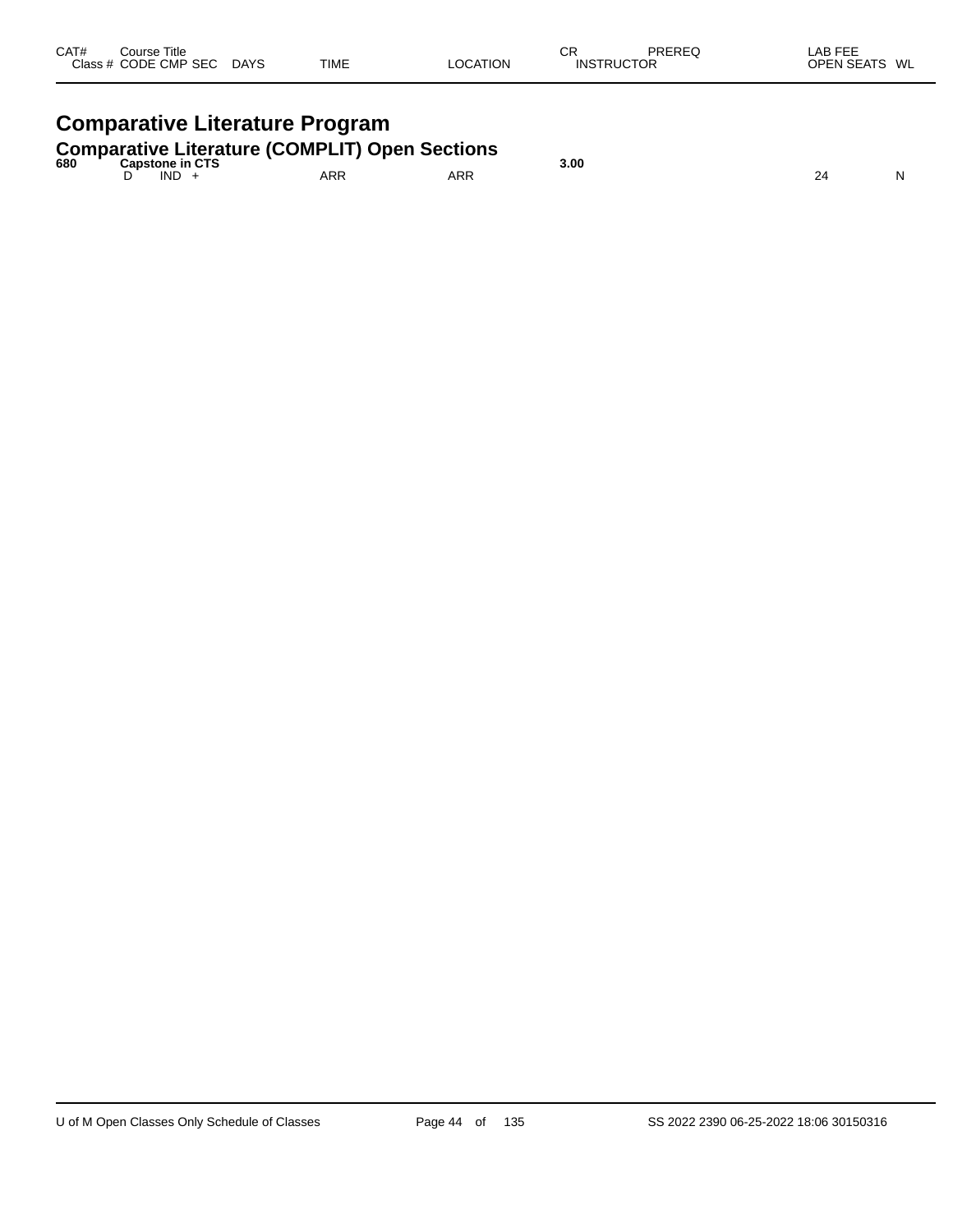| CAT# | Course Title | | | | | | CR | PREREQ | LAB FEE | |
|---|---|---|---|---|---|---|---|---|---|---|
| Class # | CODE | CMP | SEC | DAYS | TIME | LOCATION | INSTRUCTOR | | OPEN SEATS | WL |

# Comparative Literature Program

## Comparative Literature (COMPLIT) Open Sections

| CAT# | Course Title | | | | | | CR | PREREQ | LAB FEE | |
|---|---|---|---|---|---|---|---|---|---|---|
| **680** | **Capstone in CTS** | | | | | | **3.00** | | | |
| | D | IND | + | | ARR | ARR | | | 24 | N |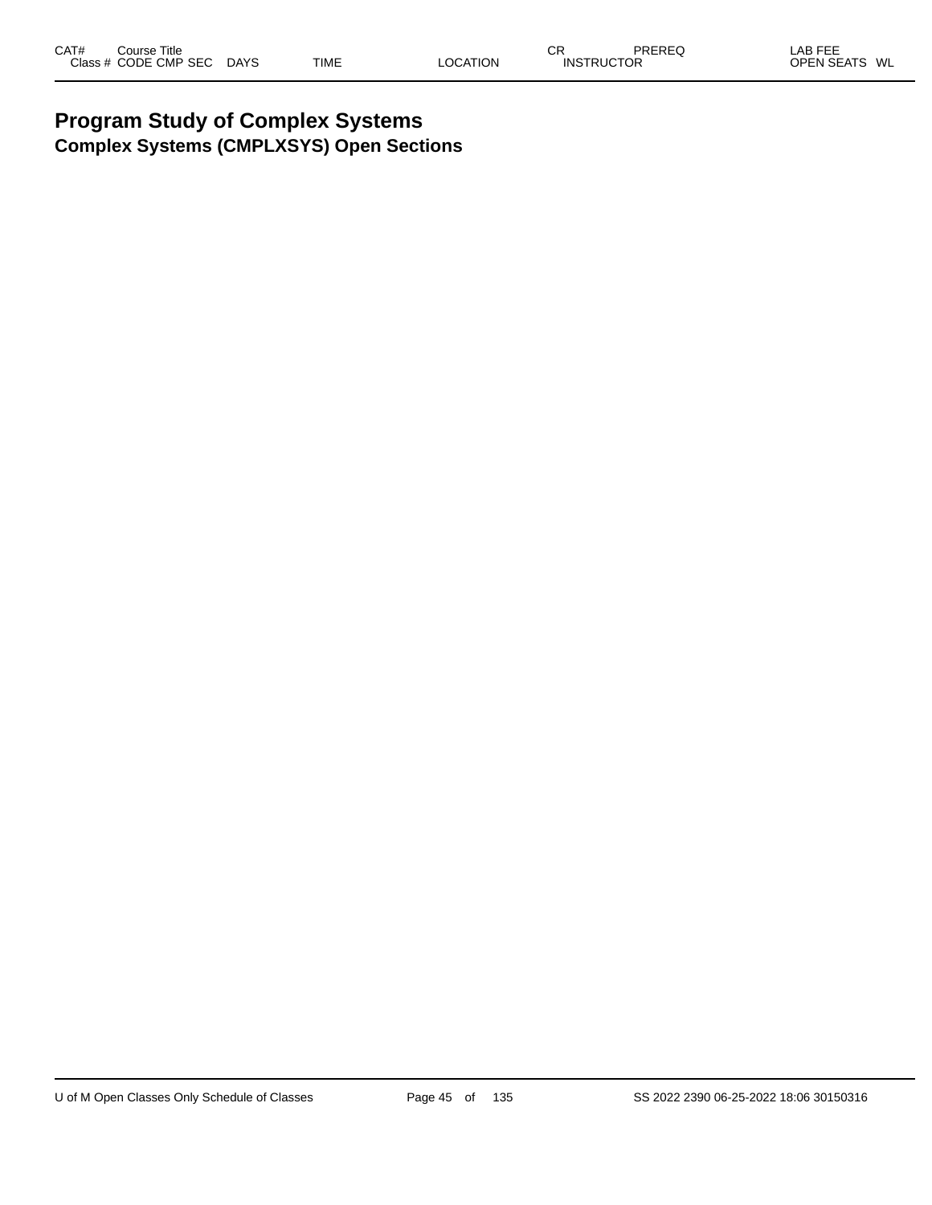# Program Study of Complex Systems

## Complex Systems (CMPLXSYS) Open Sections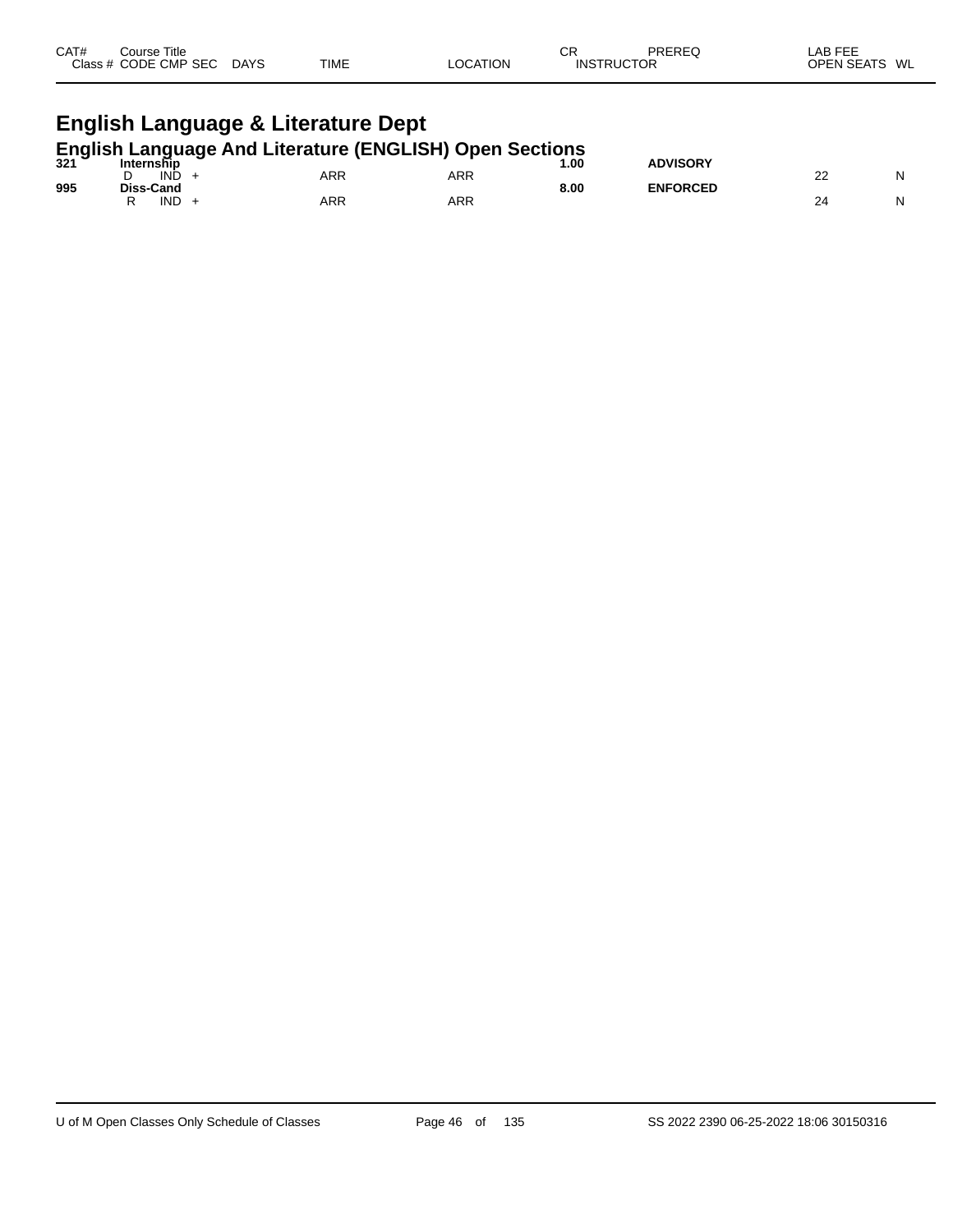| CAT# | Course Title | | | | | | CR | PREREQ | LAB FEE | |
|---|---|---|---|---|---|---|---|---|---|---|
| Class # | CODE | CMP | SEC | DAYS | TIME | LOCATION | INSTRUCTOR | | OPEN SEATS | WL |

# English Language & Literature Dept

## English Language And Literature (ENGLISH) Open Sections

| CAT# | Course Title | | | | | | CR | PREREQ | OPEN SEATS | WL |
|---|---|---|---|---|---|---|---|---|---|---|
| **321** | **Internship** | | | | | | **1.00** | **ADVISORY** | | |
| | D | IND | + | | ARR | ARR | | | 22 | N |
| **995** | **Diss-Cand** | | | | | | **8.00** | **ENFORCED** | | |
| | R | IND | + | | ARR | ARR | | | 24 | N |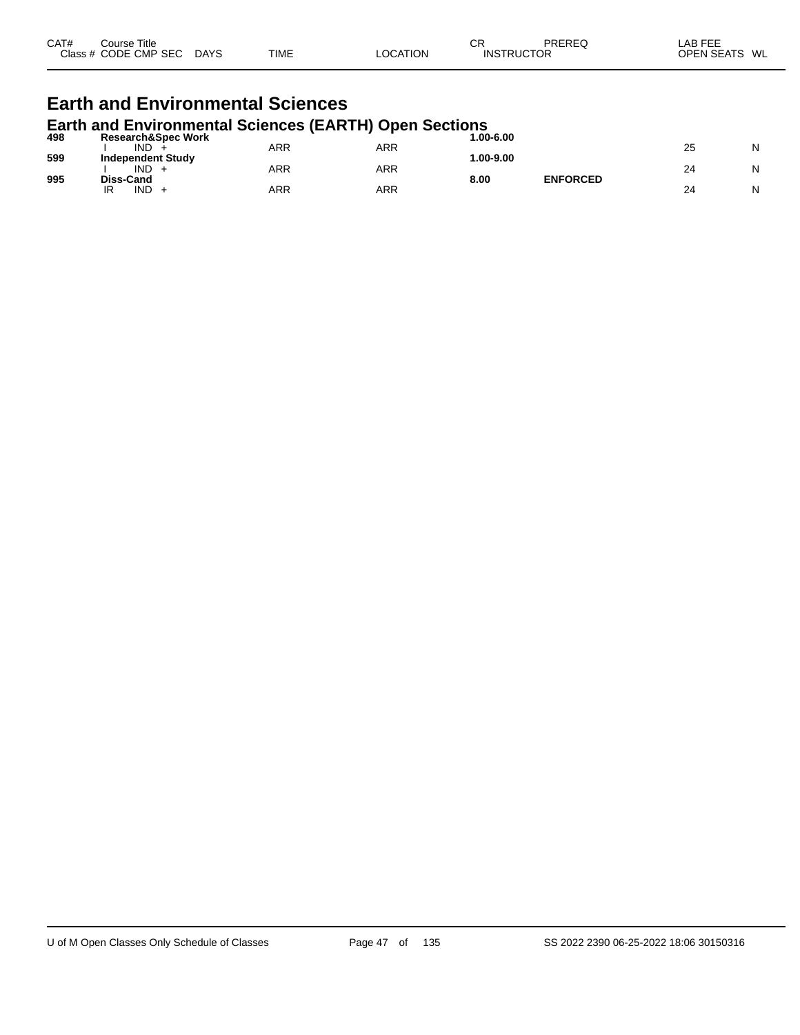| CAT# | Course Title<br>Class # CODE CMP SEC DAYS | TIME | LOCATION | CR<br>INSTRUCTOR | PREREQ | LAB FEE<br>OPEN SEATS | WL |
|---|---|---|---|---|---|---|---|

# Earth and Environmental Sciences

## Earth and Environmental Sciences (EARTH) Open Sections

| CAT# | Course Title<br>Class # CODE CMP SEC DAYS | TIME | LOCATION | CR<br>INSTRUCTOR | PREREQ | LAB FEE<br>OPEN SEATS | WL |
|---|---|---|---|---|---|---|---|
| **498** | **Research&Spec Work** | | | **1.00-6.00** | | | |
| | I IND + | ARR | ARR | | | 25 | N |
| **599** | **Independent Study** | | | **1.00-9.00** | | | |
| | I IND + | ARR | ARR | | | 24 | N |
| **995** | **Diss-Cand** | | | **8.00** | **ENFORCED** | | |
| | IR IND + | ARR | ARR | | | 24 | N |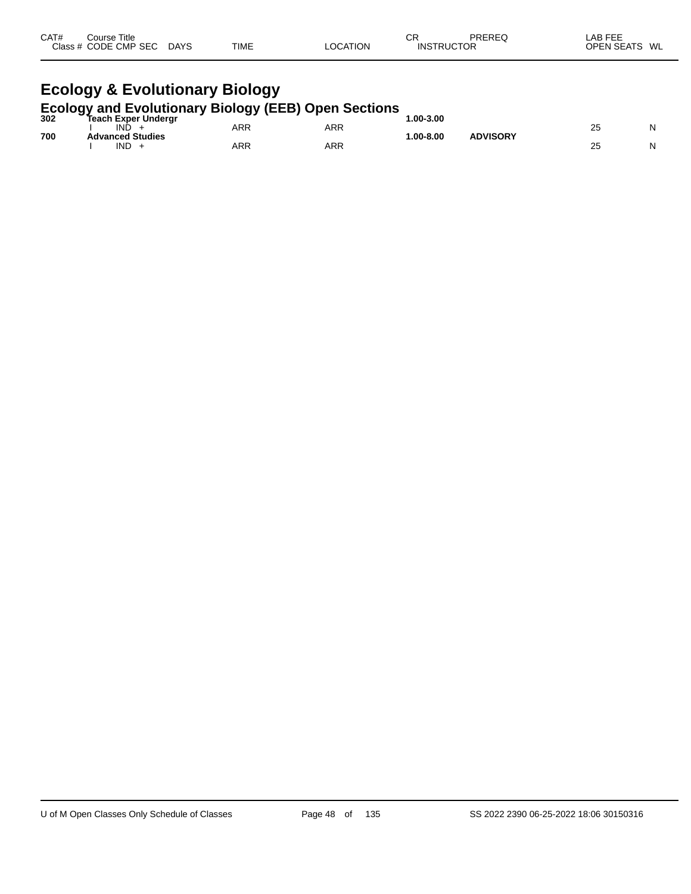| CAT# | Course Title | | | | | | CR | PREREQ | LAB FEE | |
|---|---|---|---|---|---|---|---|---|---|---|
| Class # | CODE | CMP | SEC | DAYS | TIME | LOCATION | INSTRUCTOR | | OPEN SEATS | WL |

# Ecology & Evolutionary Biology

## Ecology and Evolutionary Biology (EEB) Open Sections

| CAT# | Course Title | | | | | | CR | PREREQ | OPEN SEATS | WL |
|---|---|---|---|---|---|---|---|---|---|---|
| **302** | **Teach Exper Undergr** | | | | | | **1.00-3.00** | | | |
| | I | IND | + | | ARR | ARR | | | 25 | N |
| **700** | **Advanced Studies** | | | | | | **1.00-8.00** | **ADVISORY** | | |
| | I | IND | + | | ARR | ARR | | | 25 | N |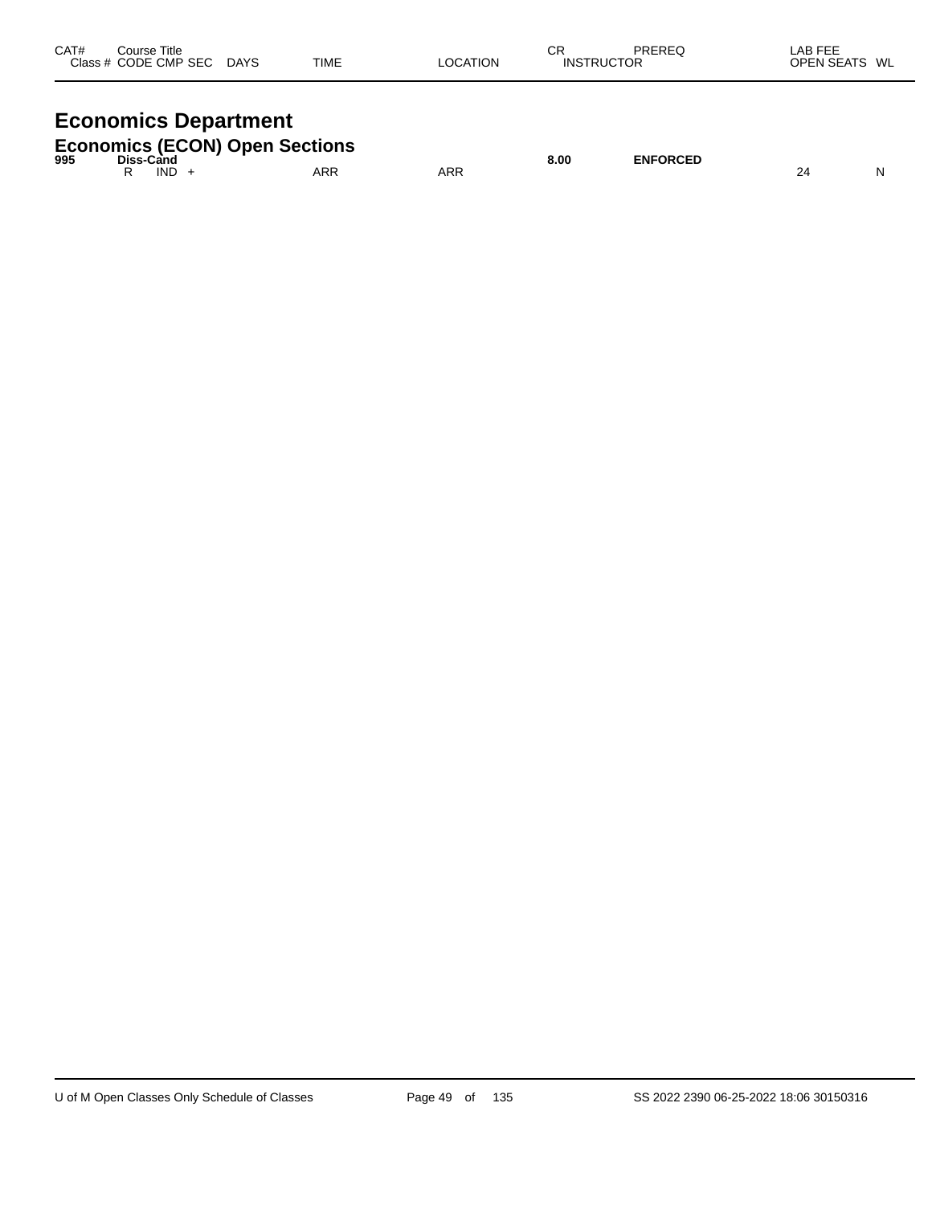| CAT# | Course Title<br>Class # CODE CMP SEC DAYS | TIME | LOCATION | CR<br>INSTRUCTOR | PREREQ | LAB FEE<br>OPEN SEATS | WL |
|---|---|---|---|---|---|---|---|

# Economics Department

## Economics (ECON) Open Sections

| CAT# | Course Title / Class # CODE CMP SEC DAYS | TIME | LOCATION | CR / INSTRUCTOR | PREREQ | LAB FEE / OPEN SEATS | WL |
|---|---|---|---|---|---|---|---|
| **995** | **Diss-Cand** | | | **8.00** | **ENFORCED** | | |
| | R IND + | ARR | ARR | | | 24 | N |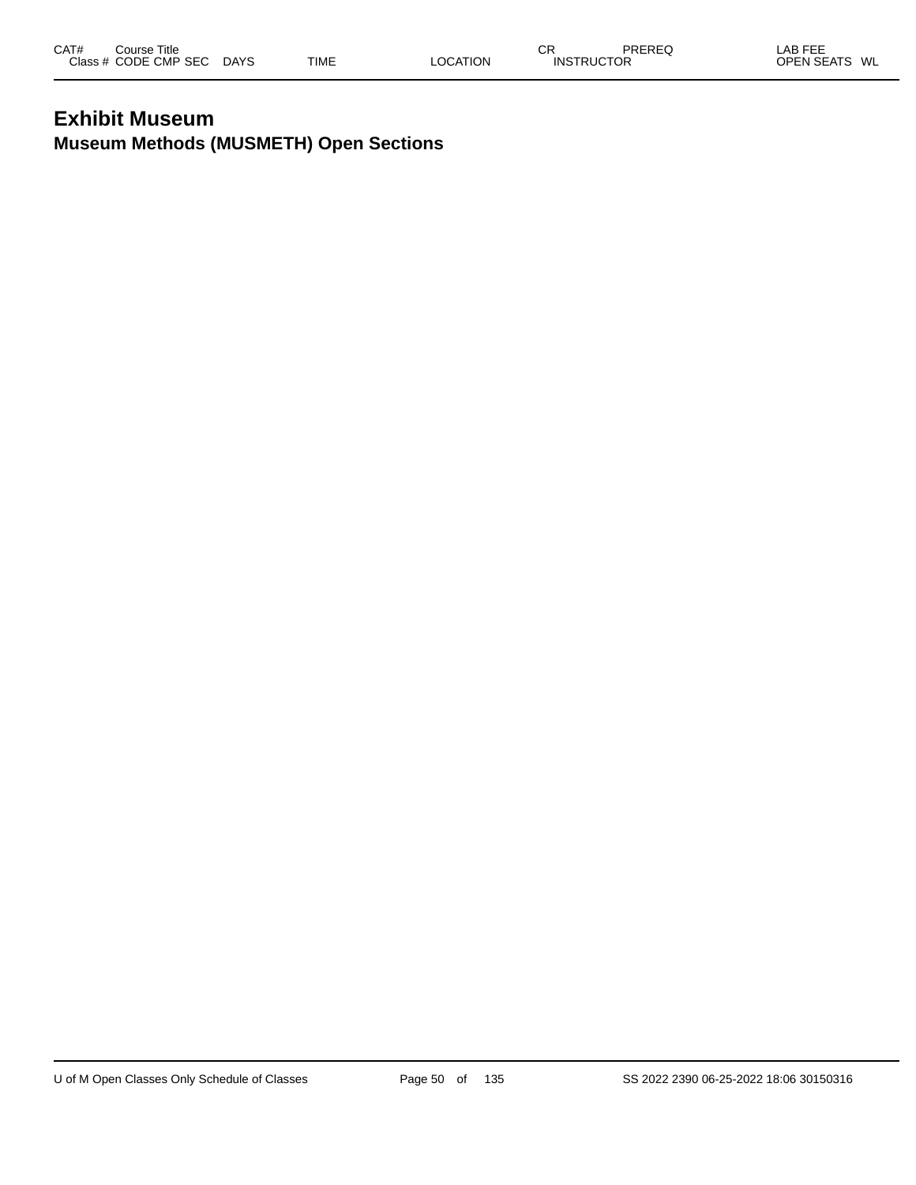# Exhibit Museum

## Museum Methods (MUSMETH) Open Sections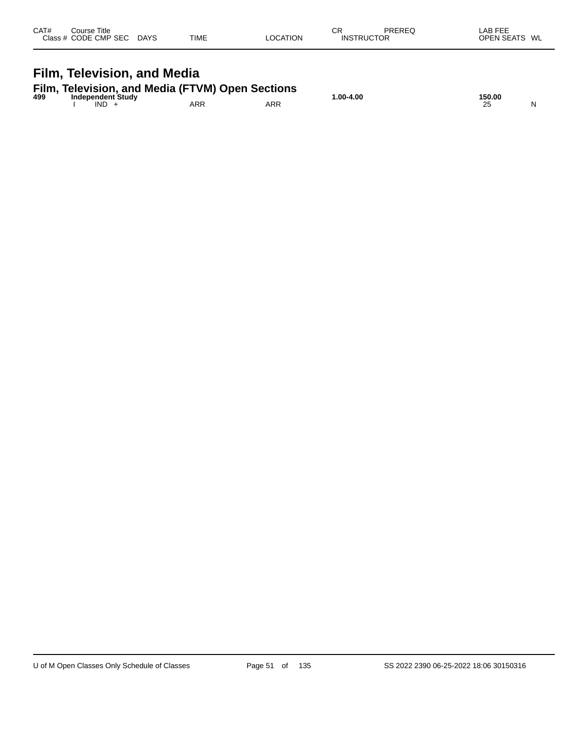| CAT# | Course Title<br>Class # CODE CMP SEC | DAYS | TIME | LOCATION | CR<br>INSTRUCTOR | PREREQ | LAB FEE<br>OPEN SEATS | WL |
|---|---|---|---|---|---|---|---|---|

# Film, Television, and Media

## Film, Television, and Media (FTVM) Open Sections

| CAT# | Course Title<br>Class # CODE CMP SEC | DAYS | TIME | LOCATION | CR<br>INSTRUCTOR | PREREQ | LAB FEE<br>OPEN SEATS | WL |
|---|---|---|---|---|---|---|---|---|
| **499** | **Independent Study** | | | | **1.00-4.00** | | **150.00** | |
| | I IND + | | ARR | ARR | | | 25 | N |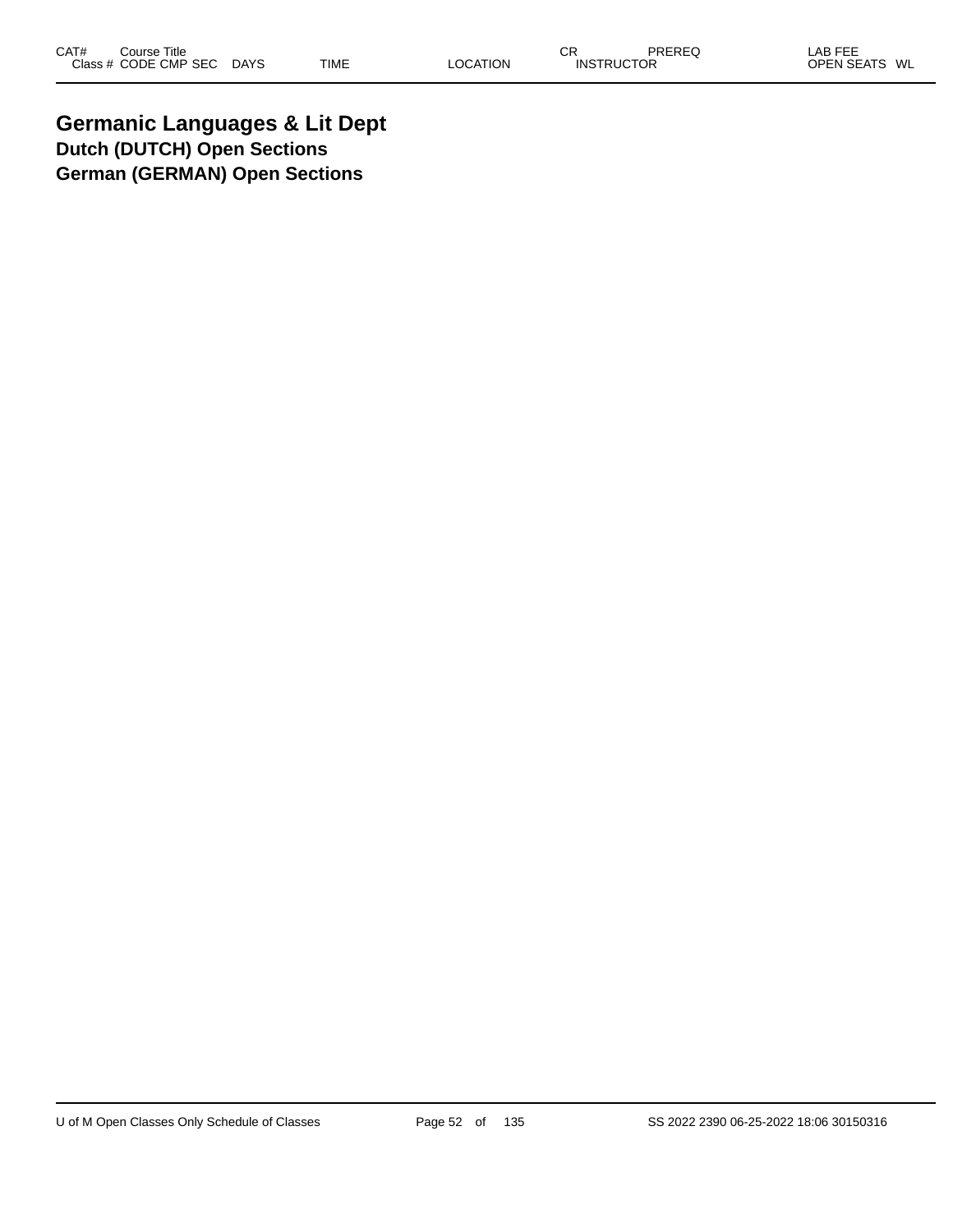| CAT# | Course Title | | | | | | CR | PREREQ | LAB FEE |
|---|---|---|---|---|---|---|---|---|---|
| Class # | CODE | CMP | SEC | DAYS | TIME | LOCATION | INSTRUCTOR | | OPEN SEATS WL |

# Germanic Languages & Lit Dept

## Dutch (DUTCH) Open Sections

## German (GERMAN) Open Sections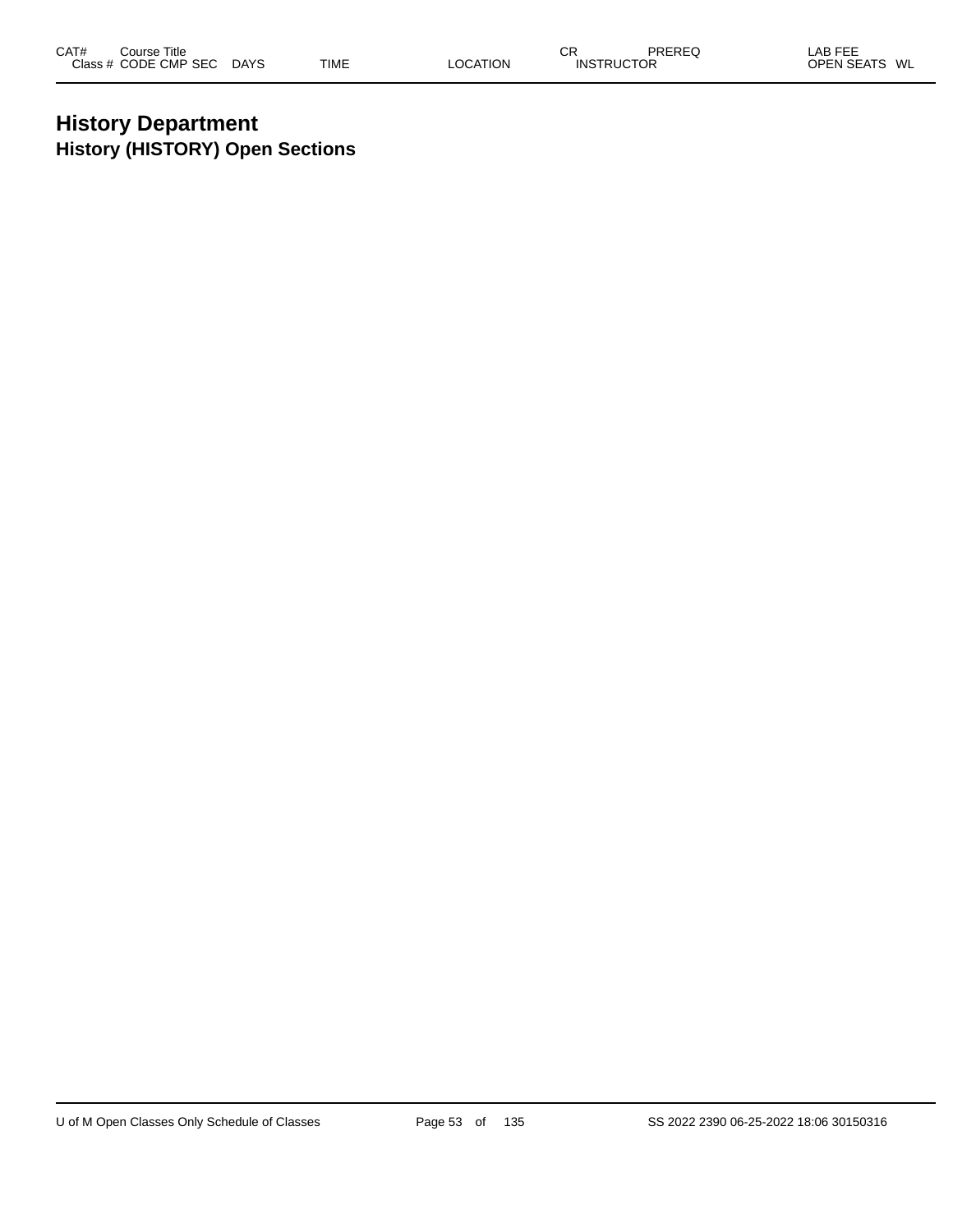| CAT# | Course Title | | | | | | CR | PREREQ | LAB FEE |
|---|---|---|---|---|---|---|---|---|---|
| Class # | CODE CMP SEC | DAYS | TIME | LOCATION | INSTRUCTOR | | | | OPEN SEATS WL |

# History Department

## History (HISTORY) Open Sections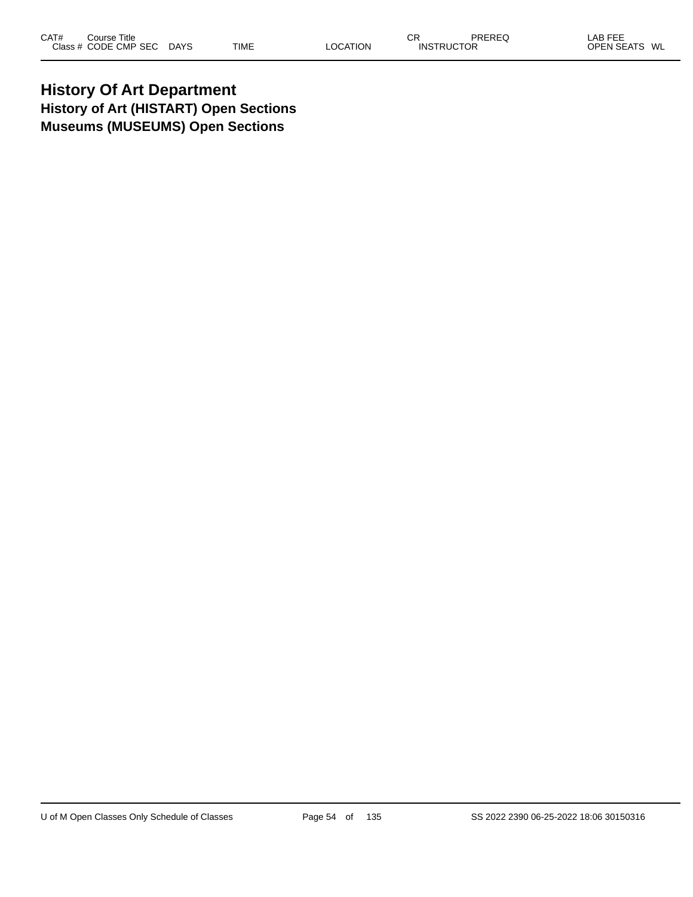# History Of Art Department

## History of Art (HISTART) Open Sections

## Museums (MUSEUMS) Open Sections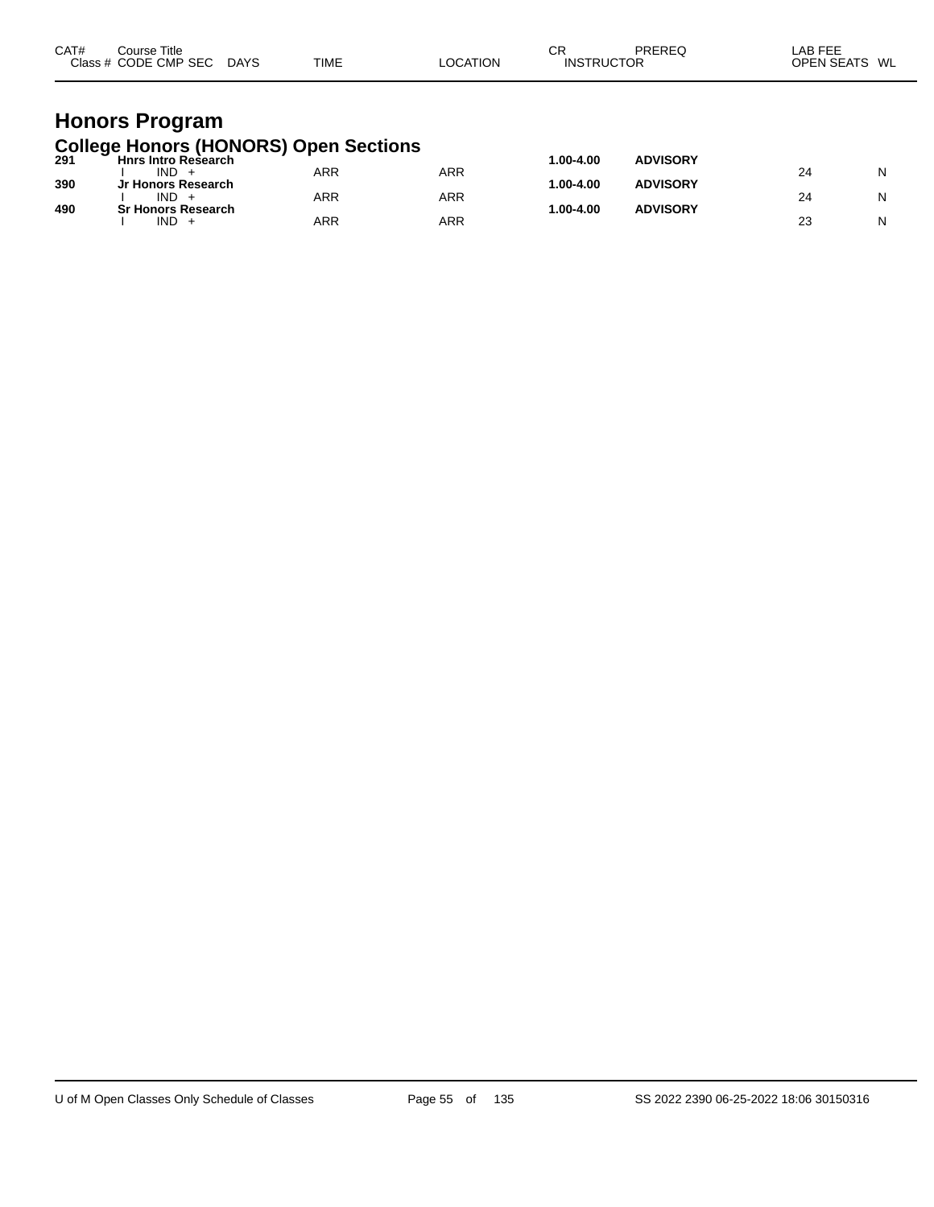| CAT# | Course Title<br>Class # CODE CMP SEC DAYS | TIME | LOCATION | CR<br>INSTRUCTOR | PREREQ | LAB FEE<br>OPEN SEATS | WL |
|---|---|---|---|---|---|---|---|

# Honors Program

## College Honors (HONORS) Open Sections

| CAT# | Course Title / Class # CODE CMP SEC DAYS | TIME | LOCATION | CR / INSTRUCTOR | PREREQ | OPEN SEATS | WL |
|---|---|---|---|---|---|---|---|
| **291** | **Hnrs Intro Research** | | | **1.00-4.00** | **ADVISORY** | | |
| | I IND + | ARR | ARR | | | 24 | N |
| **390** | **Jr Honors Research** | | | **1.00-4.00** | **ADVISORY** | | |
| | I IND + | ARR | ARR | | | 24 | N |
| **490** | **Sr Honors Research** | | | **1.00-4.00** | **ADVISORY** | | |
| | I IND + | ARR | ARR | | | 23 | N |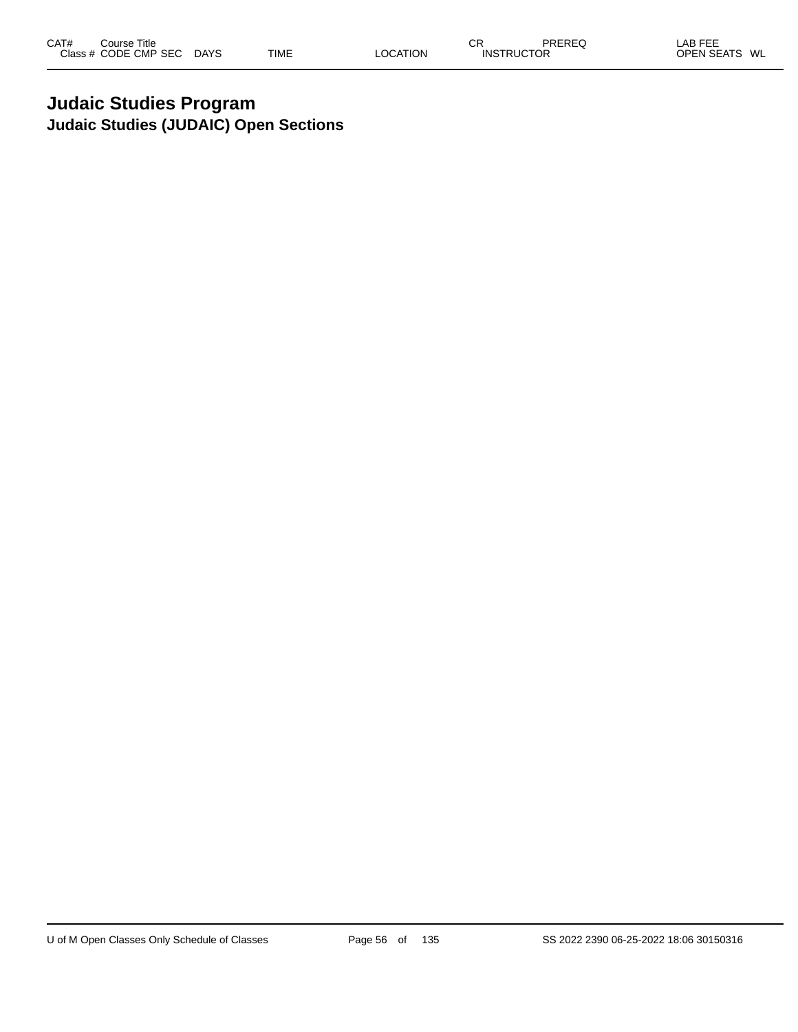# Judaic Studies Program

## Judaic Studies (JUDAIC) Open Sections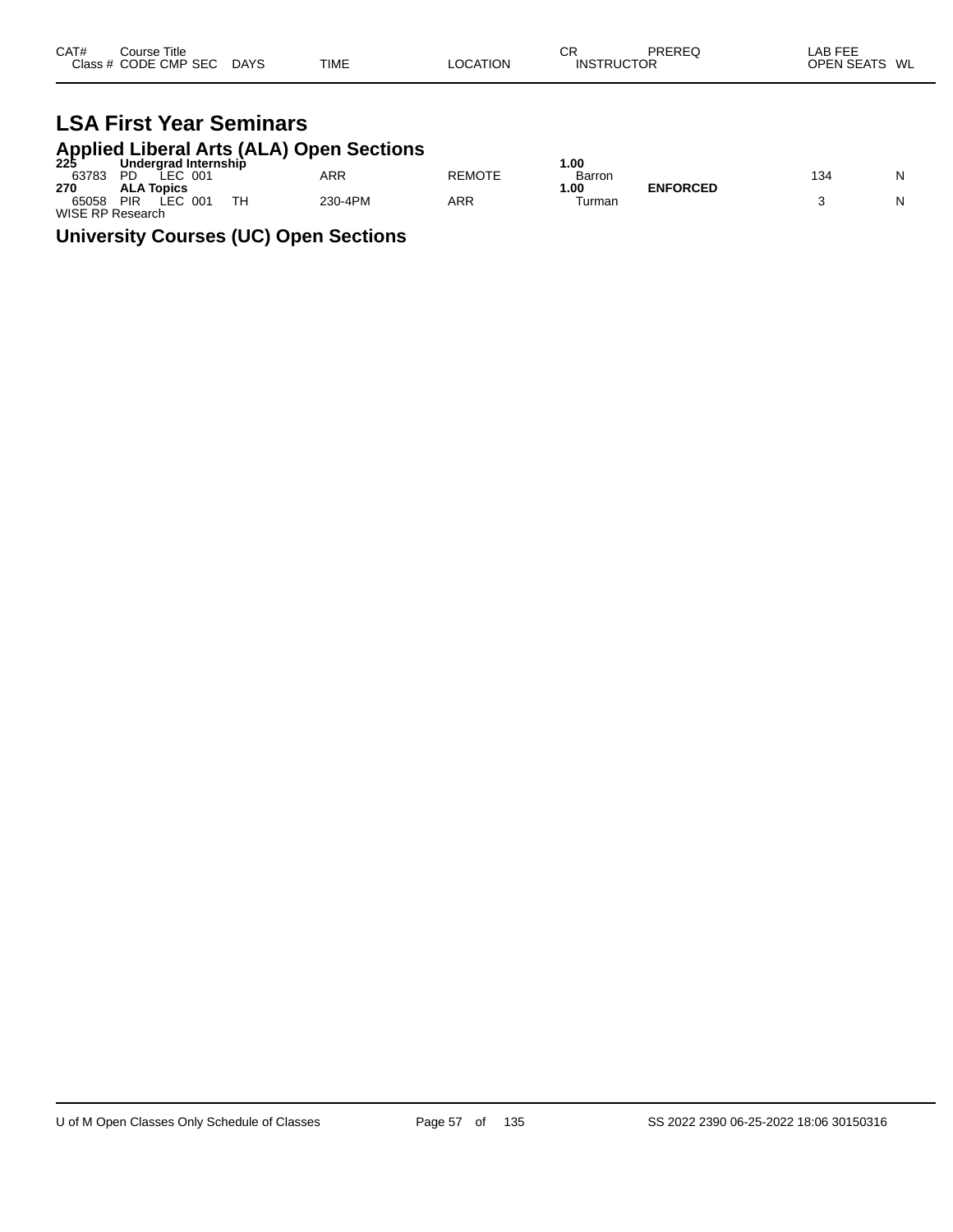| CAT# Class # | Course Title CODE | CMP | SEC | DAYS | TIME | LOCATION | CR INSTRUCTOR | PREREQ | LAB FEE OPEN SEATS | WL |
|---|---|---|---|---|---|---|---|---|---|---|

# LSA First Year Seminars

## Applied Liberal Arts (ALA) Open Sections

| CAT# Class # | Course Title CODE | CMP | SEC | DAYS | TIME | LOCATION | CR INSTRUCTOR | PREREQ | LAB FEE OPEN SEATS | WL |
|---|---|---|---|---|---|---|---|---|---|---|
| **225** | **Undergrad Internship** | | | | | | **1.00** | | | |
| 63783 | PD | LEC | 001 | | ARR | REMOTE | Barron | | 134 | N |
| **270** | **ALA Topics** | | | | | | **1.00** | **ENFORCED** | | |
| 65058 | PIR | LEC | 001 | TH | 230-4PM | ARR | Turman | | 3 | N |
| WISE RP Research | | | | | | | | | | |

## University Courses (UC) Open Sections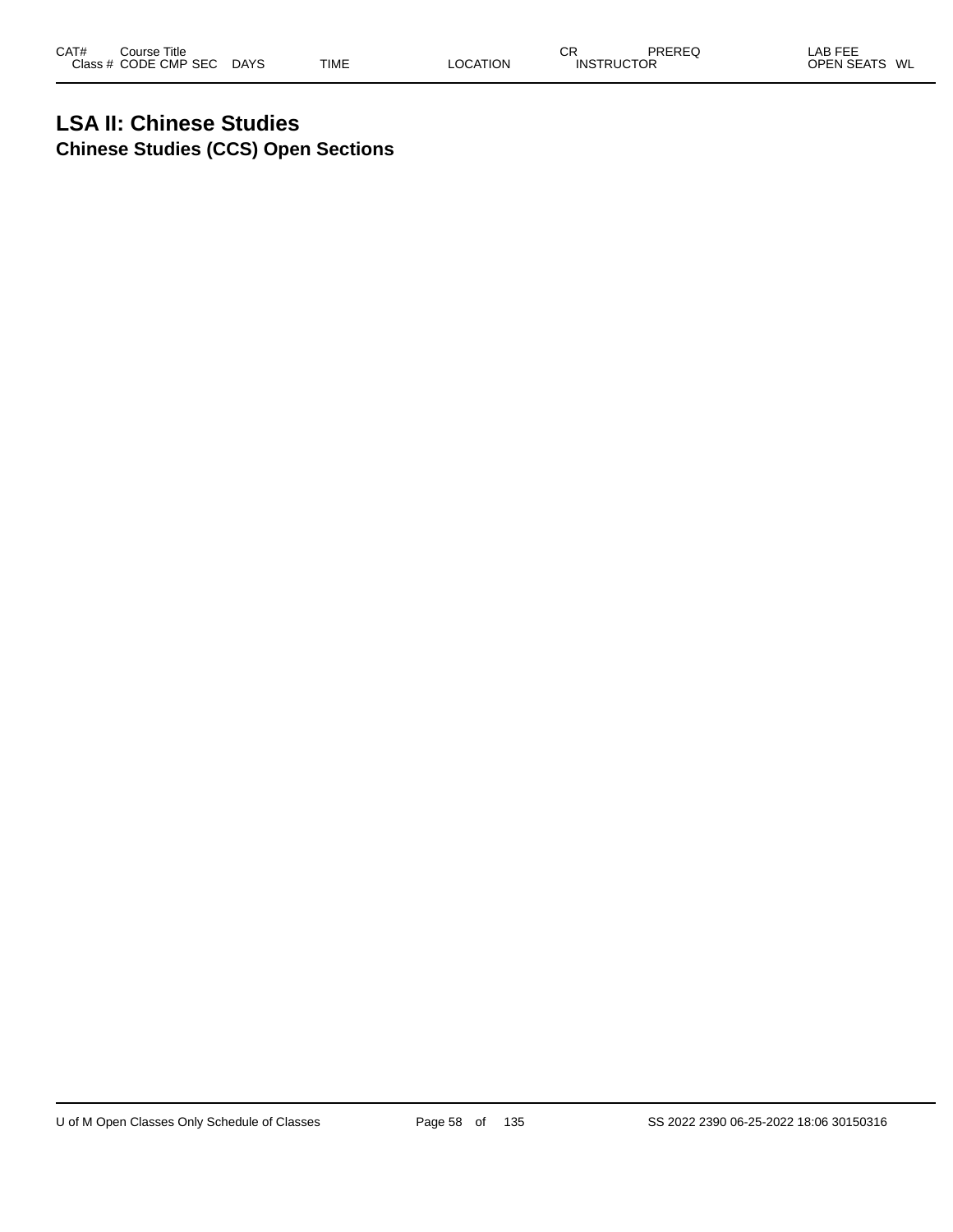# LSA II: Chinese Studies

## Chinese Studies (CCS) Open Sections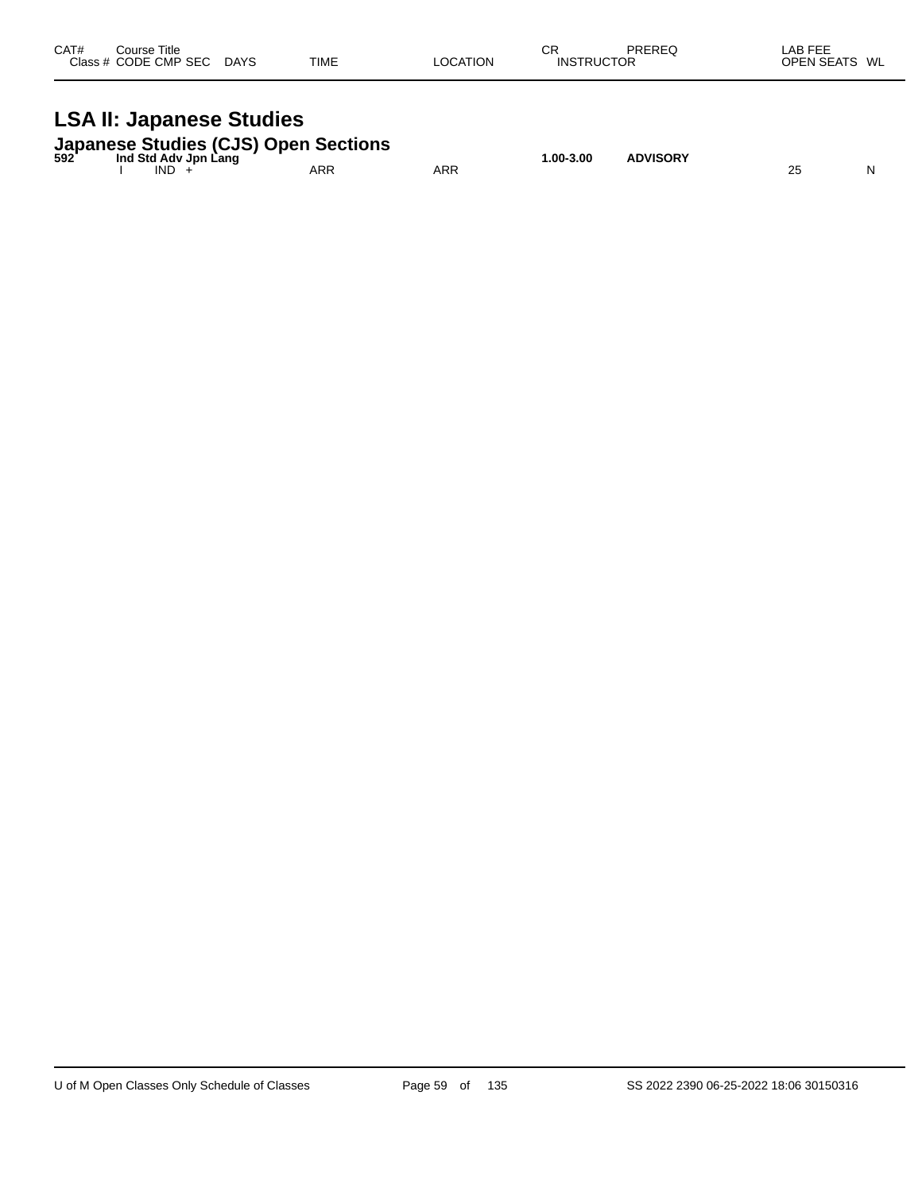| CAT# | Course Title | | | | | CR | PREREQ | LAB FEE | |
|---|---|---|---|---|---|---|---|---|---|
| | Class # CODE CMP SEC | DAYS | TIME | LOCATION | INSTRUCTOR | | | OPEN SEATS | WL |

# LSA II: Japanese Studies

## Japanese Studies (CJS) Open Sections

| CAT# | Course Title | | | | | CR | PREREQ | LAB FEE | |
|---|---|---|---|---|---|---|---|---|---|
| **592** | **Ind Std Adv Jpn Lang** | | | | | **1.00-3.00** | **ADVISORY** | | |
| | I IND + | | ARR | ARR | | | | 25 | N |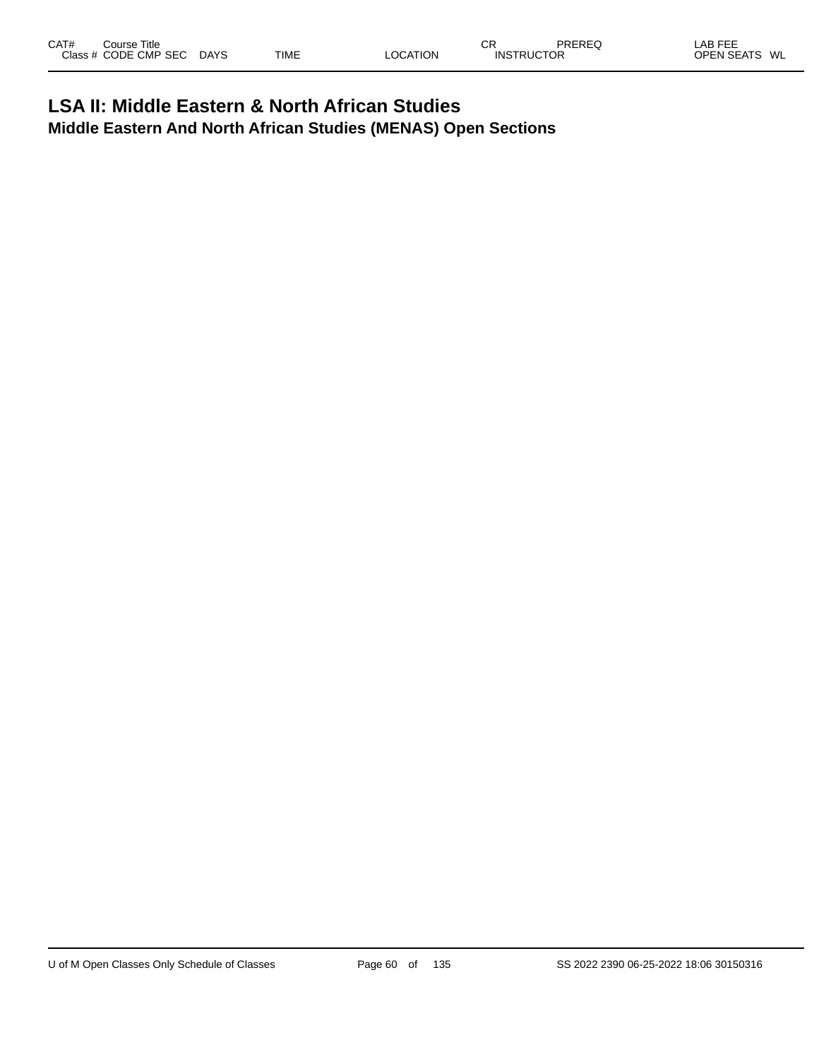# LSA II: Middle Eastern & North African Studies

## Middle Eastern And North African Studies (MENAS) Open Sections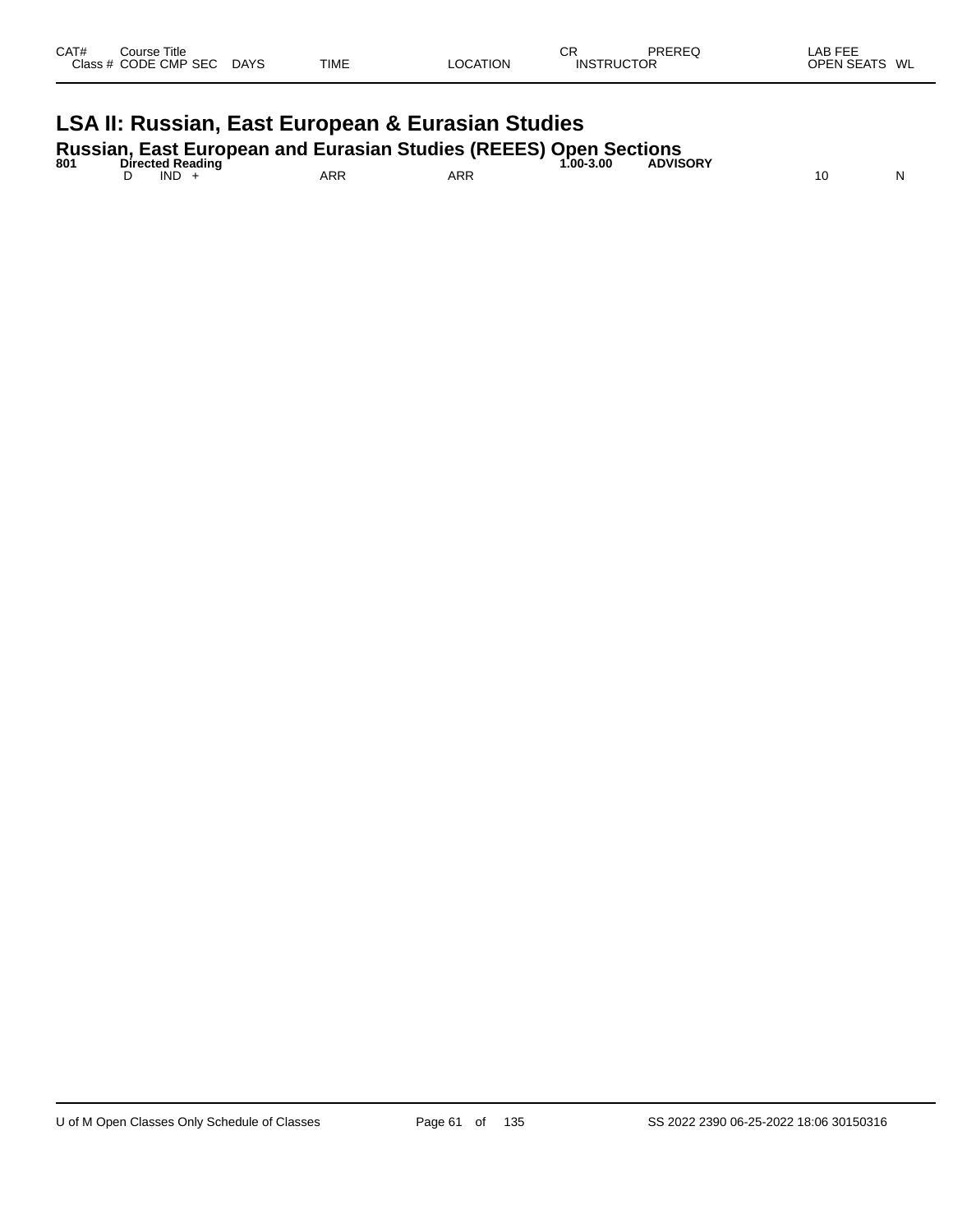| CAT# | Course Title | | | | | CR | PREREQ | LAB FEE | |
|---|---|---|---|---|---|---|---|---|---|
| Class # | CODE CMP SEC | DAYS | TIME | LOCATION | INSTRUCTOR | | | OPEN SEATS | WL |

# LSA II: Russian, East European & Eurasian Studies

## Russian, East European and Eurasian Studies (REEES) Open Sections

| CAT# | Course Title | | | | | CR | PREREQ | LAB FEE | |
|---|---|---|---|---|---|---|---|---|---|
| **801** | **Directed Reading** | | | | | **1.00-3.00** | **ADVISORY** | | |
| | D IND + | | ARR | ARR | | | | 10 | N |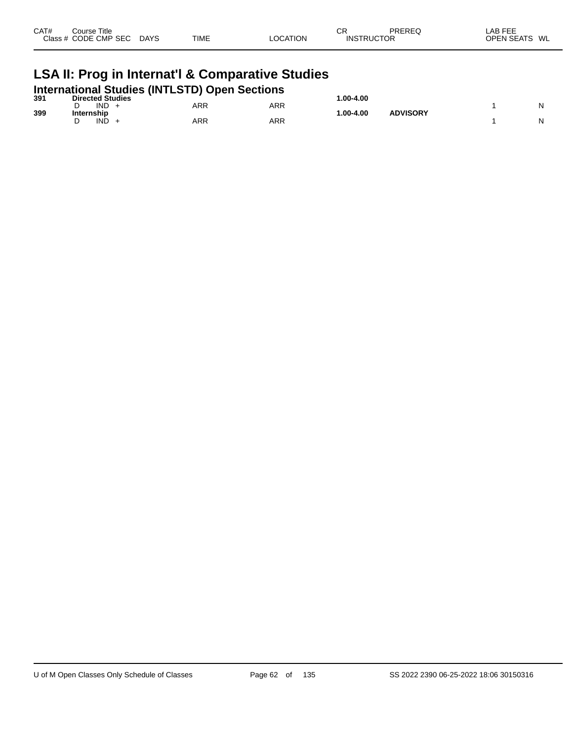| CAT# | Course Title | | | | | CR | PREREQ | LAB FEE | |
|---|---|---|---|---|---|---|---|---|---|
| Class # | CODE CMP SEC | DAYS | TIME | LOCATION | INSTRUCTOR | | | OPEN SEATS | WL |

# LSA II: Prog in Internat'l & Comparative Studies

## International Studies (INTLSTD) Open Sections

| CAT# | Course Title | | | | | CR | PREREQ | OPEN SEATS | WL |
|---|---|---|---|---|---|---|---|---|---|
| **391** | **Directed Studies** | | | | | **1.00-4.00** | | | |
| | D IND + | | ARR | ARR | | | | 1 | N |
| **399** | **Internship** | | | | | **1.00-4.00** | **ADVISORY** | | |
| | D IND + | | ARR | ARR | | | | 1 | N |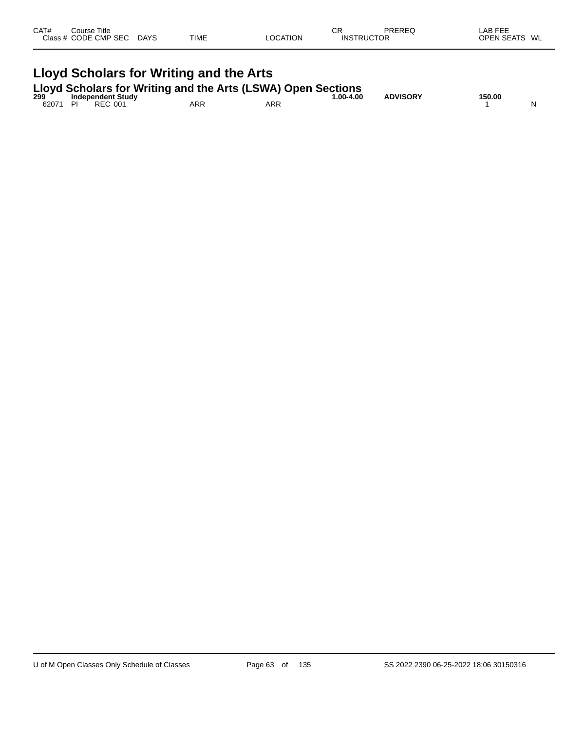| CAT# Class # | Course Title CODE | CMP | SEC | DAYS | TIME | LOCATION | CR INSTRUCTOR | PREREQ | LAB FEE OPEN SEATS | WL |
|---|---|---|---|---|---|---|---|---|---|---|

# Lloyd Scholars for Writing and the Arts

## Lloyd Scholars for Writing and the Arts (LSWA) Open Sections

| CAT# Class # | Course Title CODE | CMP | SEC | DAYS | TIME | LOCATION | CR INSTRUCTOR | PREREQ | LAB FEE OPEN SEATS | WL |
|---|---|---|---|---|---|---|---|---|---|---|
| **299** | **Independent Study** | | | | | | **1.00-4.00** | **ADVISORY** | **150.00** | |
| 62071 | PI | REC | 001 | | ARR | ARR | | | 1 | N |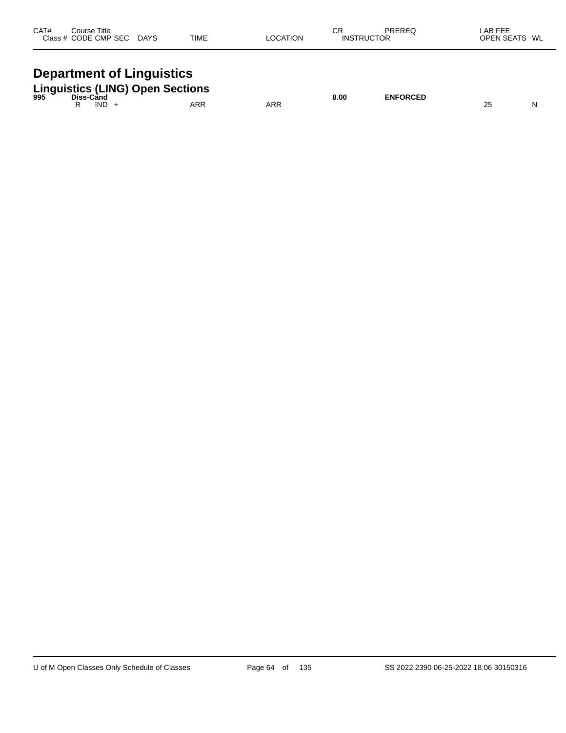| CAT# | Course Title | | | | | | CR | PREREQ | LAB FEE | |
|---|---|---|---|---|---|---|---|---|---|---|
| Class # | CODE | CMP | SEC | DAYS | TIME | LOCATION | INSTRUCTOR | | OPEN SEATS | WL |

# Department of Linguistics

## Linguistics (LING) Open Sections

| CAT# | Course Title | | | | | | CR | PREREQ | LAB FEE | |
|---|---|---|---|---|---|---|---|---|---|---|
| **995** | **Diss-Cand** | | | | | | **8.00** | **ENFORCED** | | |
| | R | IND | + | | ARR | ARR | | | 25 | N |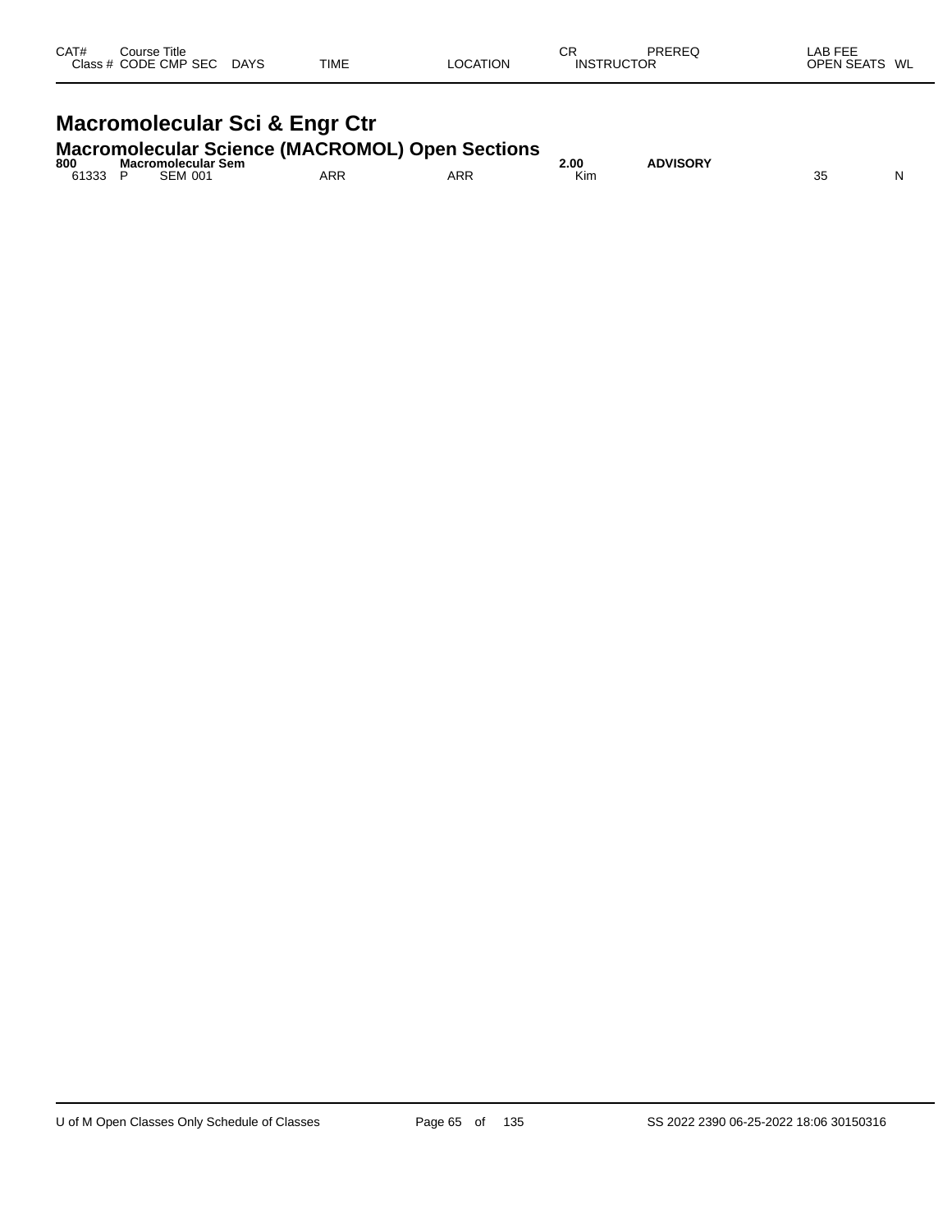| CAT# Class # | Course Title CODE | CMP | SEC | DAYS | TIME | LOCATION | CR INSTRUCTOR | PREREQ | LAB FEE OPEN SEATS | WL |
|---|---|---|---|---|---|---|---|---|---|---|

# Macromolecular Sci & Engr Ctr

## Macromolecular Science (MACROMOL) Open Sections

| CAT# Class # | Course Title CODE | CMP | SEC | DAYS | TIME | LOCATION | CR INSTRUCTOR | PREREQ | LAB FEE OPEN SEATS | WL |
|---|---|---|---|---|---|---|---|---|---|---|
| **800** | **Macromolecular Sem** | | | | | | **2.00** | **ADVISORY** | | |
| 61333 | P | SEM | 001 | | ARR | ARR | Kim | | 35 | N |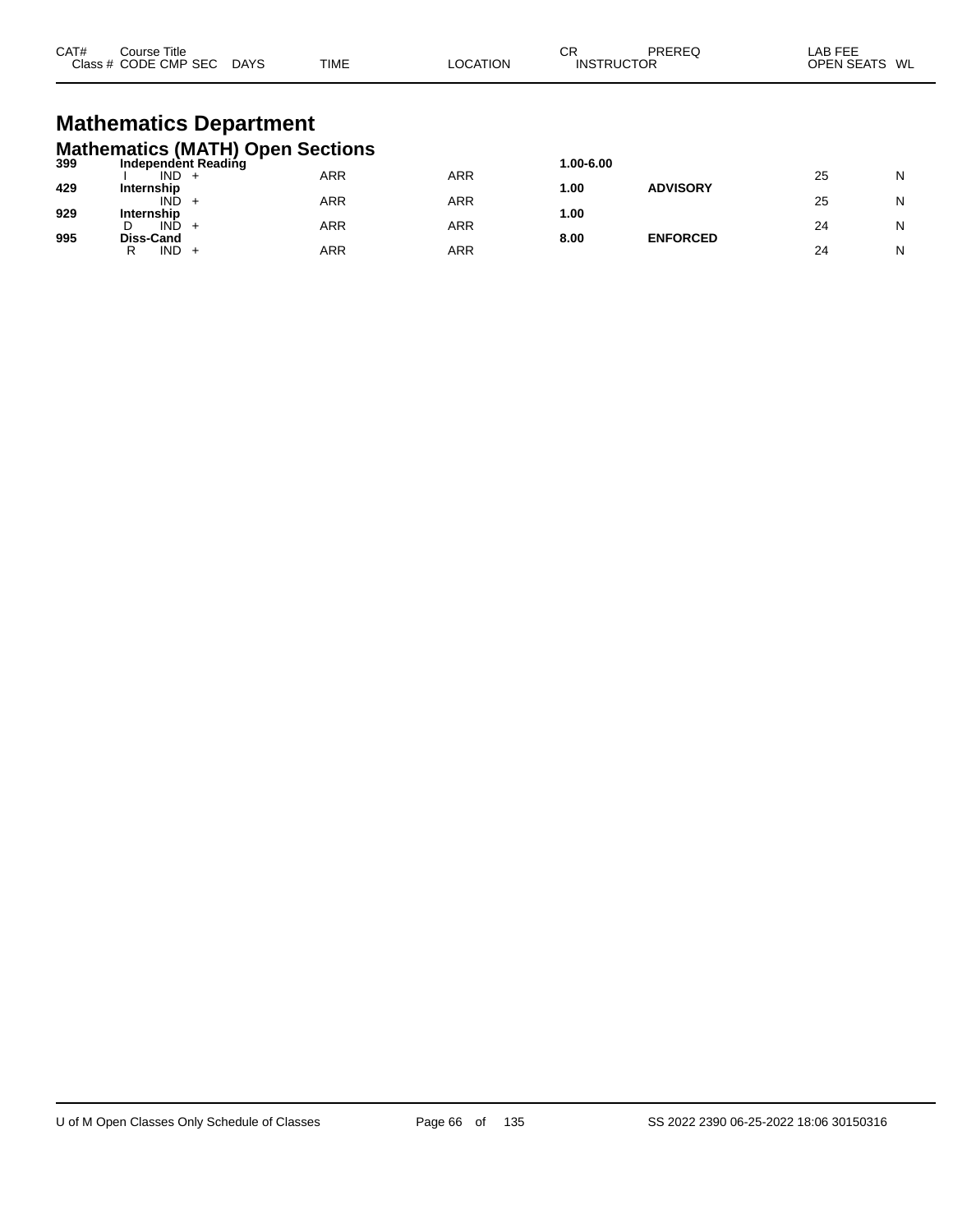| CAT# | Course Title | | | | | | CR | PREREQ | LAB FEE | |
|---|---|---|---|---|---|---|---|---|---|---|
| Class # | CODE | CMP | SEC | DAYS | TIME | LOCATION | INSTRUCTOR | | OPEN SEATS | WL |

# Mathematics Department

## Mathematics (MATH) Open Sections

| CAT# | Course Title / CODE CMP SEC | DAYS | TIME | LOCATION | CR | PREREQ | OPEN SEATS | WL |
|---|---|---|---|---|---|---|---|---|
| **399** | **Independent Reading** | | | | **1.00-6.00** | | | |
| | I IND + | | ARR | ARR | | | 25 | N |
| **429** | **Internship** | | | | **1.00** | **ADVISORY** | | |
| | IND + | | ARR | ARR | | | 25 | N |
| **929** | **Internship** | | | | **1.00** | | | |
| | D IND + | | ARR | ARR | | | 24 | N |
| **995** | **Diss-Cand** | | | | **8.00** | **ENFORCED** | | |
| | R IND + | | ARR | ARR | | | 24 | N |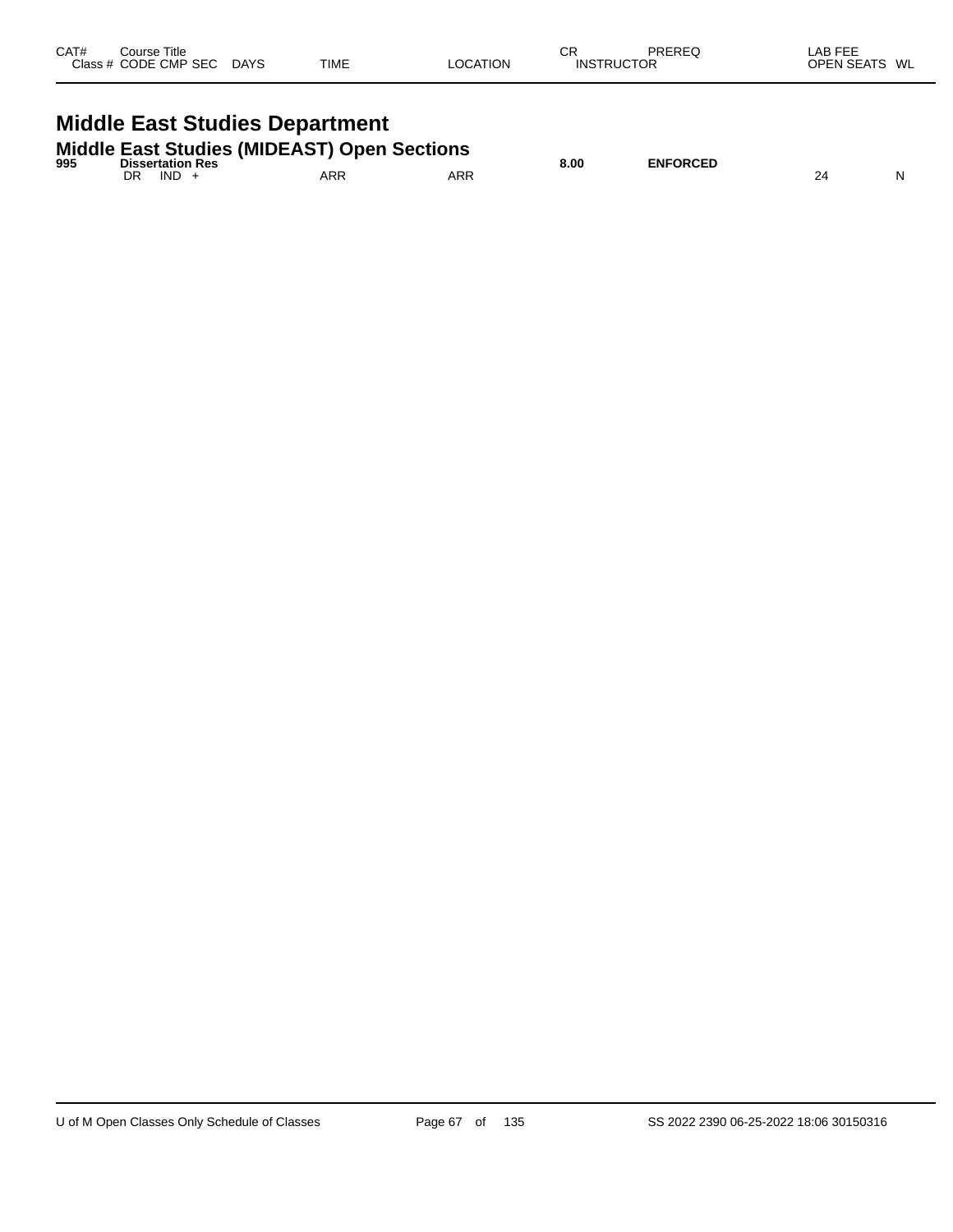| CAT# | Course Title<br>Class # CODE CMP SEC | DAYS | TIME | LOCATION | CR<br>INSTRUCTOR | PREREQ | LAB FEE<br>OPEN SEATS | WL |
|---|---|---|---|---|---|---|---|---|

# Middle East Studies Department

## Middle East Studies (MIDEAST) Open Sections

| CAT# | Course Title<br>Class # CODE CMP SEC | DAYS | TIME | LOCATION | CR<br>INSTRUCTOR | PREREQ | LAB FEE<br>OPEN SEATS | WL |
|---|---|---|---|---|---|---|---|---|
| **995** | **Dissertation Res** | | | | **8.00** | **ENFORCED** | | |
| | DR IND + | | ARR | ARR | | | 24 | N |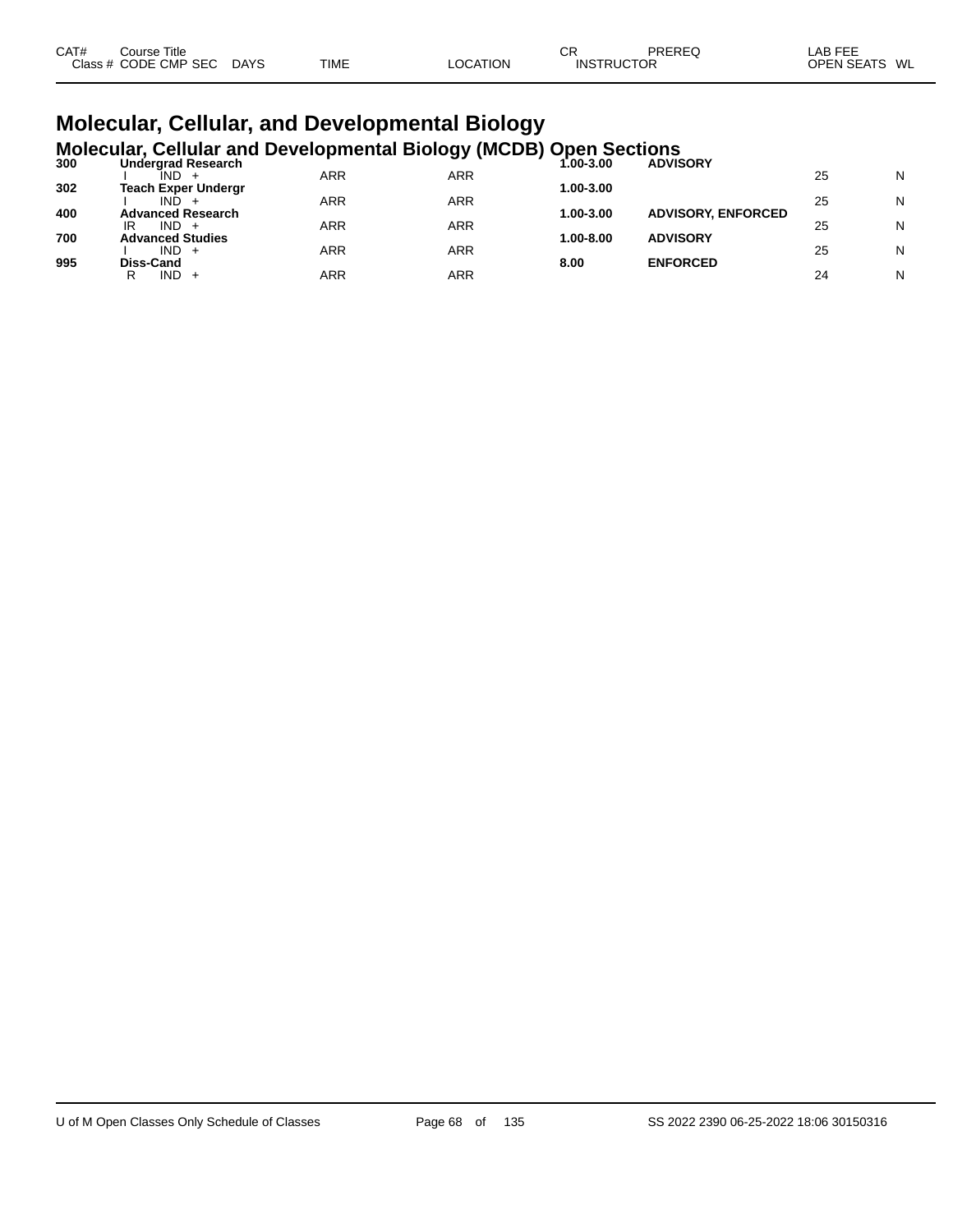| CAT# | Course Title | | | | | CR | PREREQ | LAB FEE | |
|---|---|---|---|---|---|---|---|---|---|
| Class # | CODE CMP SEC | DAYS | TIME | LOCATION | INSTRUCTOR | | | OPEN SEATS | WL |

# Molecular, Cellular, and Developmental Biology

## Molecular, Cellular and Developmental Biology (MCDB) Open Sections

| CAT# | Course Title | DAYS | TIME | LOCATION | CR | PREREQ | OPEN SEATS | WL |
|---|---|---|---|---|---|---|---|---|
| **300** | **Undergrad Research** | | | | **1.00-3.00** | **ADVISORY** | | |
| | I IND + | | ARR | ARR | | | 25 | N |
| **302** | **Teach Exper Undergr** | | | | **1.00-3.00** | | | |
| | I IND + | | ARR | ARR | | | 25 | N |
| **400** | **Advanced Research** | | | | **1.00-3.00** | **ADVISORY, ENFORCED** | | |
| | IR IND + | | ARR | ARR | | | 25 | N |
| **700** | **Advanced Studies** | | | | **1.00-8.00** | **ADVISORY** | | |
| | I IND + | | ARR | ARR | | | 25 | N |
| **995** | **Diss-Cand** | | | | **8.00** | **ENFORCED** | | |
| | R IND + | | ARR | ARR | | | 24 | N |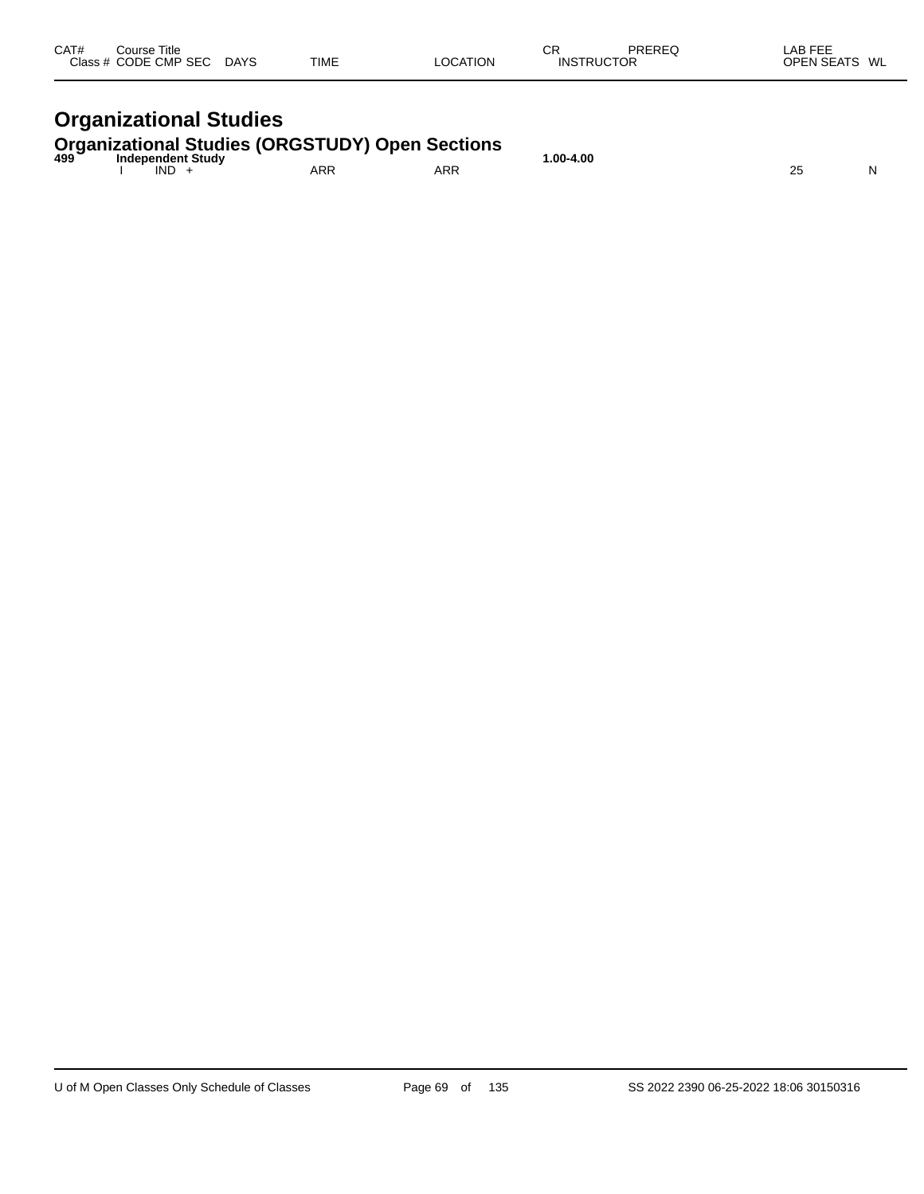| CAT# | Course Title | | | | | | CR | PREREQ | LAB FEE | |
|---|---|---|---|---|---|---|---|---|---|---|
| Class # | CODE | CMP | SEC | DAYS | TIME | LOCATION | INSTRUCTOR | | OPEN SEATS | WL |

# Organizational Studies

## Organizational Studies (ORGSTUDY) Open Sections

| CAT# | Course Title | | | | | | CR | PREREQ | LAB FEE | |
|---|---|---|---|---|---|---|---|---|---|---|
| **499** | **Independent Study** | | | | | | **1.00-4.00** | | | |
| | I | IND | + | | ARR | ARR | | | 25 | N |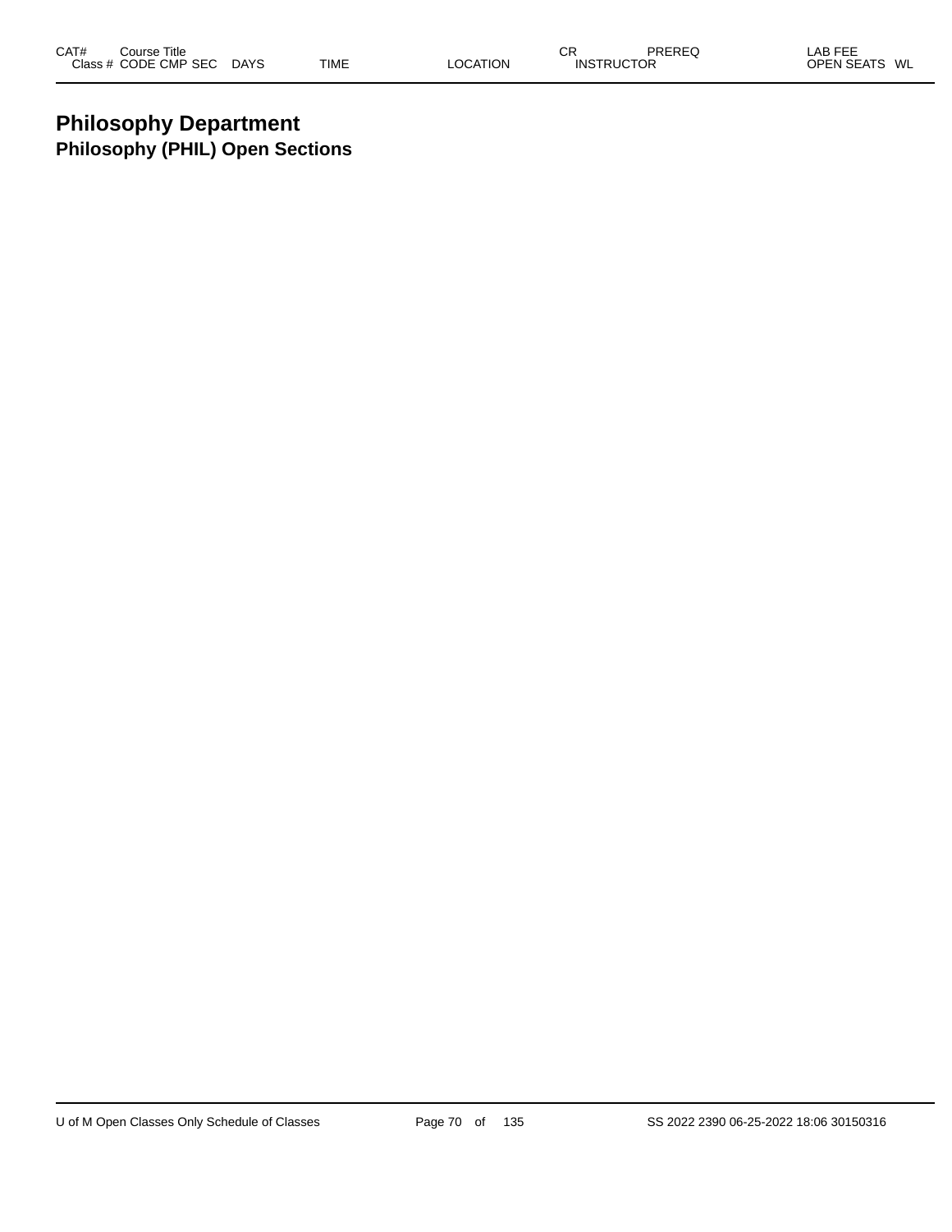| CAT# | Course Title | | | | | | CR | PREREQ | LAB FEE |
|---|---|---|---|---|---|---|---|---|---|
| Class # | CODE | CMP | SEC | DAYS | TIME | LOCATION | INSTRUCTOR | | OPEN SEATS WL |

# Philosophy Department

## Philosophy (PHIL) Open Sections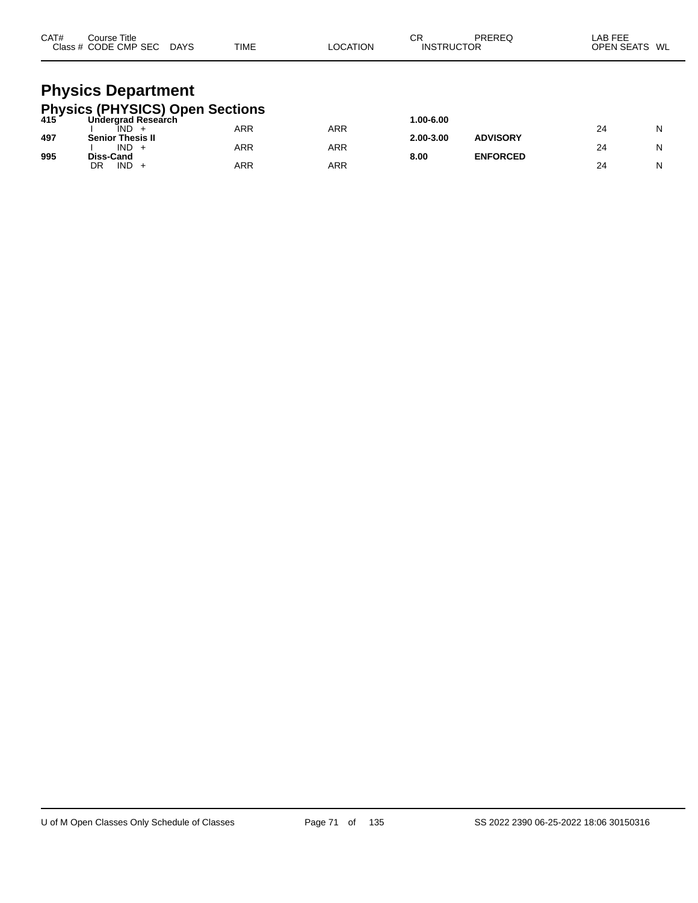| CAT# | Course Title<br>Class # CODE CMP SEC DAYS | TIME | LOCATION | CR<br>INSTRUCTOR | PREREQ | LAB FEE<br>OPEN SEATS | WL |
|---|---|---|---|---|---|---|---|

# Physics Department

## Physics (PHYSICS) Open Sections

| CAT# | Course Title / Class # CODE CMP SEC DAYS | TIME | LOCATION | CR / INSTRUCTOR | PREREQ | OPEN SEATS | WL |
|---|---|---|---|---|---|---|---|
| **415** | **Undergrad Research** | | | **1.00-6.00** | | | |
| | I IND + | ARR | ARR | | | 24 | N |
| **497** | **Senior Thesis II** | | | **2.00-3.00** | **ADVISORY** | | |
| | I IND + | ARR | ARR | | | 24 | N |
| **995** | **Diss-Cand** | | | **8.00** | **ENFORCED** | | |
| | DR IND + | ARR | ARR | | | 24 | N |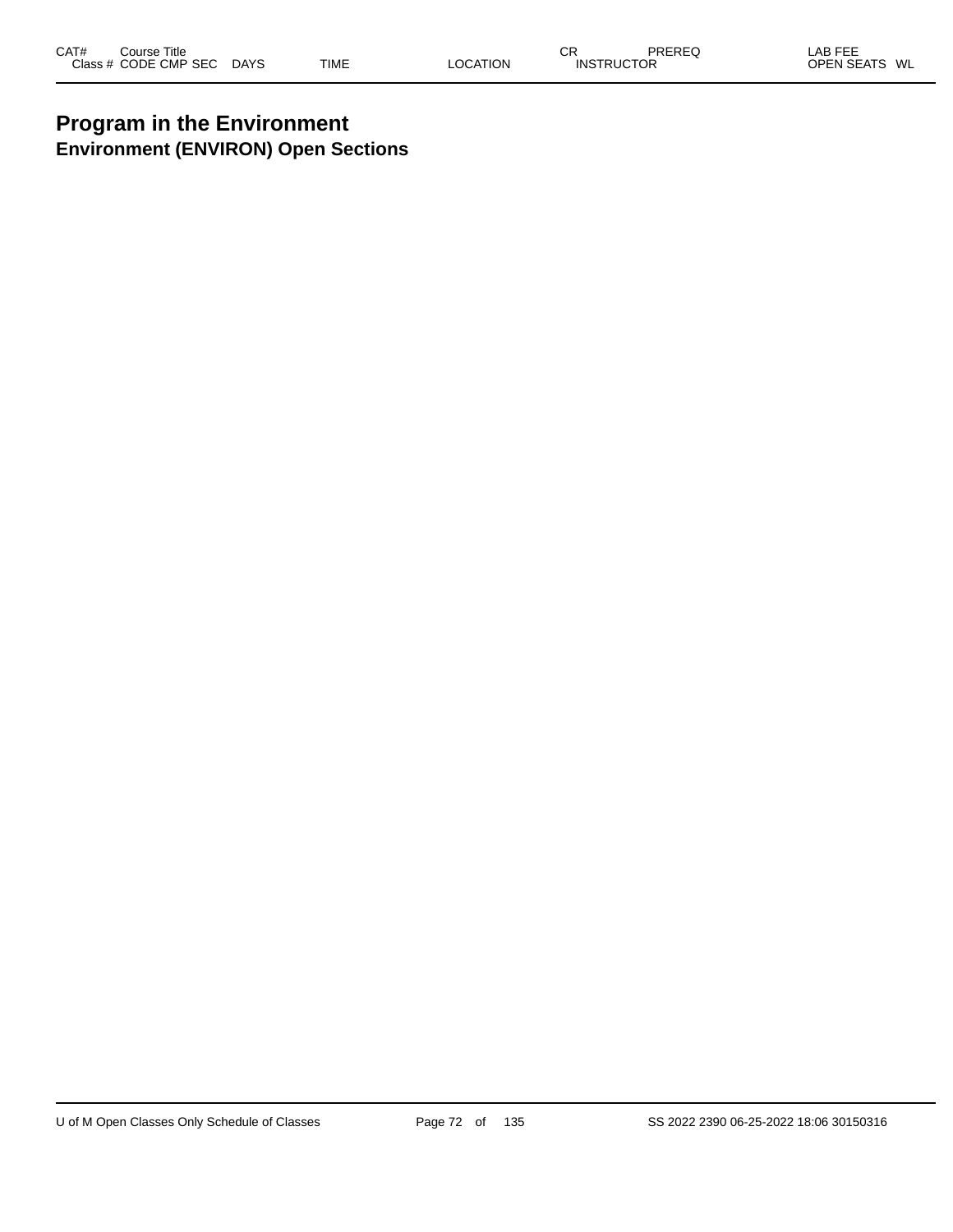| CAT# | Course Title | | | | | CR | PREREQ | LAB FEE |
|---|---|---|---|---|---|---|---|---|
| Class # | CODE CMP SEC | DAYS | TIME | LOCATION | INSTRUCTOR | | | OPEN SEATS WL |

# Program in the Environment
## Environment (ENVIRON) Open Sections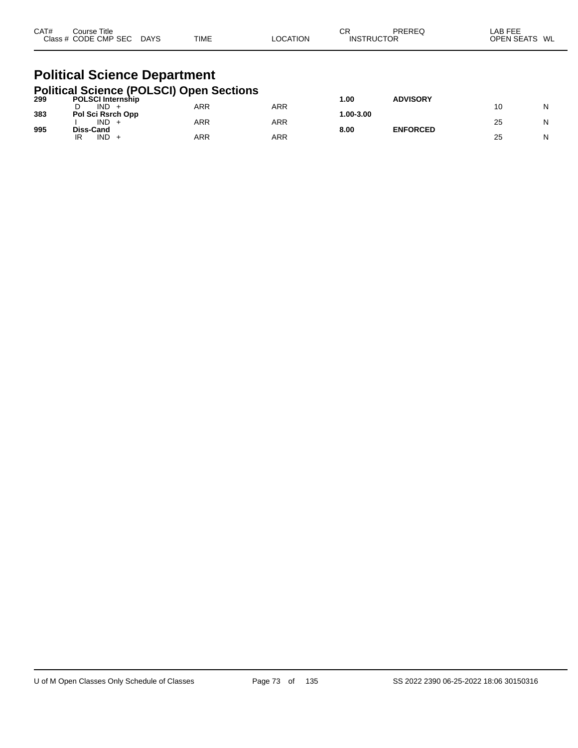| CAT# | Course Title Class # CODE CMP SEC | DAYS | TIME | LOCATION | CR INSTRUCTOR | PREREQ | LAB FEE OPEN SEATS | WL |
|---|---|---|---|---|---|---|---|---|

# Political Science Department

## Political Science (POLSCI) Open Sections

| CAT# | Course Title Class # CODE CMP SEC | DAYS | TIME | LOCATION | CR INSTRUCTOR | PREREQ | LAB FEE OPEN SEATS | WL |
|---|---|---|---|---|---|---|---|---|
| **299** | **POLSCI Internship** | | | | **1.00** | **ADVISORY** | | |
| | D IND + | | ARR | ARR | | | 10 | N |
| **383** | **Pol Sci Rsrch Opp** | | | | **1.00-3.00** | | | |
| | I IND + | | ARR | ARR | | | 25 | N |
| **995** | **Diss-Cand** | | | | **8.00** | **ENFORCED** | | |
| | IR IND + | | ARR | ARR | | | 25 | N |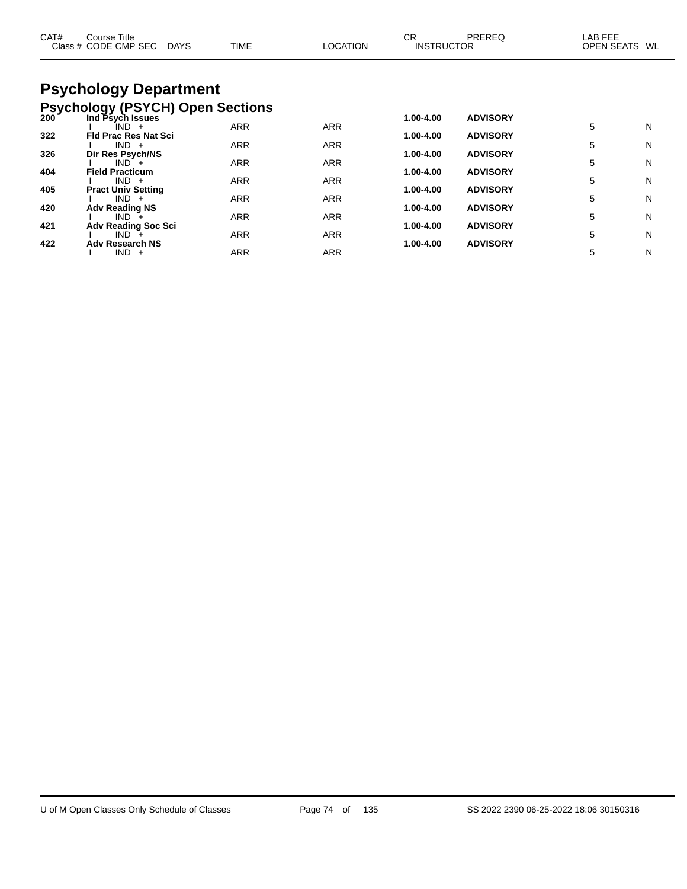| CAT# | Course Title | | | | | | CR | PREREQ | LAB FEE | |
|---|---|---|---|---|---|---|---|---|---|---|
| Class # | CODE | CMP | SEC | DAYS | TIME | LOCATION | INSTRUCTOR | | OPEN SEATS | WL |

# Psychology Department

## Psychology (PSYCH) Open Sections

| CAT# | Course Title / Class # CODE CMP SEC | TIME | LOCATION | CR | PREREQ | OPEN SEATS | WL |
|---|---|---|---|---|---|---|---|
| **200** | **Ind Psych Issues** | | | **1.00-4.00** | **ADVISORY** | | |
| | I IND + | ARR | ARR | | | 5 | N |
| **322** | **Fld Prac Res Nat Sci** | | | **1.00-4.00** | **ADVISORY** | | |
| | I IND + | ARR | ARR | | | 5 | N |
| **326** | **Dir Res Psych/NS** | | | **1.00-4.00** | **ADVISORY** | | |
| | I IND + | ARR | ARR | | | 5 | N |
| **404** | **Field Practicum** | | | **1.00-4.00** | **ADVISORY** | | |
| | I IND + | ARR | ARR | | | 5 | N |
| **405** | **Pract Univ Setting** | | | **1.00-4.00** | **ADVISORY** | | |
| | I IND + | ARR | ARR | | | 5 | N |
| **420** | **Adv Reading NS** | | | **1.00-4.00** | **ADVISORY** | | |
| | I IND + | ARR | ARR | | | 5 | N |
| **421** | **Adv Reading Soc Sci** | | | **1.00-4.00** | **ADVISORY** | | |
| | I IND + | ARR | ARR | | | 5 | N |
| **422** | **Adv Research NS** | | | **1.00-4.00** | **ADVISORY** | | |
| | I IND + | ARR | ARR | | | 5 | N |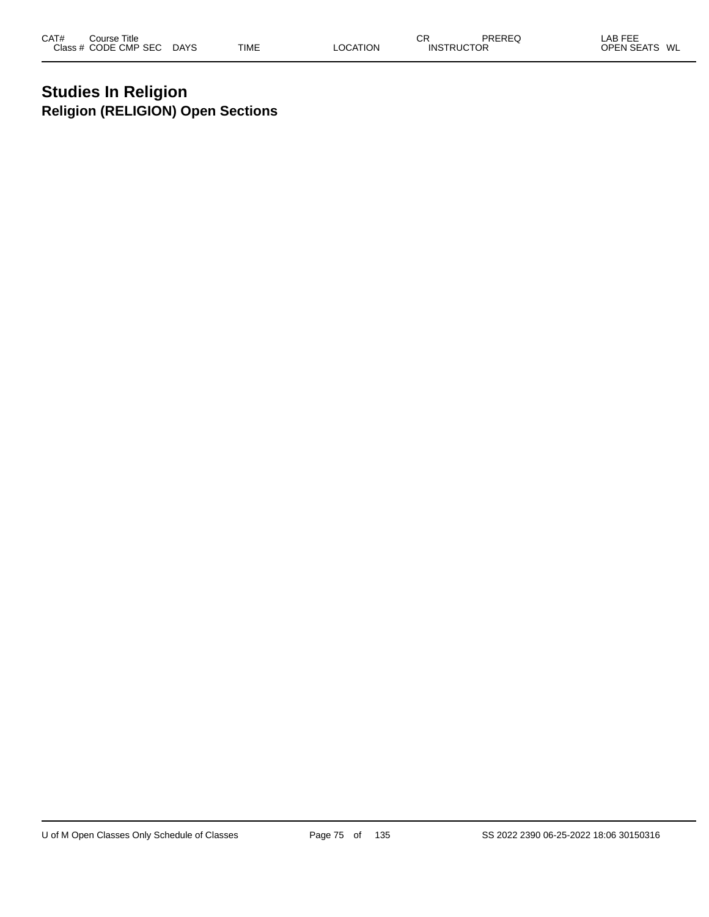| CAT# | Course Title | | | | | | CR | PREREQ | LAB FEE |
|---|---|---|---|---|---|---|---|---|---|
| Class # | CODE | CMP | SEC | DAYS | TIME | LOCATION | INSTRUCTOR | | OPEN SEATS WL |

# Studies In Religion

## Religion (RELIGION) Open Sections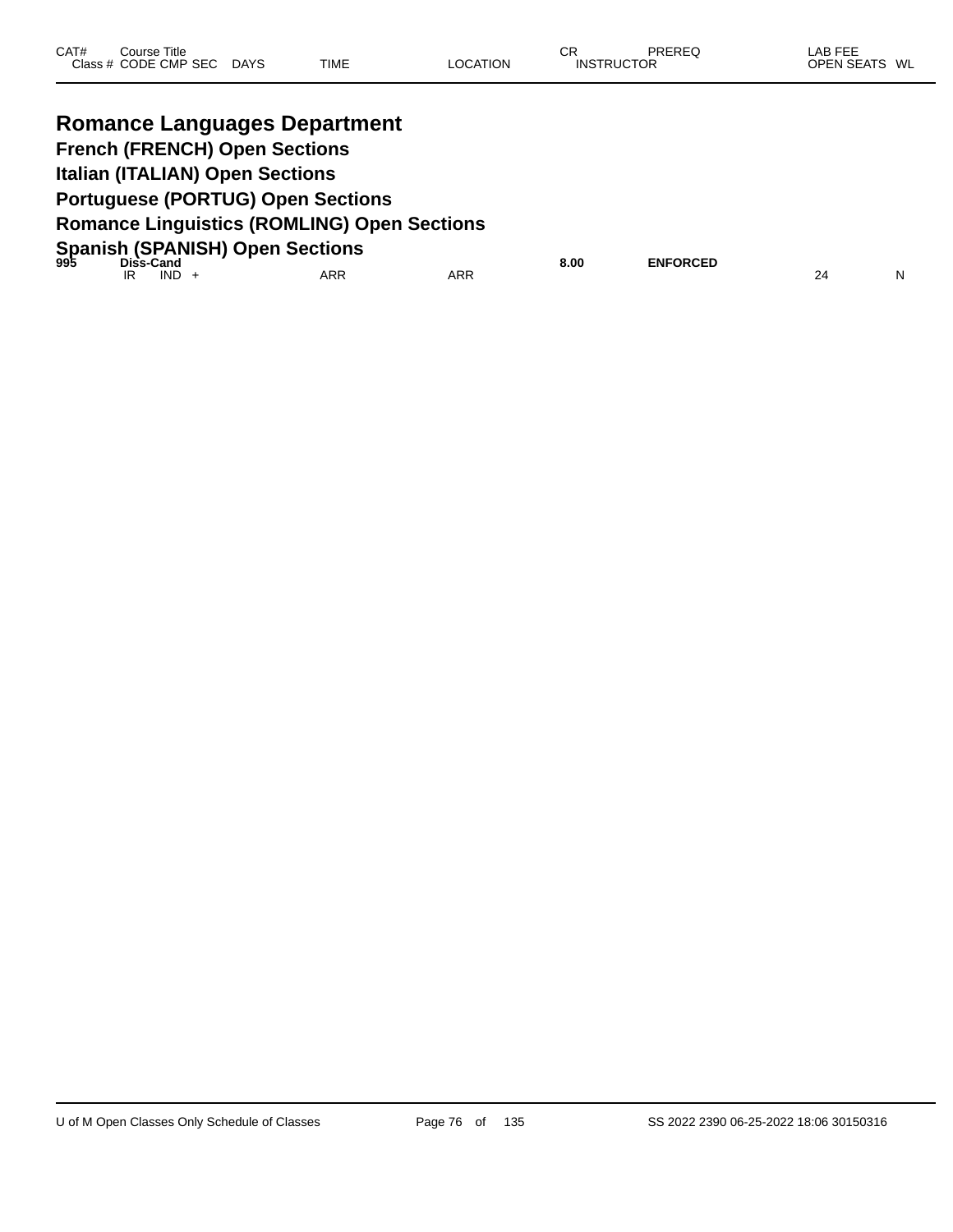| CAT# Class # | Course Title CODE | CMP | SEC | DAYS | TIME | LOCATION | CR INSTRUCTOR | PREREQ | LAB FEE OPEN SEATS | WL |
|---|---|---|---|---|---|---|---|---|---|---|

# Romance Languages Department

## French (FRENCH) Open Sections

## Italian (ITALIAN) Open Sections

## Portuguese (PORTUG) Open Sections

## Romance Linguistics (ROMLING) Open Sections

## Spanish (SPANISH) Open Sections

| CAT# Class # | Course Title CODE | CMP | SEC | DAYS | TIME | LOCATION | CR INSTRUCTOR | PREREQ | LAB FEE OPEN SEATS | WL |
|---|---|---|---|---|---|---|---|---|---|---|
| **995** | **Diss-Cand** | | | | | | **8.00** | **ENFORCED** | | |
| | IR | IND | + | | ARR | ARR | | | 24 | N |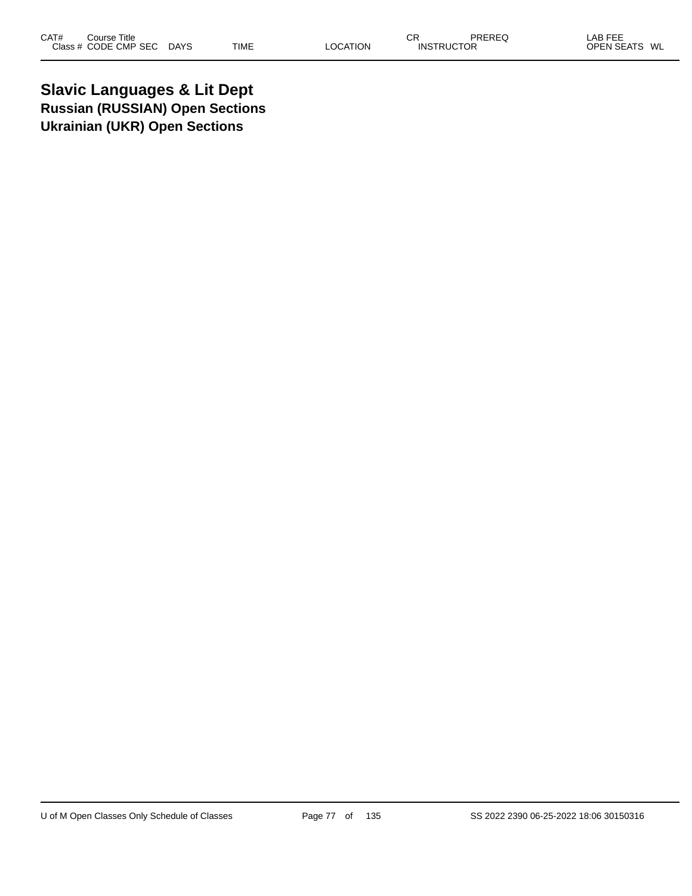# Slavic Languages & Lit Dept

## Russian (RUSSIAN) Open Sections

## Ukrainian (UKR) Open Sections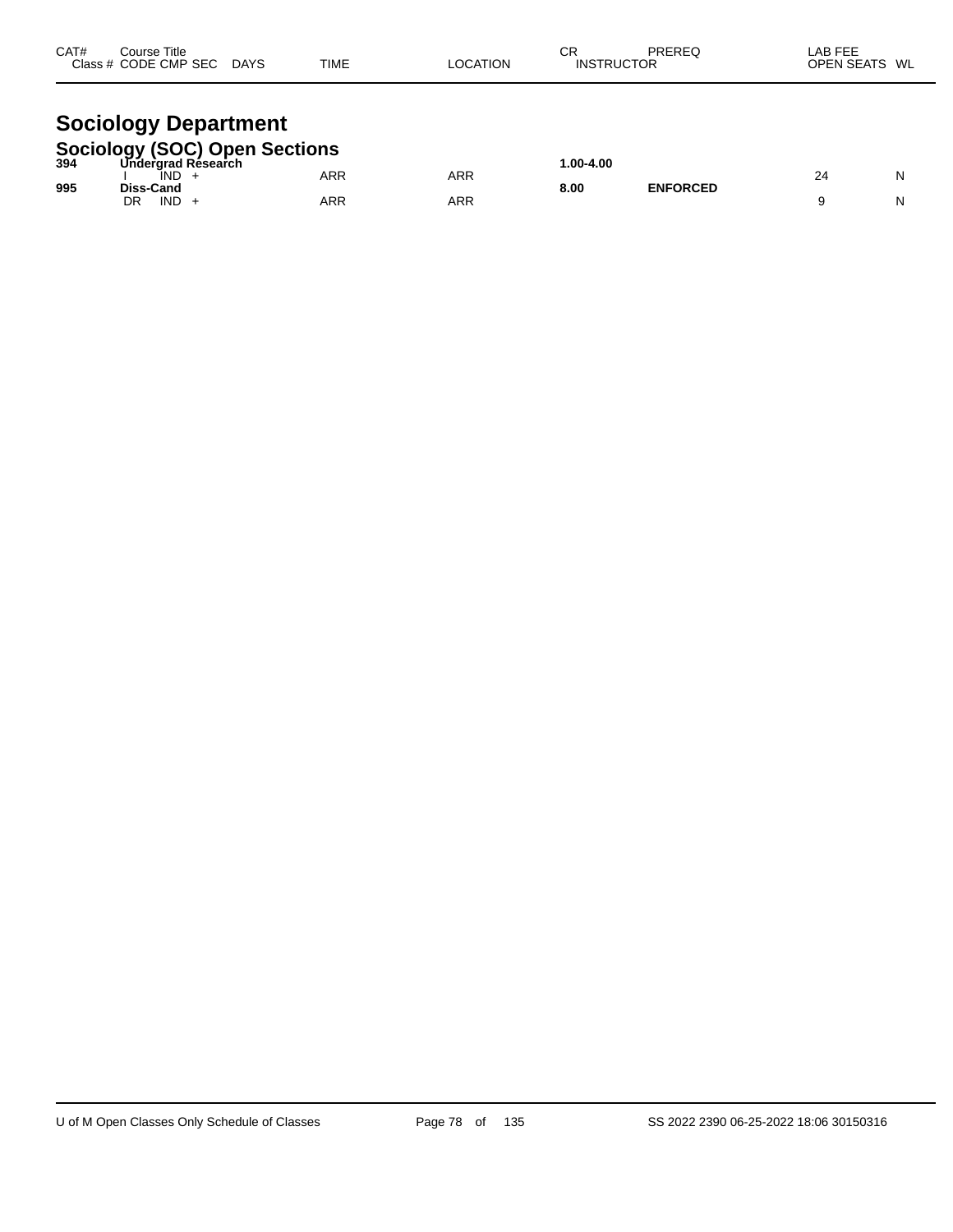| CAT# | Course Title | | | | | | CR | PREREQ | LAB FEE | |
|---|---|---|---|---|---|---|---|---|---|---|
| Class # | CODE | CMP | SEC | DAYS | TIME | LOCATION | INSTRUCTOR | | OPEN SEATS | WL |

# Sociology Department

## Sociology (SOC) Open Sections

| CAT# | Course Title | | | | | | CR | PREREQ | LAB FEE | |
|---|---|---|---|---|---|---|---|---|---|---|
| **394** | **Undergrad Research** | | | | | | **1.00-4.00** | | | |
| | I | IND | + | | ARR | ARR | | | 24 | N |
| **995** | **Diss-Cand** | | | | | | **8.00** | **ENFORCED** | | |
| | DR | IND | + | | ARR | ARR | | | 9 | N |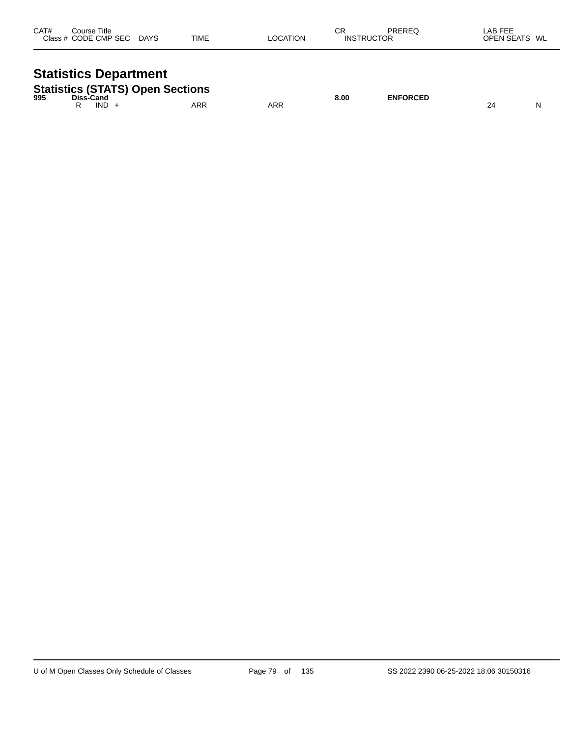| CAT# | Course Title | | | | | | CR | PREREQ | LAB FEE | |
|---|---|---|---|---|---|---|---|---|---|---|
| Class # | CODE | CMP | SEC | DAYS | TIME | LOCATION | INSTRUCTOR | | OPEN SEATS | WL |

# Statistics Department

## Statistics (STATS) Open Sections

| CAT# | Course Title | | | | | | CR | PREREQ | LAB FEE | |
|---|---|---|---|---|---|---|---|---|---|---|
| **995** | **Diss-Cand** | | | | | | **8.00** | **ENFORCED** | | |
| | R | IND | + | | ARR | ARR | | | 24 | N |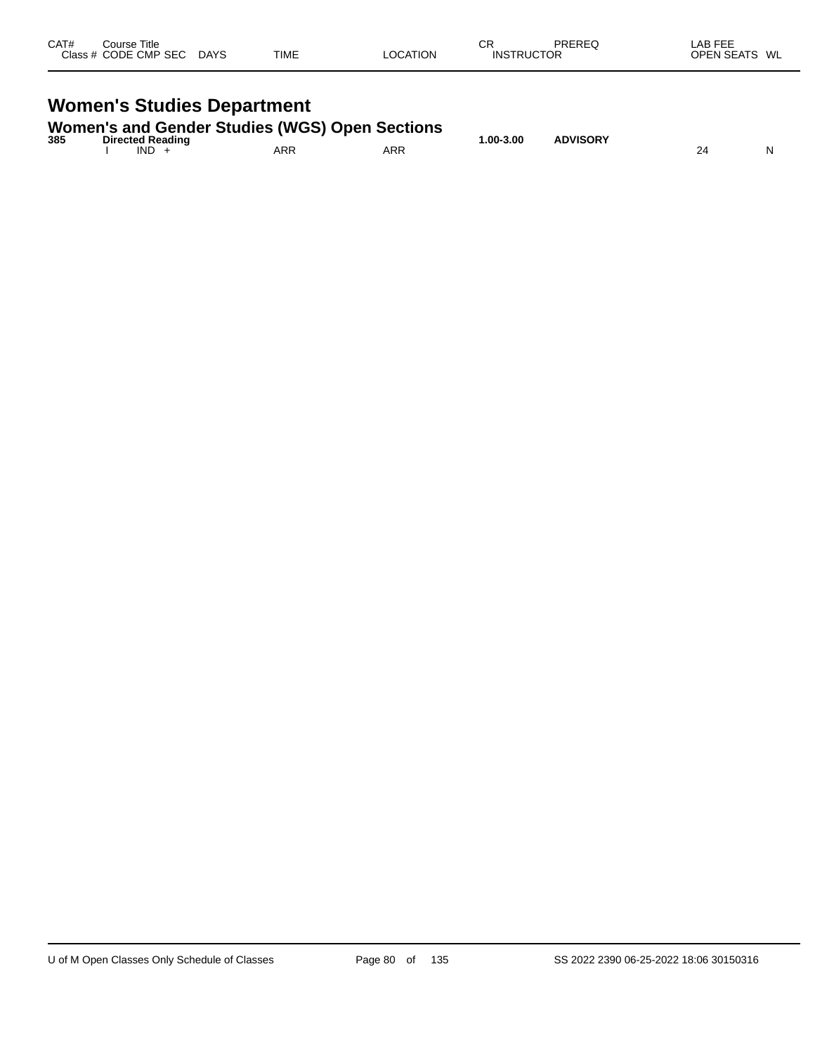| CAT# | Course Title | | | | | CR | PREREQ | LAB FEE | |
|---|---|---|---|---|---|---|---|---|---|
| Class # | CODE CMP SEC | DAYS | TIME | LOCATION | | INSTRUCTOR | | OPEN SEATS | WL |

# Women's Studies Department

## Women's and Gender Studies (WGS) Open Sections

| CAT# | Course Title | DAYS | TIME | LOCATION | CR | PREREQ | OPEN SEATS | WL |
|---|---|---|---|---|---|---|---|---|
| **385** | **Directed Reading** | | | | **1.00-3.00** | **ADVISORY** | | |
| | I IND + | | ARR | ARR | | | 24 | N |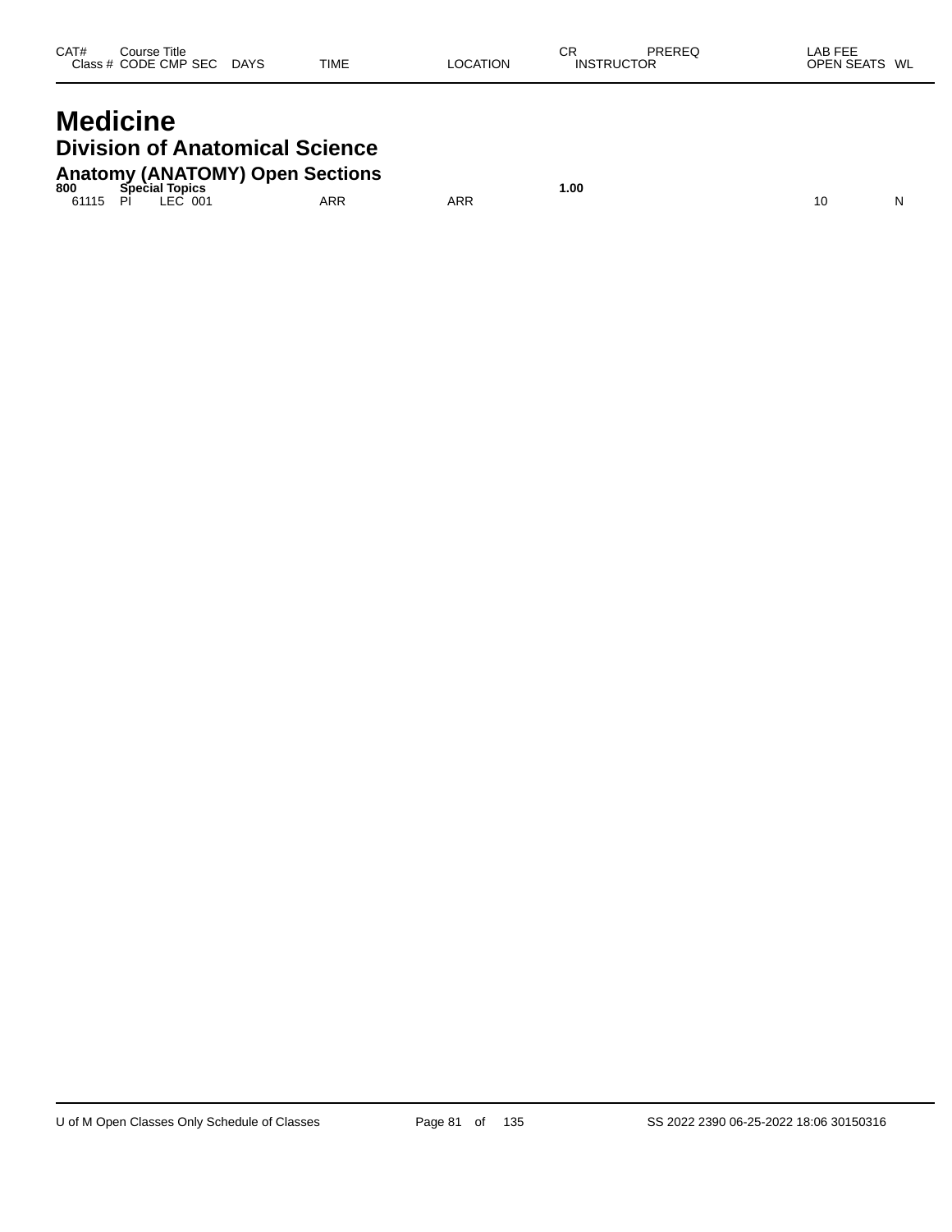| CAT# | Course Title | | | | | | CR | PREREQ | LAB FEE | |
|---|---|---|---|---|---|---|---|---|---|---|
| Class # | CODE | CMP | SEC | DAYS | TIME | LOCATION | INSTRUCTOR | | OPEN SEATS | WL |

# Medicine

## Division of Anatomical Science

### Anatomy (ANATOMY) Open Sections

| CAT# / Class # | Course Title / CODE | CMP | SEC | DAYS | TIME | LOCATION | CR / INSTRUCTOR | PREREQ | OPEN SEATS | WL |
|---|---|---|---|---|---|---|---|---|---|---|
| **800** | **Special Topics** | | | | | | **1.00** | | | |
| 61115 | PI | LEC | 001 | | ARR | ARR | | | 10 | N |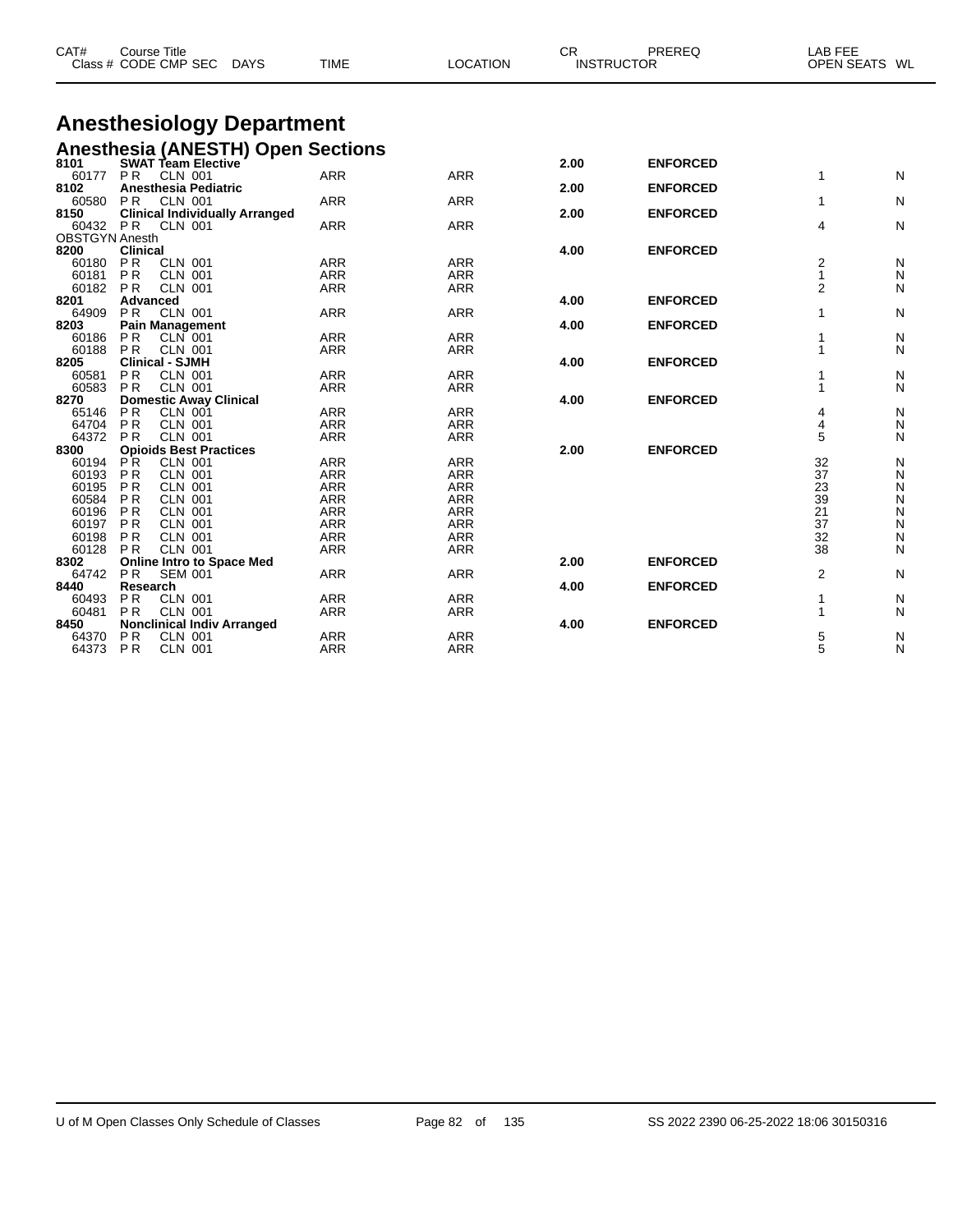| CAT# | Course Title | | | | | CR | PREREQ | LAB FEE | |
|---|---|---|---|---|---|---|---|---|---|
| Class # | CODE CMP SEC | DAYS | TIME | LOCATION | INSTRUCTOR | | | OPEN SEATS | WL |

# Anesthesiology Department

## Anesthesia (ANESTH) Open Sections

| CAT# | Course Title | DAYS | TIME | LOCATION | CR | PREREQ | OPEN SEATS | WL |
|---|---|---|---|---|---|---|---|---|
| **8101** | **SWAT Team Elective** | | | | **2.00** | **ENFORCED** | | |
| 60177 | P R CLN 001 | | ARR | ARR | | | 1 | N |
| **8102** | **Anesthesia Pediatric** | | | | **2.00** | **ENFORCED** | | |
| 60580 | P R CLN 001 | | ARR | ARR | | | 1 | N |
| **8150** | **Clinical Individually Arranged** | | | | **2.00** | **ENFORCED** | | |
| 60432 | P R CLN 001 | | ARR | ARR | | | 4 | N |
| OBSTGYN Anesth | | | | | | | | |
| **8200** | **Clinical** | | | | **4.00** | **ENFORCED** | | |
| 60180 | P R CLN 001 | | ARR | ARR | | | 2 | N |
| 60181 | P R CLN 001 | | ARR | ARR | | | 1 | N |
| 60182 | P R CLN 001 | | ARR | ARR | | | 2 | N |
| **8201** | **Advanced** | | | | **4.00** | **ENFORCED** | | |
| 64909 | P R CLN 001 | | ARR | ARR | | | 1 | N |
| **8203** | **Pain Management** | | | | **4.00** | **ENFORCED** | | |
| 60186 | P R CLN 001 | | ARR | ARR | | | 1 | N |
| 60188 | P R CLN 001 | | ARR | ARR | | | 1 | N |
| **8205** | **Clinical - SJMH** | | | | **4.00** | **ENFORCED** | | |
| 60581 | P R CLN 001 | | ARR | ARR | | | 1 | N |
| 60583 | P R CLN 001 | | ARR | ARR | | | 1 | N |
| **8270** | **Domestic Away Clinical** | | | | **4.00** | **ENFORCED** | | |
| 65146 | P R CLN 001 | | ARR | ARR | | | 4 | N |
| 64704 | P R CLN 001 | | ARR | ARR | | | 4 | N |
| 64372 | P R CLN 001 | | ARR | ARR | | | 5 | N |
| **8300** | **Opioids Best Practices** | | | | **2.00** | **ENFORCED** | | |
| 60194 | P R CLN 001 | | ARR | ARR | | | 32 | N |
| 60193 | P R CLN 001 | | ARR | ARR | | | 37 | N |
| 60195 | P R CLN 001 | | ARR | ARR | | | 23 | N |
| 60584 | P R CLN 001 | | ARR | ARR | | | 39 | N |
| 60196 | P R CLN 001 | | ARR | ARR | | | 21 | N |
| 60197 | P R CLN 001 | | ARR | ARR | | | 37 | N |
| 60198 | P R CLN 001 | | ARR | ARR | | | 32 | N |
| 60128 | P R CLN 001 | | ARR | ARR | | | 38 | N |
| **8302** | **Online Intro to Space Med** | | | | **2.00** | **ENFORCED** | | |
| 64742 | P R SEM 001 | | ARR | ARR | | | 2 | N |
| **8440** | **Research** | | | | **4.00** | **ENFORCED** | | |
| 60493 | P R CLN 001 | | ARR | ARR | | | 1 | N |
| 60481 | P R CLN 001 | | ARR | ARR | | | 1 | N |
| **8450** | **Nonclinical Indiv Arranged** | | | | **4.00** | **ENFORCED** | | |
| 64370 | P R CLN 001 | | ARR | ARR | | | 5 | N |
| 64373 | P R CLN 001 | | ARR | ARR | | | 5 | N |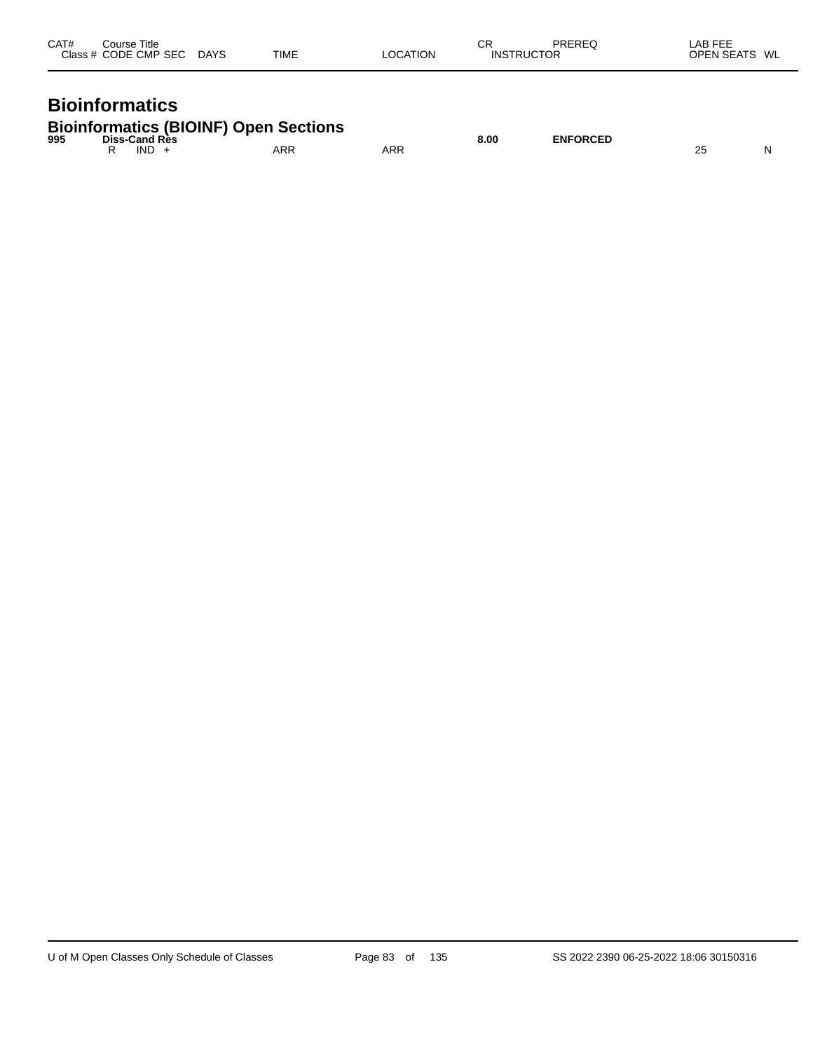| CAT# | Course Title<br>Class # CODE CMP SEC | DAYS | TIME | LOCATION | CR<br>INSTRUCTOR | PREREQ | LAB FEE<br>OPEN SEATS | WL |
|---|---|---|---|---|---|---|---|---|

# Bioinformatics

## Bioinformatics (BIOINF) Open Sections

| CAT# | Course Title<br>Class # CODE CMP SEC | DAYS | TIME | LOCATION | CR<br>INSTRUCTOR | PREREQ | LAB FEE<br>OPEN SEATS | WL |
|---|---|---|---|---|---|---|---|---|
| **995** | **Diss-Cand Res** | | | | **8.00** | **ENFORCED** | | |
| | R IND + | | ARR | ARR | | | 25 | N |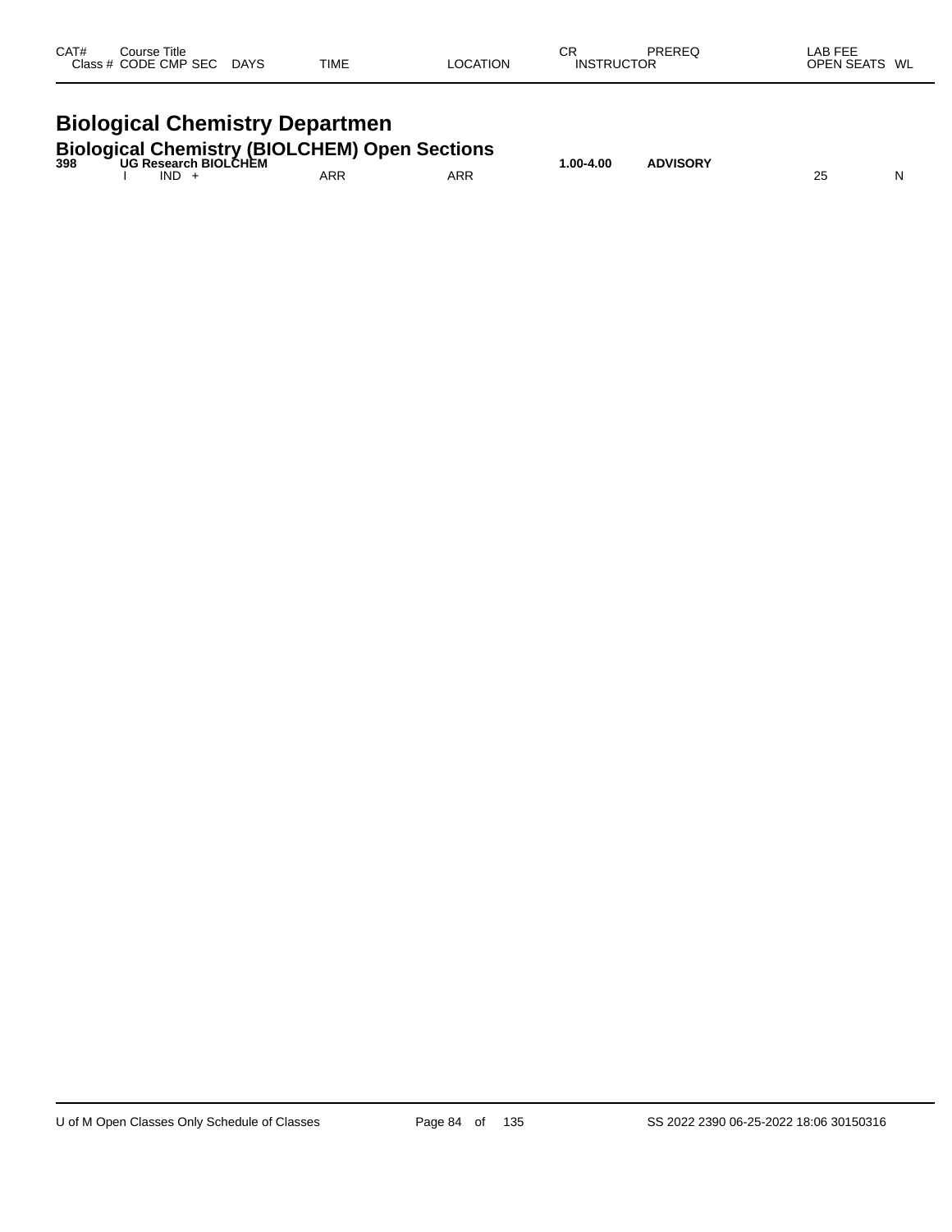| CAT# | Course Title | | | | | | CR | PREREQ | LAB FEE | | |
|---|---|---|---|---|---|---|---|---|---|---|---|
| Class # | CODE | CMP | SEC | DAYS | TIME | LOCATION | INSTRUCTOR | | OPEN SEATS | WL | |

# Biological Chemistry Departmen

## Biological Chemistry (BIOLCHEM) Open Sections

| CAT# | Course Title | | | | | | CR | PREREQ | OPEN SEATS | WL |
|---|---|---|---|---|---|---|---|---|---|---|
| **398** | **UG Research BIOLCHEM** | | | | | | **1.00-4.00** | **ADVISORY** | | |
| | I | IND | + | | ARR | ARR | | | 25 | N |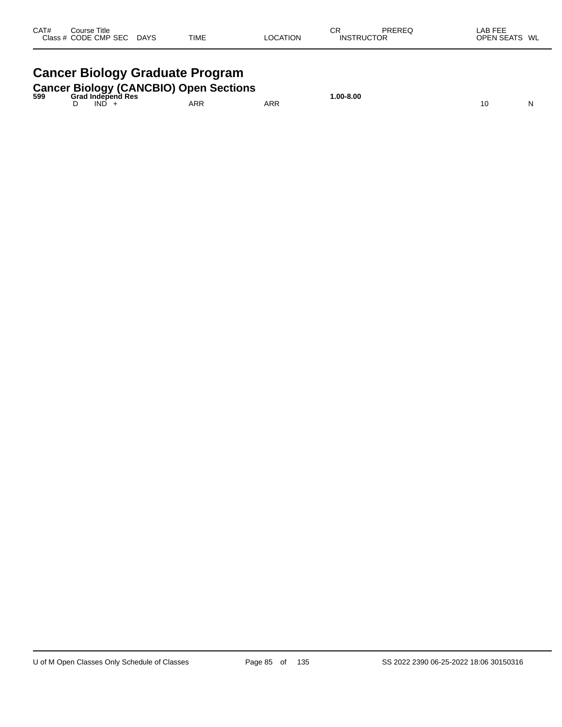| CAT# | Course Title<br>Class # CODE CMP SEC DAYS | TIME | LOCATION | CR<br>INSTRUCTOR | PREREQ | LAB FEE<br>OPEN SEATS | WL |
|---|---|---|---|---|---|---|---|

# Cancer Biology Graduate Program

## Cancer Biology (CANCBIO) Open Sections

| CAT# | Course Title<br>Class # CODE CMP SEC DAYS | TIME | LOCATION | CR<br>INSTRUCTOR | PREREQ | LAB FEE<br>OPEN SEATS | WL |
|---|---|---|---|---|---|---|---|
| **599** | **Grad Independ Res** | | | **1.00-8.00** | | | |
| | D IND + | ARR | ARR | | | 10 | N |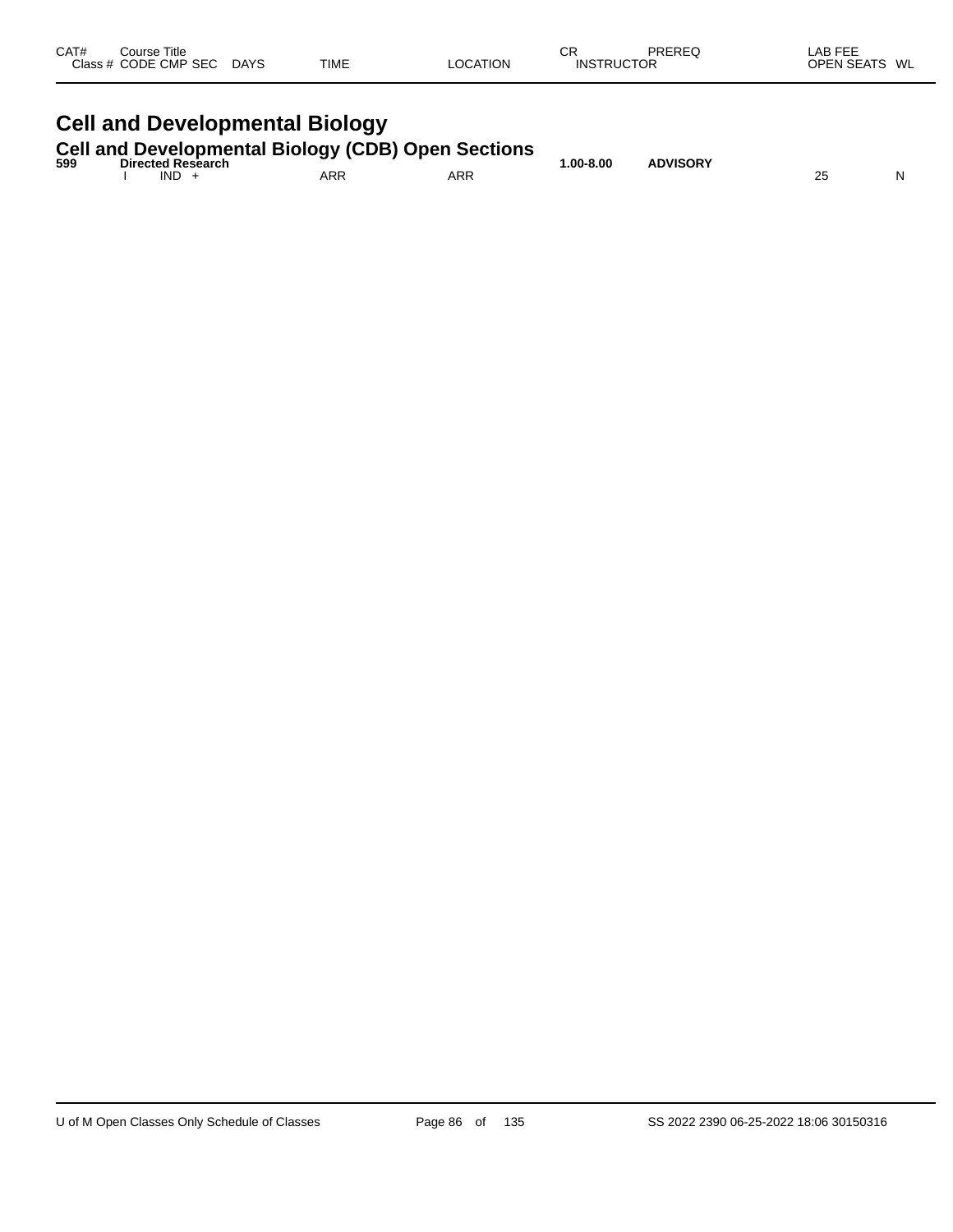| CAT# | Course Title |  |  |  | CR | PREREQ | LAB FEE |  |
|---|---|---|---|---|---|---|---|---|
| Class # | CODE CMP SEC | DAYS | TIME | LOCATION | INSTRUCTOR |  | OPEN SEATS | WL |

# Cell and Developmental Biology

## Cell and Developmental Biology (CDB) Open Sections

| CAT# | Course Title |  |  |  | CR | PREREQ | LAB FEE |  |
|---|---|---|---|---|---|---|---|---|
| **599** | **Directed Research** |  |  |  | **1.00-8.00** | **ADVISORY** |  |  |
|  | I IND + |  | ARR | ARR |  |  | 25 | N |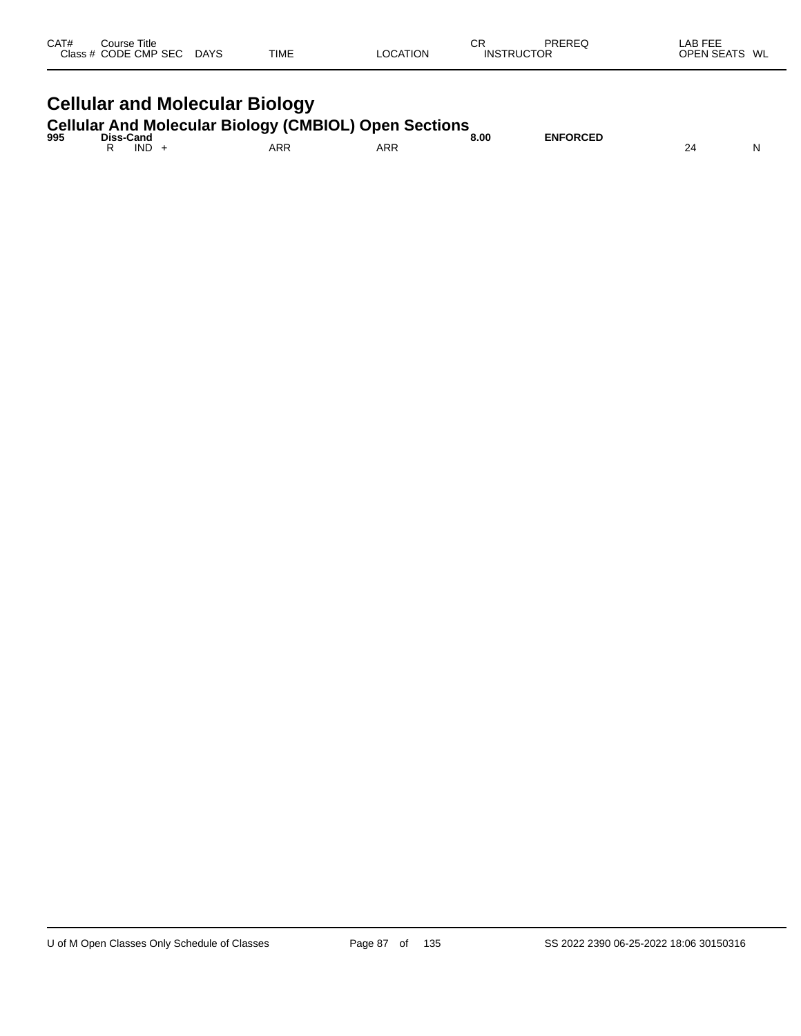| CAT# | Course Title<br>Class # CODE CMP SEC | DAYS | TIME | LOCATION | CR<br>INSTRUCTOR | PREREQ | LAB FEE<br>OPEN SEATS | WL |
|---|---|---|---|---|---|---|---|---|

# Cellular and Molecular Biology

## Cellular And Molecular Biology (CMBIOL) Open Sections

| CAT# | Course Title<br>Class # CODE CMP SEC | DAYS | TIME | LOCATION | CR<br>INSTRUCTOR | PREREQ | LAB FEE<br>OPEN SEATS | WL |
|---|---|---|---|---|---|---|---|---|
| **995** | **Diss-Cand** | | | | **8.00** | **ENFORCED** | | |
| | R IND + | | ARR | ARR | | | 24 | N |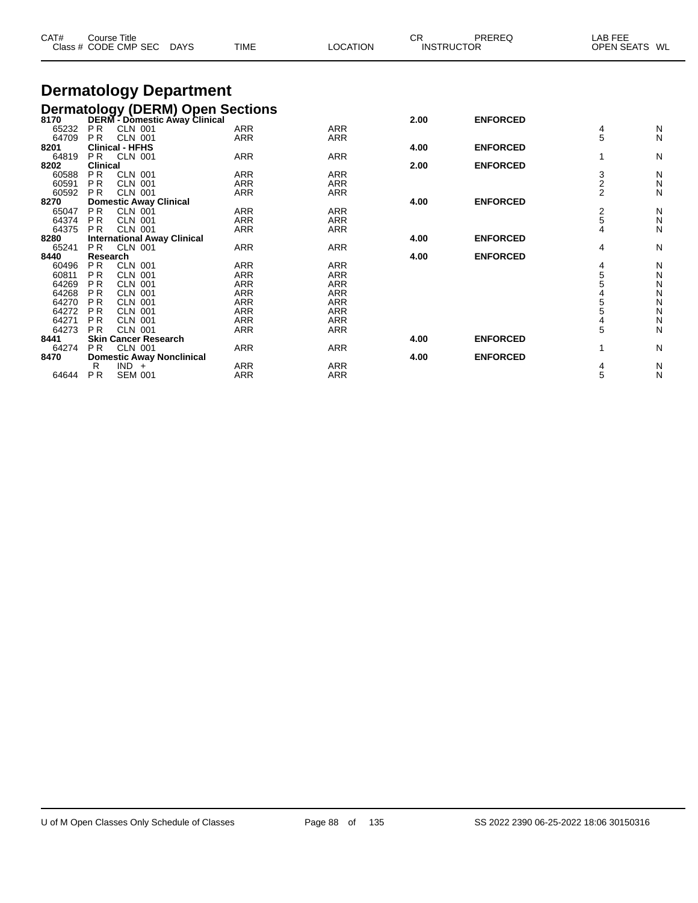| CAT# | Course Title | | | | | CR | PREREQ | LAB FEE | |
|---|---|---|---|---|---|---|---|---|---|
| Class # | CODE CMP SEC | DAYS | TIME | LOCATION | INSTRUCTOR | | | OPEN SEATS | WL |

# Dermatology Department

## Dermatology (DERM) Open Sections

| CAT# / Class # | Course Title / CODE CMP SEC | DAYS | TIME | LOCATION | CR | PREREQ | OPEN SEATS | WL |
|---|---|---|---|---|---|---|---|---|
| **8170** | **DERM - Domestic Away Clinical** | | | | **2.00** | **ENFORCED** | | |
| 65232 | P R CLN 001 | | ARR | ARR | | | 4 | N |
| 64709 | P R CLN 001 | | ARR | ARR | | | 5 | N |
| **8201** | **Clinical - HFHS** | | | | **4.00** | **ENFORCED** | | |
| 64819 | P R CLN 001 | | ARR | ARR | | | 1 | N |
| **8202** | **Clinical** | | | | **2.00** | **ENFORCED** | | |
| 60588 | P R CLN 001 | | ARR | ARR | | | 3 | N |
| 60591 | P R CLN 001 | | ARR | ARR | | | 2 | N |
| 60592 | P R CLN 001 | | ARR | ARR | | | 2 | N |
| **8270** | **Domestic Away Clinical** | | | | **4.00** | **ENFORCED** | | |
| 65047 | P R CLN 001 | | ARR | ARR | | | 2 | N |
| 64374 | P R CLN 001 | | ARR | ARR | | | 5 | N |
| 64375 | P R CLN 001 | | ARR | ARR | | | 4 | N |
| **8280** | **International Away Clinical** | | | | **4.00** | **ENFORCED** | | |
| 65241 | P R CLN 001 | | ARR | ARR | | | 4 | N |
| **8440** | **Research** | | | | **4.00** | **ENFORCED** | | |
| 60496 | P R CLN 001 | | ARR | ARR | | | 4 | N |
| 60811 | P R CLN 001 | | ARR | ARR | | | 5 | N |
| 64269 | P R CLN 001 | | ARR | ARR | | | 5 | N |
| 64268 | P R CLN 001 | | ARR | ARR | | | 4 | N |
| 64270 | P R CLN 001 | | ARR | ARR | | | 5 | N |
| 64272 | P R CLN 001 | | ARR | ARR | | | 5 | N |
| 64271 | P R CLN 001 | | ARR | ARR | | | 4 | N |
| 64273 | P R CLN 001 | | ARR | ARR | | | 5 | N |
| **8441** | **Skin Cancer Research** | | | | **4.00** | **ENFORCED** | | |
| 64274 | P R CLN 001 | | ARR | ARR | | | 1 | N |
| **8470** | **Domestic Away Nonclinical** | | | | **4.00** | **ENFORCED** | | |
| | R IND + | | ARR | ARR | | | 4 | N |
| 64644 | P R SEM 001 | | ARR | ARR | | | 5 | N |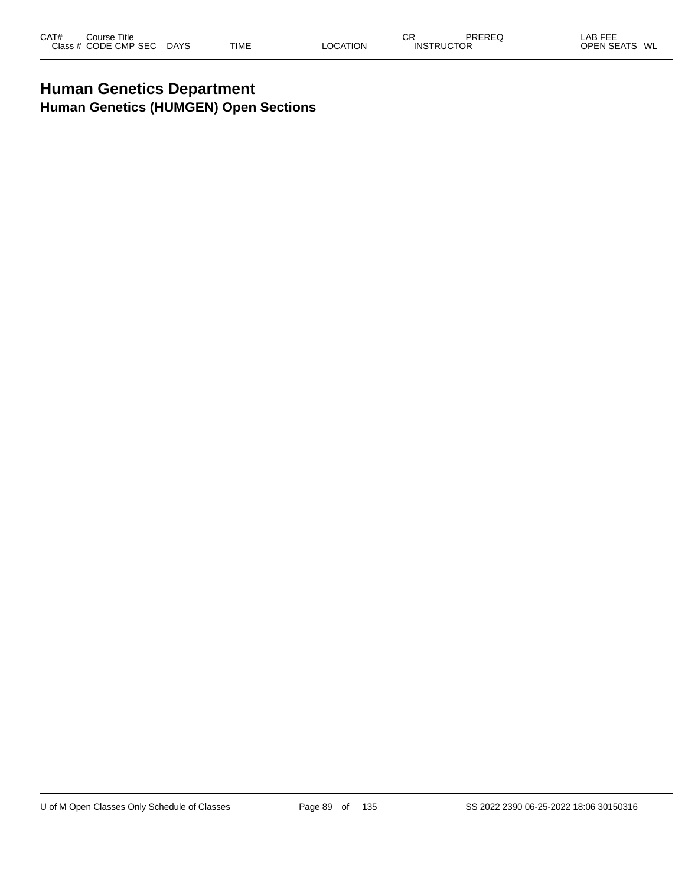# Human Genetics Department

## Human Genetics (HUMGEN) Open Sections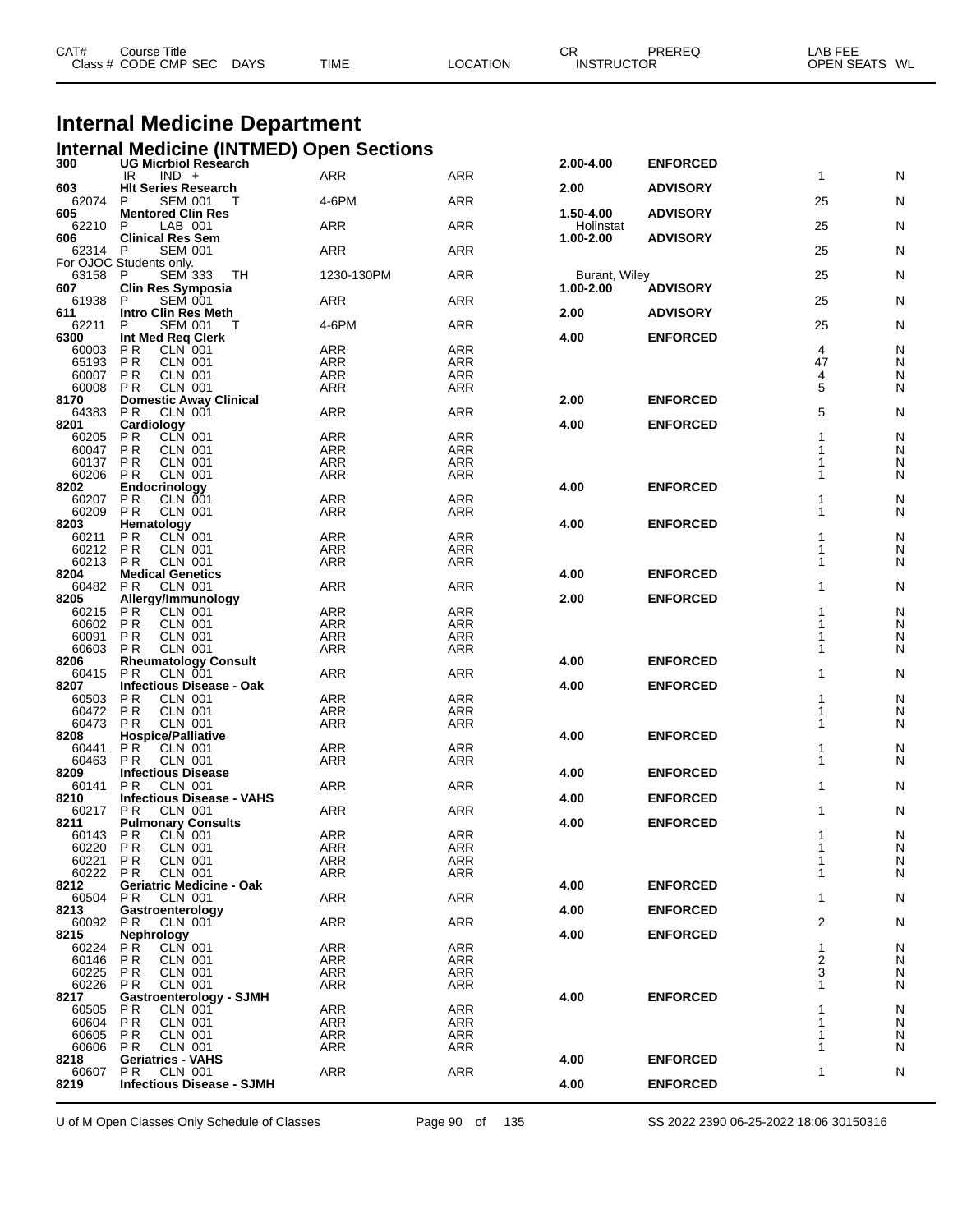# Internal Medicine Department

## Internal Medicine (INTMED) Open Sections

| CAT# / Class # | Course Title / CODE CMP SEC | DAYS | TIME | LOCATION | CR / INSTRUCTOR | PREREQ | OPEN SEATS | WL |
|---|---|---|---|---|---|---|---|---|
| 300 | UG Micrbiol Research | | | | 2.00-4.00 | ENFORCED | | |
| | IR IND + | | ARR | ARR | | | 1 | N |
| 603 | Hlt Series Research | | | | 2.00 | ADVISORY | | |
| 62074 | P SEM 001 | T | 4-6PM | ARR | | | 25 | N |
| 605 | Mentored Clin Res | | | | 1.50-4.00 | ADVISORY | | |
| 62210 | P LAB 001 | | ARR | ARR | Holinstat | | 25 | N |
| 606 | Clinical Res Sem | | | | 1.00-2.00 | ADVISORY | | |
| 62314 | P SEM 001 | | ARR | ARR | | | 25 | N |
| For OJOC Students only. | | | | | | | | |
| 63158 | P SEM 333 | TH | 1230-130PM | ARR | Burant, Wiley | | 25 | N |
| 607 | Clin Res Symposia | | | | 1.00-2.00 | ADVISORY | | |
| 61938 | P SEM 001 | | ARR | ARR | | | 25 | N |
| 611 | Intro Clin Res Meth | | | | 2.00 | ADVISORY | | |
| 62211 | P SEM 001 | T | 4-6PM | ARR | | | 25 | N |
| 6300 | Int Med Req Clerk | | | | 4.00 | ENFORCED | | |
| 60003 | P R CLN 001 | | ARR | ARR | | | 4 | N |
| 65193 | P R CLN 001 | | ARR | ARR | | | 47 | N |
| 60007 | P R CLN 001 | | ARR | ARR | | | 4 | N |
| 60008 | P R CLN 001 | | ARR | ARR | | | 5 | N |
| 8170 | Domestic Away Clinical | | | | 2.00 | ENFORCED | | |
| 64383 | P R CLN 001 | | ARR | ARR | | | 5 | N |
| 8201 | Cardiology | | | | 4.00 | ENFORCED | | |
| 60205 | P R CLN 001 | | ARR | ARR | | | 1 | N |
| 60047 | P R CLN 001 | | ARR | ARR | | | 1 | N |
| 60137 | P R CLN 001 | | ARR | ARR | | | 1 | N |
| 60206 | P R CLN 001 | | ARR | ARR | | | 1 | N |
| 8202 | Endocrinology | | | | 4.00 | ENFORCED | | |
| 60207 | P R CLN 001 | | ARR | ARR | | | 1 | N |
| 60209 | P R CLN 001 | | ARR | ARR | | | 1 | N |
| 8203 | Hematology | | | | 4.00 | ENFORCED | | |
| 60211 | P R CLN 001 | | ARR | ARR | | | 1 | N |
| 60212 | P R CLN 001 | | ARR | ARR | | | 1 | N |
| 60213 | P R CLN 001 | | ARR | ARR | | | 1 | N |
| 8204 | Medical Genetics | | | | 4.00 | ENFORCED | | |
| 60482 | P R CLN 001 | | ARR | ARR | | | 1 | N |
| 8205 | Allergy/Immunology | | | | 2.00 | ENFORCED | | |
| 60215 | P R CLN 001 | | ARR | ARR | | | 1 | N |
| 60602 | P R CLN 001 | | ARR | ARR | | | 1 | N |
| 60091 | P R CLN 001 | | ARR | ARR | | | 1 | N |
| 60603 | P R CLN 001 | | ARR | ARR | | | 1 | N |
| 8206 | Rheumatology Consult | | | | 4.00 | ENFORCED | | |
| 60415 | P R CLN 001 | | ARR | ARR | | | 1 | N |
| 8207 | Infectious Disease - Oak | | | | 4.00 | ENFORCED | | |
| 60503 | P R CLN 001 | | ARR | ARR | | | 1 | N |
| 60472 | P R CLN 001 | | ARR | ARR | | | 1 | N |
| 60473 | P R CLN 001 | | ARR | ARR | | | 1 | N |
| 8208 | Hospice/Palliative | | | | 4.00 | ENFORCED | | |
| 60441 | P R CLN 001 | | ARR | ARR | | | 1 | N |
| 60463 | P R CLN 001 | | ARR | ARR | | | 1 | N |
| 8209 | Infectious Disease | | | | 4.00 | ENFORCED | | |
| 60141 | P R CLN 001 | | ARR | ARR | | | 1 | N |
| 8210 | Infectious Disease - VAHS | | | | 4.00 | ENFORCED | | |
| 60217 | P R CLN 001 | | ARR | ARR | | | 1 | N |
| 8211 | Pulmonary Consults | | | | 4.00 | ENFORCED | | |
| 60143 | P R CLN 001 | | ARR | ARR | | | 1 | N |
| 60220 | P R CLN 001 | | ARR | ARR | | | 1 | N |
| 60221 | P R CLN 001 | | ARR | ARR | | | 1 | N |
| 60222 | P R CLN 001 | | ARR | ARR | | | 1 | N |
| 8212 | Geriatric Medicine - Oak | | | | 4.00 | ENFORCED | | |
| 60504 | P R CLN 001 | | ARR | ARR | | | 1 | N |
| 8213 | Gastroenterology | | | | 4.00 | ENFORCED | | |
| 60092 | P R CLN 001 | | ARR | ARR | | | 2 | N |
| 8215 | Nephrology | | | | 4.00 | ENFORCED | | |
| 60224 | P R CLN 001 | | ARR | ARR | | | 1 | N |
| 60146 | P R CLN 001 | | ARR | ARR | | | 2 | N |
| 60225 | P R CLN 001 | | ARR | ARR | | | 3 | N |
| 60226 | P R CLN 001 | | ARR | ARR | | | 1 | N |
| 8217 | Gastroenterology - SJMH | | | | 4.00 | ENFORCED | | |
| 60505 | P R CLN 001 | | ARR | ARR | | | 1 | N |
| 60604 | P R CLN 001 | | ARR | ARR | | | 1 | N |
| 60605 | P R CLN 001 | | ARR | ARR | | | 1 | N |
| 60606 | P R CLN 001 | | ARR | ARR | | | 1 | N |
| 8218 | Geriatrics - VAHS | | | | 4.00 | ENFORCED | | |
| 60607 | P R CLN 001 | | ARR | ARR | | | 1 | N |
| 8219 | Infectious Disease - SJMH | | | | 4.00 | ENFORCED | | |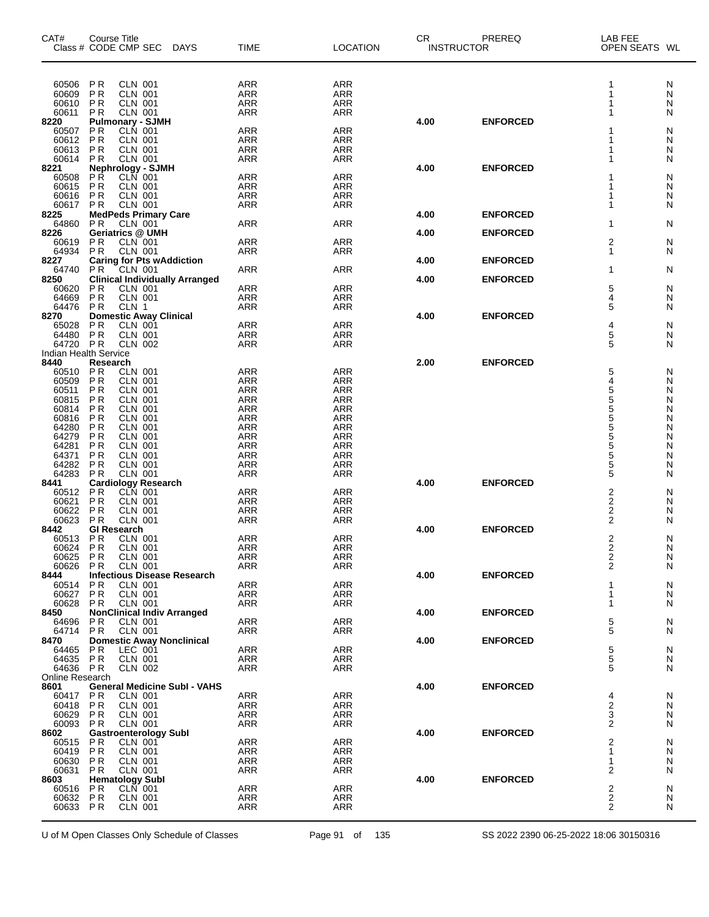| CAT# Class # | Course Title CODE | CMP | SEC | DAYS | TIME | LOCATION | CR INSTRUCTOR | PREREQ | LAB FEE OPEN SEATS | WL |
|---|---|---|---|---|---|---|---|---|---|---|
| 60506 | PR | CLN | 001 | | ARR | ARR | | | 1 | N |
| 60609 | PR | CLN | 001 | | ARR | ARR | | | 1 | N |
| 60610 | PR | CLN | 001 | | ARR | ARR | | | 1 | N |
| 60611 | PR | CLN | 001 | | ARR | ARR | | | 1 | N |
| **8220** | **Pulmonary - SJMH** | | | | | | **4.00** | **ENFORCED** | | |
| 60507 | PR | CLN | 001 | | ARR | ARR | | | 1 | N |
| 60612 | PR | CLN | 001 | | ARR | ARR | | | 1 | N |
| 60613 | PR | CLN | 001 | | ARR | ARR | | | 1 | N |
| 60614 | PR | CLN | 001 | | ARR | ARR | | | 1 | N |
| **8221** | **Nephrology - SJMH** | | | | | | **4.00** | **ENFORCED** | | |
| 60508 | PR | CLN | 001 | | ARR | ARR | | | 1 | N |
| 60615 | PR | CLN | 001 | | ARR | ARR | | | 1 | N |
| 60616 | PR | CLN | 001 | | ARR | ARR | | | 1 | N |
| 60617 | PR | CLN | 001 | | ARR | ARR | | | 1 | N |
| **8225** | **MedPeds Primary Care** | | | | | | **4.00** | **ENFORCED** | | |
| 64860 | PR | CLN | 001 | | ARR | ARR | | | 1 | N |
| **8226** | **Geriatrics @ UMH** | | | | | | **4.00** | **ENFORCED** | | |
| 60619 | PR | CLN | 001 | | ARR | ARR | | | 2 | N |
| 64934 | PR | CLN | 001 | | ARR | ARR | | | 1 | N |
| **8227** | **Caring for Pts wAddiction** | | | | | | **4.00** | **ENFORCED** | | |
| 64740 | PR | CLN | 001 | | ARR | ARR | | | 1 | N |
| **8250** | **Clinical Individually Arranged** | | | | | | **4.00** | **ENFORCED** | | |
| 60620 | PR | CLN | 001 | | ARR | ARR | | | 5 | N |
| 64669 | PR | CLN | 001 | | ARR | ARR | | | 4 | N |
| 64476 | PR | CLN | 1 | | ARR | ARR | | | 5 | N |
| **8270** | **Domestic Away Clinical** | | | | | | **4.00** | **ENFORCED** | | |
| 65028 | PR | CLN | 001 | | ARR | ARR | | | 4 | N |
| 64480 | PR | CLN | 001 | | ARR | ARR | | | 5 | N |
| 64720 | PR | CLN | 002 | | ARR | ARR | | | 5 | N |
| Indian Health Service | | | | | | | | | | |
| **8440** | **Research** | | | | | | **2.00** | **ENFORCED** | | |
| 60510 | PR | CLN | 001 | | ARR | ARR | | | 5 | N |
| 60509 | PR | CLN | 001 | | ARR | ARR | | | 4 | N |
| 60511 | PR | CLN | 001 | | ARR | ARR | | | 5 | N |
| 60815 | PR | CLN | 001 | | ARR | ARR | | | 5 | N |
| 60814 | PR | CLN | 001 | | ARR | ARR | | | 5 | N |
| 60816 | PR | CLN | 001 | | ARR | ARR | | | 5 | N |
| 64280 | PR | CLN | 001 | | ARR | ARR | | | 5 | N |
| 64279 | PR | CLN | 001 | | ARR | ARR | | | 5 | N |
| 64281 | PR | CLN | 001 | | ARR | ARR | | | 5 | N |
| 64371 | PR | CLN | 001 | | ARR | ARR | | | 5 | N |
| 64282 | PR | CLN | 001 | | ARR | ARR | | | 5 | N |
| 64283 | PR | CLN | 001 | | ARR | ARR | | | 5 | N |
| **8441** | **Cardiology Research** | | | | | | **4.00** | **ENFORCED** | | |
| 60512 | PR | CLN | 001 | | ARR | ARR | | | 2 | N |
| 60621 | PR | CLN | 001 | | ARR | ARR | | | 2 | N |
| 60622 | PR | CLN | 001 | | ARR | ARR | | | 2 | N |
| 60623 | PR | CLN | 001 | | ARR | ARR | | | 2 | N |
| **8442** | **GI Research** | | | | | | **4.00** | **ENFORCED** | | |
| 60513 | PR | CLN | 001 | | ARR | ARR | | | 2 | N |
| 60624 | PR | CLN | 001 | | ARR | ARR | | | 2 | N |
| 60625 | PR | CLN | 001 | | ARR | ARR | | | 2 | N |
| 60626 | PR | CLN | 001 | | ARR | ARR | | | 2 | N |
| **8444** | **Infectious Disease Research** | | | | | | **4.00** | **ENFORCED** | | |
| 60514 | PR | CLN | 001 | | ARR | ARR | | | 1 | N |
| 60627 | PR | CLN | 001 | | ARR | ARR | | | 1 | N |
| 60628 | PR | CLN | 001 | | ARR | ARR | | | 1 | N |
| **8450** | **NonClinical Indiv Arranged** | | | | | | **4.00** | **ENFORCED** | | |
| 64696 | PR | CLN | 001 | | ARR | ARR | | | 5 | N |
| 64714 | PR | CLN | 001 | | ARR | ARR | | | 5 | N |
| **8470** | **Domestic Away Nonclinical** | | | | | | **4.00** | **ENFORCED** | | |
| 64465 | PR | LEC | 001 | | ARR | ARR | | | 5 | N |
| 64635 | PR | CLN | 001 | | ARR | ARR | | | 5 | N |
| 64636 | PR | CLN | 002 | | ARR | ARR | | | 5 | N |
| Online Research | | | | | | | | | | |
| **8601** | **General Medicine Subl - VAHS** | | | | | | **4.00** | **ENFORCED** | | |
| 60417 | PR | CLN | 001 | | ARR | ARR | | | 4 | N |
| 60418 | PR | CLN | 001 | | ARR | ARR | | | 2 | N |
| 60629 | PR | CLN | 001 | | ARR | ARR | | | 3 | N |
| 60093 | PR | CLN | 001 | | ARR | ARR | | | 2 | N |
| **8602** | **Gastroenterology Subl** | | | | | | **4.00** | **ENFORCED** | | |
| 60515 | PR | CLN | 001 | | ARR | ARR | | | 2 | N |
| 60419 | PR | CLN | 001 | | ARR | ARR | | | 1 | N |
| 60630 | PR | CLN | 001 | | ARR | ARR | | | 1 | N |
| 60631 | PR | CLN | 001 | | ARR | ARR | | | 2 | N |
| **8603** | **Hematology Subl** | | | | | | **4.00** | **ENFORCED** | | |
| 60516 | PR | CLN | 001 | | ARR | ARR | | | 2 | N |
| 60632 | PR | CLN | 001 | | ARR | ARR | | | 2 | N |
| 60633 | PR | CLN | 001 | | ARR | ARR | | | 2 | N |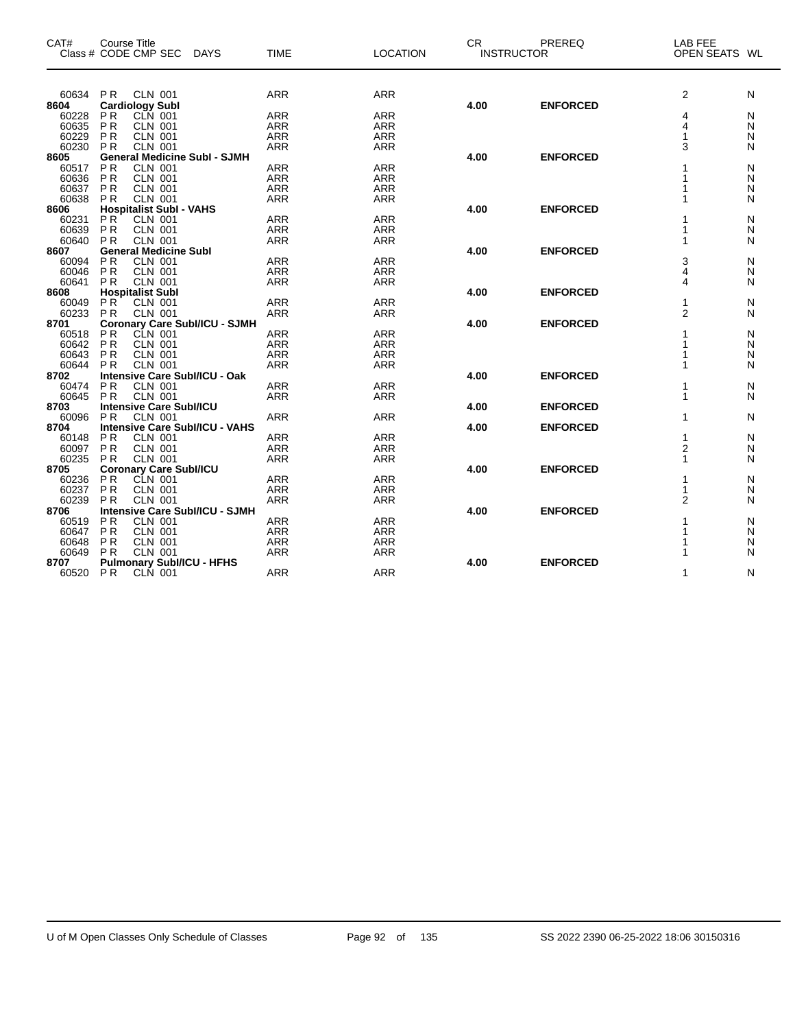| CAT# | Course Title<br>Class # CODE CMP SEC DAYS | TIME | LOCATION | CR INSTRUCTOR | PREREQ | LAB FEE<br>OPEN SEATS | WL |
|---|---|---|---|---|---|---|---|
| 60634 | PR CLN 001 | ARR | ARR | | | 2 | N |
| **8604** | **Cardiology SubI** | | | **4.00** | **ENFORCED** | | |
| 60228 | PR CLN 001 | ARR | ARR | | | 4 | N |
| 60635 | PR CLN 001 | ARR | ARR | | | 4 | N |
| 60229 | PR CLN 001 | ARR | ARR | | | 1 | N |
| 60230 | PR CLN 001 | ARR | ARR | | | 3 | N |
| **8605** | **General Medicine SubI - SJMH** | | | **4.00** | **ENFORCED** | | |
| 60517 | PR CLN 001 | ARR | ARR | | | 1 | N |
| 60636 | PR CLN 001 | ARR | ARR | | | 1 | N |
| 60637 | PR CLN 001 | ARR | ARR | | | 1 | N |
| 60638 | PR CLN 001 | ARR | ARR | | | 1 | N |
| **8606** | **Hospitalist SubI - VAHS** | | | **4.00** | **ENFORCED** | | |
| 60231 | PR CLN 001 | ARR | ARR | | | 1 | N |
| 60639 | PR CLN 001 | ARR | ARR | | | 1 | N |
| 60640 | PR CLN 001 | ARR | ARR | | | 1 | N |
| **8607** | **General Medicine SubI** | | | **4.00** | **ENFORCED** | | |
| 60094 | PR CLN 001 | ARR | ARR | | | 3 | N |
| 60046 | PR CLN 001 | ARR | ARR | | | 4 | N |
| 60641 | PR CLN 001 | ARR | ARR | | | 4 | N |
| **8608** | **Hospitalist SubI** | | | **4.00** | **ENFORCED** | | |
| 60049 | PR CLN 001 | ARR | ARR | | | 1 | N |
| 60233 | PR CLN 001 | ARR | ARR | | | 2 | N |
| **8701** | **Coronary Care SubI/ICU - SJMH** | | | **4.00** | **ENFORCED** | | |
| 60518 | PR CLN 001 | ARR | ARR | | | 1 | N |
| 60642 | PR CLN 001 | ARR | ARR | | | 1 | N |
| 60643 | PR CLN 001 | ARR | ARR | | | 1 | N |
| 60644 | PR CLN 001 | ARR | ARR | | | 1 | N |
| **8702** | **Intensive Care SubI/ICU - Oak** | | | **4.00** | **ENFORCED** | | |
| 60474 | PR CLN 001 | ARR | ARR | | | 1 | N |
| 60645 | PR CLN 001 | ARR | ARR | | | 1 | N |
| **8703** | **Intensive Care SubI/ICU** | | | **4.00** | **ENFORCED** | | |
| 60096 | PR CLN 001 | ARR | ARR | | | 1 | N |
| **8704** | **Intensive Care SubI/ICU - VAHS** | | | **4.00** | **ENFORCED** | | |
| 60148 | PR CLN 001 | ARR | ARR | | | 1 | N |
| 60097 | PR CLN 001 | ARR | ARR | | | 2 | N |
| 60235 | PR CLN 001 | ARR | ARR | | | 1 | N |
| **8705** | **Coronary Care SubI/ICU** | | | **4.00** | **ENFORCED** | | |
| 60236 | PR CLN 001 | ARR | ARR | | | 1 | N |
| 60237 | PR CLN 001 | ARR | ARR | | | 1 | N |
| 60239 | PR CLN 001 | ARR | ARR | | | 2 | N |
| **8706** | **Intensive Care SubI/ICU - SJMH** | | | **4.00** | **ENFORCED** | | |
| 60519 | PR CLN 001 | ARR | ARR | | | 1 | N |
| 60647 | PR CLN 001 | ARR | ARR | | | 1 | N |
| 60648 | PR CLN 001 | ARR | ARR | | | 1 | N |
| 60649 | PR CLN 001 | ARR | ARR | | | 1 | N |
| **8707** | **Pulmonary SubI/ICU - HFHS** | | | **4.00** | **ENFORCED** | | |
| 60520 | PR CLN 001 | ARR | ARR | | | 1 | N |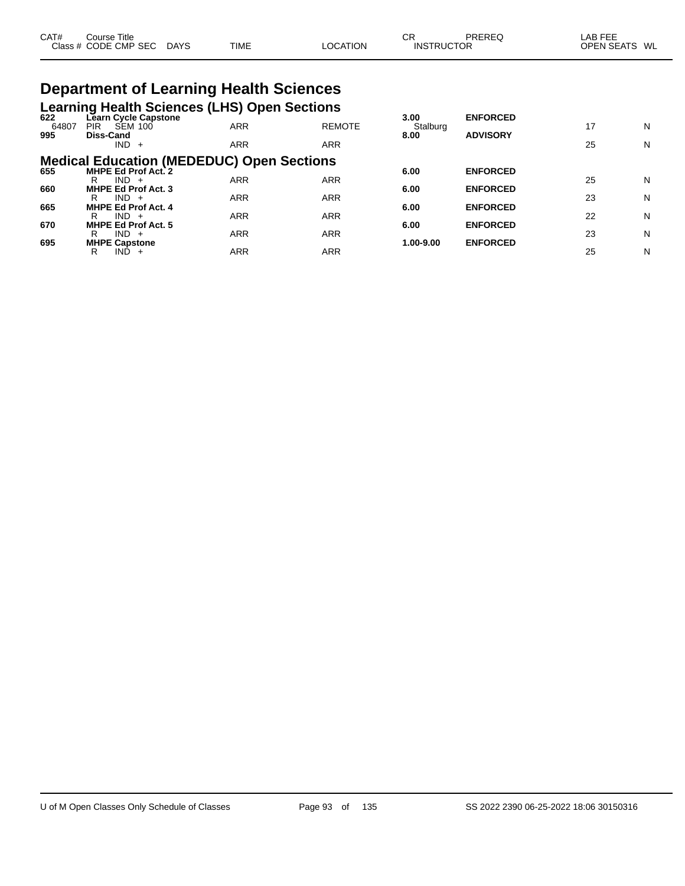| CAT# Class # | Course Title CODE CMP SEC | DAYS | TIME | LOCATION | CR INSTRUCTOR | PREREQ | LAB FEE OPEN SEATS | WL |
|---|---|---|---|---|---|---|---|---|

# Department of Learning Health Sciences

## Learning Health Sciences (LHS) Open Sections

| CAT# Class # | Course Title CODE CMP SEC | DAYS | TIME | LOCATION | CR INSTRUCTOR | PREREQ | LAB FEE OPEN SEATS | WL |
|---|---|---|---|---|---|---|---|---|
| **622** | **Learn Cycle Capstone** | | | | **3.00** | **ENFORCED** | | |
| 64807 | PIR SEM 100 | | ARR | REMOTE | Stalburg | | 17 | N |
| **995** | **Diss-Cand** | | | | **8.00** | **ADVISORY** | | |
| | IND + | | ARR | ARR | | | 25 | N |

## Medical Education (MEDEDUC) Open Sections

| CAT# Class # | Course Title CODE CMP SEC | DAYS | TIME | LOCATION | CR INSTRUCTOR | PREREQ | LAB FEE OPEN SEATS | WL |
|---|---|---|---|---|---|---|---|---|
| **655** | **MHPE Ed Prof Act. 2** | | | | **6.00** | **ENFORCED** | | |
| | R IND + | | ARR | ARR | | | 25 | N |
| **660** | **MHPE Ed Prof Act. 3** | | | | **6.00** | **ENFORCED** | | |
| | R IND + | | ARR | ARR | | | 23 | N |
| **665** | **MHPE Ed Prof Act. 4** | | | | **6.00** | **ENFORCED** | | |
| | R IND + | | ARR | ARR | | | 22 | N |
| **670** | **MHPE Ed Prof Act. 5** | | | | **6.00** | **ENFORCED** | | |
| | R IND + | | ARR | ARR | | | 23 | N |
| **695** | **MHPE Capstone** | | | | **1.00-9.00** | **ENFORCED** | | |
| | R IND + | | ARR | ARR | | | 25 | N |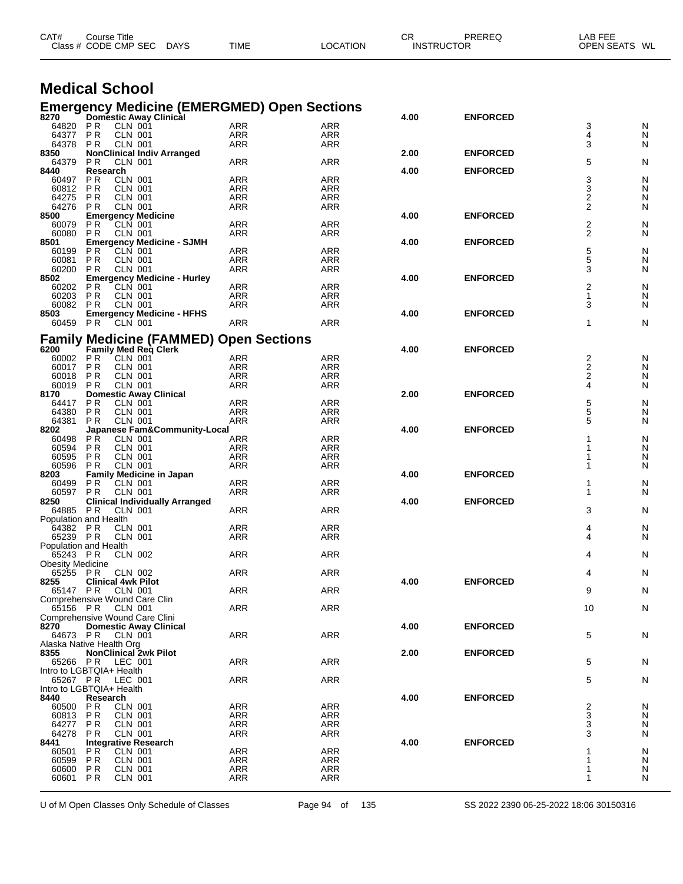# Medical School

## Emergency Medicine (EMERGMED) Open Sections

| CAT# / Class # | Course Title / CODE | CMP SEC | DAYS | TIME | LOCATION | CR | PREREQ | OPEN SEATS | WL |
|---|---|---|---|---|---|---|---|---|---|
| **8270** | **Domestic Away Clinical** | | | | | **4.00** | **ENFORCED** | | |
| 64820 | PR | CLN 001 | | ARR | ARR | | | 3 | N |
| 64377 | PR | CLN 001 | | ARR | ARR | | | 4 | N |
| 64378 | PR | CLN 001 | | ARR | ARR | | | 3 | N |
| **8350** | **NonClinical Indiv Arranged** | | | | | **2.00** | **ENFORCED** | | |
| 64379 | PR | CLN 001 | | ARR | ARR | | | 5 | N |
| **8440** | **Research** | | | | | **4.00** | **ENFORCED** | | |
| 60497 | PR | CLN 001 | | ARR | ARR | | | 3 | N |
| 60812 | PR | CLN 001 | | ARR | ARR | | | 3 | N |
| 64275 | PR | CLN 001 | | ARR | ARR | | | 2 | N |
| 64276 | PR | CLN 001 | | ARR | ARR | | | 2 | N |
| **8500** | **Emergency Medicine** | | | | | **4.00** | **ENFORCED** | | |
| 60079 | PR | CLN 001 | | ARR | ARR | | | 2 | N |
| 60080 | PR | CLN 001 | | ARR | ARR | | | 2 | N |
| **8501** | **Emergency Medicine - SJMH** | | | | | **4.00** | **ENFORCED** | | |
| 60199 | PR | CLN 001 | | ARR | ARR | | | 5 | N |
| 60081 | PR | CLN 001 | | ARR | ARR | | | 5 | N |
| 60200 | PR | CLN 001 | | ARR | ARR | | | 3 | N |
| **8502** | **Emergency Medicine - Hurley** | | | | | **4.00** | **ENFORCED** | | |
| 60202 | PR | CLN 001 | | ARR | ARR | | | 2 | N |
| 60203 | PR | CLN 001 | | ARR | ARR | | | 1 | N |
| 60082 | PR | CLN 001 | | ARR | ARR | | | 3 | N |
| **8503** | **Emergency Medicine - HFHS** | | | | | **4.00** | **ENFORCED** | | |
| 60459 | PR | CLN 001 | | ARR | ARR | | | 1 | N |

## Family Medicine (FAMMED) Open Sections

| CAT# / Class # | Course Title / CODE | CMP SEC | DAYS | TIME | LOCATION | CR | PREREQ | OPEN SEATS | WL |
|---|---|---|---|---|---|---|---|---|---|
| **6200** | **Family Med Req Clerk** | | | | | **4.00** | **ENFORCED** | | |
| 60002 | PR | CLN 001 | | ARR | ARR | | | 2 | N |
| 60017 | PR | CLN 001 | | ARR | ARR | | | 2 | N |
| 60018 | PR | CLN 001 | | ARR | ARR | | | 2 | N |
| 60019 | PR | CLN 001 | | ARR | ARR | | | 4 | N |
| **8170** | **Domestic Away Clinical** | | | | | **2.00** | **ENFORCED** | | |
| 64417 | PR | CLN 001 | | ARR | ARR | | | 5 | N |
| 64380 | PR | CLN 001 | | ARR | ARR | | | 5 | N |
| 64381 | PR | CLN 001 | | ARR | ARR | | | 5 | N |
| **8202** | **Japanese Fam&Community-Local** | | | | | **4.00** | **ENFORCED** | | |
| 60498 | PR | CLN 001 | | ARR | ARR | | | 1 | N |
| 60594 | PR | CLN 001 | | ARR | ARR | | | 1 | N |
| 60595 | PR | CLN 001 | | ARR | ARR | | | 1 | N |
| 60596 | PR | CLN 001 | | ARR | ARR | | | 1 | N |
| **8203** | **Family Medicine in Japan** | | | | | **4.00** | **ENFORCED** | | |
| 60499 | PR | CLN 001 | | ARR | ARR | | | 1 | N |
| 60597 | PR | CLN 001 | | ARR | ARR | | | 1 | N |
| **8250** | **Clinical Individually Arranged** | | | | | **4.00** | **ENFORCED** | | |
| 64885 | PR | CLN 001 | | ARR | ARR | | | 3 | N |
| Population and Health | | | | | | | | | |
| 64382 | PR | CLN 001 | | ARR | ARR | | | 4 | N |
| 65239 | PR | CLN 001 | | ARR | ARR | | | 4 | N |
| Population and Health | | | | | | | | | |
| 65243 | PR | CLN 002 | | ARR | ARR | | | 4 | N |
| Obesity Medicine | | | | | | | | | |
| 65255 | PR | CLN 002 | | ARR | ARR | | | 4 | N |
| **8255** | **Clinical 4wk Pilot** | | | | | **4.00** | **ENFORCED** | | |
| 65147 | PR | CLN 001 | | ARR | ARR | | | 9 | N |
| Comprehensive Wound Care Clin | | | | | | | | | |
| 65156 | PR | CLN 001 | | ARR | ARR | | | 10 | N |
| Comprehensive Wound Care Clini | | | | | | | | | |
| **8270** | **Domestic Away Clinical** | | | | | **4.00** | **ENFORCED** | | |
| 64673 | PR | CLN 001 | | ARR | ARR | | | 5 | N |
| Alaska Native Health Org | | | | | | | | | |
| **8355** | **NonClinical 2wk Pilot** | | | | | **2.00** | **ENFORCED** | | |
| 65266 | PR | LEC 001 | | ARR | ARR | | | 5 | N |
| Intro to LGBTQIA+ Health | | | | | | | | | |
| 65267 | PR | LEC 001 | | ARR | ARR | | | 5 | N |
| Intro to LGBTQIA+ Health | | | | | | | | | |
| **8440** | **Research** | | | | | **4.00** | **ENFORCED** | | |
| 60500 | PR | CLN 001 | | ARR | ARR | | | 2 | N |
| 60813 | PR | CLN 001 | | ARR | ARR | | | 3 | N |
| 64277 | PR | CLN 001 | | ARR | ARR | | | 3 | N |
| 64278 | PR | CLN 001 | | ARR | ARR | | | 3 | N |
| **8441** | **Integrative Research** | | | | | **4.00** | **ENFORCED** | | |
| 60501 | PR | CLN 001 | | ARR | ARR | | | 1 | N |
| 60599 | PR | CLN 001 | | ARR | ARR | | | 1 | N |
| 60600 | PR | CLN 001 | | ARR | ARR | | | 1 | N |
| 60601 | PR | CLN 001 | | ARR | ARR | | | 1 | N |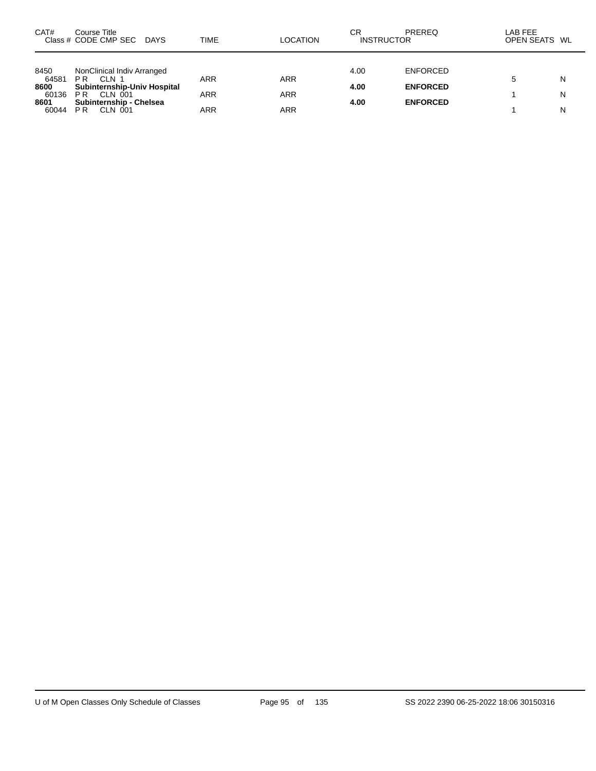| CAT# | Course Title<br>Class # CODE CMP SEC DAYS | TIME | LOCATION | CR<br>INSTRUCTOR | PREREQ | LAB FEE<br>OPEN SEATS | WL |
|---|---|---|---|---|---|---|---|
| 8450 | NonClinical Indiv Arranged | | | 4.00 | ENFORCED | | |
| 64581 | P R CLN 1 | ARR | ARR | | | 5 | N |
| **8600** | **Subinternship-Univ Hospital** | | | **4.00** | **ENFORCED** | | |
| 60136 | P R CLN 001 | ARR | ARR | | | 1 | N |
| **8601** | **Subinternship - Chelsea** | | | **4.00** | **ENFORCED** | | |
| 60044 | P R CLN 001 | ARR | ARR | | | 1 | N |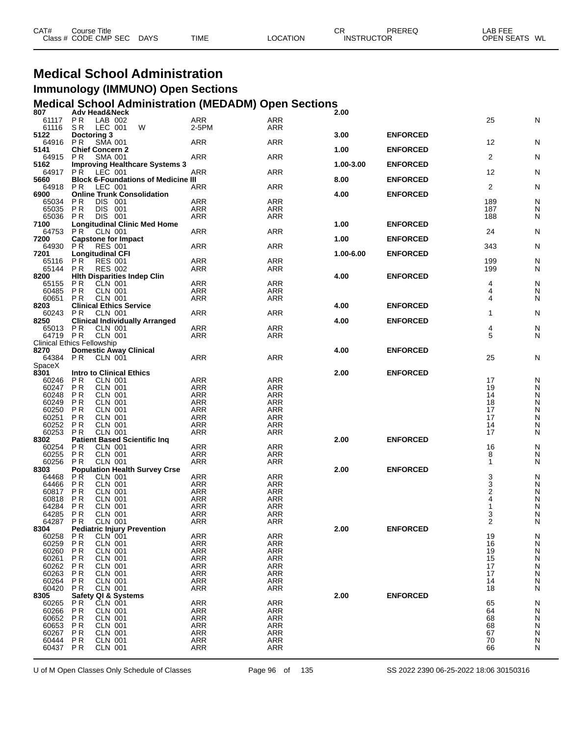# Medical School Administration

## Immunology (IMMUNO) Open Sections

## Medical School Administration (MEDADM) Open Sections

| CAT# Class # | Course Title CODE CMP SEC | DAYS | TIME | LOCATION | CR INSTRUCTOR | PREREQ | LAB FEE OPEN SEATS | WL |
|---|---|---|---|---|---|---|---|---|
| **807** | **Adv Head&Neck** | | | | **2.00** | | | |
| 61117 | P R LAB 002 | | ARR | ARR | | | 25 | N |
| 61116 | S R LEC 001 | W | 2-5PM | ARR | | | | |
| **5122** | **Doctoring 3** | | | | **3.00** | **ENFORCED** | | |
| 64916 | P R SMA 001 | | ARR | ARR | | | 12 | N |
| **5141** | **Chief Concern 2** | | | | **1.00** | **ENFORCED** | | |
| 64915 | P R SMA 001 | | ARR | ARR | | | 2 | N |
| **5162** | **Improving Healthcare Systems 3** | | | | **1.00-3.00** | **ENFORCED** | | |
| 64917 | P R LEC 001 | | ARR | ARR | | | 12 | N |
| **5660** | **Block 6-Foundations of Medicine III** | | | | **8.00** | **ENFORCED** | | |
| 64918 | P R LEC 001 | | ARR | ARR | | | 2 | N |
| **6900** | **Online Trunk Consolidation** | | | | **4.00** | **ENFORCED** | | |
| 65034 | P R DIS 001 | | ARR | ARR | | | 189 | N |
| 65035 | P R DIS 001 | | ARR | ARR | | | 187 | N |
| 65036 | P R DIS 001 | | ARR | ARR | | | 188 | N |
| **7100** | **Longitudinal Clinic Med Home** | | | | **1.00** | **ENFORCED** | | |
| 64753 | P R CLN 001 | | ARR | ARR | | | 24 | N |
| **7200** | **Capstone for Impact** | | | | **1.00** | **ENFORCED** | | |
| 64930 | P R RES 001 | | ARR | ARR | | | 343 | N |
| **7201** | **Longitudinal CFI** | | | | **1.00-6.00** | **ENFORCED** | | |
| 65116 | P R RES 001 | | ARR | ARR | | | 199 | N |
| 65144 | P R RES 002 | | ARR | ARR | | | 199 | N |
| **8200** | **Hlth Disparities Indep Clin** | | | | **4.00** | **ENFORCED** | | |
| 65155 | P R CLN 001 | | ARR | ARR | | | 4 | N |
| 60485 | P R CLN 001 | | ARR | ARR | | | 4 | N |
| 60651 | P R CLN 001 | | ARR | ARR | | | 4 | N |
| **8203** | **Clinical Ethics Service** | | | | **4.00** | **ENFORCED** | | |
| 60243 | P R CLN 001 | | ARR | ARR | | | 1 | N |
| **8250** | **Clinical Individually Arranged** | | | | **4.00** | **ENFORCED** | | |
| 65013 | P R CLN 001 | | ARR | ARR | | | 4 | N |
| 64719 | P R CLN 001 | | ARR | ARR | | | 5 | N |
| Clinical Ethics Fellowship | | | | | | | | |
| **8270** | **Domestic Away Clinical** | | | | **4.00** | **ENFORCED** | | |
| 64384 | P R CLN 001 | | ARR | ARR | | | 25 | N |
| SpaceX | | | | | | | | |
| **8301** | **Intro to Clinical Ethics** | | | | **2.00** | **ENFORCED** | | |
| 60246 | P R CLN 001 | | ARR | ARR | | | 17 | N |
| 60247 | P R CLN 001 | | ARR | ARR | | | 19 | N |
| 60248 | P R CLN 001 | | ARR | ARR | | | 14 | N |
| 60249 | P R CLN 001 | | ARR | ARR | | | 18 | N |
| 60250 | P R CLN 001 | | ARR | ARR | | | 17 | N |
| 60251 | P R CLN 001 | | ARR | ARR | | | 17 | N |
| 60252 | P R CLN 001 | | ARR | ARR | | | 14 | N |
| 60253 | P R CLN 001 | | ARR | ARR | | | 17 | N |
| **8302** | **Patient Based Scientific Inq** | | | | **2.00** | **ENFORCED** | | |
| 60254 | P R CLN 001 | | ARR | ARR | | | 16 | N |
| 60255 | P R CLN 001 | | ARR | ARR | | | 8 | N |
| 60256 | P R CLN 001 | | ARR | ARR | | | 1 | N |
| **8303** | **Population Health Survey Crse** | | | | **2.00** | **ENFORCED** | | |
| 64468 | P R CLN 001 | | ARR | ARR | | | 3 | N |
| 64466 | P R CLN 001 | | ARR | ARR | | | 3 | N |
| 60817 | P R CLN 001 | | ARR | ARR | | | 2 | N |
| 60818 | P R CLN 001 | | ARR | ARR | | | 4 | N |
| 64284 | P R CLN 001 | | ARR | ARR | | | 1 | N |
| 64285 | P R CLN 001 | | ARR | ARR | | | 3 | N |
| 64287 | P R CLN 001 | | ARR | ARR | | | 2 | N |
| **8304** | **Pediatric Injury Prevention** | | | | **2.00** | **ENFORCED** | | |
| 60258 | P R CLN 001 | | ARR | ARR | | | 19 | N |
| 60259 | P R CLN 001 | | ARR | ARR | | | 16 | N |
| 60260 | P R CLN 001 | | ARR | ARR | | | 19 | N |
| 60261 | P R CLN 001 | | ARR | ARR | | | 15 | N |
| 60262 | P R CLN 001 | | ARR | ARR | | | 17 | N |
| 60263 | P R CLN 001 | | ARR | ARR | | | 17 | N |
| 60264 | P R CLN 001 | | ARR | ARR | | | 14 | N |
| 60420 | P R CLN 001 | | ARR | ARR | | | 18 | N |
| **8305** | **Safety QI & Systems** | | | | **2.00** | **ENFORCED** | | |
| 60265 | P R CLN 001 | | ARR | ARR | | | 65 | N |
| 60266 | P R CLN 001 | | ARR | ARR | | | 64 | N |
| 60652 | P R CLN 001 | | ARR | ARR | | | 68 | N |
| 60653 | P R CLN 001 | | ARR | ARR | | | 68 | N |
| 60267 | P R CLN 001 | | ARR | ARR | | | 67 | N |
| 60444 | P R CLN 001 | | ARR | ARR | | | 70 | N |
| 60437 | P R CLN 001 | | ARR | ARR | | | 66 | N |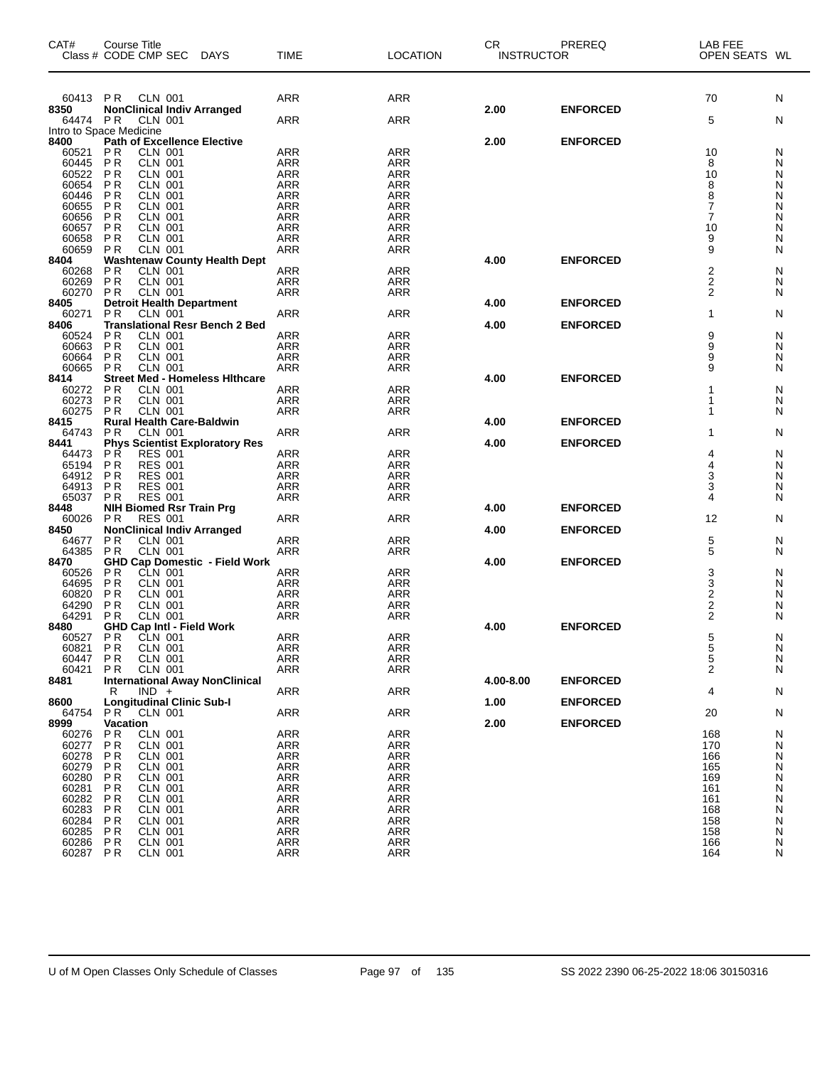| CAT# Class # | Course Title CODE CMP SEC DAYS | TIME | LOCATION | CR INSTRUCTOR | PREREQ | LAB FEE OPEN SEATS | WL |
|---|---|---|---|---|---|---|---|
| 60413 | PR CLN 001 | ARR | ARR | | | 70 | N |
| **8350** | **NonClinical Indiv Arranged** | | | **2.00** | **ENFORCED** | | |
| 64474 | PR CLN 001 | ARR | ARR | | | 5 | N |
| Intro to Space Medicine | | | | | | | |
| **8400** | **Path of Excellence Elective** | | | **2.00** | **ENFORCED** | | |
| 60521 | PR CLN 001 | ARR | ARR | | | 10 | N |
| 60445 | PR CLN 001 | ARR | ARR | | | 8 | N |
| 60522 | PR CLN 001 | ARR | ARR | | | 10 | N |
| 60654 | PR CLN 001 | ARR | ARR | | | 8 | N |
| 60446 | PR CLN 001 | ARR | ARR | | | 8 | N |
| 60655 | PR CLN 001 | ARR | ARR | | | 7 | N |
| 60656 | PR CLN 001 | ARR | ARR | | | 7 | N |
| 60657 | PR CLN 001 | ARR | ARR | | | 10 | N |
| 60658 | PR CLN 001 | ARR | ARR | | | 9 | N |
| 60659 | PR CLN 001 | ARR | ARR | | | 9 | N |
| **8404** | **Washtenaw County Health Dept** | | | **4.00** | **ENFORCED** | | |
| 60268 | PR CLN 001 | ARR | ARR | | | 2 | N |
| 60269 | PR CLN 001 | ARR | ARR | | | 2 | N |
| 60270 | PR CLN 001 | ARR | ARR | | | 2 | N |
| **8405** | **Detroit Health Department** | | | **4.00** | **ENFORCED** | | |
| 60271 | PR CLN 001 | ARR | ARR | | | 1 | N |
| **8406** | **Translational Resr Bench 2 Bed** | | | **4.00** | **ENFORCED** | | |
| 60524 | PR CLN 001 | ARR | ARR | | | 9 | N |
| 60663 | PR CLN 001 | ARR | ARR | | | 9 | N |
| 60664 | PR CLN 001 | ARR | ARR | | | 9 | N |
| 60665 | PR CLN 001 | ARR | ARR | | | 9 | N |
| **8414** | **Street Med - Homeless Hlthcare** | | | **4.00** | **ENFORCED** | | |
| 60272 | PR CLN 001 | ARR | ARR | | | 1 | N |
| 60273 | PR CLN 001 | ARR | ARR | | | 1 | N |
| 60275 | PR CLN 001 | ARR | ARR | | | 1 | N |
| **8415** | **Rural Health Care-Baldwin** | | | **4.00** | **ENFORCED** | | |
| 64743 | PR CLN 001 | ARR | ARR | | | 1 | N |
| **8441** | **Phys Scientist Exploratory Res** | | | **4.00** | **ENFORCED** | | |
| 64473 | PR RES 001 | ARR | ARR | | | 4 | N |
| 65194 | PR RES 001 | ARR | ARR | | | 4 | N |
| 64912 | PR RES 001 | ARR | ARR | | | 3 | N |
| 64913 | PR RES 001 | ARR | ARR | | | 3 | N |
| 65037 | PR RES 001 | ARR | ARR | | | 4 | N |
| **8448** | **NIH Biomed Rsr Train Prg** | | | **4.00** | **ENFORCED** | | |
| 60026 | PR RES 001 | ARR | ARR | | | 12 | N |
| **8450** | **NonClinical Indiv Arranged** | | | **4.00** | **ENFORCED** | | |
| 64677 | PR CLN 001 | ARR | ARR | | | 5 | N |
| 64385 | PR CLN 001 | ARR | ARR | | | 5 | N |
| **8470** | **GHD Cap Domestic - Field Work** | | | **4.00** | **ENFORCED** | | |
| 60526 | PR CLN 001 | ARR | ARR | | | 3 | N |
| 64695 | PR CLN 001 | ARR | ARR | | | 3 | N |
| 60820 | PR CLN 001 | ARR | ARR | | | 2 | N |
| 64290 | PR CLN 001 | ARR | ARR | | | 2 | N |
| 64291 | PR CLN 001 | ARR | ARR | | | 2 | N |
| **8480** | **GHD Cap Intl - Field Work** | | | **4.00** | **ENFORCED** | | |
| 60527 | PR CLN 001 | ARR | ARR | | | 5 | N |
| 60821 | PR CLN 001 | ARR | ARR | | | 5 | N |
| 60447 | PR CLN 001 | ARR | ARR | | | 5 | N |
| 60421 | PR CLN 001 | ARR | ARR | | | 2 | N |
| **8481** | **International Away NonClinical** | | | **4.00-8.00** | **ENFORCED** | | |
| | R IND + | ARR | ARR | | | 4 | N |
| **8600** | **Longitudinal Clinic Sub-I** | | | **1.00** | **ENFORCED** | | |
| 64754 | PR CLN 001 | ARR | ARR | | | 20 | N |
| **8999** | **Vacation** | | | **2.00** | **ENFORCED** | | |
| 60276 | PR CLN 001 | ARR | ARR | | | 168 | N |
| 60277 | PR CLN 001 | ARR | ARR | | | 170 | N |
| 60278 | PR CLN 001 | ARR | ARR | | | 166 | N |
| 60279 | PR CLN 001 | ARR | ARR | | | 165 | N |
| 60280 | PR CLN 001 | ARR | ARR | | | 169 | N |
| 60281 | PR CLN 001 | ARR | ARR | | | 161 | N |
| 60282 | PR CLN 001 | ARR | ARR | | | 161 | N |
| 60283 | PR CLN 001 | ARR | ARR | | | 168 | N |
| 60284 | PR CLN 001 | ARR | ARR | | | 158 | N |
| 60285 | PR CLN 001 | ARR | ARR | | | 158 | N |
| 60286 | PR CLN 001 | ARR | ARR | | | 166 | N |
| 60287 | PR CLN 001 | ARR | ARR | | | 164 | N |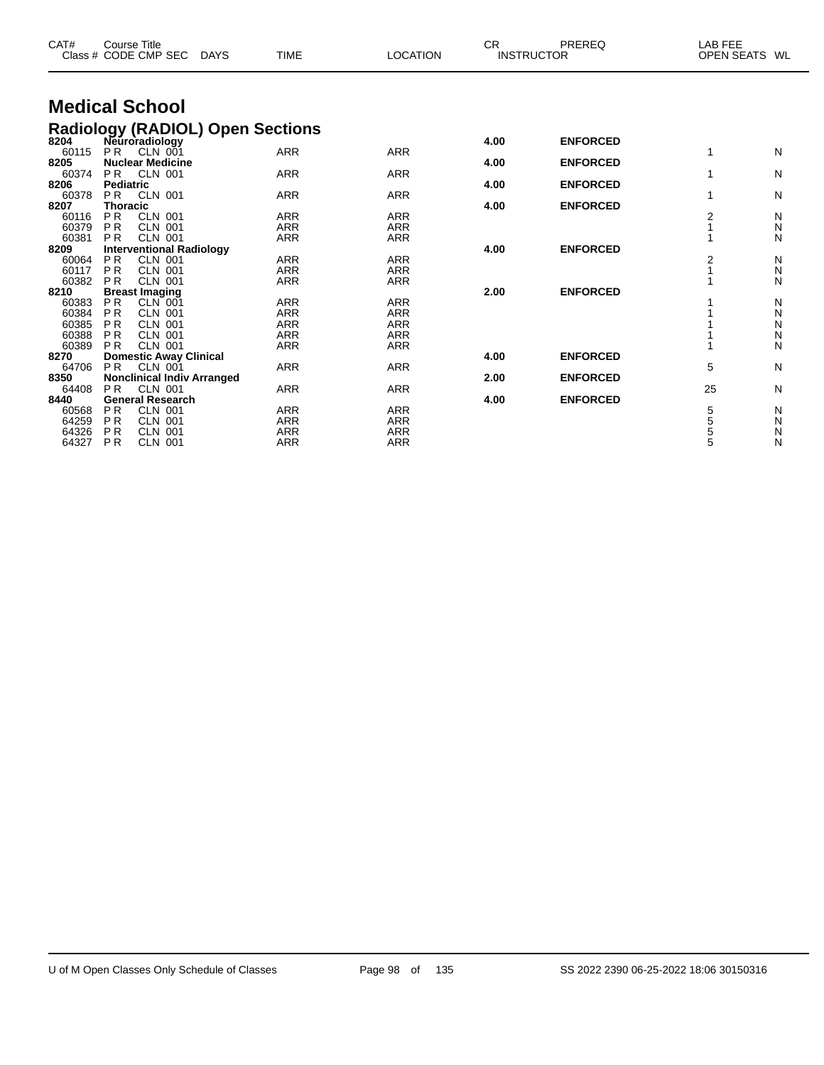# Medical School

## Radiology (RADIOL) Open Sections

| CAT# Class # | Course Title CODE CMP SEC | DAYS | TIME | LOCATION | CR INSTRUCTOR | PREREQ | LAB FEE OPEN SEATS | WL |
|---|---|---|---|---|---|---|---|---|
| **8204** | **Neuroradiology** | | | | **4.00** | **ENFORCED** | | |
| 60115 | P R CLN 001 | | ARR | ARR | | | 1 | N |
| **8205** | **Nuclear Medicine** | | | | **4.00** | **ENFORCED** | | |
| 60374 | P R CLN 001 | | ARR | ARR | | | 1 | N |
| **8206** | **Pediatric** | | | | **4.00** | **ENFORCED** | | |
| 60378 | P R CLN 001 | | ARR | ARR | | | 1 | N |
| **8207** | **Thoracic** | | | | **4.00** | **ENFORCED** | | |
| 60116 | P R CLN 001 | | ARR | ARR | | | 2 | N |
| 60379 | P R CLN 001 | | ARR | ARR | | | 1 | N |
| 60381 | P R CLN 001 | | ARR | ARR | | | 1 | N |
| **8209** | **Interventional Radiology** | | | | **4.00** | **ENFORCED** | | |
| 60064 | P R CLN 001 | | ARR | ARR | | | 2 | N |
| 60117 | P R CLN 001 | | ARR | ARR | | | 1 | N |
| 60382 | P R CLN 001 | | ARR | ARR | | | 1 | N |
| **8210** | **Breast Imaging** | | | | **2.00** | **ENFORCED** | | |
| 60383 | P R CLN 001 | | ARR | ARR | | | 1 | N |
| 60384 | P R CLN 001 | | ARR | ARR | | | 1 | N |
| 60385 | P R CLN 001 | | ARR | ARR | | | 1 | N |
| 60388 | P R CLN 001 | | ARR | ARR | | | 1 | N |
| 60389 | P R CLN 001 | | ARR | ARR | | | 1 | N |
| **8270** | **Domestic Away Clinical** | | | | **4.00** | **ENFORCED** | | |
| 64706 | P R CLN 001 | | ARR | ARR | | | 5 | N |
| **8350** | **Nonclinical Indiv Arranged** | | | | **2.00** | **ENFORCED** | | |
| 64408 | P R CLN 001 | | ARR | ARR | | | 25 | N |
| **8440** | **General Research** | | | | **4.00** | **ENFORCED** | | |
| 60568 | P R CLN 001 | | ARR | ARR | | | 5 | N |
| 64259 | P R CLN 001 | | ARR | ARR | | | 5 | N |
| 64326 | P R CLN 001 | | ARR | ARR | | | 5 | N |
| 64327 | P R CLN 001 | | ARR | ARR | | | 5 | N |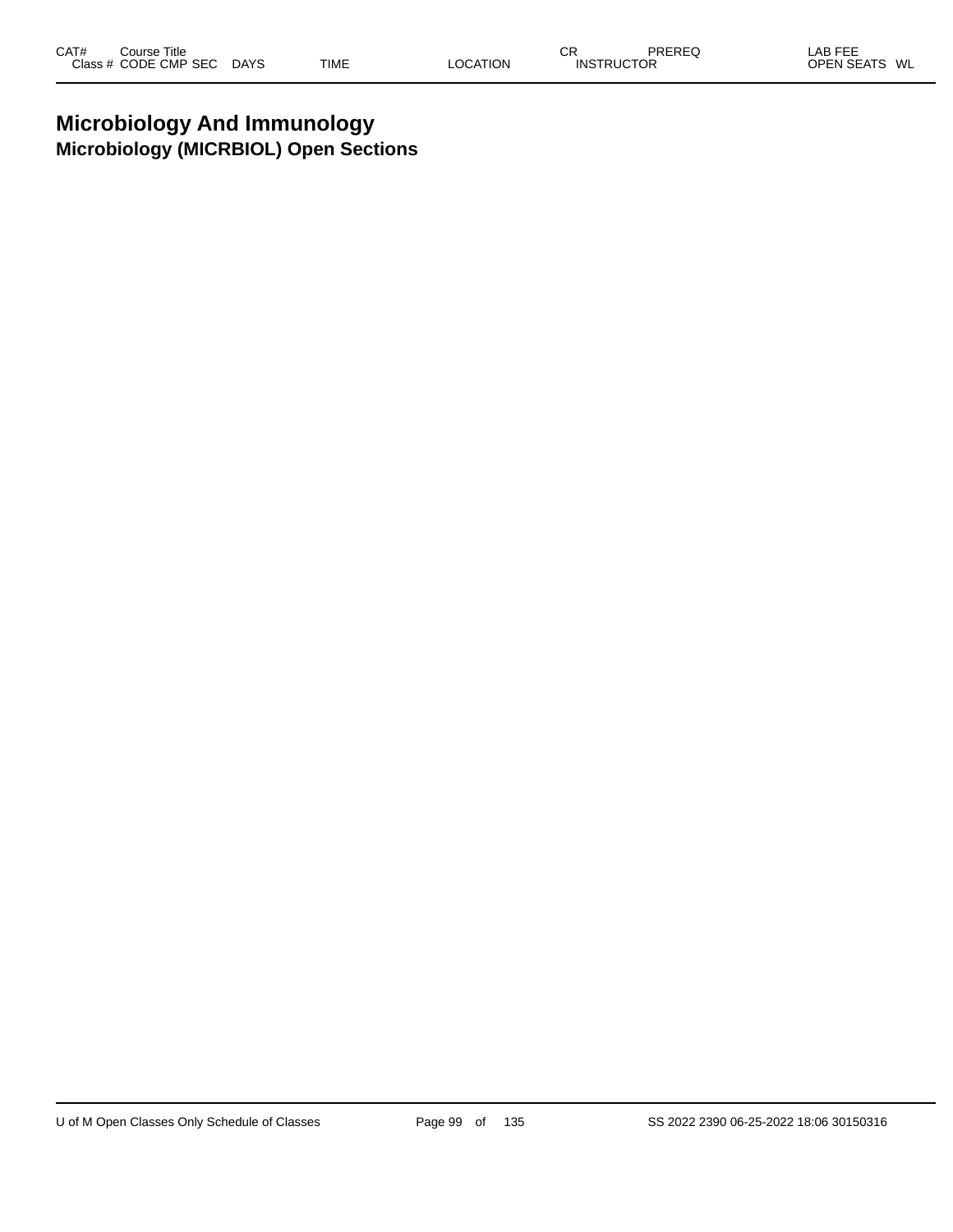| CAT# | Course Title |  |  |  | CR | PREREQ | LAB FEE |
|---|---|---|---|---|---|---|---|
| Class # | CODE CMP SEC | DAYS | TIME | LOCATION | INSTRUCTOR |  | OPEN SEATS WL |

# Microbiology And Immunology

## Microbiology (MICRBIOL) Open Sections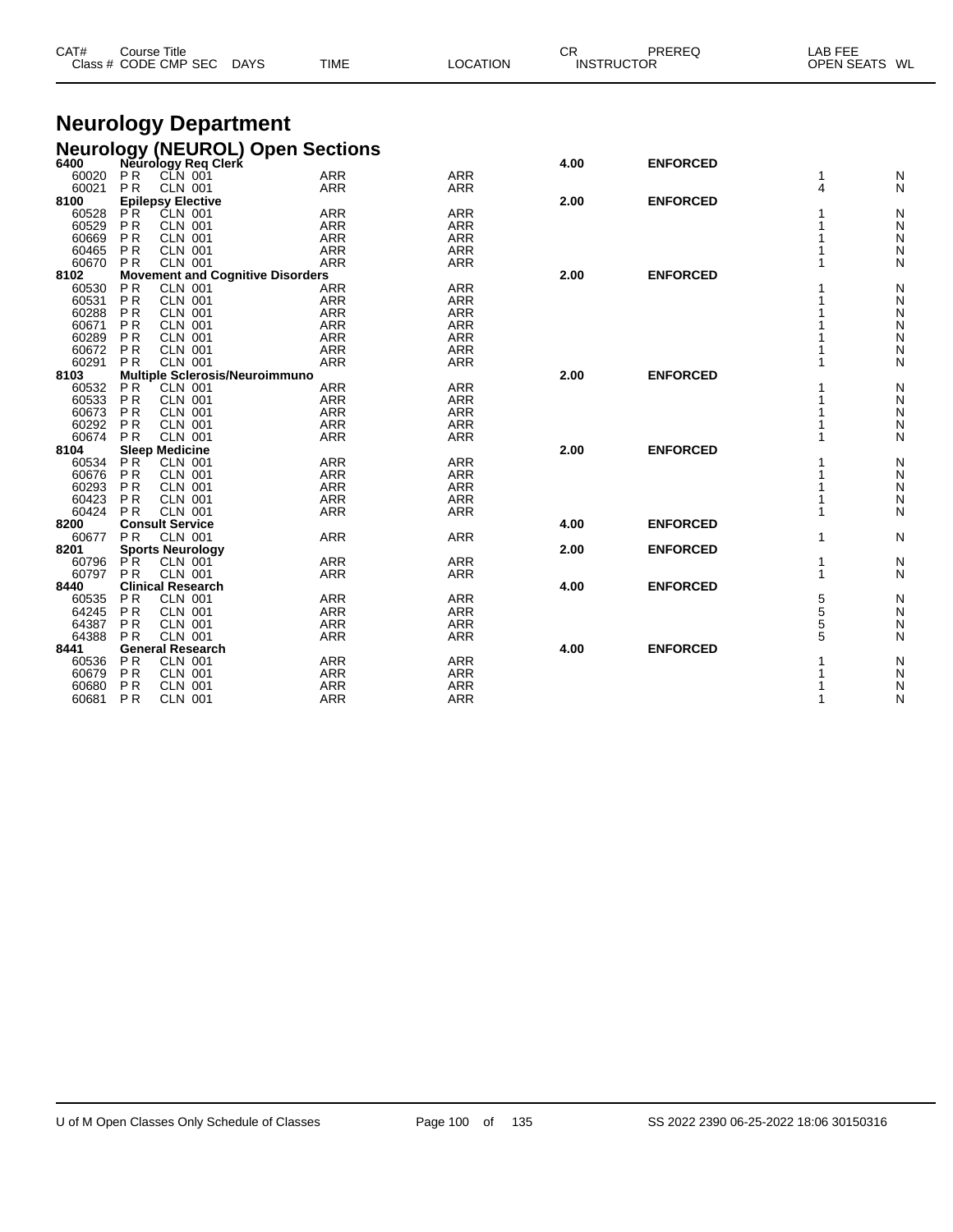# Neurology Department

## Neurology (NEUROL) Open Sections

| CAT# Class # | Course Title CODE | CMP | SEC | DAYS | TIME | LOCATION | CR | INSTRUCTOR | PREREQ | LAB FEE | OPEN SEATS | WL |
|---|---|---|---|---|---|---|---|---|---|---|---|---|
| **6400** | **Neurology Req Clerk** | | | | | | **4.00** | | **ENFORCED** | | | |
| 60020 | PR | CLN | 001 | | ARR | ARR | | | | | 1 | N |
| 60021 | PR | CLN | 001 | | ARR | ARR | | | | | 4 | N |
| **8100** | **Epilepsy Elective** | | | | | | **2.00** | | **ENFORCED** | | | |
| 60528 | PR | CLN | 001 | | ARR | ARR | | | | | 1 | N |
| 60529 | PR | CLN | 001 | | ARR | ARR | | | | | 1 | N |
| 60669 | PR | CLN | 001 | | ARR | ARR | | | | | 1 | N |
| 60465 | PR | CLN | 001 | | ARR | ARR | | | | | 1 | N |
| 60670 | PR | CLN | 001 | | ARR | ARR | | | | | 1 | N |
| **8102** | **Movement and Cognitive Disorders** | | | | | | **2.00** | | **ENFORCED** | | | |
| 60530 | PR | CLN | 001 | | ARR | ARR | | | | | 1 | N |
| 60531 | PR | CLN | 001 | | ARR | ARR | | | | | 1 | N |
| 60288 | PR | CLN | 001 | | ARR | ARR | | | | | 1 | N |
| 60671 | PR | CLN | 001 | | ARR | ARR | | | | | 1 | N |
| 60289 | PR | CLN | 001 | | ARR | ARR | | | | | 1 | N |
| 60672 | PR | CLN | 001 | | ARR | ARR | | | | | 1 | N |
| 60291 | PR | CLN | 001 | | ARR | ARR | | | | | 1 | N |
| **8103** | **Multiple Sclerosis/Neuroimmuno** | | | | | | **2.00** | | **ENFORCED** | | | |
| 60532 | PR | CLN | 001 | | ARR | ARR | | | | | 1 | N |
| 60533 | PR | CLN | 001 | | ARR | ARR | | | | | 1 | N |
| 60673 | PR | CLN | 001 | | ARR | ARR | | | | | 1 | N |
| 60292 | PR | CLN | 001 | | ARR | ARR | | | | | 1 | N |
| 60674 | PR | CLN | 001 | | ARR | ARR | | | | | 1 | N |
| **8104** | **Sleep Medicine** | | | | | | **2.00** | | **ENFORCED** | | | |
| 60534 | PR | CLN | 001 | | ARR | ARR | | | | | 1 | N |
| 60676 | PR | CLN | 001 | | ARR | ARR | | | | | 1 | N |
| 60293 | PR | CLN | 001 | | ARR | ARR | | | | | 1 | N |
| 60423 | PR | CLN | 001 | | ARR | ARR | | | | | 1 | N |
| 60424 | PR | CLN | 001 | | ARR | ARR | | | | | 1 | N |
| **8200** | **Consult Service** | | | | | | **4.00** | | **ENFORCED** | | | |
| 60677 | PR | CLN | 001 | | ARR | ARR | | | | | 1 | N |
| **8201** | **Sports Neurology** | | | | | | **2.00** | | **ENFORCED** | | | |
| 60796 | PR | CLN | 001 | | ARR | ARR | | | | | 1 | N |
| 60797 | PR | CLN | 001 | | ARR | ARR | | | | | 1 | N |
| **8440** | **Clinical Research** | | | | | | **4.00** | | **ENFORCED** | | | |
| 60535 | PR | CLN | 001 | | ARR | ARR | | | | | 5 | N |
| 64245 | PR | CLN | 001 | | ARR | ARR | | | | | 5 | N |
| 64387 | PR | CLN | 001 | | ARR | ARR | | | | | 5 | N |
| 64388 | PR | CLN | 001 | | ARR | ARR | | | | | 5 | N |
| **8441** | **General Research** | | | | | | **4.00** | | **ENFORCED** | | | |
| 60536 | PR | CLN | 001 | | ARR | ARR | | | | | 1 | N |
| 60679 | PR | CLN | 001 | | ARR | ARR | | | | | 1 | N |
| 60680 | PR | CLN | 001 | | ARR | ARR | | | | | 1 | N |
| 60681 | PR | CLN | 001 | | ARR | ARR | | | | | 1 | N |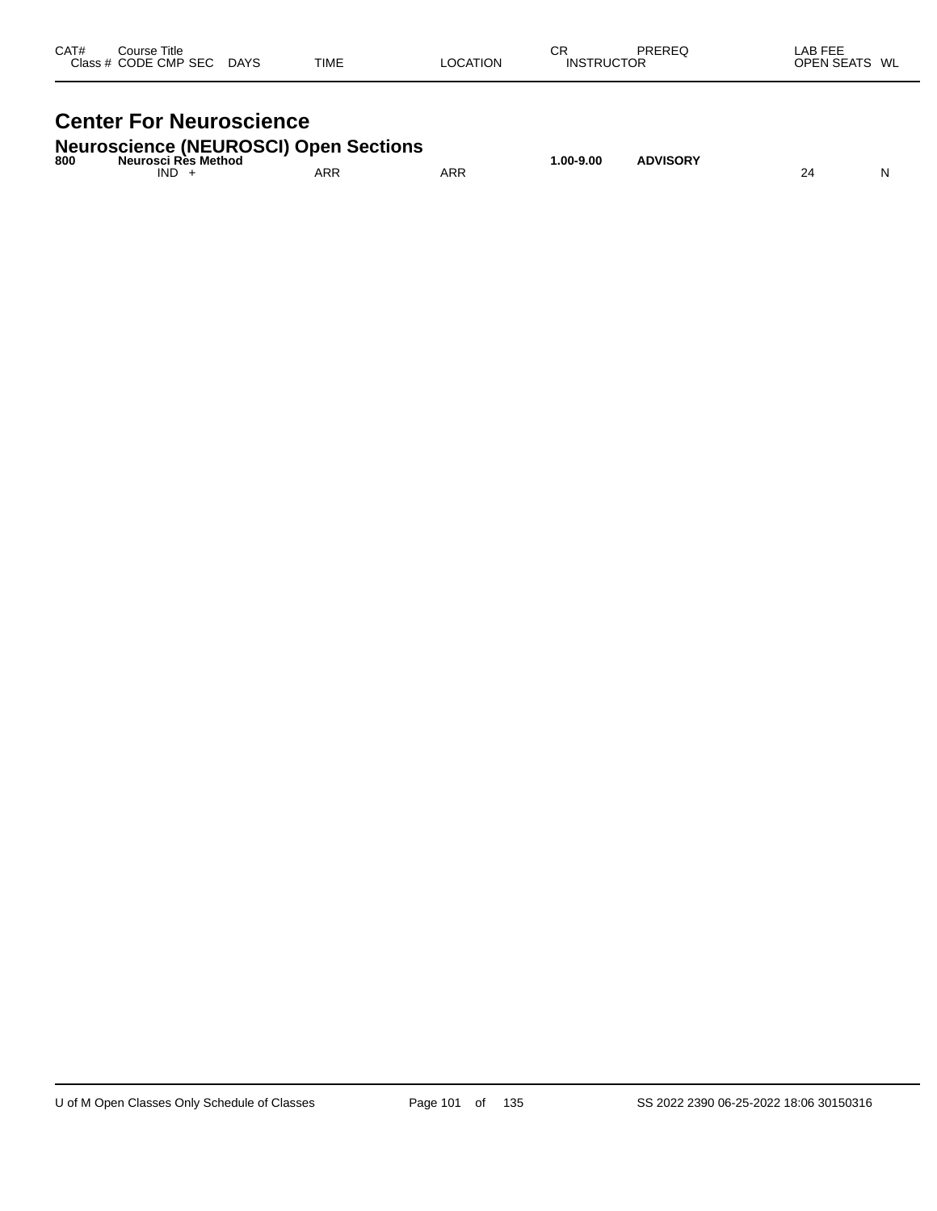| CAT# | Course Title<br>Class # CODE CMP SEC DAYS | TIME | LOCATION | CR<br>INSTRUCTOR | PREREQ | LAB FEE<br>OPEN SEATS | WL |
|---|---|---|---|---|---|---|---|

# Center For Neuroscience

## Neuroscience (NEUROSCI) Open Sections

| CAT# | Course Title / Class # CODE CMP SEC DAYS | TIME | LOCATION | CR / INSTRUCTOR | PREREQ | OPEN SEATS | WL |
|---|---|---|---|---|---|---|---|
| **800** | **Neurosci Res Method** | | | **1.00-9.00** | **ADVISORY** | | |
| | IND + | ARR | ARR | | | 24 | N |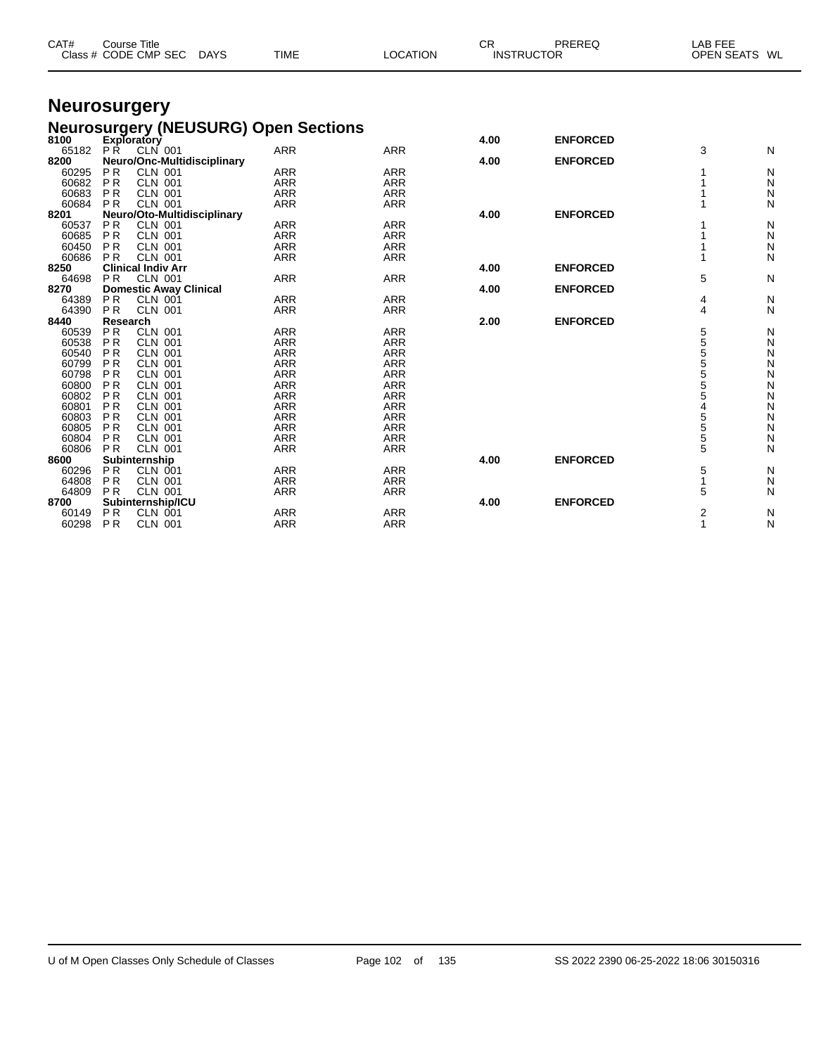# Neurosurgery

## Neurosurgery (NEUSURG) Open Sections

| CAT# | Course Title | | | | | | CR | PREREQ | LAB FEE | |
|---|---|---|---|---|---|---|---|---|---|---|
| Class # | CODE | CMP | SEC | DAYS | TIME | LOCATION | INSTRUCTOR | | OPEN SEATS | WL |
| **8100** | **Exploratory** | | | | | | **4.00** | **ENFORCED** | | |
| 65182 | P R | CLN | 001 | | ARR | ARR | | | 3 | N |
| **8200** | **Neuro/Onc-Multidisciplinary** | | | | | | **4.00** | **ENFORCED** | | |
| 60295 | P R | CLN | 001 | | ARR | ARR | | | 1 | N |
| 60682 | P R | CLN | 001 | | ARR | ARR | | | 1 | N |
| 60683 | P R | CLN | 001 | | ARR | ARR | | | 1 | N |
| 60684 | P R | CLN | 001 | | ARR | ARR | | | 1 | N |
| **8201** | **Neuro/Oto-Multidisciplinary** | | | | | | **4.00** | **ENFORCED** | | |
| 60537 | P R | CLN | 001 | | ARR | ARR | | | 1 | N |
| 60685 | P R | CLN | 001 | | ARR | ARR | | | 1 | N |
| 60450 | P R | CLN | 001 | | ARR | ARR | | | 1 | N |
| 60686 | P R | CLN | 001 | | ARR | ARR | | | 1 | N |
| **8250** | **Clinical Indiv Arr** | | | | | | **4.00** | **ENFORCED** | | |
| 64698 | P R | CLN | 001 | | ARR | ARR | | | 5 | N |
| **8270** | **Domestic Away Clinical** | | | | | | **4.00** | **ENFORCED** | | |
| 64389 | P R | CLN | 001 | | ARR | ARR | | | 4 | N |
| 64390 | P R | CLN | 001 | | ARR | ARR | | | 4 | N |
| **8440** | **Research** | | | | | | **2.00** | **ENFORCED** | | |
| 60539 | P R | CLN | 001 | | ARR | ARR | | | 5 | N |
| 60538 | P R | CLN | 001 | | ARR | ARR | | | 5 | N |
| 60540 | P R | CLN | 001 | | ARR | ARR | | | 5 | N |
| 60799 | P R | CLN | 001 | | ARR | ARR | | | 5 | N |
| 60798 | P R | CLN | 001 | | ARR | ARR | | | 5 | N |
| 60800 | P R | CLN | 001 | | ARR | ARR | | | 5 | N |
| 60802 | P R | CLN | 001 | | ARR | ARR | | | 5 | N |
| 60801 | P R | CLN | 001 | | ARR | ARR | | | 4 | N |
| 60803 | P R | CLN | 001 | | ARR | ARR | | | 5 | N |
| 60805 | P R | CLN | 001 | | ARR | ARR | | | 5 | N |
| 60804 | P R | CLN | 001 | | ARR | ARR | | | 5 | N |
| 60806 | P R | CLN | 001 | | ARR | ARR | | | 5 | N |
| **8600** | **Subinternship** | | | | | | **4.00** | **ENFORCED** | | |
| 60296 | P R | CLN | 001 | | ARR | ARR | | | 5 | N |
| 64808 | P R | CLN | 001 | | ARR | ARR | | | 1 | N |
| 64809 | P R | CLN | 001 | | ARR | ARR | | | 5 | N |
| **8700** | **Subinternship/ICU** | | | | | | **4.00** | **ENFORCED** | | |
| 60149 | P R | CLN | 001 | | ARR | ARR | | | 2 | N |
| 60298 | P R | CLN | 001 | | ARR | ARR | | | 1 | N |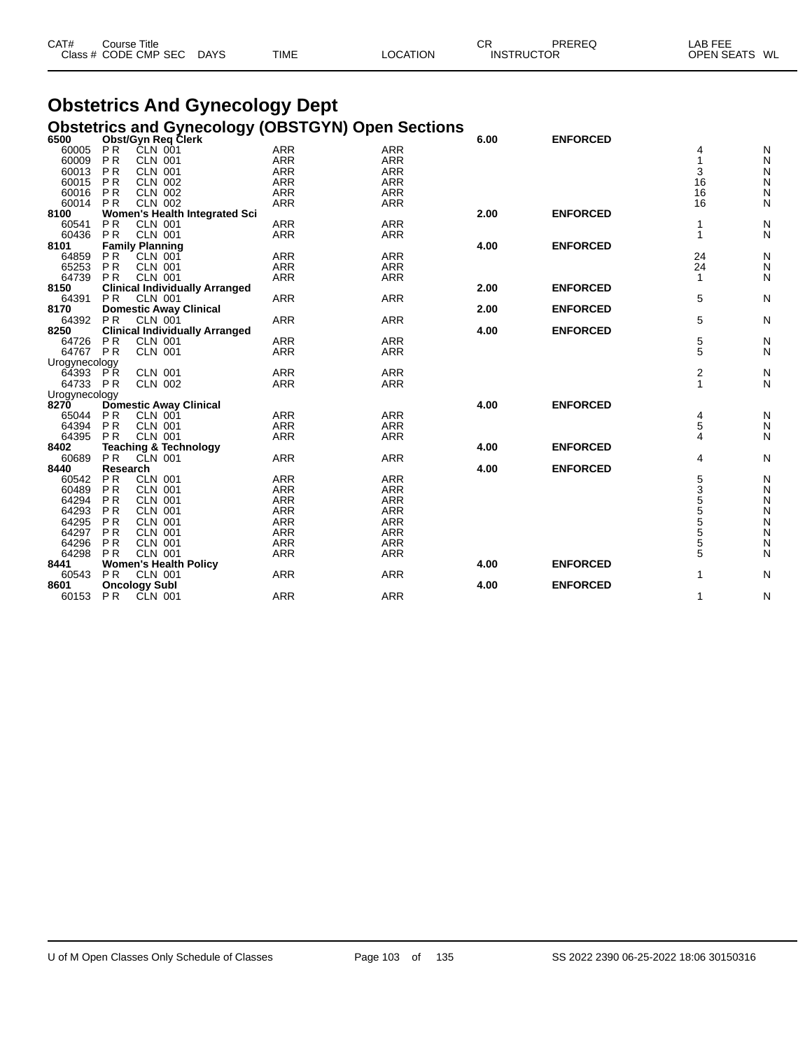# Obstetrics And Gynecology Dept

## Obstetrics and Gynecology (OBSTGYN) Open Sections

| CAT# / Class # | Course Title / CODE CMP SEC | DAYS | TIME | LOCATION | CR / INSTRUCTOR | PREREQ | LAB FEE / OPEN SEATS | WL |
|---|---|---|---|---|---|---|---|---|
| **6500** | **Obst/Gyn Req Clerk** | | | | **6.00** | **ENFORCED** | | |
| 60005 | P R CLN 001 | | ARR | ARR | | | 4 | N |
| 60009 | P R CLN 001 | | ARR | ARR | | | 1 | N |
| 60013 | P R CLN 001 | | ARR | ARR | | | 3 | N |
| 60015 | P R CLN 002 | | ARR | ARR | | | 16 | N |
| 60016 | P R CLN 002 | | ARR | ARR | | | 16 | N |
| 60014 | P R CLN 002 | | ARR | ARR | | | 16 | N |
| **8100** | **Women's Health Integrated Sci** | | | | **2.00** | **ENFORCED** | | |
| 60541 | P R CLN 001 | | ARR | ARR | | | 1 | N |
| 60436 | P R CLN 001 | | ARR | ARR | | | 1 | N |
| **8101** | **Family Planning** | | | | **4.00** | **ENFORCED** | | |
| 64859 | P R CLN 001 | | ARR | ARR | | | 24 | N |
| 65253 | P R CLN 001 | | ARR | ARR | | | 24 | N |
| 64739 | P R CLN 001 | | ARR | ARR | | | 1 | N |
| **8150** | **Clinical Individually Arranged** | | | | **2.00** | **ENFORCED** | | |
| 64391 | P R CLN 001 | | ARR | ARR | | | 5 | N |
| **8170** | **Domestic Away Clinical** | | | | **2.00** | **ENFORCED** | | |
| 64392 | P R CLN 001 | | ARR | ARR | | | 5 | N |
| **8250** | **Clinical Individually Arranged** | | | | **4.00** | **ENFORCED** | | |
| 64726 | P R CLN 001 | | ARR | ARR | | | 5 | N |
| 64767 | P R CLN 001 | | ARR | ARR | | | 5 | N |
| Urogynecology | | | | | | | | |
| 64393 | P R CLN 001 | | ARR | ARR | | | 2 | N |
| 64733 | P R CLN 002 | | ARR | ARR | | | 1 | N |
| Urogynecology | | | | | | | | |
| **8270** | **Domestic Away Clinical** | | | | **4.00** | **ENFORCED** | | |
| 65044 | P R CLN 001 | | ARR | ARR | | | 4 | N |
| 64394 | P R CLN 001 | | ARR | ARR | | | 5 | N |
| 64395 | P R CLN 001 | | ARR | ARR | | | 4 | N |
| **8402** | **Teaching & Technology** | | | | **4.00** | **ENFORCED** | | |
| 60689 | P R CLN 001 | | ARR | ARR | | | 4 | N |
| **8440** | **Research** | | | | **4.00** | **ENFORCED** | | |
| 60542 | P R CLN 001 | | ARR | ARR | | | 5 | N |
| 60489 | P R CLN 001 | | ARR | ARR | | | 3 | N |
| 64294 | P R CLN 001 | | ARR | ARR | | | 5 | N |
| 64293 | P R CLN 001 | | ARR | ARR | | | 5 | N |
| 64295 | P R CLN 001 | | ARR | ARR | | | 5 | N |
| 64297 | P R CLN 001 | | ARR | ARR | | | 5 | N |
| 64296 | P R CLN 001 | | ARR | ARR | | | 5 | N |
| 64298 | P R CLN 001 | | ARR | ARR | | | 5 | N |
| **8441** | **Women's Health Policy** | | | | **4.00** | **ENFORCED** | | |
| 60543 | P R CLN 001 | | ARR | ARR | | | 1 | N |
| **8601** | **Oncology SubI** | | | | **4.00** | **ENFORCED** | | |
| 60153 | P R CLN 001 | | ARR | ARR | | | 1 | N |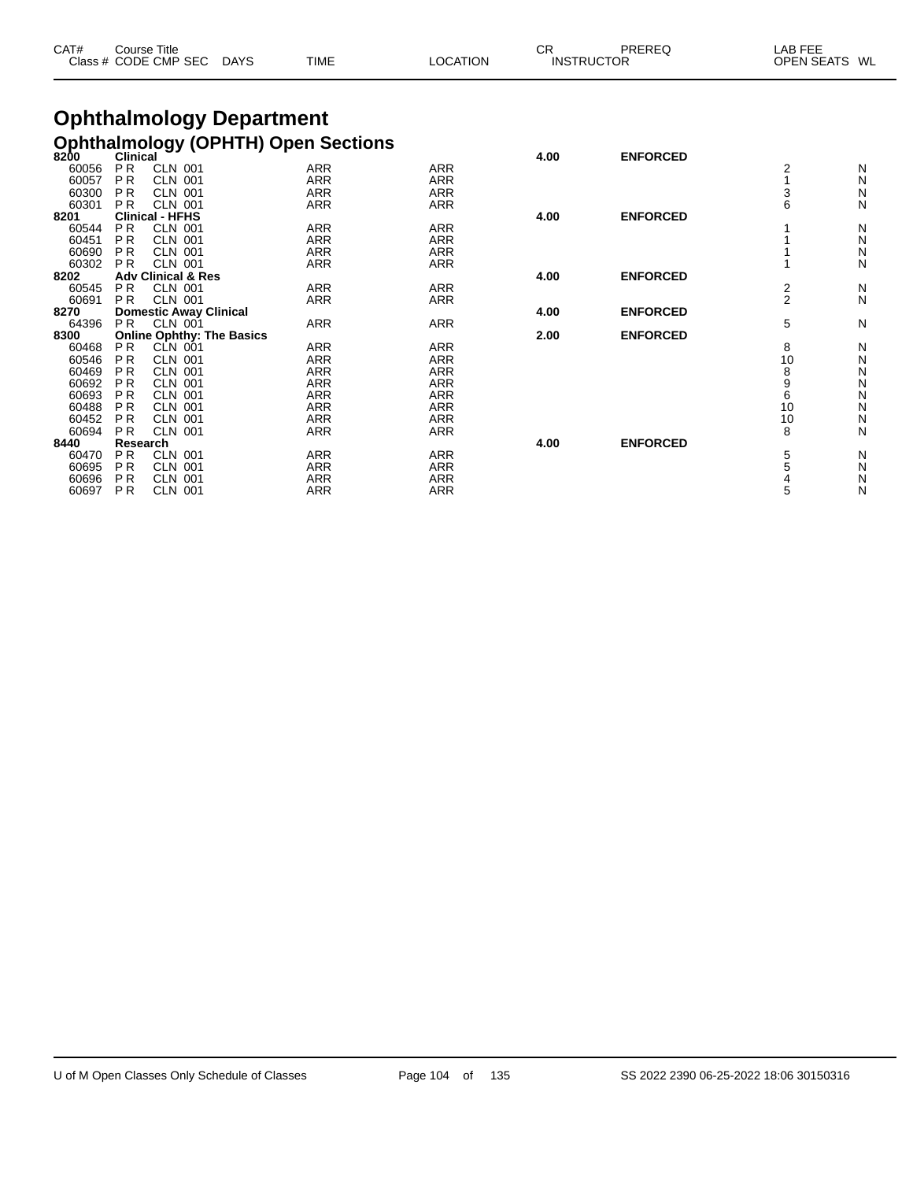| CAT# Class # | Course Title CODE CMP SEC | DAYS | TIME | LOCATION | CR INSTRUCTOR | PREREQ | LAB FEE OPEN SEATS | WL |
|---|---|---|---|---|---|---|---|---|

# Ophthalmology Department

## Ophthalmology (OPHTH) Open Sections

| CAT# Class # | Course Title CODE CMP SEC | DAYS | TIME | LOCATION | CR INSTRUCTOR | PREREQ | LAB FEE OPEN SEATS | WL |
|---|---|---|---|---|---|---|---|---|
| **8200** | **Clinical** | | | | **4.00** | **ENFORCED** | | |
| 60056 | P R CLN 001 | | ARR | ARR | | | 2 | N |
| 60057 | P R CLN 001 | | ARR | ARR | | | 1 | N |
| 60300 | P R CLN 001 | | ARR | ARR | | | 3 | N |
| 60301 | P R CLN 001 | | ARR | ARR | | | 6 | N |
| **8201** | **Clinical - HFHS** | | | | **4.00** | **ENFORCED** | | |
| 60544 | P R CLN 001 | | ARR | ARR | | | 1 | N |
| 60451 | P R CLN 001 | | ARR | ARR | | | 1 | N |
| 60690 | P R CLN 001 | | ARR | ARR | | | 1 | N |
| 60302 | P R CLN 001 | | ARR | ARR | | | 1 | N |
| **8202** | **Adv Clinical & Res** | | | | **4.00** | **ENFORCED** | | |
| 60545 | P R CLN 001 | | ARR | ARR | | | 2 | N |
| 60691 | P R CLN 001 | | ARR | ARR | | | 2 | N |
| **8270** | **Domestic Away Clinical** | | | | **4.00** | **ENFORCED** | | |
| 64396 | P R CLN 001 | | ARR | ARR | | | 5 | N |
| **8300** | **Online Ophthy: The Basics** | | | | **2.00** | **ENFORCED** | | |
| 60468 | P R CLN 001 | | ARR | ARR | | | 8 | N |
| 60546 | P R CLN 001 | | ARR | ARR | | | 10 | N |
| 60469 | P R CLN 001 | | ARR | ARR | | | 8 | N |
| 60692 | P R CLN 001 | | ARR | ARR | | | 9 | N |
| 60693 | P R CLN 001 | | ARR | ARR | | | 6 | N |
| 60488 | P R CLN 001 | | ARR | ARR | | | 10 | N |
| 60452 | P R CLN 001 | | ARR | ARR | | | 10 | N |
| 60694 | P R CLN 001 | | ARR | ARR | | | 8 | N |
| **8440** | **Research** | | | | **4.00** | **ENFORCED** | | |
| 60470 | P R CLN 001 | | ARR | ARR | | | 5 | N |
| 60695 | P R CLN 001 | | ARR | ARR | | | 5 | N |
| 60696 | P R CLN 001 | | ARR | ARR | | | 4 | N |
| 60697 | P R CLN 001 | | ARR | ARR | | | 5 | N |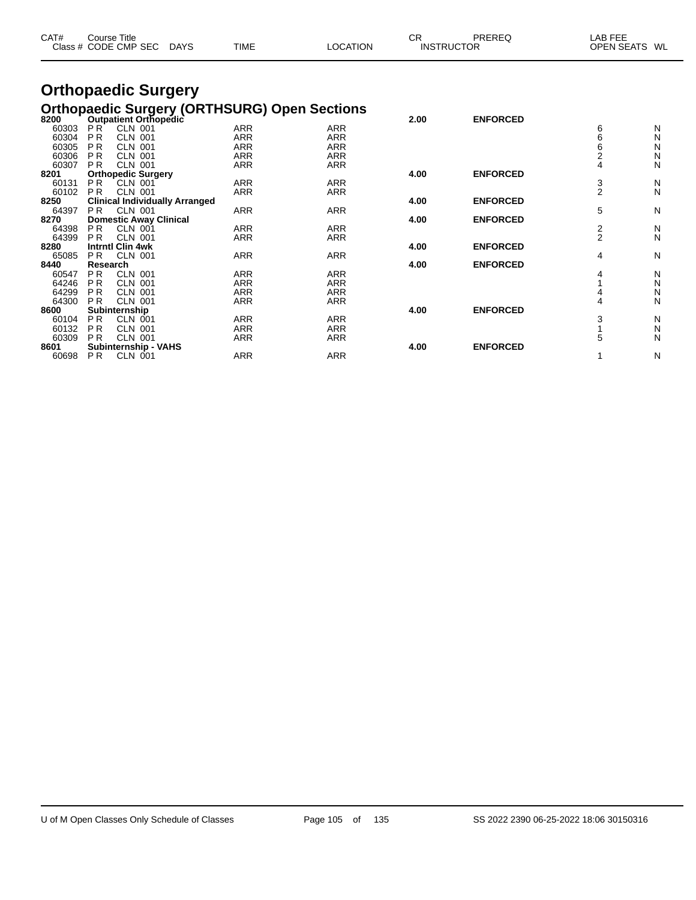# Orthopaedic Surgery

## Orthopaedic Surgery (ORTHSURG) Open Sections

| CAT# / Class # | Course Title / CODE | CMP | SEC | DAYS | TIME | LOCATION | CR | INSTRUCTOR | PREREQ | LAB FEE / OPEN SEATS | WL |
|---|---|---|---|---|---|---|---|---|---|---|---|
| **8200** | **Outpatient Orthopedic** | | | | | | **2.00** | | **ENFORCED** | | |
| 60303 | P R | CLN | 001 | | ARR | ARR | | | | 6 | N |
| 60304 | P R | CLN | 001 | | ARR | ARR | | | | 6 | N |
| 60305 | P R | CLN | 001 | | ARR | ARR | | | | 6 | N |
| 60306 | P R | CLN | 001 | | ARR | ARR | | | | 2 | N |
| 60307 | P R | CLN | 001 | | ARR | ARR | | | | 4 | N |
| **8201** | **Orthopedic Surgery** | | | | | | **4.00** | | **ENFORCED** | | |
| 60131 | P R | CLN | 001 | | ARR | ARR | | | | 3 | N |
| 60102 | P R | CLN | 001 | | ARR | ARR | | | | 2 | N |
| **8250** | **Clinical Individually Arranged** | | | | | | **4.00** | | **ENFORCED** | | |
| 64397 | P R | CLN | 001 | | ARR | ARR | | | | 5 | N |
| **8270** | **Domestic Away Clinical** | | | | | | **4.00** | | **ENFORCED** | | |
| 64398 | P R | CLN | 001 | | ARR | ARR | | | | 2 | N |
| 64399 | P R | CLN | 001 | | ARR | ARR | | | | 2 | N |
| **8280** | **Intrntl Clin 4wk** | | | | | | **4.00** | | **ENFORCED** | | |
| 65085 | P R | CLN | 001 | | ARR | ARR | | | | 4 | N |
| **8440** | **Research** | | | | | | **4.00** | | **ENFORCED** | | |
| 60547 | P R | CLN | 001 | | ARR | ARR | | | | 4 | N |
| 64246 | P R | CLN | 001 | | ARR | ARR | | | | 1 | N |
| 64299 | P R | CLN | 001 | | ARR | ARR | | | | 4 | N |
| 64300 | P R | CLN | 001 | | ARR | ARR | | | | 4 | N |
| **8600** | **Subinternship** | | | | | | **4.00** | | **ENFORCED** | | |
| 60104 | P R | CLN | 001 | | ARR | ARR | | | | 3 | N |
| 60132 | P R | CLN | 001 | | ARR | ARR | | | | 1 | N |
| 60309 | P R | CLN | 001 | | ARR | ARR | | | | 5 | N |
| **8601** | **Subinternship - VAHS** | | | | | | **4.00** | | **ENFORCED** | | |
| 60698 | P R | CLN | 001 | | ARR | ARR | | | | 1 | N |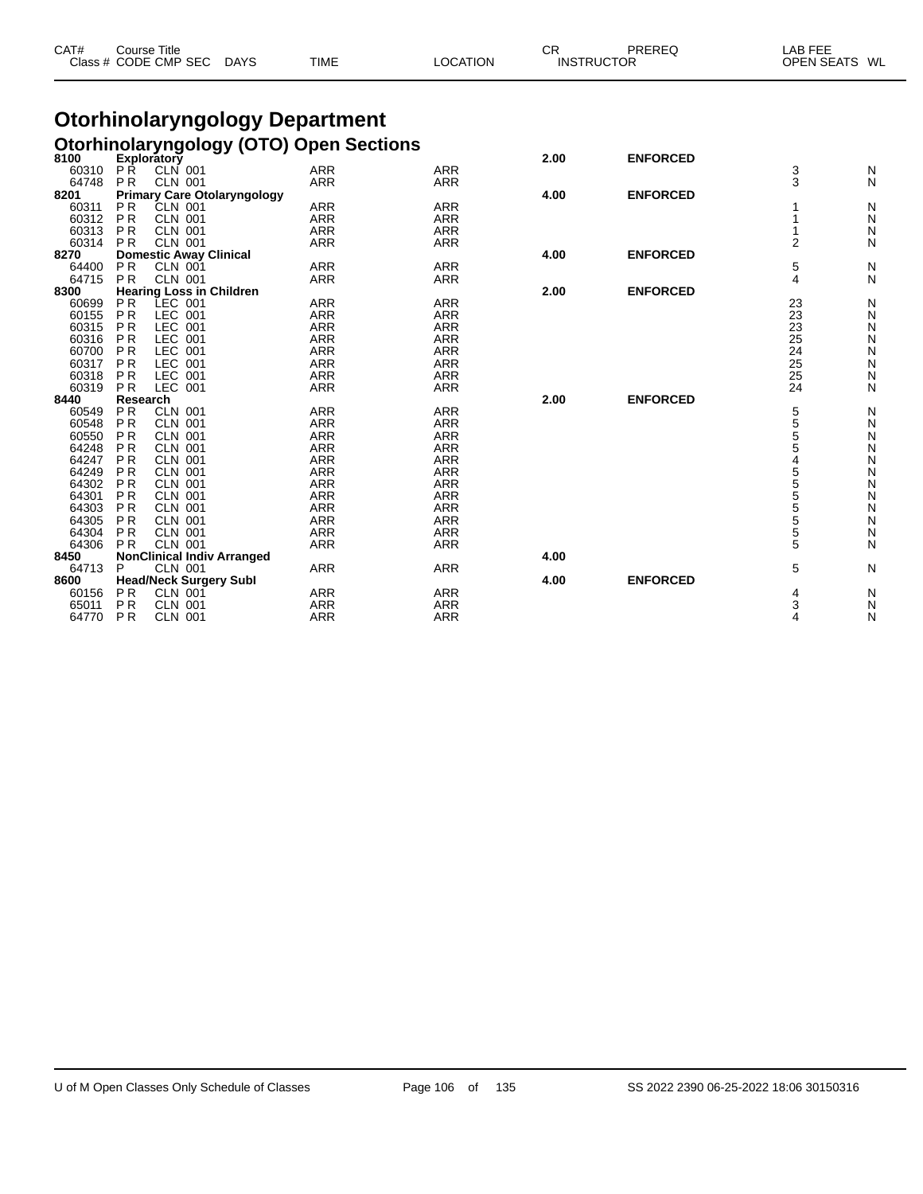# Otorhinolaryngology Department

## Otorhinolaryngology (OTO) Open Sections

| CAT# Class # | Course Title CODE CMP SEC | DAYS | TIME | LOCATION | CR | INSTRUCTOR | PREREQ | LAB FEE OPEN SEATS | WL |
|---|---|---|---|---|---|---|---|---|---|
| **8100** | **Exploratory** | | | | **2.00** | | **ENFORCED** | | |
| 60310 | P R CLN 001 | | ARR | ARR | | | | 3 | N |
| 64748 | P R CLN 001 | | ARR | ARR | | | | 3 | N |
| **8201** | **Primary Care Otolaryngology** | | | | **4.00** | | **ENFORCED** | | |
| 60311 | P R CLN 001 | | ARR | ARR | | | | 1 | N |
| 60312 | P R CLN 001 | | ARR | ARR | | | | 1 | N |
| 60313 | P R CLN 001 | | ARR | ARR | | | | 1 | N |
| 60314 | P R CLN 001 | | ARR | ARR | | | | 2 | N |
| **8270** | **Domestic Away Clinical** | | | | **4.00** | | **ENFORCED** | | |
| 64400 | P R CLN 001 | | ARR | ARR | | | | 5 | N |
| 64715 | P R CLN 001 | | ARR | ARR | | | | 4 | N |
| **8300** | **Hearing Loss in Children** | | | | **2.00** | | **ENFORCED** | | |
| 60699 | P R LEC 001 | | ARR | ARR | | | | 23 | N |
| 60155 | P R LEC 001 | | ARR | ARR | | | | 23 | N |
| 60315 | P R LEC 001 | | ARR | ARR | | | | 23 | N |
| 60316 | P R LEC 001 | | ARR | ARR | | | | 25 | N |
| 60700 | P R LEC 001 | | ARR | ARR | | | | 24 | N |
| 60317 | P R LEC 001 | | ARR | ARR | | | | 25 | N |
| 60318 | P R LEC 001 | | ARR | ARR | | | | 25 | N |
| 60319 | P R LEC 001 | | ARR | ARR | | | | 24 | N |
| **8440** | **Research** | | | | **2.00** | | **ENFORCED** | | |
| 60549 | P R CLN 001 | | ARR | ARR | | | | 5 | N |
| 60548 | P R CLN 001 | | ARR | ARR | | | | 5 | N |
| 60550 | P R CLN 001 | | ARR | ARR | | | | 5 | N |
| 64248 | P R CLN 001 | | ARR | ARR | | | | 5 | N |
| 64247 | P R CLN 001 | | ARR | ARR | | | | 4 | N |
| 64249 | P R CLN 001 | | ARR | ARR | | | | 5 | N |
| 64302 | P R CLN 001 | | ARR | ARR | | | | 5 | N |
| 64301 | P R CLN 001 | | ARR | ARR | | | | 5 | N |
| 64303 | P R CLN 001 | | ARR | ARR | | | | 5 | N |
| 64305 | P R CLN 001 | | ARR | ARR | | | | 5 | N |
| 64304 | P R CLN 001 | | ARR | ARR | | | | 5 | N |
| 64306 | P R CLN 001 | | ARR | ARR | | | | 5 | N |
| **8450** | **NonClinical Indiv Arranged** | | | | **4.00** | | | | |
| 64713 | P CLN 001 | | ARR | ARR | | | | 5 | N |
| **8600** | **Head/Neck Surgery Subl** | | | | **4.00** | | **ENFORCED** | | |
| 60156 | P R CLN 001 | | ARR | ARR | | | | 4 | N |
| 65011 | P R CLN 001 | | ARR | ARR | | | | 3 | N |
| 64770 | P R CLN 001 | | ARR | ARR | | | | 4 | N |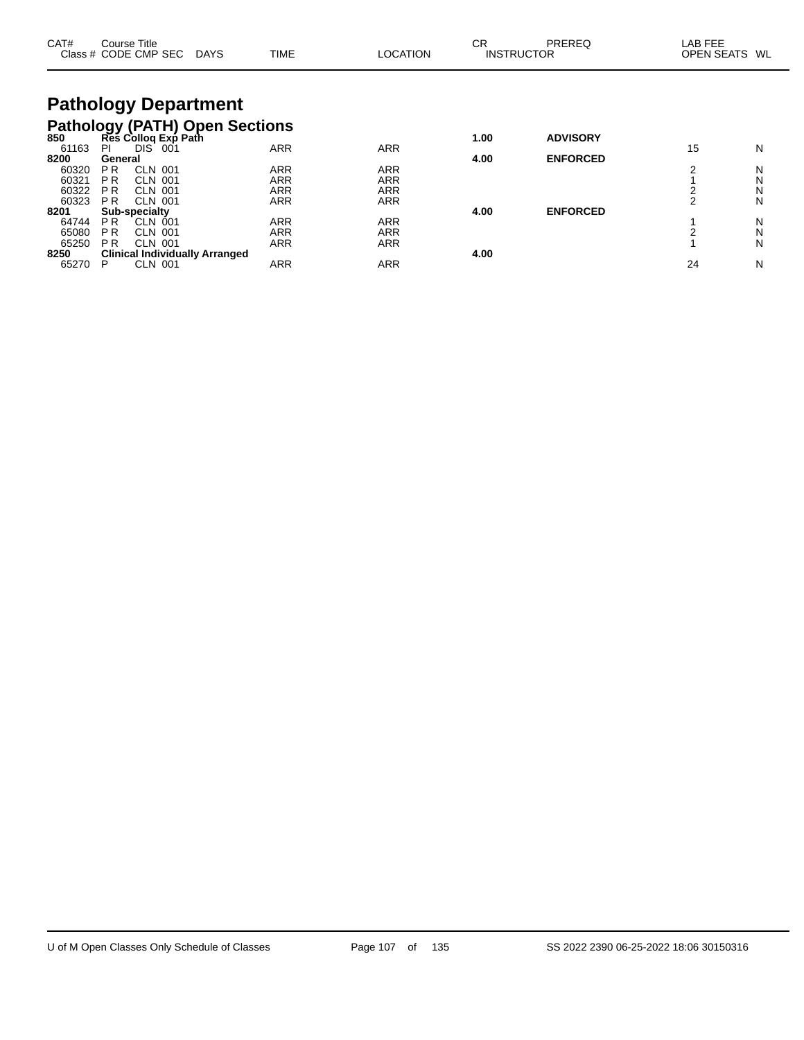| CAT# | Course Title<br>Class # CODE CMP SEC | DAYS | TIME | LOCATION | CR<br>INSTRUCTOR | PREREQ | LAB FEE<br>OPEN SEATS | WL |
|---|---|---|---|---|---|---|---|---|

# Pathology Department

## Pathology (PATH) Open Sections

| CAT# / Class # | Course Title / CODE CMP SEC | DAYS | TIME | LOCATION | CR | PREREQ | OPEN SEATS | WL |
|---|---|---|---|---|---|---|---|---|
| **850** | **Res Colloq Exp Path** | | | | **1.00** | **ADVISORY** | | |
| 61163 | PI DIS 001 | | ARR | ARR | | | 15 | N |
| **8200** | **General** | | | | **4.00** | **ENFORCED** | | |
| 60320 | P R CLN 001 | | ARR | ARR | | | 2 | N |
| 60321 | P R CLN 001 | | ARR | ARR | | | 1 | N |
| 60322 | P R CLN 001 | | ARR | ARR | | | 2 | N |
| 60323 | P R CLN 001 | | ARR | ARR | | | 2 | N |
| **8201** | **Sub-specialty** | | | | **4.00** | **ENFORCED** | | |
| 64744 | P R CLN 001 | | ARR | ARR | | | 1 | N |
| 65080 | P R CLN 001 | | ARR | ARR | | | 2 | N |
| 65250 | P R CLN 001 | | ARR | ARR | | | 1 | N |
| **8250** | **Clinical Individually Arranged** | | | | **4.00** | | | |
| 65270 | P CLN 001 | | ARR | ARR | | | 24 | N |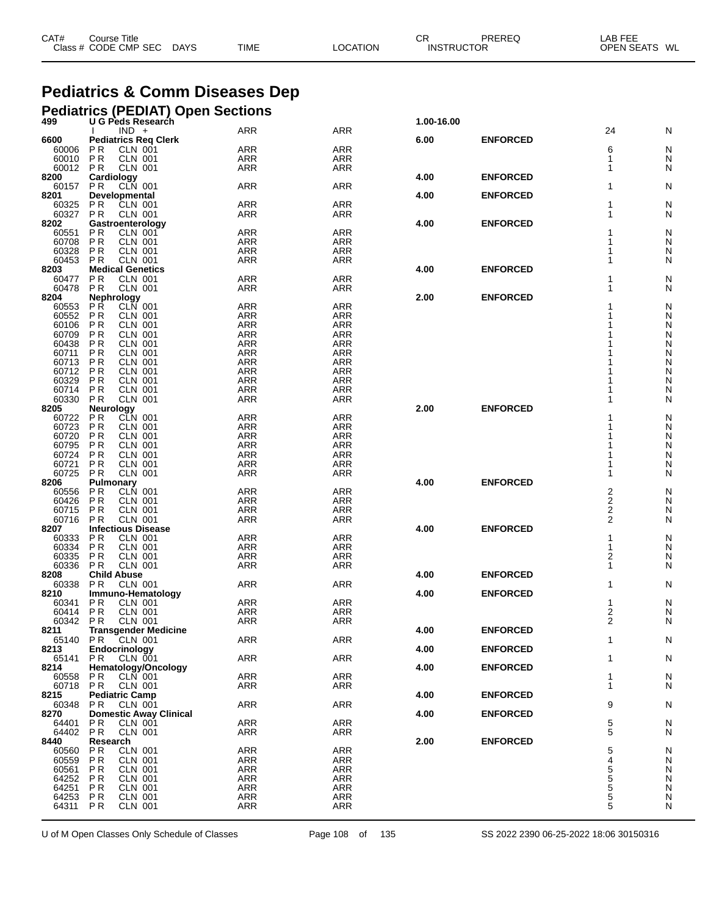# Pediatrics & Comm Diseases Dep

## Pediatrics (PEDIAT) Open Sections

| CAT# Class # | Course Title CODE CMP SEC | DAYS | TIME | LOCATION | CR INSTRUCTOR | PREREQ | LAB FEE OPEN SEATS | WL |
|---|---|---|---|---|---|---|---|---|
| **499** | **U G Peds Research** | | | | **1.00-16.00** | | | |
| | I IND + | | ARR | ARR | | | 24 | N |
| **6600** | **Pediatrics Req Clerk** | | | | **6.00** | **ENFORCED** | | |
| 60006 | PR CLN 001 | | ARR | ARR | | | 6 | N |
| 60010 | PR CLN 001 | | ARR | ARR | | | 1 | N |
| 60012 | PR CLN 001 | | ARR | ARR | | | 1 | N |
| **8200** | **Cardiology** | | | | **4.00** | **ENFORCED** | | |
| 60157 | PR CLN 001 | | ARR | ARR | | | 1 | N |
| **8201** | **Developmental** | | | | **4.00** | **ENFORCED** | | |
| 60325 | PR CLN 001 | | ARR | ARR | | | 1 | N |
| 60327 | PR CLN 001 | | ARR | ARR | | | 1 | N |
| **8202** | **Gastroenterology** | | | | **4.00** | **ENFORCED** | | |
| 60551 | PR CLN 001 | | ARR | ARR | | | 1 | N |
| 60708 | PR CLN 001 | | ARR | ARR | | | 1 | N |
| 60328 | PR CLN 001 | | ARR | ARR | | | 1 | N |
| 60453 | PR CLN 001 | | ARR | ARR | | | 1 | N |
| **8203** | **Medical Genetics** | | | | **4.00** | **ENFORCED** | | |
| 60477 | PR CLN 001 | | ARR | ARR | | | 1 | N |
| 60478 | PR CLN 001 | | ARR | ARR | | | 1 | N |
| **8204** | **Nephrology** | | | | **2.00** | **ENFORCED** | | |
| 60553 | PR CLN 001 | | ARR | ARR | | | 1 | N |
| 60552 | PR CLN 001 | | ARR | ARR | | | 1 | N |
| 60106 | PR CLN 001 | | ARR | ARR | | | 1 | N |
| 60709 | PR CLN 001 | | ARR | ARR | | | 1 | N |
| 60438 | PR CLN 001 | | ARR | ARR | | | 1 | N |
| 60711 | PR CLN 001 | | ARR | ARR | | | 1 | N |
| 60713 | PR CLN 001 | | ARR | ARR | | | 1 | N |
| 60712 | PR CLN 001 | | ARR | ARR | | | 1 | N |
| 60329 | PR CLN 001 | | ARR | ARR | | | 1 | N |
| 60714 | PR CLN 001 | | ARR | ARR | | | 1 | N |
| 60330 | PR CLN 001 | | ARR | ARR | | | 1 | N |
| **8205** | **Neurology** | | | | **2.00** | **ENFORCED** | | |
| 60722 | PR CLN 001 | | ARR | ARR | | | 1 | N |
| 60723 | PR CLN 001 | | ARR | ARR | | | 1 | N |
| 60720 | PR CLN 001 | | ARR | ARR | | | 1 | N |
| 60795 | PR CLN 001 | | ARR | ARR | | | 1 | N |
| 60724 | PR CLN 001 | | ARR | ARR | | | 1 | N |
| 60721 | PR CLN 001 | | ARR | ARR | | | 1 | N |
| 60725 | PR CLN 001 | | ARR | ARR | | | 1 | N |
| **8206** | **Pulmonary** | | | | **4.00** | **ENFORCED** | | |
| 60556 | PR CLN 001 | | ARR | ARR | | | 2 | N |
| 60426 | PR CLN 001 | | ARR | ARR | | | 2 | N |
| 60715 | PR CLN 001 | | ARR | ARR | | | 2 | N |
| 60716 | PR CLN 001 | | ARR | ARR | | | 2 | N |
| **8207** | **Infectious Disease** | | | | **4.00** | **ENFORCED** | | |
| 60333 | PR CLN 001 | | ARR | ARR | | | 1 | N |
| 60334 | PR CLN 001 | | ARR | ARR | | | 1 | N |
| 60335 | PR CLN 001 | | ARR | ARR | | | 2 | N |
| 60336 | PR CLN 001 | | ARR | ARR | | | 1 | N |
| **8208** | **Child Abuse** | | | | **4.00** | **ENFORCED** | | |
| 60338 | PR CLN 001 | | ARR | ARR | | | 1 | N |
| **8210** | **Immuno-Hematology** | | | | **4.00** | **ENFORCED** | | |
| 60341 | PR CLN 001 | | ARR | ARR | | | 1 | N |
| 60414 | PR CLN 001 | | ARR | ARR | | | 2 | N |
| 60342 | PR CLN 001 | | ARR | ARR | | | 2 | N |
| **8211** | **Transgender Medicine** | | | | **4.00** | **ENFORCED** | | |
| 65140 | PR CLN 001 | | ARR | ARR | | | 1 | N |
| **8213** | **Endocrinology** | | | | **4.00** | **ENFORCED** | | |
| 65141 | PR CLN 001 | | ARR | ARR | | | 1 | N |
| **8214** | **Hematology/Oncology** | | | | **4.00** | **ENFORCED** | | |
| 60558 | PR CLN 001 | | ARR | ARR | | | 1 | N |
| 60718 | PR CLN 001 | | ARR | ARR | | | 1 | N |
| **8215** | **Pediatric Camp** | | | | **4.00** | **ENFORCED** | | |
| 60348 | PR CLN 001 | | ARR | ARR | | | 9 | N |
| **8270** | **Domestic Away Clinical** | | | | **4.00** | **ENFORCED** | | |
| 64401 | PR CLN 001 | | ARR | ARR | | | 5 | N |
| 64402 | PR CLN 001 | | ARR | ARR | | | 5 | N |
| **8440** | **Research** | | | | **2.00** | **ENFORCED** | | |
| 60560 | PR CLN 001 | | ARR | ARR | | | 5 | N |
| 60559 | PR CLN 001 | | ARR | ARR | | | 4 | N |
| 60561 | PR CLN 001 | | ARR | ARR | | | 5 | N |
| 64252 | PR CLN 001 | | ARR | ARR | | | 5 | N |
| 64251 | PR CLN 001 | | ARR | ARR | | | 5 | N |
| 64253 | PR CLN 001 | | ARR | ARR | | | 5 | N |
| 64311 | PR CLN 001 | | ARR | ARR | | | 5 | N |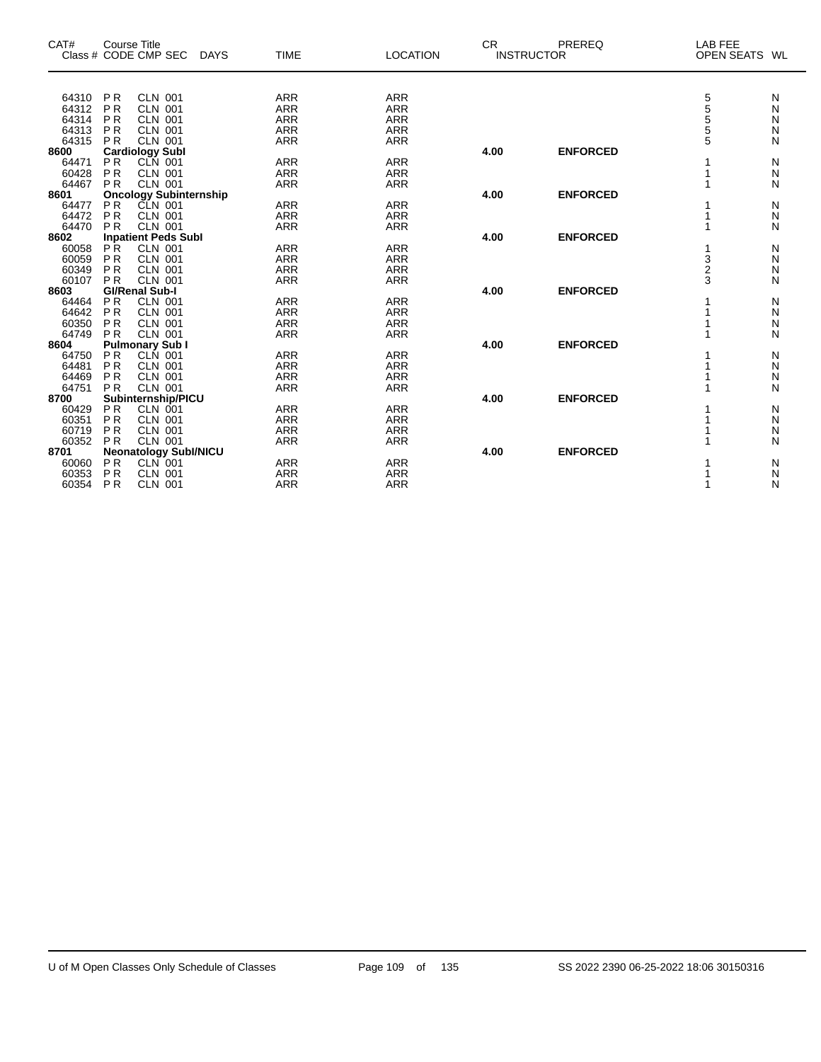| CAT# | Course Title Class # CODE CMP SEC | DAYS | TIME | LOCATION | CR INSTRUCTOR | PREREQ | LAB FEE OPEN SEATS | WL |
|---|---|---|---|---|---|---|---|---|
| 64310 | P R CLN 001 | | ARR | ARR | | | 5 | N |
| 64312 | P R CLN 001 | | ARR | ARR | | | 5 | N |
| 64314 | P R CLN 001 | | ARR | ARR | | | 5 | N |
| 64313 | P R CLN 001 | | ARR | ARR | | | 5 | N |
| 64315 | P R CLN 001 | | ARR | ARR | | | 5 | N |
| **8600** | **Cardiology SubI** | | | | **4.00** | **ENFORCED** | | |
| 64471 | P R CLN 001 | | ARR | ARR | | | 1 | N |
| 60428 | P R CLN 001 | | ARR | ARR | | | 1 | N |
| 64467 | P R CLN 001 | | ARR | ARR | | | 1 | N |
| **8601** | **Oncology Subinternship** | | | | **4.00** | **ENFORCED** | | |
| 64477 | P R CLN 001 | | ARR | ARR | | | 1 | N |
| 64472 | P R CLN 001 | | ARR | ARR | | | 1 | N |
| 64470 | P R CLN 001 | | ARR | ARR | | | 1 | N |
| **8602** | **Inpatient Peds SubI** | | | | **4.00** | **ENFORCED** | | |
| 60058 | P R CLN 001 | | ARR | ARR | | | 1 | N |
| 60059 | P R CLN 001 | | ARR | ARR | | | 3 | N |
| 60349 | P R CLN 001 | | ARR | ARR | | | 2 | N |
| 60107 | P R CLN 001 | | ARR | ARR | | | 3 | N |
| **8603** | **GI/Renal Sub-I** | | | | **4.00** | **ENFORCED** | | |
| 64464 | P R CLN 001 | | ARR | ARR | | | 1 | N |
| 64642 | P R CLN 001 | | ARR | ARR | | | 1 | N |
| 60350 | P R CLN 001 | | ARR | ARR | | | 1 | N |
| 64749 | P R CLN 001 | | ARR | ARR | | | 1 | N |
| **8604** | **Pulmonary Sub I** | | | | **4.00** | **ENFORCED** | | |
| 64750 | P R CLN 001 | | ARR | ARR | | | 1 | N |
| 64481 | P R CLN 001 | | ARR | ARR | | | 1 | N |
| 64469 | P R CLN 001 | | ARR | ARR | | | 1 | N |
| 64751 | P R CLN 001 | | ARR | ARR | | | 1 | N |
| **8700** | **Subinternship/PICU** | | | | **4.00** | **ENFORCED** | | |
| 60429 | P R CLN 001 | | ARR | ARR | | | 1 | N |
| 60351 | P R CLN 001 | | ARR | ARR | | | 1 | N |
| 60719 | P R CLN 001 | | ARR | ARR | | | 1 | N |
| 60352 | P R CLN 001 | | ARR | ARR | | | 1 | N |
| **8701** | **Neonatology SubI/NICU** | | | | **4.00** | **ENFORCED** | | |
| 60060 | P R CLN 001 | | ARR | ARR | | | 1 | N |
| 60353 | P R CLN 001 | | ARR | ARR | | | 1 | N |
| 60354 | P R CLN 001 | | ARR | ARR | | | 1 | N |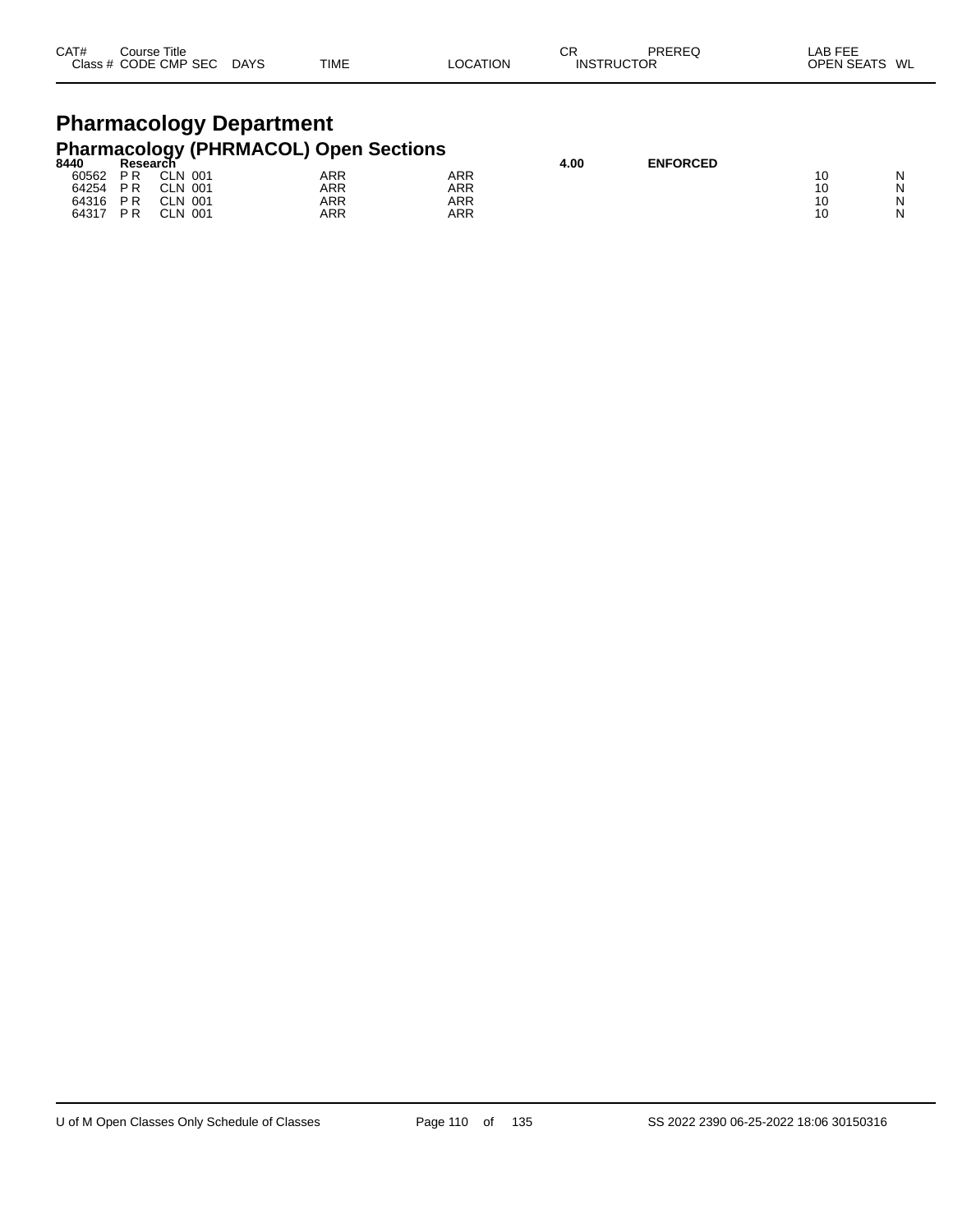| CAT# Class # | Course Title CODE | CMP | SEC | DAYS | TIME | LOCATION | CR INSTRUCTOR | PREREQ | LAB FEE OPEN SEATS | WL |
|---|---|---|---|---|---|---|---|---|---|---|

# Pharmacology Department

## Pharmacology (PHRMACOL) Open Sections

| CAT# Class # | Course Title CODE | CMP | SEC | DAYS | TIME | LOCATION | CR INSTRUCTOR | PREREQ | LAB FEE OPEN SEATS | WL |
|---|---|---|---|---|---|---|---|---|---|---|
| **8440** | **Research** | | | | | | **4.00** | **ENFORCED** | | |
| 60562 | P R | CLN | 001 | | ARR | ARR | | | 10 | N |
| 64254 | P R | CLN | 001 | | ARR | ARR | | | 10 | N |
| 64316 | P R | CLN | 001 | | ARR | ARR | | | 10 | N |
| 64317 | P R | CLN | 001 | | ARR | ARR | | | 10 | N |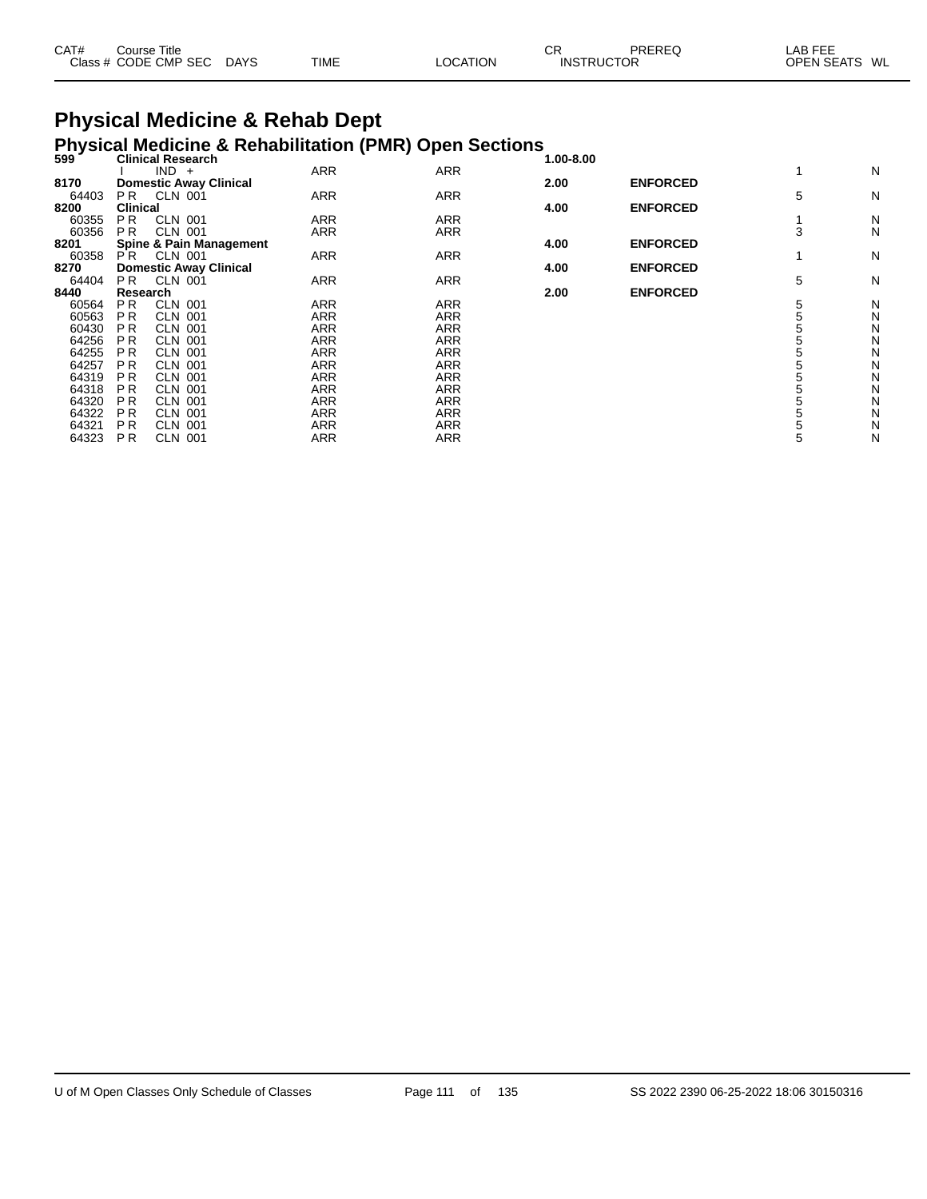| CAT# | Course Title | | | | | CR | PREREQ | LAB FEE | |
|---|---|---|---|---|---|---|---|---|---|
| Class # | CODE CMP SEC | DAYS | TIME | LOCATION | | INSTRUCTOR | | OPEN SEATS | WL |

# Physical Medicine & Rehab Dept

## Physical Medicine & Rehabilitation (PMR) Open Sections

| CAT# / Class # | Course Title / CODE CMP SEC | DAYS | TIME | LOCATION | CR / INSTRUCTOR | PREREQ | OPEN SEATS | WL |
|---|---|---|---|---|---|---|---|---|
| **599** | **Clinical Research** | | | | **1.00-8.00** | | | |
| | I IND + | | ARR | ARR | | | 1 | N |
| **8170** | **Domestic Away Clinical** | | | | **2.00** | **ENFORCED** | | |
| 64403 | P R CLN 001 | | ARR | ARR | | | 5 | N |
| **8200** | **Clinical** | | | | **4.00** | **ENFORCED** | | |
| 60355 | P R CLN 001 | | ARR | ARR | | | 1 | N |
| 60356 | P R CLN 001 | | ARR | ARR | | | 3 | N |
| **8201** | **Spine & Pain Management** | | | | **4.00** | **ENFORCED** | | |
| 60358 | P R CLN 001 | | ARR | ARR | | | 1 | N |
| **8270** | **Domestic Away Clinical** | | | | **4.00** | **ENFORCED** | | |
| 64404 | P R CLN 001 | | ARR | ARR | | | 5 | N |
| **8440** | **Research** | | | | **2.00** | **ENFORCED** | | |
| 60564 | P R CLN 001 | | ARR | ARR | | | 5 | N |
| 60563 | P R CLN 001 | | ARR | ARR | | | 5 | N |
| 60430 | P R CLN 001 | | ARR | ARR | | | 5 | N |
| 64256 | P R CLN 001 | | ARR | ARR | | | 5 | N |
| 64255 | P R CLN 001 | | ARR | ARR | | | 5 | N |
| 64257 | P R CLN 001 | | ARR | ARR | | | 5 | N |
| 64319 | P R CLN 001 | | ARR | ARR | | | 5 | N |
| 64318 | P R CLN 001 | | ARR | ARR | | | 5 | N |
| 64320 | P R CLN 001 | | ARR | ARR | | | 5 | N |
| 64322 | P R CLN 001 | | ARR | ARR | | | 5 | N |
| 64321 | P R CLN 001 | | ARR | ARR | | | 5 | N |
| 64323 | P R CLN 001 | | ARR | ARR | | | 5 | N |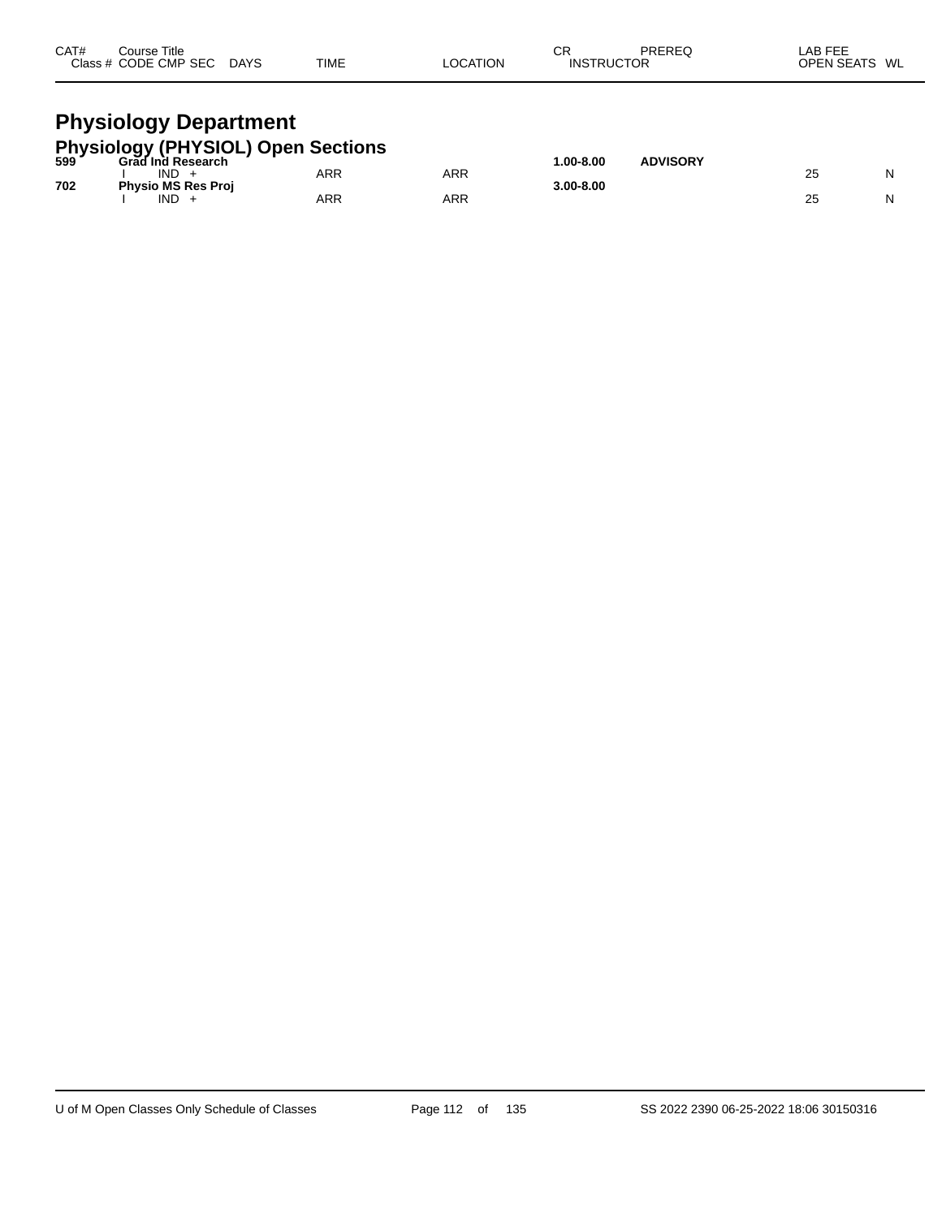| CAT# | Course Title | | | | | CR | PREREQ | LAB FEE | |
|---|---|---|---|---|---|---|---|---|---|
| Class # | CODE CMP SEC | DAYS | TIME | LOCATION | | INSTRUCTOR | | OPEN SEATS | WL |

# Physiology Department

## Physiology (PHYSIOL) Open Sections

| CAT# | Course Title | DAYS | TIME | LOCATION | CR | PREREQ | OPEN SEATS | WL |
|---|---|---|---|---|---|---|---|---|
| **599** | **Grad Ind Research** | | | | **1.00-8.00** | **ADVISORY** | | |
| | I IND + | | ARR | ARR | | | 25 | N |
| **702** | **Physio MS Res Proj** | | | | **3.00-8.00** | | | |
| | I IND + | | ARR | ARR | | | 25 | N |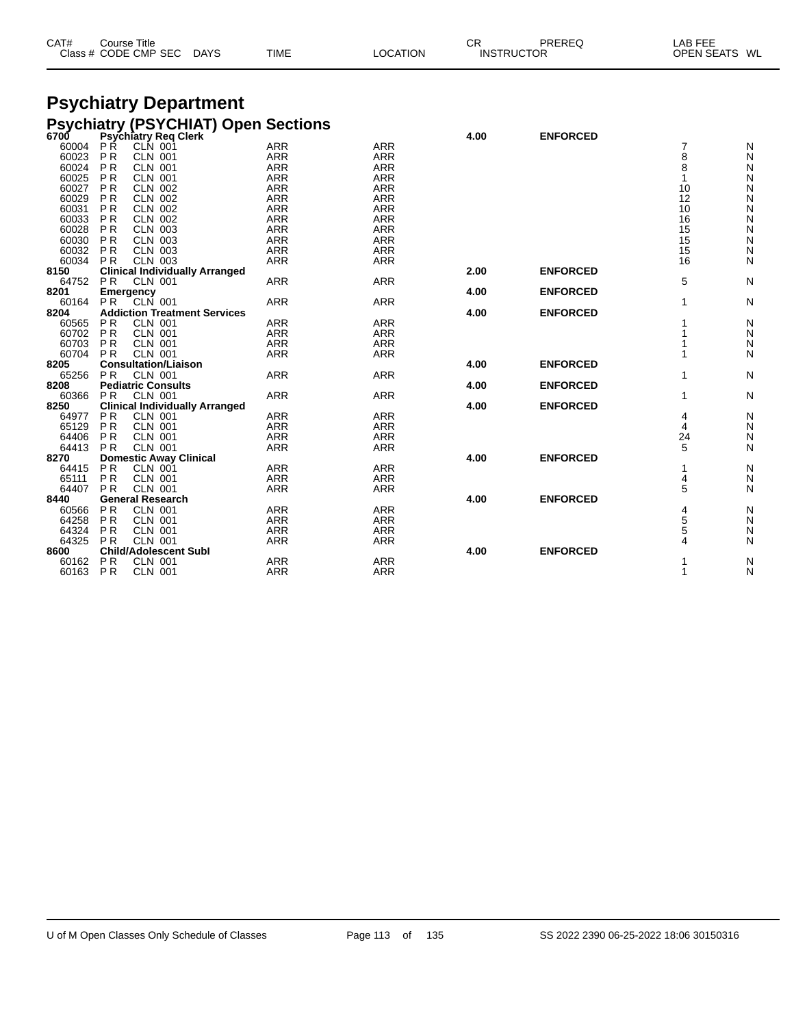# Psychiatry Department

## Psychiatry (PSYCHIAT) Open Sections

| CAT# Class # | Course Title CODE CMP SEC | DAYS | TIME | LOCATION | CR | PREREQ | INSTRUCTOR | LAB FEE OPEN SEATS | WL |
|---|---|---|---|---|---|---|---|---|---|
| **6700** | **Psychiatry Req Clerk** | | | | **4.00** | **ENFORCED** | | | |
| 60004 | P R CLN 001 | ARR | | ARR | | | | 7 | N |
| 60023 | P R CLN 001 | ARR | | ARR | | | | 8 | N |
| 60024 | P R CLN 001 | ARR | | ARR | | | | 8 | N |
| 60025 | P R CLN 001 | ARR | | ARR | | | | 1 | N |
| 60027 | P R CLN 002 | ARR | | ARR | | | | 10 | N |
| 60029 | P R CLN 002 | ARR | | ARR | | | | 12 | N |
| 60031 | P R CLN 002 | ARR | | ARR | | | | 10 | N |
| 60033 | P R CLN 002 | ARR | | ARR | | | | 16 | N |
| 60028 | P R CLN 003 | ARR | | ARR | | | | 15 | N |
| 60030 | P R CLN 003 | ARR | | ARR | | | | 15 | N |
| 60032 | P R CLN 003 | ARR | | ARR | | | | 15 | N |
| 60034 | P R CLN 003 | ARR | | ARR | | | | 16 | N |
| **8150** | **Clinical Individually Arranged** | | | | **2.00** | **ENFORCED** | | | |
| 64752 | P R CLN 001 | ARR | | ARR | | | | 5 | N |
| **8201** | **Emergency** | | | | **4.00** | **ENFORCED** | | | |
| 60164 | P R CLN 001 | ARR | | ARR | | | | 1 | N |
| **8204** | **Addiction Treatment Services** | | | | **4.00** | **ENFORCED** | | | |
| 60565 | P R CLN 001 | ARR | | ARR | | | | 1 | N |
| 60702 | P R CLN 001 | ARR | | ARR | | | | 1 | N |
| 60703 | P R CLN 001 | ARR | | ARR | | | | 1 | N |
| 60704 | P R CLN 001 | ARR | | ARR | | | | 1 | N |
| **8205** | **Consultation/Liaison** | | | | **4.00** | **ENFORCED** | | | |
| 65256 | P R CLN 001 | ARR | | ARR | | | | 1 | N |
| **8208** | **Pediatric Consults** | | | | **4.00** | **ENFORCED** | | | |
| 60366 | P R CLN 001 | ARR | | ARR | | | | 1 | N |
| **8250** | **Clinical Individually Arranged** | | | | **4.00** | **ENFORCED** | | | |
| 64977 | P R CLN 001 | ARR | | ARR | | | | 4 | N |
| 65129 | P R CLN 001 | ARR | | ARR | | | | 4 | N |
| 64406 | P R CLN 001 | ARR | | ARR | | | | 24 | N |
| 64413 | P R CLN 001 | ARR | | ARR | | | | 5 | N |
| **8270** | **Domestic Away Clinical** | | | | **4.00** | **ENFORCED** | | | |
| 64415 | P R CLN 001 | ARR | | ARR | | | | 1 | N |
| 65111 | P R CLN 001 | ARR | | ARR | | | | 4 | N |
| 64407 | P R CLN 001 | ARR | | ARR | | | | 5 | N |
| **8440** | **General Research** | | | | **4.00** | **ENFORCED** | | | |
| 60566 | P R CLN 001 | ARR | | ARR | | | | 4 | N |
| 64258 | P R CLN 001 | ARR | | ARR | | | | 5 | N |
| 64324 | P R CLN 001 | ARR | | ARR | | | | 5 | N |
| 64325 | P R CLN 001 | ARR | | ARR | | | | 4 | N |
| **8600** | **Child/Adolescent Subl** | | | | **4.00** | **ENFORCED** | | | |
| 60162 | P R CLN 001 | ARR | | ARR | | | | 1 | N |
| 60163 | P R CLN 001 | ARR | | ARR | | | | 1 | N |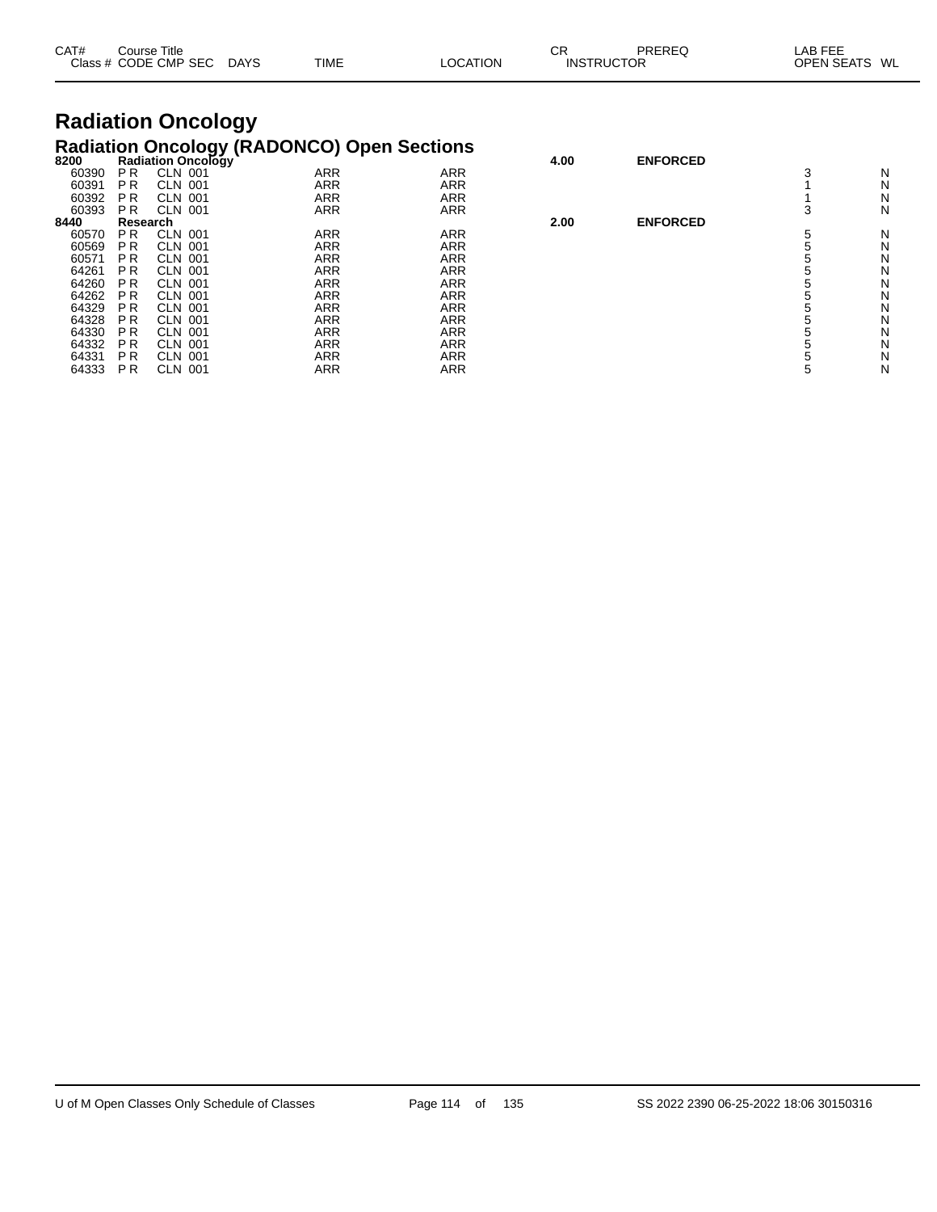| CAT# | Course Title | | | | | | CR | PREREQ | LAB FEE | |
|---|---|---|---|---|---|---|---|---|---|---|
| Class # | CODE | CMP | SEC | DAYS | TIME | LOCATION | INSTRUCTOR | | OPEN SEATS | WL |

# Radiation Oncology

## Radiation Oncology (RADONCO) Open Sections

| CAT# | Course Title | | | | | | CR | PREREQ | LAB FEE | |
|---|---|---|---|---|---|---|---|---|---|---|
| Class # | CODE | CMP | SEC | DAYS | TIME | LOCATION | INSTRUCTOR | | OPEN SEATS | WL |
| **8200** | **Radiation Oncology** | | | | | | **4.00** | **ENFORCED** | | |
| 60390 | P R | CLN | 001 | | ARR | ARR | | | 3 | N |
| 60391 | P R | CLN | 001 | | ARR | ARR | | | 1 | N |
| 60392 | P R | CLN | 001 | | ARR | ARR | | | 1 | N |
| 60393 | P R | CLN | 001 | | ARR | ARR | | | 3 | N |
| **8440** | **Research** | | | | | | **2.00** | **ENFORCED** | | |
| 60570 | P R | CLN | 001 | | ARR | ARR | | | 5 | N |
| 60569 | P R | CLN | 001 | | ARR | ARR | | | 5 | N |
| 60571 | P R | CLN | 001 | | ARR | ARR | | | 5 | N |
| 64261 | P R | CLN | 001 | | ARR | ARR | | | 5 | N |
| 64260 | P R | CLN | 001 | | ARR | ARR | | | 5 | N |
| 64262 | P R | CLN | 001 | | ARR | ARR | | | 5 | N |
| 64329 | P R | CLN | 001 | | ARR | ARR | | | 5 | N |
| 64328 | P R | CLN | 001 | | ARR | ARR | | | 5 | N |
| 64330 | P R | CLN | 001 | | ARR | ARR | | | 5 | N |
| 64332 | P R | CLN | 001 | | ARR | ARR | | | 5 | N |
| 64331 | P R | CLN | 001 | | ARR | ARR | | | 5 | N |
| 64333 | P R | CLN | 001 | | ARR | ARR | | | 5 | N |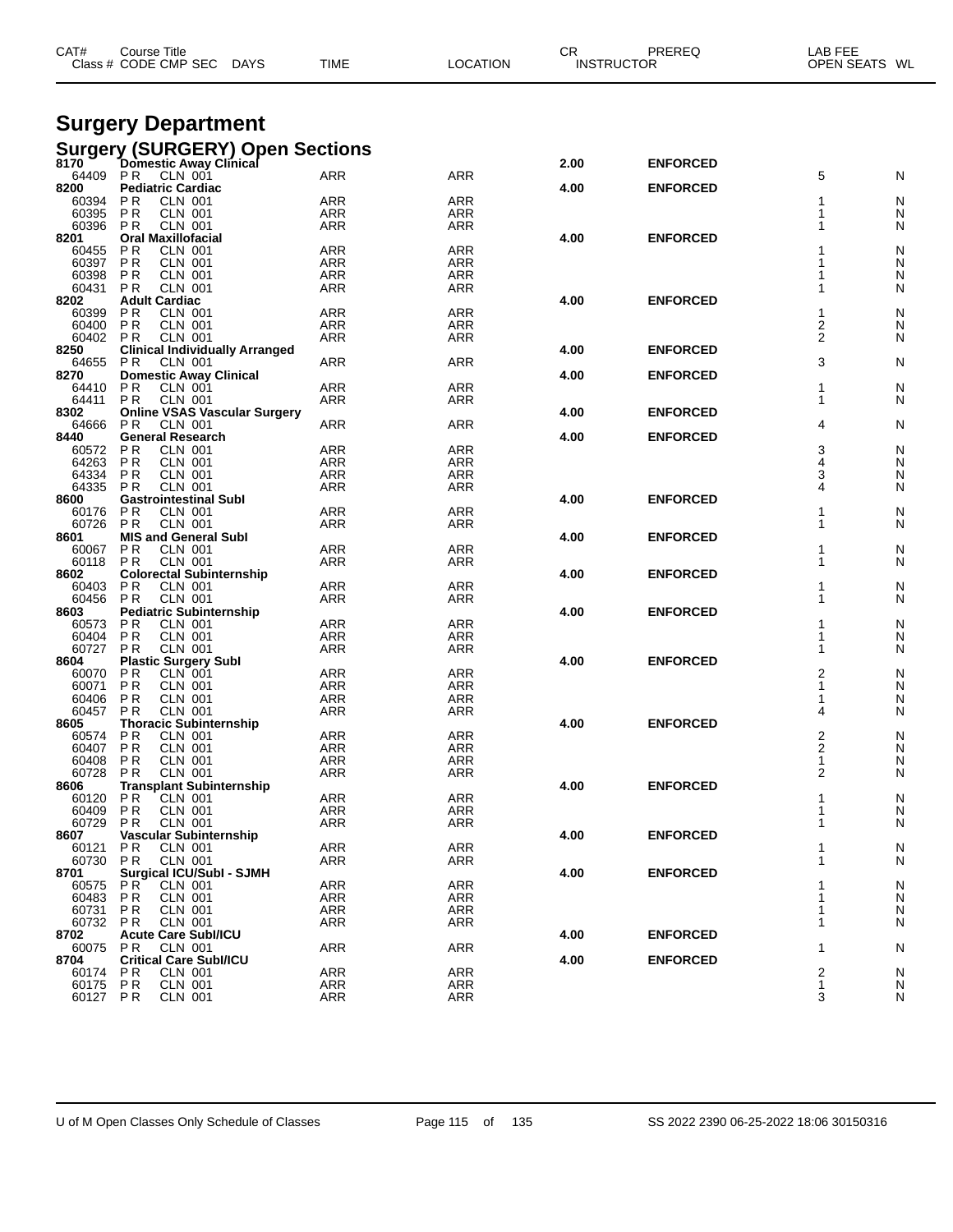# Surgery Department

## Surgery (SURGERY) Open Sections

| CAT# Class # | Course Title CODE CMP SEC | DAYS | TIME | LOCATION | CR INSTRUCTOR | PREREQ | LAB FEE OPEN SEATS | WL |
|---|---|---|---|---|---|---|---|---|
| **8170** | **Domestic Away Clinical** | | | | **2.00** | **ENFORCED** | | |
| 64409 | PR CLN 001 | ARR | | ARR | | | 5 | N |
| **8200** | **Pediatric Cardiac** | | | | **4.00** | **ENFORCED** | | |
| 60394 | PR CLN 001 | ARR | | ARR | | | 1 | N |
| 60395 | PR CLN 001 | ARR | | ARR | | | 1 | N |
| 60396 | PR CLN 001 | ARR | | ARR | | | 1 | N |
| **8201** | **Oral Maxillofacial** | | | | **4.00** | **ENFORCED** | | |
| 60455 | PR CLN 001 | ARR | | ARR | | | 1 | N |
| 60397 | PR CLN 001 | ARR | | ARR | | | 1 | N |
| 60398 | PR CLN 001 | ARR | | ARR | | | 1 | N |
| 60431 | PR CLN 001 | ARR | | ARR | | | 1 | N |
| **8202** | **Adult Cardiac** | | | | **4.00** | **ENFORCED** | | |
| 60399 | PR CLN 001 | ARR | | ARR | | | 1 | N |
| 60400 | PR CLN 001 | ARR | | ARR | | | 2 | N |
| 60402 | PR CLN 001 | ARR | | ARR | | | 2 | N |
| **8250** | **Clinical Individually Arranged** | | | | **4.00** | **ENFORCED** | | |
| 64655 | PR CLN 001 | ARR | | ARR | | | 3 | N |
| **8270** | **Domestic Away Clinical** | | | | **4.00** | **ENFORCED** | | |
| 64410 | PR CLN 001 | ARR | | ARR | | | 1 | N |
| 64411 | PR CLN 001 | ARR | | ARR | | | 1 | N |
| **8302** | **Online VSAS Vascular Surgery** | | | | **4.00** | **ENFORCED** | | |
| 64666 | PR CLN 001 | ARR | | ARR | | | 4 | N |
| **8440** | **General Research** | | | | **4.00** | **ENFORCED** | | |
| 60572 | PR CLN 001 | ARR | | ARR | | | 3 | N |
| 64263 | PR CLN 001 | ARR | | ARR | | | 4 | N |
| 64334 | PR CLN 001 | ARR | | ARR | | | 3 | N |
| 64335 | PR CLN 001 | ARR | | ARR | | | 4 | N |
| **8600** | **Gastrointestinal SubI** | | | | **4.00** | **ENFORCED** | | |
| 60176 | PR CLN 001 | ARR | | ARR | | | 1 | N |
| 60726 | PR CLN 001 | ARR | | ARR | | | 1 | N |
| **8601** | **MIS and General SubI** | | | | **4.00** | **ENFORCED** | | |
| 60067 | PR CLN 001 | ARR | | ARR | | | 1 | N |
| 60118 | PR CLN 001 | ARR | | ARR | | | 1 | N |
| **8602** | **Colorectal Subinternship** | | | | **4.00** | **ENFORCED** | | |
| 60403 | PR CLN 001 | ARR | | ARR | | | 1 | N |
| 60456 | PR CLN 001 | ARR | | ARR | | | 1 | N |
| **8603** | **Pediatric Subinternship** | | | | **4.00** | **ENFORCED** | | |
| 60573 | PR CLN 001 | ARR | | ARR | | | 1 | N |
| 60404 | PR CLN 001 | ARR | | ARR | | | 1 | N |
| 60727 | PR CLN 001 | ARR | | ARR | | | 1 | N |
| **8604** | **Plastic Surgery SubI** | | | | **4.00** | **ENFORCED** | | |
| 60070 | PR CLN 001 | ARR | | ARR | | | 2 | N |
| 60071 | PR CLN 001 | ARR | | ARR | | | 1 | N |
| 60406 | PR CLN 001 | ARR | | ARR | | | 1 | N |
| 60457 | PR CLN 001 | ARR | | ARR | | | 4 | N |
| **8605** | **Thoracic Subinternship** | | | | **4.00** | **ENFORCED** | | |
| 60574 | PR CLN 001 | ARR | | ARR | | | 2 | N |
| 60407 | PR CLN 001 | ARR | | ARR | | | 2 | N |
| 60408 | PR CLN 001 | ARR | | ARR | | | 1 | N |
| 60728 | PR CLN 001 | ARR | | ARR | | | 2 | N |
| **8606** | **Transplant Subinternship** | | | | **4.00** | **ENFORCED** | | |
| 60120 | PR CLN 001 | ARR | | ARR | | | 1 | N |
| 60409 | PR CLN 001 | ARR | | ARR | | | 1 | N |
| 60729 | PR CLN 001 | ARR | | ARR | | | 1 | N |
| **8607** | **Vascular Subinternship** | | | | **4.00** | **ENFORCED** | | |
| 60121 | PR CLN 001 | ARR | | ARR | | | 1 | N |
| 60730 | PR CLN 001 | ARR | | ARR | | | 1 | N |
| **8701** | **Surgical ICU/SubI - SJMH** | | | | **4.00** | **ENFORCED** | | |
| 60575 | PR CLN 001 | ARR | | ARR | | | 1 | N |
| 60483 | PR CLN 001 | ARR | | ARR | | | 1 | N |
| 60731 | PR CLN 001 | ARR | | ARR | | | 1 | N |
| 60732 | PR CLN 001 | ARR | | ARR | | | 1 | N |
| **8702** | **Acute Care SubI/ICU** | | | | **4.00** | **ENFORCED** | | |
| 60075 | PR CLN 001 | ARR | | ARR | | | 1 | N |
| **8704** | **Critical Care SubI/ICU** | | | | **4.00** | **ENFORCED** | | |
| 60174 | PR CLN 001 | ARR | | ARR | | | 2 | N |
| 60175 | PR CLN 001 | ARR | | ARR | | | 1 | N |
| 60127 | PR CLN 001 | ARR | | ARR | | | 3 | N |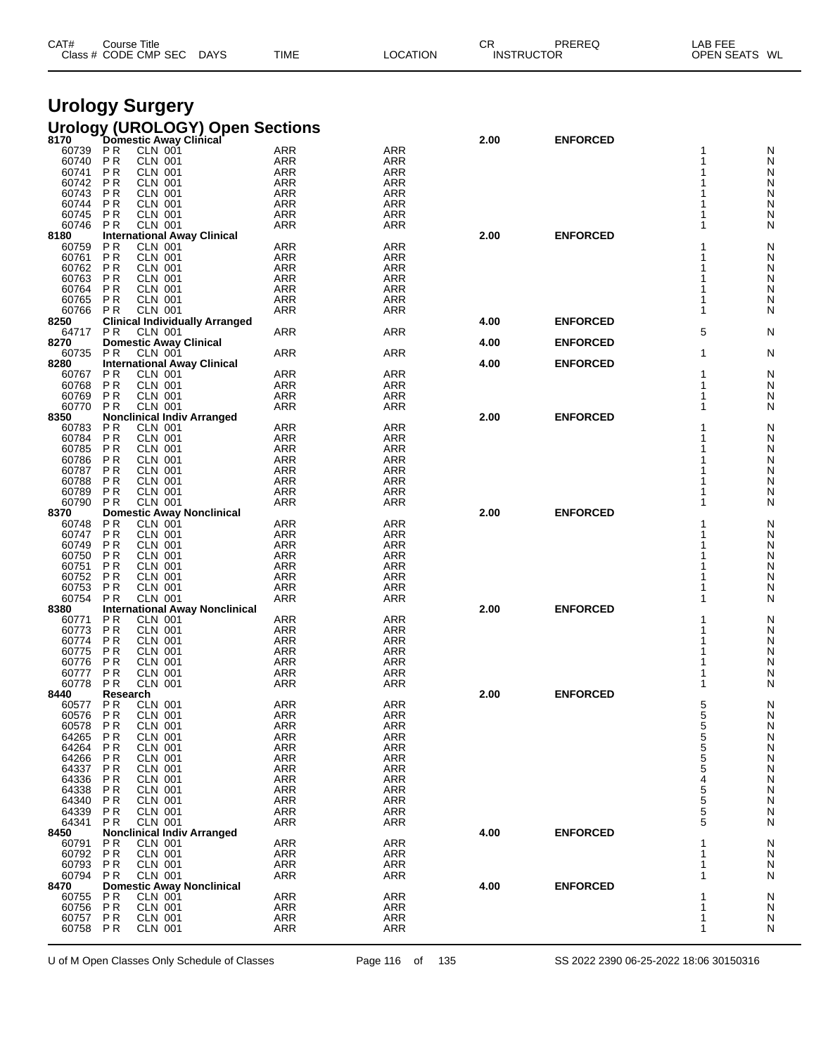# Urology Surgery

## Urology (UROLOGY) Open Sections

| CAT# Class # | Course Title CODE CMP SEC | DAYS | TIME | LOCATION | CR INSTRUCTOR | PREREQ | LAB FEE OPEN SEATS | WL |
|---|---|---|---|---|---|---|---|---|
| **8170** | **Domestic Away Clinical** | | | | **2.00** | **ENFORCED** | | |
| 60739 | P R CLN 001 | | ARR | ARR | | | 1 | N |
| 60740 | P R CLN 001 | | ARR | ARR | | | 1 | N |
| 60741 | P R CLN 001 | | ARR | ARR | | | 1 | N |
| 60742 | P R CLN 001 | | ARR | ARR | | | 1 | N |
| 60743 | P R CLN 001 | | ARR | ARR | | | 1 | N |
| 60744 | P R CLN 001 | | ARR | ARR | | | 1 | N |
| 60745 | P R CLN 001 | | ARR | ARR | | | 1 | N |
| 60746 | P R CLN 001 | | ARR | ARR | | | 1 | N |
| **8180** | **International Away Clinical** | | | | **2.00** | **ENFORCED** | | |
| 60759 | P R CLN 001 | | ARR | ARR | | | 1 | N |
| 60761 | P R CLN 001 | | ARR | ARR | | | 1 | N |
| 60762 | P R CLN 001 | | ARR | ARR | | | 1 | N |
| 60763 | P R CLN 001 | | ARR | ARR | | | 1 | N |
| 60764 | P R CLN 001 | | ARR | ARR | | | 1 | N |
| 60765 | P R CLN 001 | | ARR | ARR | | | 1 | N |
| 60766 | P R CLN 001 | | ARR | ARR | | | 1 | N |
| **8250** | **Clinical Individually Arranged** | | | | **4.00** | **ENFORCED** | | |
| 64717 | P R CLN 001 | | ARR | ARR | | | 5 | N |
| **8270** | **Domestic Away Clinical** | | | | **4.00** | **ENFORCED** | | |
| 60735 | P R CLN 001 | | ARR | ARR | | | 1 | N |
| **8280** | **International Away Clinical** | | | | **4.00** | **ENFORCED** | | |
| 60767 | P R CLN 001 | | ARR | ARR | | | 1 | N |
| 60768 | P R CLN 001 | | ARR | ARR | | | 1 | N |
| 60769 | P R CLN 001 | | ARR | ARR | | | 1 | N |
| 60770 | P R CLN 001 | | ARR | ARR | | | 1 | N |
| **8350** | **Nonclinical Indiv Arranged** | | | | **2.00** | **ENFORCED** | | |
| 60783 | P R CLN 001 | | ARR | ARR | | | 1 | N |
| 60784 | P R CLN 001 | | ARR | ARR | | | 1 | N |
| 60785 | P R CLN 001 | | ARR | ARR | | | 1 | N |
| 60786 | P R CLN 001 | | ARR | ARR | | | 1 | N |
| 60787 | P R CLN 001 | | ARR | ARR | | | 1 | N |
| 60788 | P R CLN 001 | | ARR | ARR | | | 1 | N |
| 60789 | P R CLN 001 | | ARR | ARR | | | 1 | N |
| 60790 | P R CLN 001 | | ARR | ARR | | | 1 | N |
| **8370** | **Domestic Away Nonclinical** | | | | **2.00** | **ENFORCED** | | |
| 60748 | P R CLN 001 | | ARR | ARR | | | 1 | N |
| 60747 | P R CLN 001 | | ARR | ARR | | | 1 | N |
| 60749 | P R CLN 001 | | ARR | ARR | | | 1 | N |
| 60750 | P R CLN 001 | | ARR | ARR | | | 1 | N |
| 60751 | P R CLN 001 | | ARR | ARR | | | 1 | N |
| 60752 | P R CLN 001 | | ARR | ARR | | | 1 | N |
| 60753 | P R CLN 001 | | ARR | ARR | | | 1 | N |
| 60754 | P R CLN 001 | | ARR | ARR | | | 1 | N |
| **8380** | **International Away Nonclinical** | | | | **2.00** | **ENFORCED** | | |
| 60771 | P R CLN 001 | | ARR | ARR | | | 1 | N |
| 60773 | P R CLN 001 | | ARR | ARR | | | 1 | N |
| 60774 | P R CLN 001 | | ARR | ARR | | | 1 | N |
| 60775 | P R CLN 001 | | ARR | ARR | | | 1 | N |
| 60776 | P R CLN 001 | | ARR | ARR | | | 1 | N |
| 60777 | P R CLN 001 | | ARR | ARR | | | 1 | N |
| 60778 | P R CLN 001 | | ARR | ARR | | | 1 | N |
| **8440** | **Research** | | | | **2.00** | **ENFORCED** | | |
| 60577 | P R CLN 001 | | ARR | ARR | | | 5 | N |
| 60576 | P R CLN 001 | | ARR | ARR | | | 5 | N |
| 60578 | P R CLN 001 | | ARR | ARR | | | 5 | N |
| 64265 | P R CLN 001 | | ARR | ARR | | | 5 | N |
| 64264 | P R CLN 001 | | ARR | ARR | | | 5 | N |
| 64266 | P R CLN 001 | | ARR | ARR | | | 5 | N |
| 64337 | P R CLN 001 | | ARR | ARR | | | 5 | N |
| 64336 | P R CLN 001 | | ARR | ARR | | | 4 | N |
| 64338 | P R CLN 001 | | ARR | ARR | | | 5 | N |
| 64340 | P R CLN 001 | | ARR | ARR | | | 5 | N |
| 64339 | P R CLN 001 | | ARR | ARR | | | 5 | N |
| 64341 | P R CLN 001 | | ARR | ARR | | | 5 | N |
| **8450** | **Nonclinical Indiv Arranged** | | | | **4.00** | **ENFORCED** | | |
| 60791 | P R CLN 001 | | ARR | ARR | | | 1 | N |
| 60792 | P R CLN 001 | | ARR | ARR | | | 1 | N |
| 60793 | P R CLN 001 | | ARR | ARR | | | 1 | N |
| 60794 | P R CLN 001 | | ARR | ARR | | | 1 | N |
| **8470** | **Domestic Away Nonclinical** | | | | **4.00** | **ENFORCED** | | |
| 60755 | P R CLN 001 | | ARR | ARR | | | 1 | N |
| 60756 | P R CLN 001 | | ARR | ARR | | | 1 | N |
| 60757 | P R CLN 001 | | ARR | ARR | | | 1 | N |
| 60758 | P R CLN 001 | | ARR | ARR | | | 1 | N |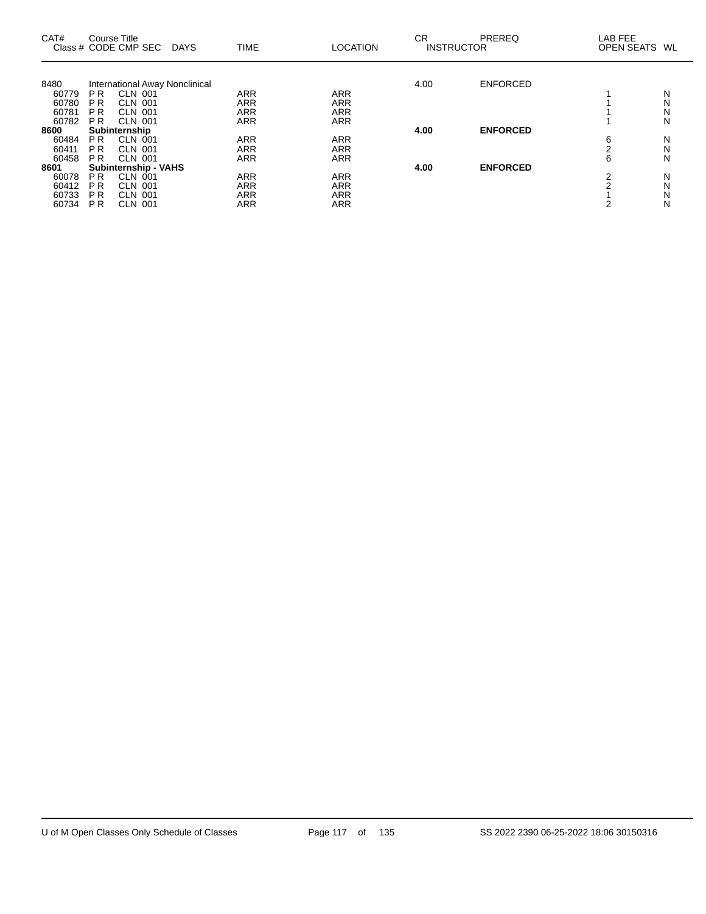| CAT# | Course Title Class # CODE CMP SEC | DAYS | TIME | LOCATION | CR INSTRUCTOR | PREREQ | LAB FEE OPEN SEATS | WL |
|---|---|---|---|---|---|---|---|---|
| 8480 | International Away Nonclinical | | | | 4.00 | ENFORCED | | |
| 60779 | P R CLN 001 | | ARR | ARR | | | 1 | N |
| 60780 | P R CLN 001 | | ARR | ARR | | | 1 | N |
| 60781 | P R CLN 001 | | ARR | ARR | | | 1 | N |
| 60782 | P R CLN 001 | | ARR | ARR | | | 1 | N |
| **8600** | **Subinternship** | | | | **4.00** | **ENFORCED** | | |
| 60484 | P R CLN 001 | | ARR | ARR | | | 6 | N |
| 60411 | P R CLN 001 | | ARR | ARR | | | 2 | N |
| 60458 | P R CLN 001 | | ARR | ARR | | | 6 | N |
| **8601** | **Subinternship - VAHS** | | | | **4.00** | **ENFORCED** | | |
| 60078 | P R CLN 001 | | ARR | ARR | | | 2 | N |
| 60412 | P R CLN 001 | | ARR | ARR | | | 2 | N |
| 60733 | P R CLN 001 | | ARR | ARR | | | 1 | N |
| 60734 | P R CLN 001 | | ARR | ARR | | | 2 | N |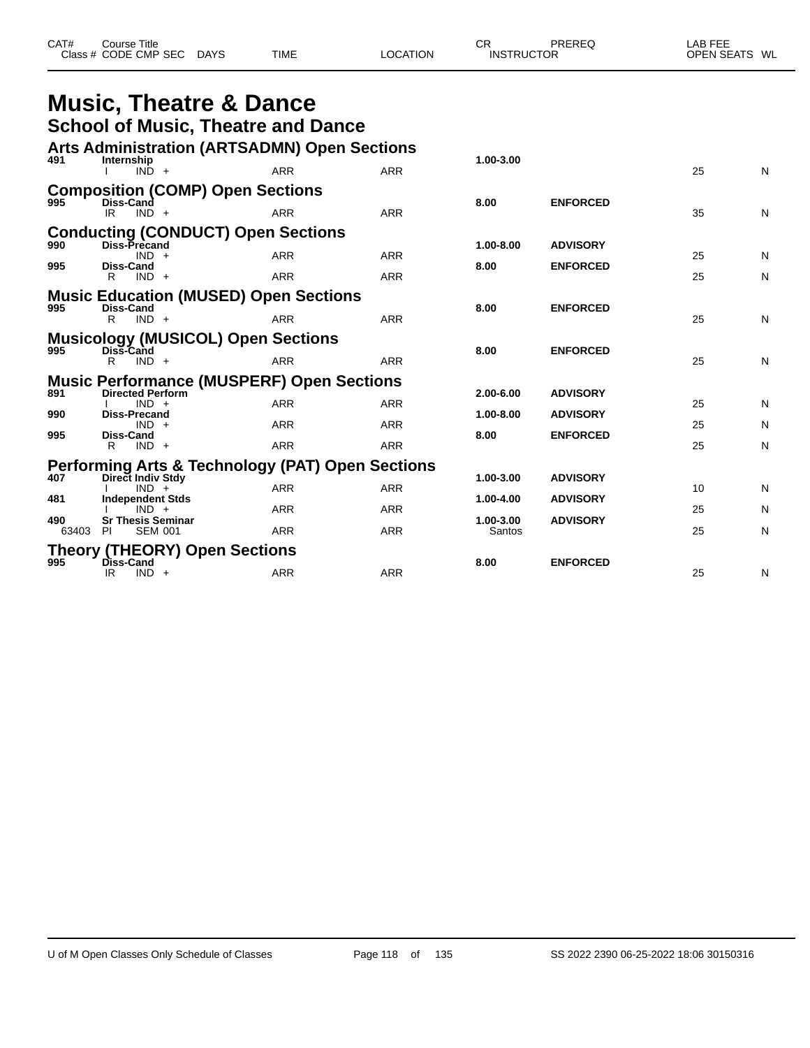| CAT# | Course Title<br>Class # CODE CMP SEC | DAYS | TIME | LOCATION | CR<br>INSTRUCTOR | PREREQ | LAB FEE<br>OPEN SEATS | WL |
|---|---|---|---|---|---|---|---|---|

# Music, Theatre & Dance

## School of Music, Theatre and Dance

### Arts Administration (ARTSADMN) Open Sections

| CAT# | Course Title / Class # CODE CMP SEC | DAYS | TIME | LOCATION | CR / INSTRUCTOR | PREREQ | OPEN SEATS | WL |
|---|---|---|---|---|---|---|---|---|
| **491** | **Internship** | | | | **1.00-3.00** | | | |
| | I IND + | | ARR | ARR | | | 25 | N |

### Composition (COMP) Open Sections

| CAT# | Course Title / Class # CODE CMP SEC | DAYS | TIME | LOCATION | CR / INSTRUCTOR | PREREQ | OPEN SEATS | WL |
|---|---|---|---|---|---|---|---|---|
| **995** | **Diss-Cand** | | | | **8.00** | **ENFORCED** | | |
| | IR IND + | | ARR | ARR | | | 35 | N |

### Conducting (CONDUCT) Open Sections

| CAT# | Course Title / Class # CODE CMP SEC | DAYS | TIME | LOCATION | CR / INSTRUCTOR | PREREQ | OPEN SEATS | WL |
|---|---|---|---|---|---|---|---|---|
| **990** | **Diss-Precand** | | | | **1.00-8.00** | **ADVISORY** | | |
| | IND + | | ARR | ARR | | | 25 | N |
| **995** | **Diss-Cand** | | | | **8.00** | **ENFORCED** | | |
| | R IND + | | ARR | ARR | | | 25 | N |

### Music Education (MUSED) Open Sections

| CAT# | Course Title / Class # CODE CMP SEC | DAYS | TIME | LOCATION | CR / INSTRUCTOR | PREREQ | OPEN SEATS | WL |
|---|---|---|---|---|---|---|---|---|
| **995** | **Diss-Cand** | | | | **8.00** | **ENFORCED** | | |
| | R IND + | | ARR | ARR | | | 25 | N |

### Musicology (MUSICOL) Open Sections

| CAT# | Course Title / Class # CODE CMP SEC | DAYS | TIME | LOCATION | CR / INSTRUCTOR | PREREQ | OPEN SEATS | WL |
|---|---|---|---|---|---|---|---|---|
| **995** | **Diss-Cand** | | | | **8.00** | **ENFORCED** | | |
| | R IND + | | ARR | ARR | | | 25 | N |

### Music Performance (MUSPERF) Open Sections

| CAT# | Course Title / Class # CODE CMP SEC | DAYS | TIME | LOCATION | CR / INSTRUCTOR | PREREQ | OPEN SEATS | WL |
|---|---|---|---|---|---|---|---|---|
| **891** | **Directed Perform** | | | | **2.00-6.00** | **ADVISORY** | | |
| | I IND + | | ARR | ARR | | | 25 | N |
| **990** | **Diss-Precand** | | | | **1.00-8.00** | **ADVISORY** | | |
| | IND + | | ARR | ARR | | | 25 | N |
| **995** | **Diss-Cand** | | | | **8.00** | **ENFORCED** | | |
| | R IND + | | ARR | ARR | | | 25 | N |

### Performing Arts & Technology (PAT) Open Sections

| CAT# | Course Title / Class # CODE CMP SEC | DAYS | TIME | LOCATION | CR / INSTRUCTOR | PREREQ | OPEN SEATS | WL |
|---|---|---|---|---|---|---|---|---|
| **407** | **Direct Indiv Stdy** | | | | **1.00-3.00** | **ADVISORY** | | |
| | I IND + | | ARR | ARR | | | 10 | N |
| **481** | **Independent Stds** | | | | **1.00-4.00** | **ADVISORY** | | |
| | I IND + | | ARR | ARR | | | 25 | N |
| **490** | **Sr Thesis Seminar** | | | | **1.00-3.00** | **ADVISORY** | | |
| 63403 | PI SEM 001 | | ARR | ARR | Santos | | 25 | N |

### Theory (THEORY) Open Sections

| CAT# | Course Title / Class # CODE CMP SEC | DAYS | TIME | LOCATION | CR / INSTRUCTOR | PREREQ | OPEN SEATS | WL |
|---|---|---|---|---|---|---|---|---|
| **995** | **Diss-Cand** | | | | **8.00** | **ENFORCED** | | |
| | IR IND + | | ARR | ARR | | | 25 | N |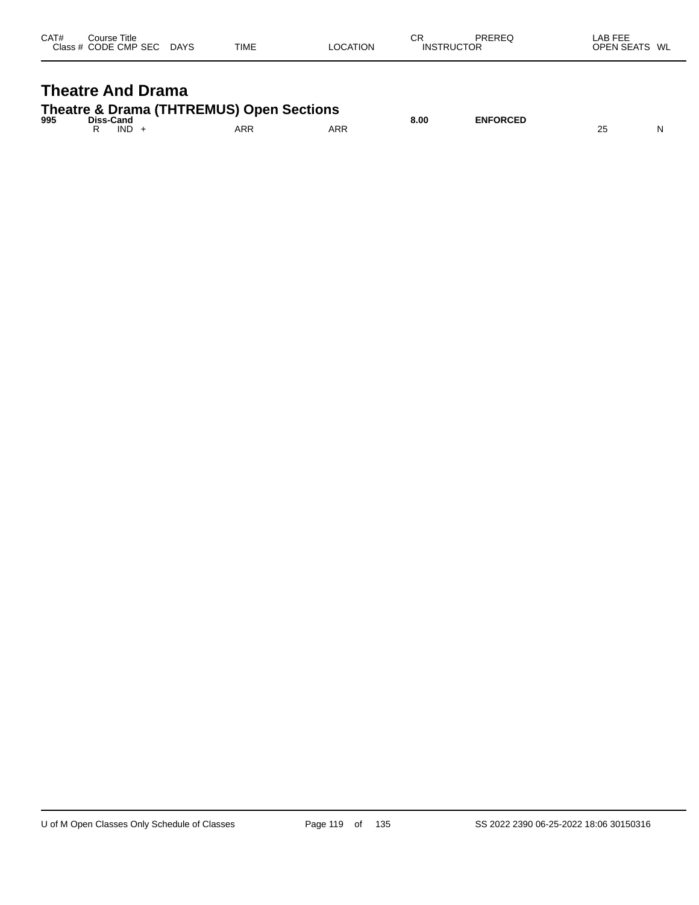| CAT# | Course Title | | | | | | CR | PREREQ | LAB FEE | |
|---|---|---|---|---|---|---|---|---|---|---|
| Class # | CODE | CMP | SEC | DAYS | TIME | LOCATION | INSTRUCTOR | | OPEN SEATS | WL |

# Theatre And Drama

## Theatre & Drama (THTREMUS) Open Sections

| CAT# | Course Title | | | | | | CR | PREREQ | OPEN SEATS | WL |
|---|---|---|---|---|---|---|---|---|---|---|
| **995** | **Diss-Cand** | | | | | | **8.00** | **ENFORCED** | | |
| | R | IND | + | | ARR | ARR | | | 25 | N |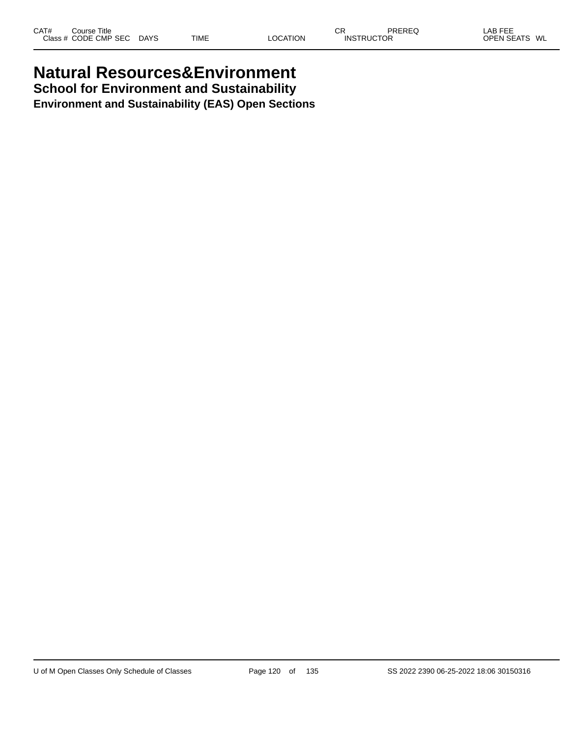# Natural Resources&Environment
## School for Environment and Sustainability
### Environment and Sustainability (EAS) Open Sections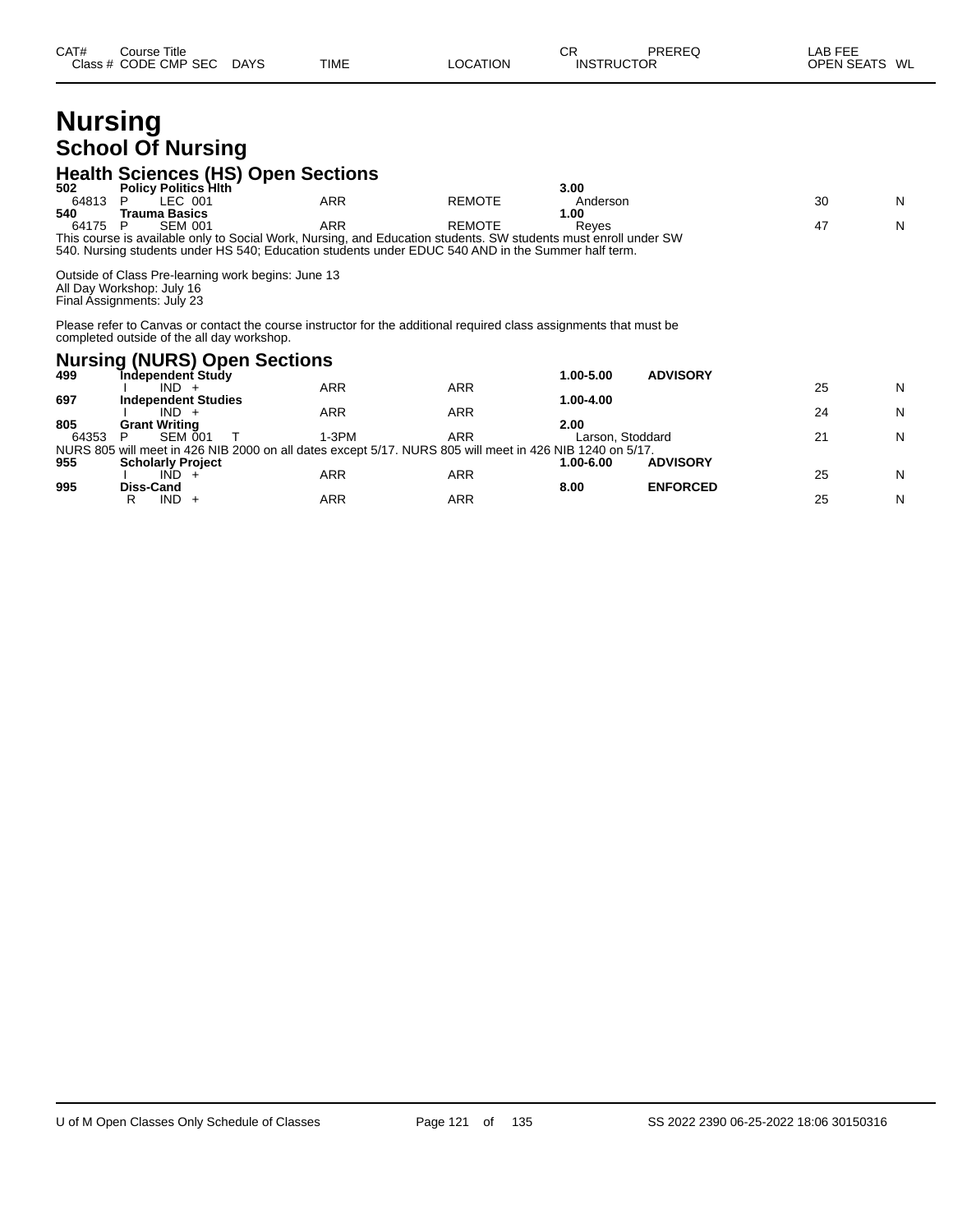# Nursing

## School Of Nursing

### Health Sciences (HS) Open Sections

| CAT# | Course Title | | | | | CR | PREREQ | LAB FEE | |
|---|---|---|---|---|---|---|---|---|---|
| Class # | CODE CMP SEC | DAYS | TIME | LOCATION | INSTRUCTOR | | | OPEN SEATS | WL |
| **502** | **Policy Politics Hlth** | | | | | **3.00** | | | |
| 64813 | P LEC 001 | | ARR | REMOTE | Anderson | | | 30 | N |
| **540** | **Trauma Basics** | | | | | **1.00** | | | |
| 64175 | P SEM 001 | | ARR | REMOTE | Reyes | | | 47 | N |

This course is available only to Social Work, Nursing, and Education students. SW students must enroll under SW 540. Nursing students under HS 540; Education students under EDUC 540 AND in the Summer half term.

Outside of Class Pre-learning work begins: June 13
All Day Workshop: July 16
Final Assignments: July 23

Please refer to Canvas or contact the course instructor for the additional required class assignments that must be completed outside of the all day workshop.

### Nursing (NURS) Open Sections

| CAT# | Course Title | | | | | CR | PREREQ | LAB FEE | |
|---|---|---|---|---|---|---|---|---|---|
| Class # | CODE CMP SEC | DAYS | TIME | LOCATION | INSTRUCTOR | | | OPEN SEATS | WL |
| **499** | **Independent Study** | | | | | **1.00-5.00** | **ADVISORY** | | |
| | I IND + | | ARR | ARR | | | | 25 | N |
| **697** | **Independent Studies** | | | | | **1.00-4.00** | | | |
| | I IND + | | ARR | ARR | | | | 24 | N |
| **805** | **Grant Writing** | | | | | **2.00** | | | |
| 64353 | P SEM 001 | T | 1-3PM | ARR | Larson, Stoddard | | | 21 | N |

NURS 805 will meet in 426 NIB 2000 on all dates except 5/17. NURS 805 will meet in 426 NIB 1240 on 5/17.

| CAT# | Course Title | | | | | CR | PREREQ | LAB FEE | |
|---|---|---|---|---|---|---|---|---|---|
| Class # | CODE CMP SEC | DAYS | TIME | LOCATION | INSTRUCTOR | | | OPEN SEATS | WL |
| **955** | **Scholarly Project** | | | | | **1.00-6.00** | **ADVISORY** | | |
| | I IND + | | ARR | ARR | | | | 25 | N |
| **995** | **Diss-Cand** | | | | | **8.00** | **ENFORCED** | | |
| | R IND + | | ARR | ARR | | | | 25 | N |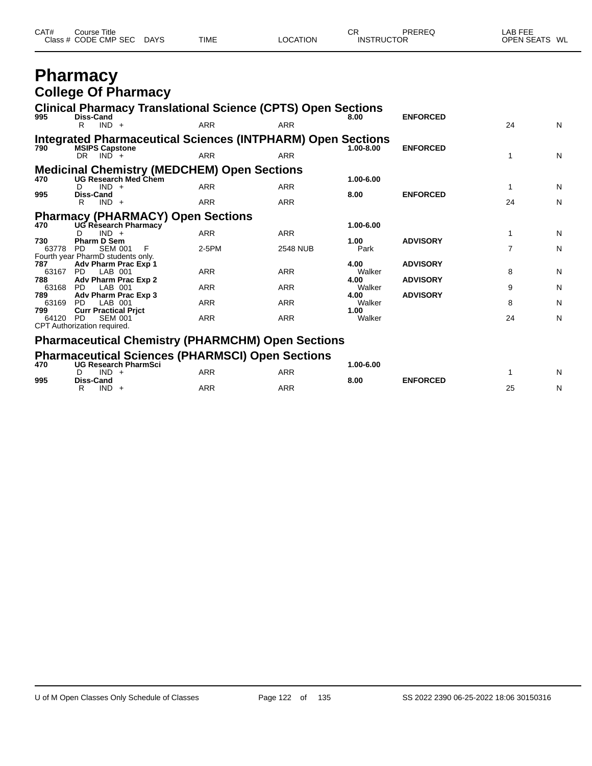| CAT# | Course Title | | | | | | CR | PREREQ | LAB FEE | |
|---|---|---|---|---|---|---|---|---|---|---|
| Class # | CODE | CMP | SEC | DAYS | TIME | LOCATION | INSTRUCTOR | | OPEN SEATS | WL |

# Pharmacy

## College Of Pharmacy

### Clinical Pharmacy Translational Science (CPTS) Open Sections

| CAT# | Course Title / Class # | CODE | CMP | SEC | DAYS | TIME | LOCATION | CR / INSTRUCTOR | PREREQ | OPEN SEATS | WL |
|---|---|---|---|---|---|---|---|---|---|---|---|
| 995 | Diss-Cand | | | | | | | 8.00 | ENFORCED | | |
| | | R | IND | + | | ARR | ARR | | | 24 | N |

### Integrated Pharmaceutical Sciences (INTPHARM) Open Sections

| CAT# | Course Title / Class # | CODE | CMP | SEC | DAYS | TIME | LOCATION | CR / INSTRUCTOR | PREREQ | OPEN SEATS | WL |
|---|---|---|---|---|---|---|---|---|---|---|---|
| 790 | MSIPS Capstone | | | | | | | 1.00-8.00 | ENFORCED | | |
| | | DR | IND | + | | ARR | ARR | | | 1 | N |

### Medicinal Chemistry (MEDCHEM) Open Sections

| CAT# | Course Title / Class # | CODE | CMP | SEC | DAYS | TIME | LOCATION | CR / INSTRUCTOR | PREREQ | OPEN SEATS | WL |
|---|---|---|---|---|---|---|---|---|---|---|---|
| 470 | UG Research Med Chem | | | | | | | 1.00-6.00 | | | |
| | | D | IND | + | | ARR | ARR | | | 1 | N |
| 995 | Diss-Cand | | | | | | | 8.00 | ENFORCED | | |
| | | R | IND | + | | ARR | ARR | | | 24 | N |

### Pharmacy (PHARMACY) Open Sections

| CAT# | Course Title / Class # | CODE | CMP | SEC | DAYS | TIME | LOCATION | CR / INSTRUCTOR | PREREQ | OPEN SEATS | WL |
|---|---|---|---|---|---|---|---|---|---|---|---|
| 470 | UG Research Pharmacy | | | | | | | 1.00-6.00 | | | |
| | | D | IND | + | | ARR | ARR | | | 1 | N |
| 730 | Pharm D Sem | | | | | | | 1.00 | ADVISORY | | |
| | 63778 | PD | SEM | 001 | F | 2-5PM | 2548 NUB | Park | | 7 | N |
| | Fourth year PharmD students only. | | | | | | | | | | |
| 787 | Adv Pharm Prac Exp 1 | | | | | | | 4.00 | ADVISORY | | |
| | 63167 | PD | LAB | 001 | | ARR | ARR | Walker | | 8 | N |
| 788 | Adv Pharm Prac Exp 2 | | | | | | | 4.00 | ADVISORY | | |
| | 63168 | PD | LAB | 001 | | ARR | ARR | Walker | | 9 | N |
| 789 | Adv Pharm Prac Exp 3 | | | | | | | 4.00 | ADVISORY | | |
| | 63169 | PD | LAB | 001 | | ARR | ARR | Walker | | 8 | N |
| 799 | Curr Practical Prjct | | | | | | | 1.00 | | | |
| | 64120 | PD | SEM | 001 | | ARR | ARR | Walker | | 24 | N |
| | CPT Authorization required. | | | | | | | | | | |

### Pharmaceutical Chemistry (PHARMCHM) Open Sections

### Pharmaceutical Sciences (PHARMSCI) Open Sections

| CAT# | Course Title / Class # | CODE | CMP | SEC | DAYS | TIME | LOCATION | CR / INSTRUCTOR | PREREQ | OPEN SEATS | WL |
|---|---|---|---|---|---|---|---|---|---|---|---|
| 470 | UG Research PharmSci | | | | | | | 1.00-6.00 | | | |
| | | D | IND | + | | ARR | ARR | | | 1 | N |
| 995 | Diss-Cand | | | | | | | 8.00 | ENFORCED | | |
| | | R | IND | + | | ARR | ARR | | | 25 | N |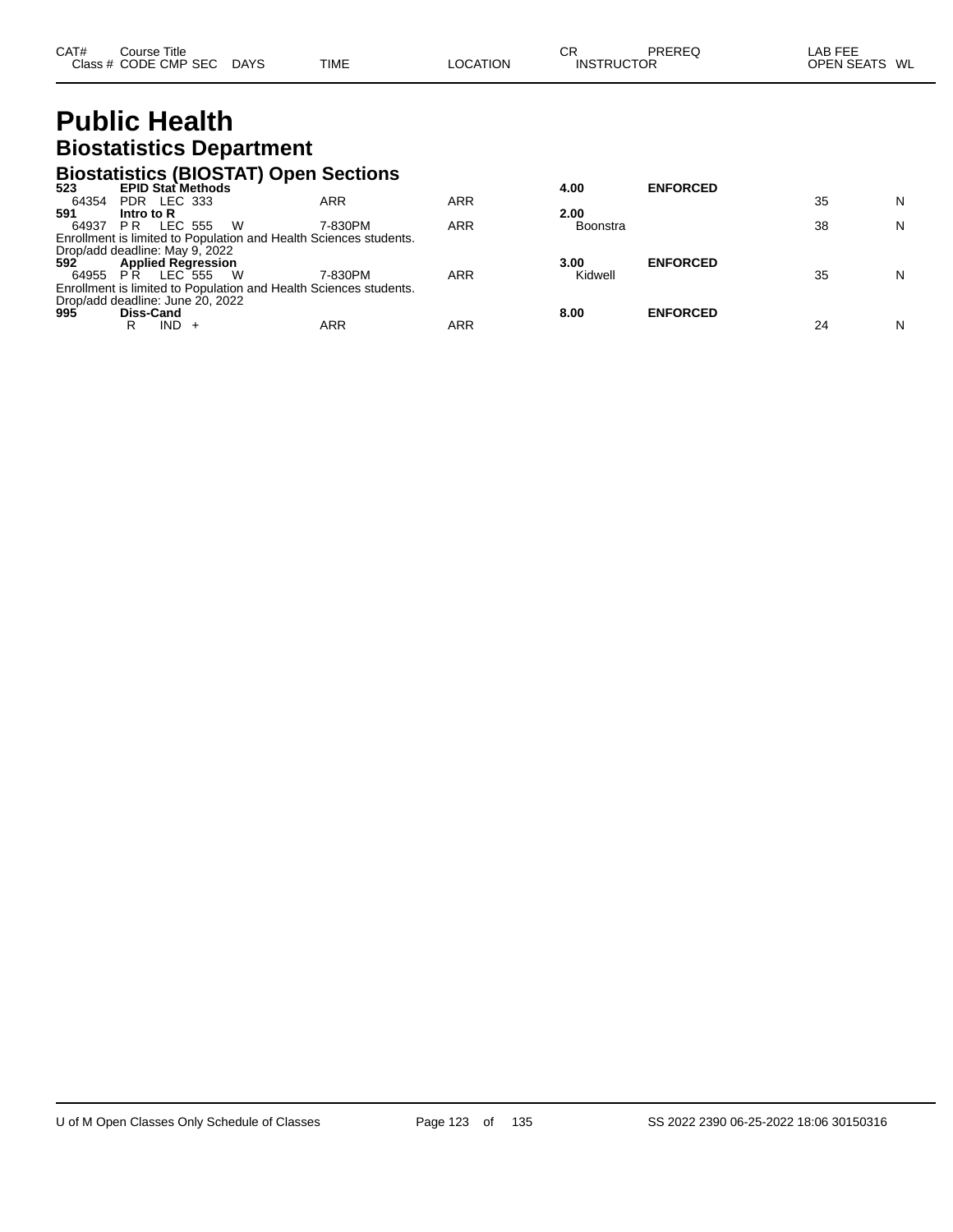| CAT# | Course Title |  |  |  |  | CR | PREREQ | LAB FEE |  |
|---|---|---|---|---|---|---|---|---|---|
| Class # | CODE CMP SEC | DAYS | TIME | LOCATION |  | INSTRUCTOR |  | OPEN SEATS | WL |

# Public Health

## Biostatistics Department

### Biostatistics (BIOSTAT) Open Sections

| CAT# / Class # | Course Title / CODE CMP SEC | DAYS | TIME | LOCATION | CR / INSTRUCTOR | PREREQ | OPEN SEATS | WL |
|---|---|---|---|---|---|---|---|---|
| **523** | **EPID Stat Methods** | | | | **4.00** | **ENFORCED** | | |
| 64354 | PDR LEC 333 | | ARR | ARR | | | 35 | N |
| **591** | **Intro to R** | | | | **2.00** | | | |
| 64937 | P R LEC 555 | W | 7-830PM | ARR | Boonstra | | 38 | N |

Enrollment is limited to Population and Health Sciences students.
Drop/add deadline: May 9, 2022

| CAT# / Class # | Course Title / CODE CMP SEC | DAYS | TIME | LOCATION | CR / INSTRUCTOR | PREREQ | OPEN SEATS | WL |
|---|---|---|---|---|---|---|---|---|
| **592** | **Applied Regression** | | | | **3.00** | **ENFORCED** | | |
| 64955 | P R LEC 555 | W | 7-830PM | ARR | Kidwell | | 35 | N |

Enrollment is limited to Population and Health Sciences students.
Drop/add deadline: June 20, 2022

| CAT# / Class # | Course Title / CODE CMP SEC | DAYS | TIME | LOCATION | CR / INSTRUCTOR | PREREQ | OPEN SEATS | WL |
|---|---|---|---|---|---|---|---|---|
| **995** | **Diss-Cand** | | | | **8.00** | **ENFORCED** | | |
| | R IND + | | ARR | ARR | | | 24 | N |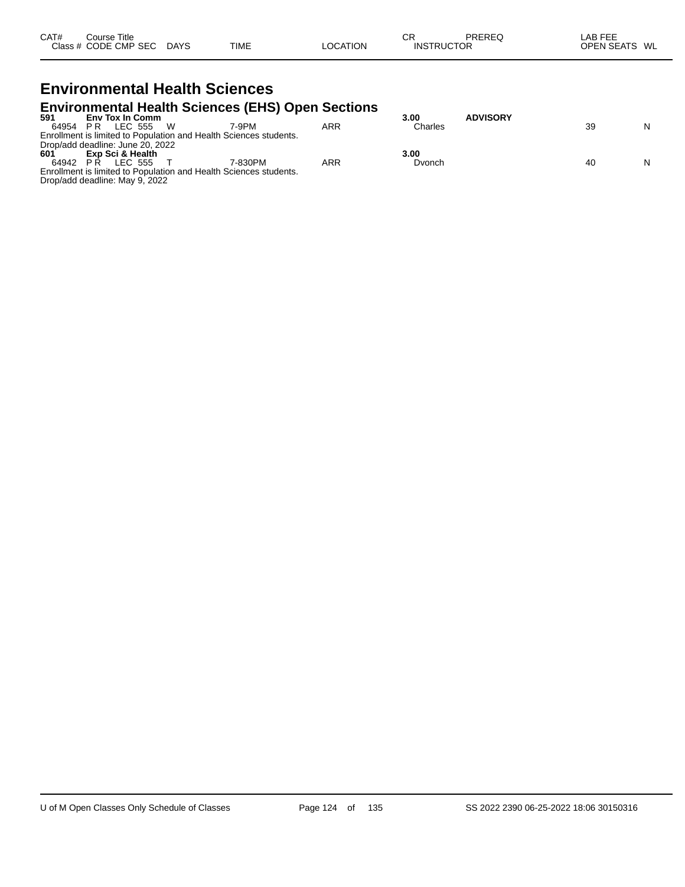| CAT# Class # | Course Title CODE | CMP | SEC | DAYS | TIME | LOCATION | CR INSTRUCTOR | PREREQ | LAB FEE OPEN SEATS | WL |
|---|---|---|---|---|---|---|---|---|---|---|

# Environmental Health Sciences

## Environmental Health Sciences (EHS) Open Sections

| CAT# Class # | Course Title CODE | CMP | SEC | DAYS | TIME | LOCATION | CR INSTRUCTOR | PREREQ | LAB FEE OPEN SEATS | WL |
|---|---|---|---|---|---|---|---|---|---|---|
| **591** | **Env Tox In Comm** | | | | | | **3.00** | **ADVISORY** | | |
| 64954 | P R | LEC | 555 | W | 7-9PM | ARR | Charles | | 39 | N |
| Enrollment is limited to Population and Health Sciences students. | | | | | | | | | | |
| Drop/add deadline: June 20, 2022 | | | | | | | | | | |
| **601** | **Exp Sci & Health** | | | | | | **3.00** | | | |
| 64942 | P R | LEC | 555 | T | 7-830PM | ARR | Dvonch | | 40 | N |
| Enrollment is limited to Population and Health Sciences students. | | | | | | | | | | |
| Drop/add deadline: May 9, 2022 | | | | | | | | | | |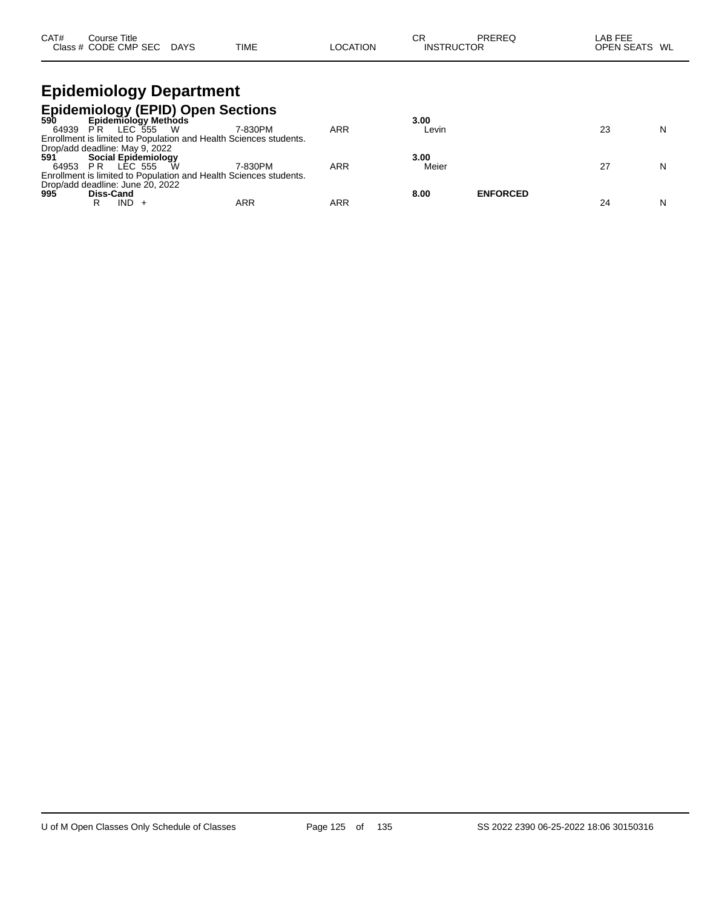| CAT# Class # | Course Title CODE CMP SEC | DAYS | TIME | LOCATION | CR INSTRUCTOR | PREREQ | LAB FEE OPEN SEATS | WL |
|---|---|---|---|---|---|---|---|---|

# Epidemiology Department

## Epidemiology (EPID) Open Sections

| CAT# Class # | Course Title CODE CMP SEC | DAYS | TIME | LOCATION | CR INSTRUCTOR | PREREQ | LAB FEE OPEN SEATS | WL |
|---|---|---|---|---|---|---|---|---|
| **590** | **Epidemiology Methods** | | | | **3.00** | | | |
| 64939 | P R LEC 555 | W | 7-830PM | ARR | Levin | | 23 | N |
| Enrollment is limited to Population and Health Sciences students. | | | | | | | | |
| Drop/add deadline: May 9, 2022 | | | | | | | | |
| **591** | **Social Epidemiology** | | | | **3.00** | | | |
| 64953 | P R LEC 555 | W | 7-830PM | ARR | Meier | | 27 | N |
| Enrollment is limited to Population and Health Sciences students. | | | | | | | | |
| Drop/add deadline: June 20, 2022 | | | | | | | | |
| **995** | **Diss-Cand** | | | | **8.00** | **ENFORCED** | | |
| | R IND + | | ARR | ARR | | | 24 | N |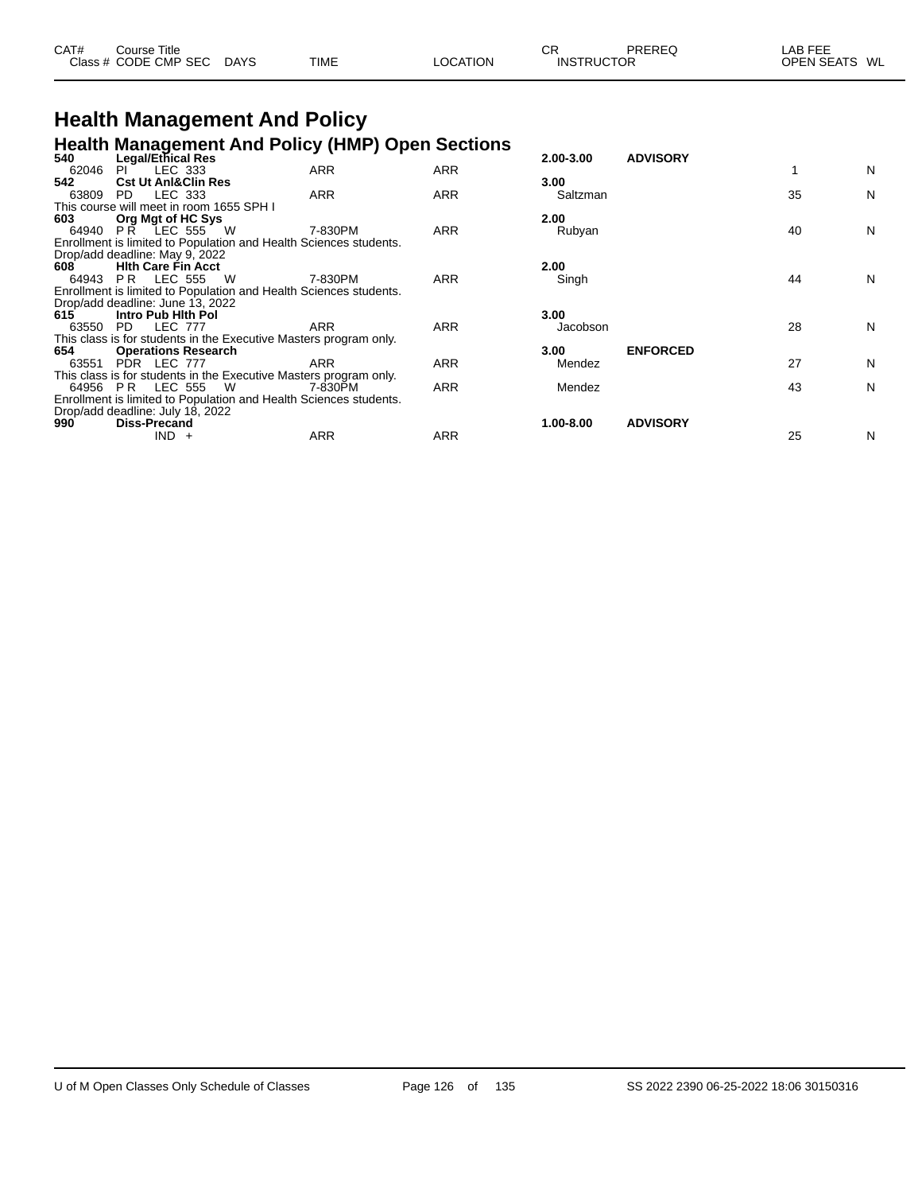## Health Management And Policy

### Health Management And Policy (HMP) Open Sections

| CAT# / Class # | Course Title / CODE CMP SEC | DAYS | TIME | LOCATION | CR / INSTRUCTOR | PREREQ | LAB FEE / OPEN SEATS | WL |
|---|---|---|---|---|---|---|---|---|
| **540** | **Legal/Ethical Res** | | | | **2.00-3.00** | **ADVISORY** | | |
| 62046 | PI LEC 333 | | ARR | ARR | | | 1 | N |
| **542** | **Cst Ut Anl&Clin Res** | | | | **3.00** | | | |
| 63809 | PD LEC 333 | | ARR | ARR | Saltzman | | 35 | N |
| This course will meet in room 1655 SPH I | | | | | | | | |
| **603** | **Org Mgt of HC Sys** | | | | **2.00** | | | |
| 64940 | P R LEC 555 | W | 7-830PM | ARR | Rubyan | | 40 | N |
| Enrollment is limited to Population and Health Sciences students. | | | | | | | | |
| Drop/add deadline: May 9, 2022 | | | | | | | | |
| **608** | **Hlth Care Fin Acct** | | | | **2.00** | | | |
| 64943 | P R LEC 555 | W | 7-830PM | ARR | Singh | | 44 | N |
| Enrollment is limited to Population and Health Sciences students. | | | | | | | | |
| Drop/add deadline: June 13, 2022 | | | | | | | | |
| **615** | **Intro Pub Hlth Pol** | | | | **3.00** | | | |
| 63550 | PD LEC 777 | | ARR | ARR | Jacobson | | 28 | N |
| This class is for students in the Executive Masters program only. | | | | | | | | |
| **654** | **Operations Research** | | | | **3.00** | **ENFORCED** | | |
| 63551 | PDR LEC 777 | | ARR | ARR | Mendez | | 27 | N |
| This class is for students in the Executive Masters program only. | | | | | | | | |
| 64956 | P R LEC 555 | W | 7-830PM | ARR | Mendez | | 43 | N |
| Enrollment is limited to Population and Health Sciences students. | | | | | | | | |
| Drop/add deadline: July 18, 2022 | | | | | | | | |
| **990** | **Diss-Precand** | | | | **1.00-8.00** | **ADVISORY** | | |
| | IND + | | ARR | ARR | | | 25 | N |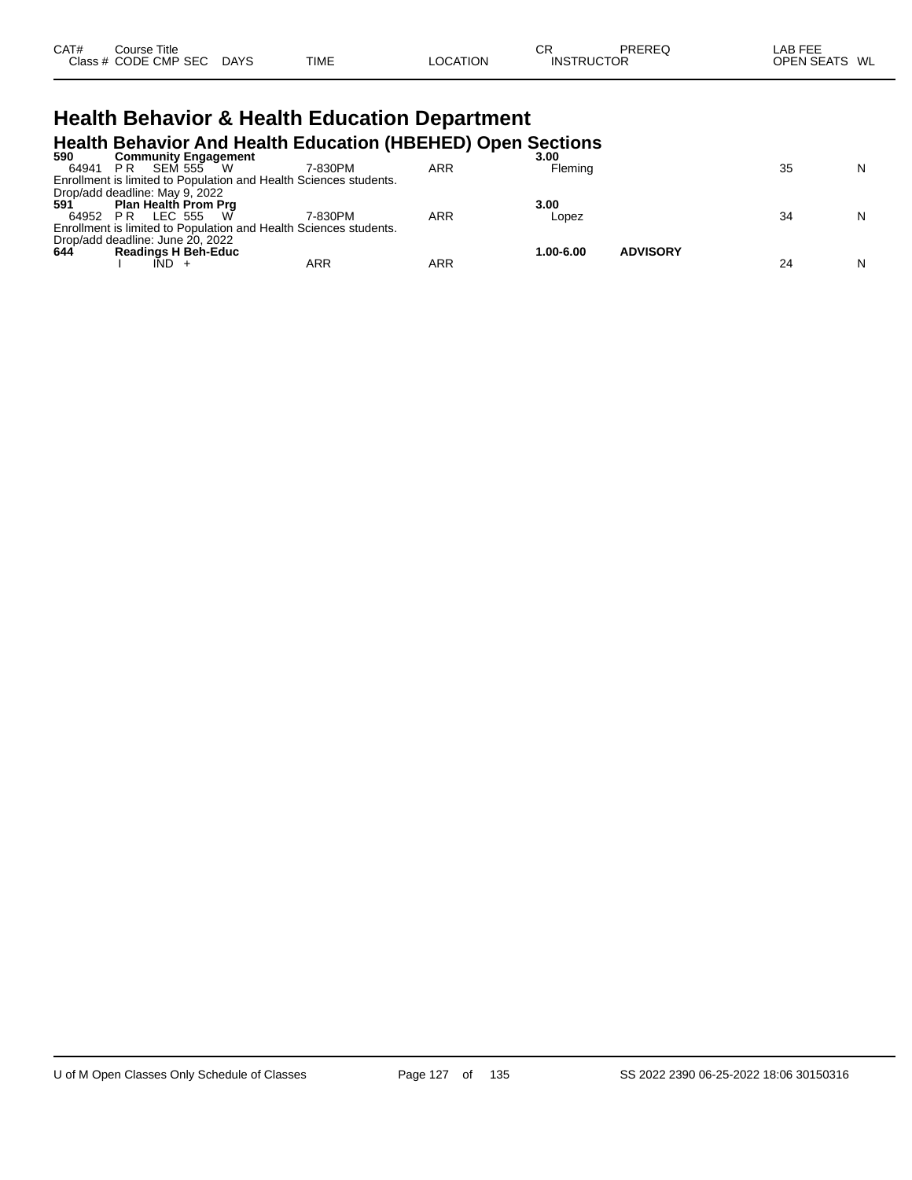| CAT# | Course Title | | | | | | CR | PREREQ | LAB FEE | |
|---|---|---|---|---|---|---|---|---|---|---|
| Class # | CODE | CMP | SEC | DAYS | TIME | LOCATION | INSTRUCTOR | | OPEN SEATS | WL |

# Health Behavior & Health Education Department

## Health Behavior And Health Education (HBEHED) Open Sections

**590 Community Engagement** **3.00**

| Class # | CODE | CMP | SEC | DAYS | TIME | LOCATION | INSTRUCTOR | PREREQ | OPEN SEATS | WL |
|---|---|---|---|---|---|---|---|---|---|---|
| 64941 | P R | SEM | 555 | W | 7-830PM | ARR | Fleming | | 35 | N |

Enrollment is limited to Population and Health Sciences students.
Drop/add deadline: May 9, 2022

**591 Plan Health Prom Prg** **3.00**

| Class # | CODE | CMP | SEC | DAYS | TIME | LOCATION | INSTRUCTOR | PREREQ | OPEN SEATS | WL |
|---|---|---|---|---|---|---|---|---|---|---|
| 64952 | P R | LEC | 555 | W | 7-830PM | ARR | Lopez | | 34 | N |

Enrollment is limited to Population and Health Sciences students.
Drop/add deadline: June 20, 2022

**644 Readings H Beh-Educ** **1.00-6.00** **ADVISORY**

| Class # | CODE | CMP | SEC | DAYS | TIME | LOCATION | INSTRUCTOR | PREREQ | OPEN SEATS | WL |
|---|---|---|---|---|---|---|---|---|---|---|
| | I | IND | + | | ARR | ARR | | | 24 | N |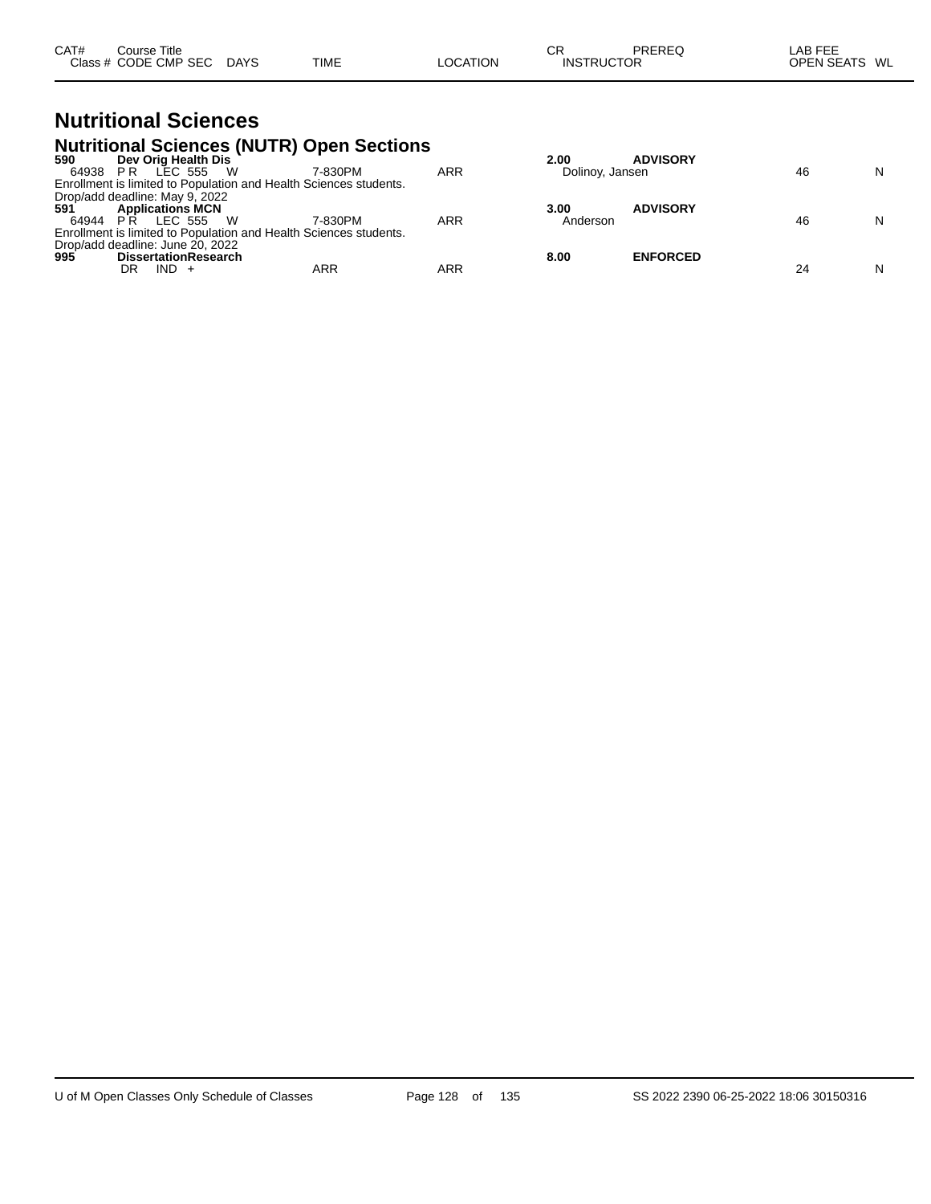| CAT# | Course Title | | | | | | CR | PREREQ | LAB FEE | |
|---|---|---|---|---|---|---|---|---|---|---|
| Class # | CODE | CMP | SEC | DAYS | TIME | LOCATION | INSTRUCTOR | | OPEN SEATS | WL |

# Nutritional Sciences

## Nutritional Sciences (NUTR) Open Sections

| CAT# / Class # | CODE | CMP | SEC | DAYS | TIME | LOCATION | CR / INSTRUCTOR | PREREQ | OPEN SEATS | WL |
|---|---|---|---|---|---|---|---|---|---|---|
| **590** | **Dev Orig Health Dis** | | | | | | **2.00** | **ADVISORY** | | |
| 64938 | P R | LEC | 555 | W | 7-830PM | ARR | Dolinoy, Jansen | | 46 | N |
| Enrollment is limited to Population and Health Sciences students. | | | | | | | | | | |
| Drop/add deadline: May 9, 2022 | | | | | | | | | | |
| **591** | **Applications MCN** | | | | | | **3.00** | **ADVISORY** | | |
| 64944 | P R | LEC | 555 | W | 7-830PM | ARR | Anderson | | 46 | N |
| Enrollment is limited to Population and Health Sciences students. | | | | | | | | | | |
| Drop/add deadline: June 20, 2022 | | | | | | | | | | |
| **995** | **DissertationResearch** | | | | | | **8.00** | **ENFORCED** | | |
| | DR | IND | + | | ARR | ARR | | | 24 | N |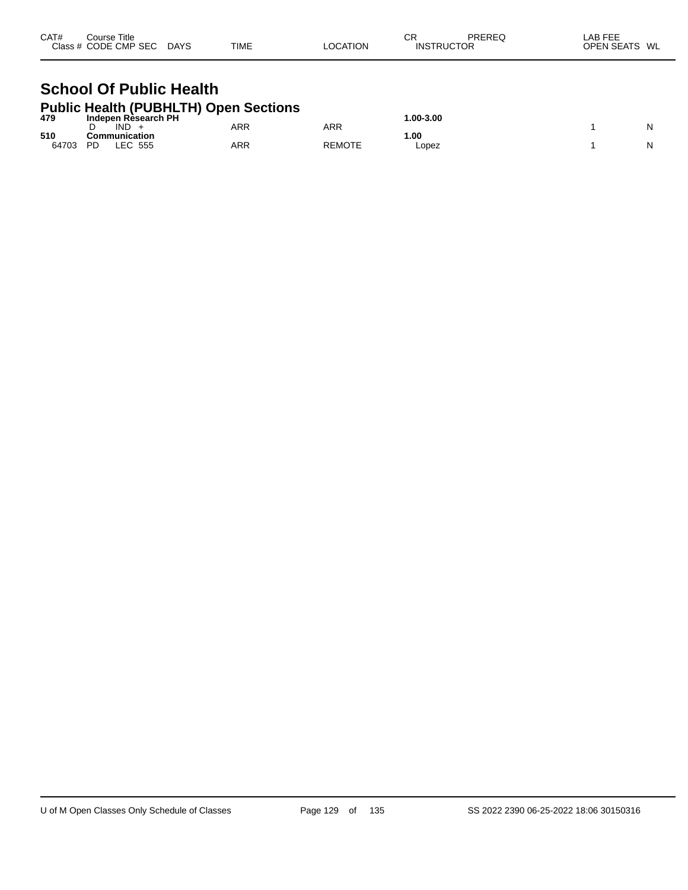| CAT# | Course Title Class # CODE CMP SEC | DAYS | TIME | LOCATION | CR INSTRUCTOR | PREREQ | LAB FEE OPEN SEATS | WL |
|---|---|---|---|---|---|---|---|---|

# School Of Public Health

## Public Health (PUBHLTH) Open Sections

| CAT# | Course Title Class # CODE CMP SEC | DAYS | TIME | LOCATION | CR INSTRUCTOR | PREREQ | LAB FEE OPEN SEATS | WL |
|---|---|---|---|---|---|---|---|---|
| **479** | **Indepen Research PH** | | | | **1.00-3.00** | | | |
| | D IND + | | ARR | ARR | | | 1 | N |
| **510** | **Communication** | | | | **1.00** | | | |
| 64703 | PD LEC 555 | | ARR | REMOTE | Lopez | | 1 | N |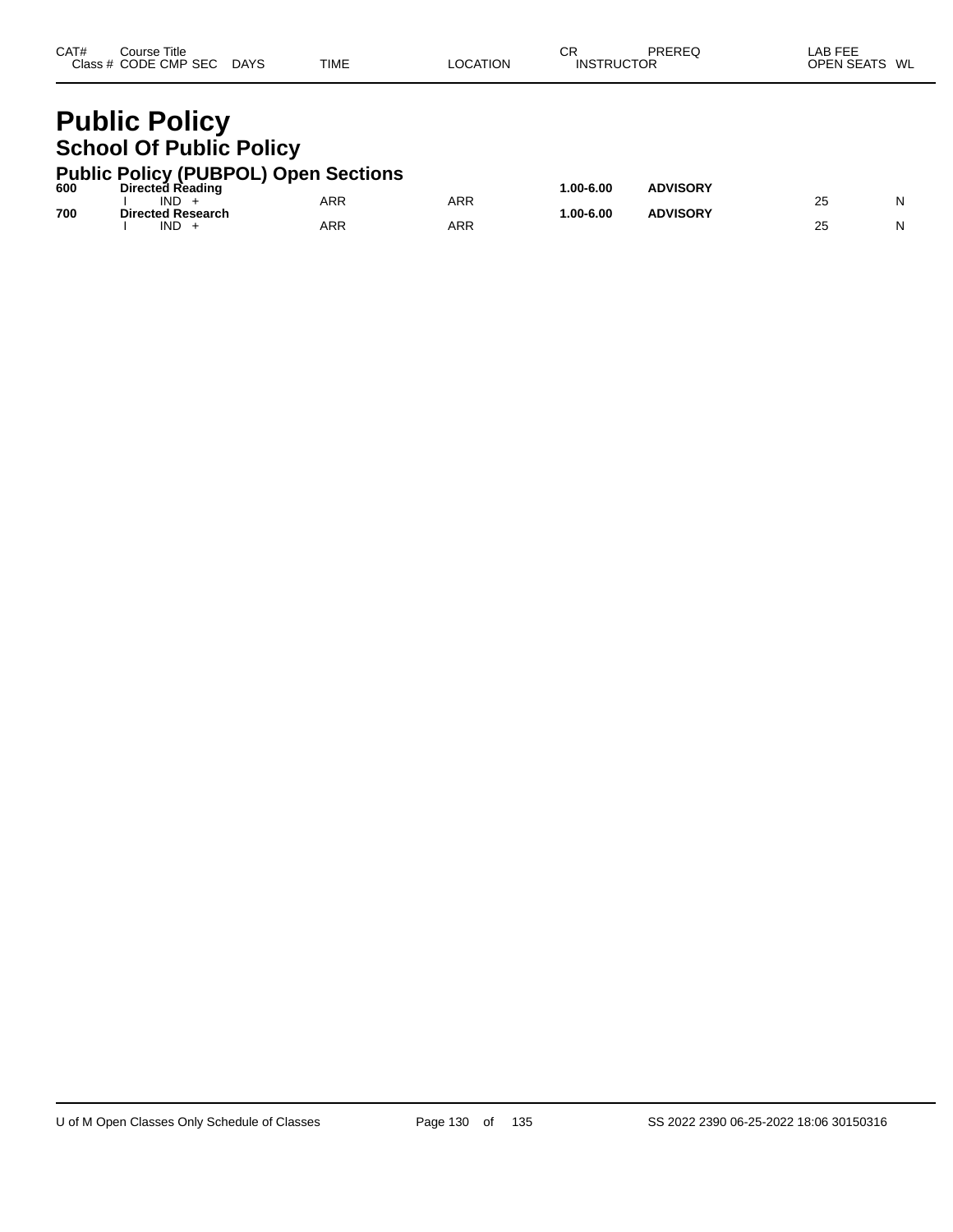| CAT# | Course Title / Class # CODE CMP SEC | DAYS | TIME | LOCATION | CR / INSTRUCTOR | PREREQ | LAB FEE / OPEN SEATS | WL |
|---|---|---|---|---|---|---|---|---|

# Public Policy

## School Of Public Policy

### Public Policy (PUBPOL) Open Sections

| CAT# | Course Title / Class # CODE CMP SEC | DAYS | TIME | LOCATION | CR / INSTRUCTOR | PREREQ | LAB FEE / OPEN SEATS | WL |
|---|---|---|---|---|---|---|---|---|
| **600** | **Directed Reading** | | | | **1.00-6.00** | **ADVISORY** | | |
| | I IND + | | ARR | ARR | | | 25 | N |
| **700** | **Directed Research** | | | | **1.00-6.00** | **ADVISORY** | | |
| | I IND + | | ARR | ARR | | | 25 | N |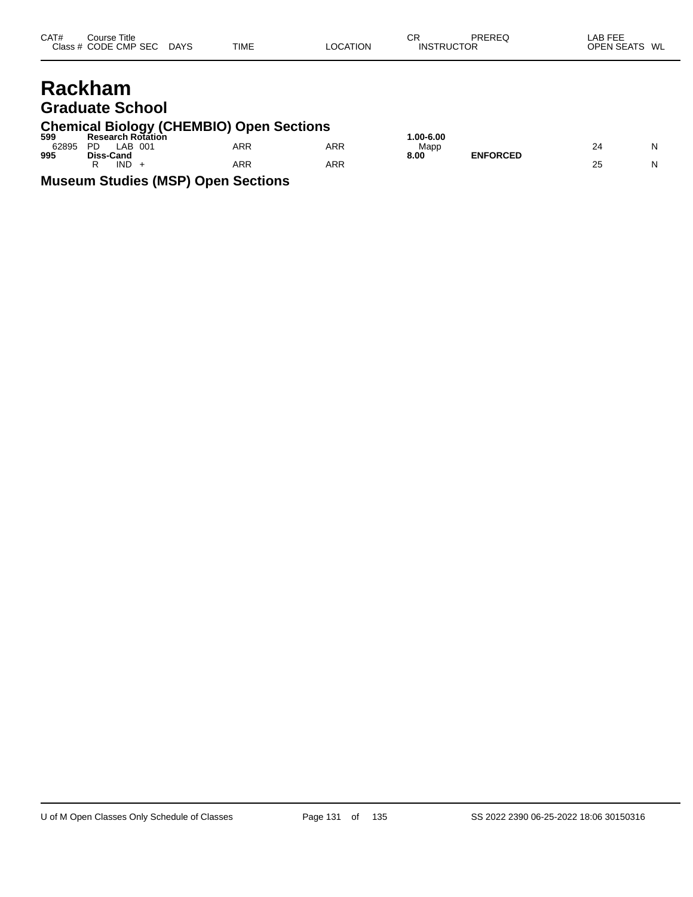| CAT# | Course Title |  |  |  |  |  |  | CR | PREREQ | LAB FEE |  |
|---|---|---|---|---|---|---|---|---|---|---|---|
| Class # | CODE | CMP | SEC | DAYS | TIME | LOCATION | INSTRUCTOR |  |  | OPEN SEATS | WL |

# Rackham

## Graduate School

### Chemical Biology (CHEMBIO) Open Sections

| CAT# | Course Title |  |  |  |  |  |  | CR | PREREQ | LAB FEE |  |
|---|---|---|---|---|---|---|---|---|---|---|---|
| **599** | **Research Rotation** |  |  |  |  |  |  | **1.00-6.00** |  |  |  |
| 62895 | PD | LAB | 001 |  | ARR | ARR | Mapp |  |  | 24 | N |
| **995** | **Diss-Cand** |  |  |  |  |  |  | **8.00** | **ENFORCED** |  |  |
|  | R | IND | + |  | ARR | ARR |  |  |  | 25 | N |

### Museum Studies (MSP) Open Sections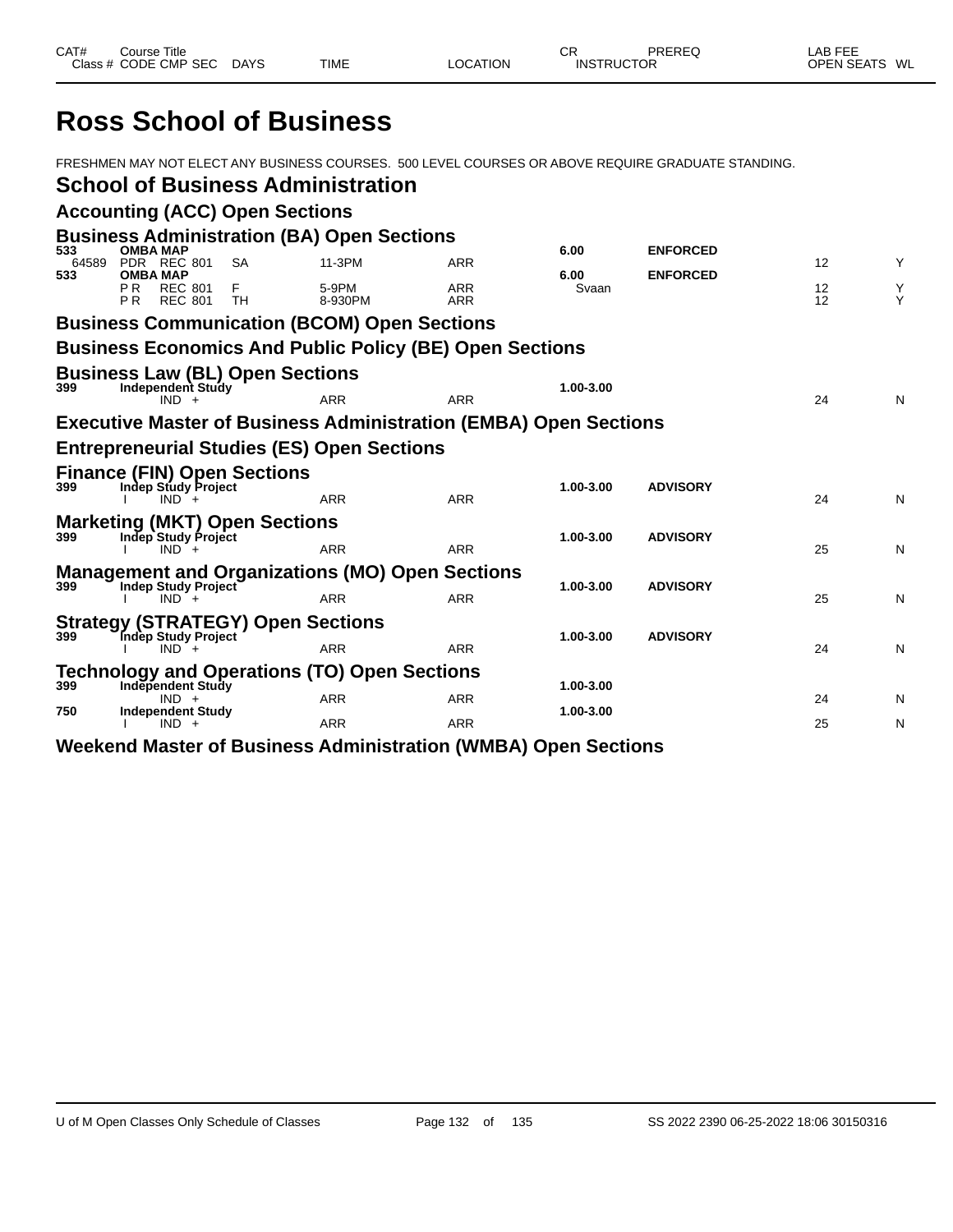| CAT# Class # | Course Title CODE CMP SEC | DAYS | TIME | LOCATION | CR INSTRUCTOR | PREREQ | LAB FEE OPEN SEATS | WL |
|---|---|---|---|---|---|---|---|---|

# Ross School of Business

FRESHMEN MAY NOT ELECT ANY BUSINESS COURSES. 500 LEVEL COURSES OR ABOVE REQUIRE GRADUATE STANDING.

## School of Business Administration

### Accounting (ACC) Open Sections

### Business Administration (BA) Open Sections

| CAT# Class # | Course Title CODE CMP SEC | DAYS | TIME | LOCATION | CR INSTRUCTOR | PREREQ | OPEN SEATS | WL |
|---|---|---|---|---|---|---|---|---|
| **533** | **OMBA MAP** | | | | **6.00** | **ENFORCED** | | |
| 64589 | PDR REC 801 | SA | 11-3PM | ARR | | | 12 | Y |
| **533** | **OMBA MAP** | | | | **6.00** | **ENFORCED** | | |
| | P R REC 801 | F | 5-9PM | ARR | Svaan | | 12 | Y |
| | P R REC 801 | TH | 8-930PM | ARR | | | 12 | Y |

### Business Communication (BCOM) Open Sections

### Business Economics And Public Policy (BE) Open Sections

### Business Law (BL) Open Sections

| CAT# Class # | Course Title CODE CMP SEC | DAYS | TIME | LOCATION | CR INSTRUCTOR | PREREQ | OPEN SEATS | WL |
|---|---|---|---|---|---|---|---|---|
| **399** | **Independent Study** | | | | **1.00-3.00** | | | |
| | IND + | | ARR | ARR | | | 24 | N |

### Executive Master of Business Administration (EMBA) Open Sections

### Entrepreneurial Studies (ES) Open Sections

### Finance (FIN) Open Sections

| CAT# Class # | Course Title CODE CMP SEC | DAYS | TIME | LOCATION | CR INSTRUCTOR | PREREQ | OPEN SEATS | WL |
|---|---|---|---|---|---|---|---|---|
| **399** | **Indep Study Project** | | | | **1.00-3.00** | **ADVISORY** | | |
| | I IND + | | ARR | ARR | | | 24 | N |

### Marketing (MKT) Open Sections

| CAT# Class # | Course Title CODE CMP SEC | DAYS | TIME | LOCATION | CR INSTRUCTOR | PREREQ | OPEN SEATS | WL |
|---|---|---|---|---|---|---|---|---|
| **399** | **Indep Study Project** | | | | **1.00-3.00** | **ADVISORY** | | |
| | I IND + | | ARR | ARR | | | 25 | N |

### Management and Organizations (MO) Open Sections

| CAT# Class # | Course Title CODE CMP SEC | DAYS | TIME | LOCATION | CR INSTRUCTOR | PREREQ | OPEN SEATS | WL |
|---|---|---|---|---|---|---|---|---|
| **399** | **Indep Study Project** | | | | **1.00-3.00** | **ADVISORY** | | |
| | I IND + | | ARR | ARR | | | 25 | N |

### Strategy (STRATEGY) Open Sections

| CAT# Class # | Course Title CODE CMP SEC | DAYS | TIME | LOCATION | CR INSTRUCTOR | PREREQ | OPEN SEATS | WL |
|---|---|---|---|---|---|---|---|---|
| **399** | **Indep Study Project** | | | | **1.00-3.00** | **ADVISORY** | | |
| | I IND + | | ARR | ARR | | | 24 | N |

### Technology and Operations (TO) Open Sections

| CAT# Class # | Course Title CODE CMP SEC | DAYS | TIME | LOCATION | CR INSTRUCTOR | PREREQ | OPEN SEATS | WL |
|---|---|---|---|---|---|---|---|---|
| **399** | **Independent Study** | | | | **1.00-3.00** | | | |
| | IND + | | ARR | ARR | | | 24 | N |
| **750** | **Independent Study** | | | | **1.00-3.00** | | | |
| | I IND + | | ARR | ARR | | | 25 | N |

### Weekend Master of Business Administration (WMBA) Open Sections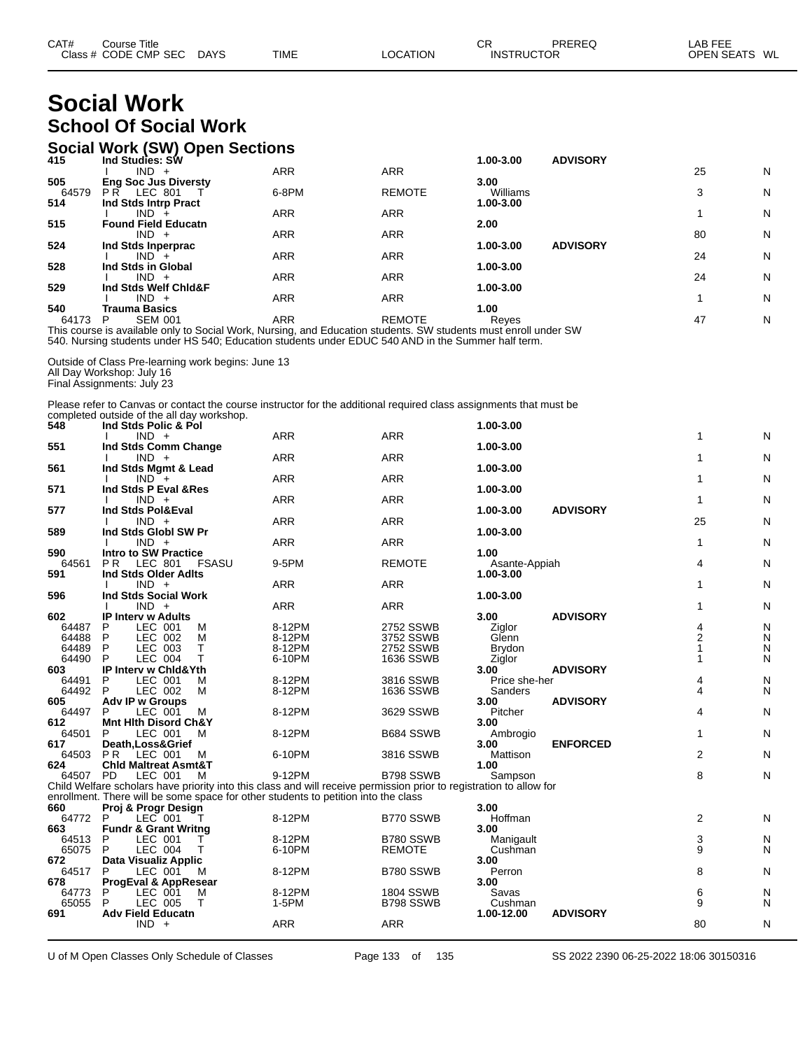# Social Work

## School Of Social Work

### Social Work (SW) Open Sections

| CAT# Class # | Course Title CODE CMP SEC | DAYS | TIME | LOCATION | CR INSTRUCTOR | PREREQ | LAB FEE OPEN SEATS | WL |
|---|---|---|---|---|---|---|---|---|
| 415 | Ind Studies: SW | | | | 1.00-3.00 | ADVISORY | | |
| | I IND + | | ARR | ARR | | | 25 | N |
| 505 | Eng Soc Jus Diversty | | | | 3.00 | | | |
| 64579 | P R LEC 801 | T | 6-8PM | REMOTE | Williams | | 3 | N |
| 514 | Ind Stds Intrp Pract | | | | 1.00-3.00 | | | |
| | I IND + | | ARR | ARR | | | 1 | N |
| 515 | Found Field Educatn | | | | 2.00 | | | |
| | IND + | | ARR | ARR | | | 80 | N |
| 524 | Ind Stds Inperprac | | | | 1.00-3.00 | ADVISORY | | |
| | I IND + | | ARR | ARR | | | 24 | N |
| 528 | Ind Stds in Global | | | | 1.00-3.00 | | | |
| | I IND + | | ARR | ARR | | | 24 | N |
| 529 | Ind Stds Welf Chld&F | | | | 1.00-3.00 | | | |
| | I IND + | | ARR | ARR | | | 1 | N |
| 540 | Trauma Basics | | | | 1.00 | | | |
| 64173 | P SEM 001 | | ARR | REMOTE | Reyes | | 47 | N |

This course is available only to Social Work, Nursing, and Education students. SW students must enroll under SW 540. Nursing students under HS 540; Education students under EDUC 540 AND in the Summer half term.

Outside of Class Pre-learning work begins: June 13
All Day Workshop: July 16
Final Assignments: July 23

Please refer to Canvas or contact the course instructor for the additional required class assignments that must be completed outside of the all day workshop.

| CAT# Class # | Course Title CODE CMP SEC | DAYS | TIME | LOCATION | CR INSTRUCTOR | PREREQ | LAB FEE OPEN SEATS | WL |
|---|---|---|---|---|---|---|---|---|
| 548 | Ind Stds Polic & Pol | | | | 1.00-3.00 | | | |
| | I IND + | | ARR | ARR | | | 1 | N |
| 551 | Ind Stds Comm Change | | | | 1.00-3.00 | | | |
| | I IND + | | ARR | ARR | | | 1 | N |
| 561 | Ind Stds Mgmt & Lead | | | | 1.00-3.00 | | | |
| | I IND + | | ARR | ARR | | | 1 | N |
| 571 | Ind Stds P Eval &Res | | | | 1.00-3.00 | | | |
| | I IND + | | ARR | ARR | | | 1 | N |
| 577 | Ind Stds Pol&Eval | | | | 1.00-3.00 | ADVISORY | | |
| | I IND + | | ARR | ARR | | | 25 | N |
| 589 | Ind Stds Globl SW Pr | | | | 1.00-3.00 | | | |
| | I IND + | | ARR | ARR | | | 1 | N |
| 590 | Intro to SW Practice | | | | 1.00 | | | |
| 64561 | P R LEC 801 | FSASU | 9-5PM | REMOTE | Asante-Appiah | | 4 | N |
| 591 | Ind Stds Older Adlts | | | | 1.00-3.00 | | | |
| | I IND + | | ARR | ARR | | | 1 | N |
| 596 | Ind Stds Social Work | | | | 1.00-3.00 | | | |
| | I IND + | | ARR | ARR | | | 1 | N |
| 602 | IP Interv w Adults | | | | 3.00 | ADVISORY | | |
| 64487 | P LEC 001 | M | 8-12PM | 2752 SSWB | Ziglor | | 4 | N |
| 64488 | P LEC 002 | M | 8-12PM | 3752 SSWB | Glenn | | 2 | N |
| 64489 | P LEC 003 | T | 8-12PM | 2752 SSWB | Brydon | | 1 | N |
| 64490 | P LEC 004 | T | 6-10PM | 1636 SSWB | Ziglor | | 1 | N |
| 603 | IP Interv w Chld&Yth | | | | 3.00 | ADVISORY | | |
| 64491 | P LEC 001 | M | 8-12PM | 3816 SSWB | Price she-her | | 4 | N |
| 64492 | P LEC 002 | M | 8-12PM | 1636 SSWB | Sanders | | 4 | N |
| 605 | Adv IP w Groups | | | | 3.00 | ADVISORY | | |
| 64497 | P LEC 001 | M | 8-12PM | 3629 SSWB | Pitcher | | 4 | N |
| 612 | Mnt Hlth Disord Ch&Y | | | | 3.00 | | | |
| 64501 | P LEC 001 | M | 8-12PM | B684 SSWB | Ambrogio | | 1 | N |
| 617 | Death,Loss&Grief | | | | 3.00 | ENFORCED | | |
| 64503 | P R LEC 001 | M | 6-10PM | 3816 SSWB | Mattison | | 2 | N |
| 624 | Chld Maltreat Asmt&T | | | | 1.00 | | | |
| 64507 | PD LEC 001 | M | 9-12PM | B798 SSWB | Sampson | | 8 | N |

Child Welfare scholars have priority into this class and will receive permission prior to registration to allow for enrollment. There will be some space for other students to petition into the class

| CAT# Class # | Course Title CODE CMP SEC | DAYS | TIME | LOCATION | CR INSTRUCTOR | PREREQ | LAB FEE OPEN SEATS | WL |
|---|---|---|---|---|---|---|---|---|
| 660 | Proj & Progr Design | | | | 3.00 | | | |
| 64772 | P LEC 001 | T | 8-12PM | B770 SSWB | Hoffman | | 2 | N |
| 663 | Fundr & Grant Writng | | | | 3.00 | | | |
| 64513 | P LEC 001 | T | 8-12PM | B780 SSWB | Manigault | | 3 | N |
| 65075 | P LEC 004 | T | 6-10PM | REMOTE | Cushman | | 9 | N |
| 672 | Data Visualiz Applic | | | | 3.00 | | | |
| 64517 | P LEC 001 | M | 8-12PM | B780 SSWB | Perron | | 8 | N |
| 678 | ProgEval & AppResear | | | | 3.00 | | | |
| 64773 | P LEC 001 | M | 8-12PM | 1804 SSWB | Savas | | 6 | N |
| 65055 | P LEC 005 | T | 1-5PM | B798 SSWB | Cushman | | 9 | N |
| 691 | Adv Field Educatn | | | | 1.00-12.00 | ADVISORY | | |
| | IND + | | ARR | ARR | | | 80 | N |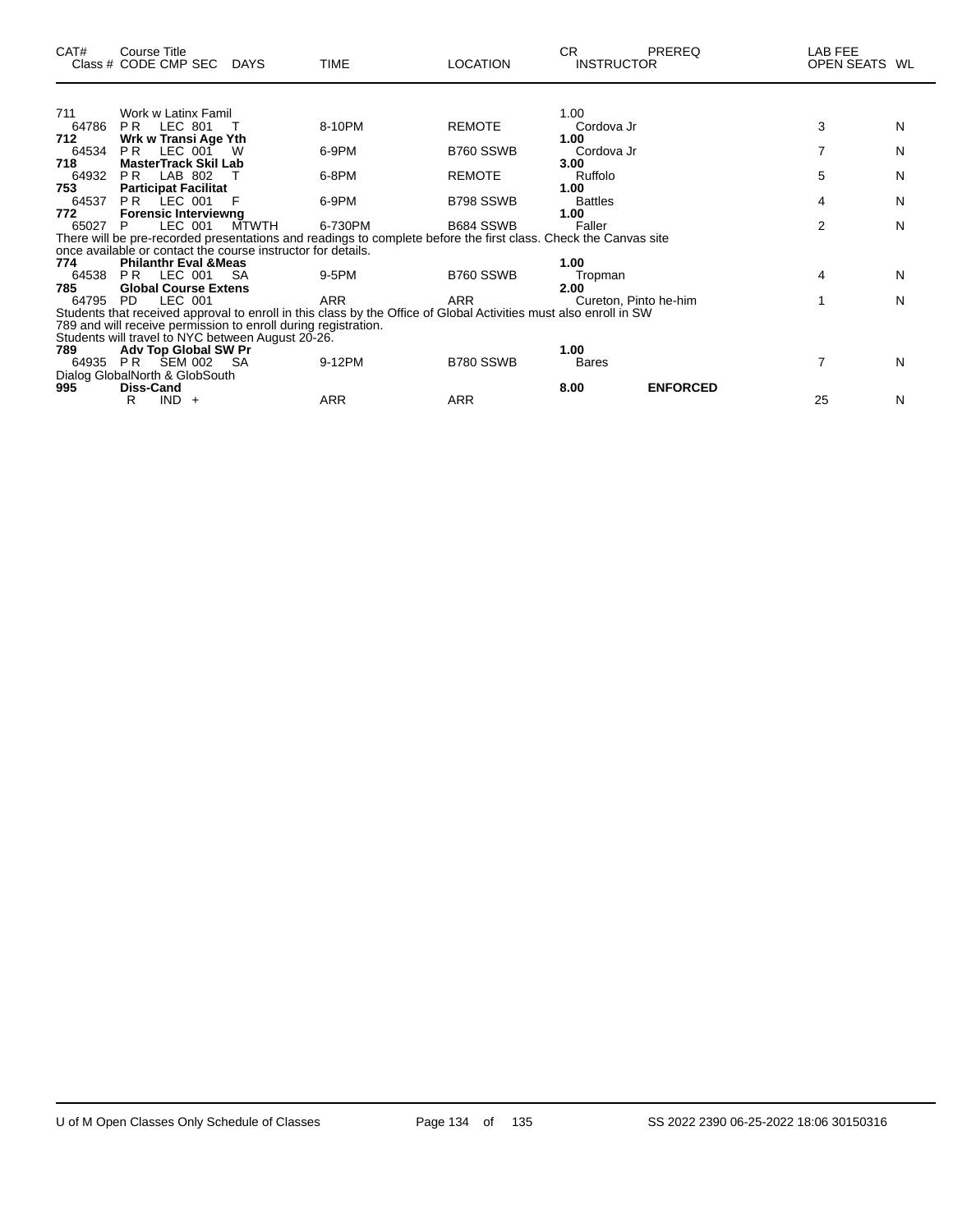| CAT# | Course Title<br>Class # CODE CMP SEC | DAYS | TIME | LOCATION | CR<br>INSTRUCTOR | PREREQ | LAB FEE<br>OPEN SEATS | WL |
|---|---|---|---|---|---|---|---|---|
| 711 | Work w Latinx Famil | | | | 1.00 | | | |
| 64786 | P R LEC 801 | T | 8-10PM | REMOTE | Cordova Jr | | 3 | N |
| **712** | **Wrk w Transi Age Yth** | | | | **1.00** | | | |
| 64534 | P R LEC 001 | W | 6-9PM | B760 SSWB | Cordova Jr | | 7 | N |
| **718** | **MasterTrack Skil Lab** | | | | **3.00** | | | |
| 64932 | P R LAB 802 | T | 6-8PM | REMOTE | Ruffolo | | 5 | N |
| **753** | **Participat Facilitat** | | | | **1.00** | | | |
| 64537 | P R LEC 001 | F | 6-9PM | B798 SSWB | Battles | | 4 | N |
| **772** | **Forensic Interviewng** | | | | **1.00** | | | |
| 65027 | P LEC 001 | MTWTH | 6-730PM | B684 SSWB | Faller | | 2 | N |
| | There will be pre-recorded presentations and readings to complete before the first class. Check the Canvas site once available or contact the course instructor for details. | | | | | | | |
| **774** | **Philanthr Eval &Meas** | | | | **1.00** | | | |
| 64538 | P R LEC 001 | SA | 9-5PM | B760 SSWB | Tropman | | 4 | N |
| **785** | **Global Course Extens** | | | | **2.00** | | | |
| 64795 | PD LEC 001 | | ARR | ARR | Cureton, Pinto he-him | | 1 | N |
| | Students that received approval to enroll in this class by the Office of Global Activities must also enroll in SW 789 and will receive permission to enroll during registration. Students will travel to NYC between August 20-26. | | | | | | | |
| **789** | **Adv Top Global SW Pr** | | | | **1.00** | | | |
| 64935 | P R SEM 002 | SA | 9-12PM | B780 SSWB | Bares | | 7 | N |
| | Dialog GlobalNorth & GlobSouth | | | | | | | |
| **995** | **Diss-Cand** | | | | **8.00** | **ENFORCED** | | |
| | R IND + | | ARR | ARR | | | 25 | N |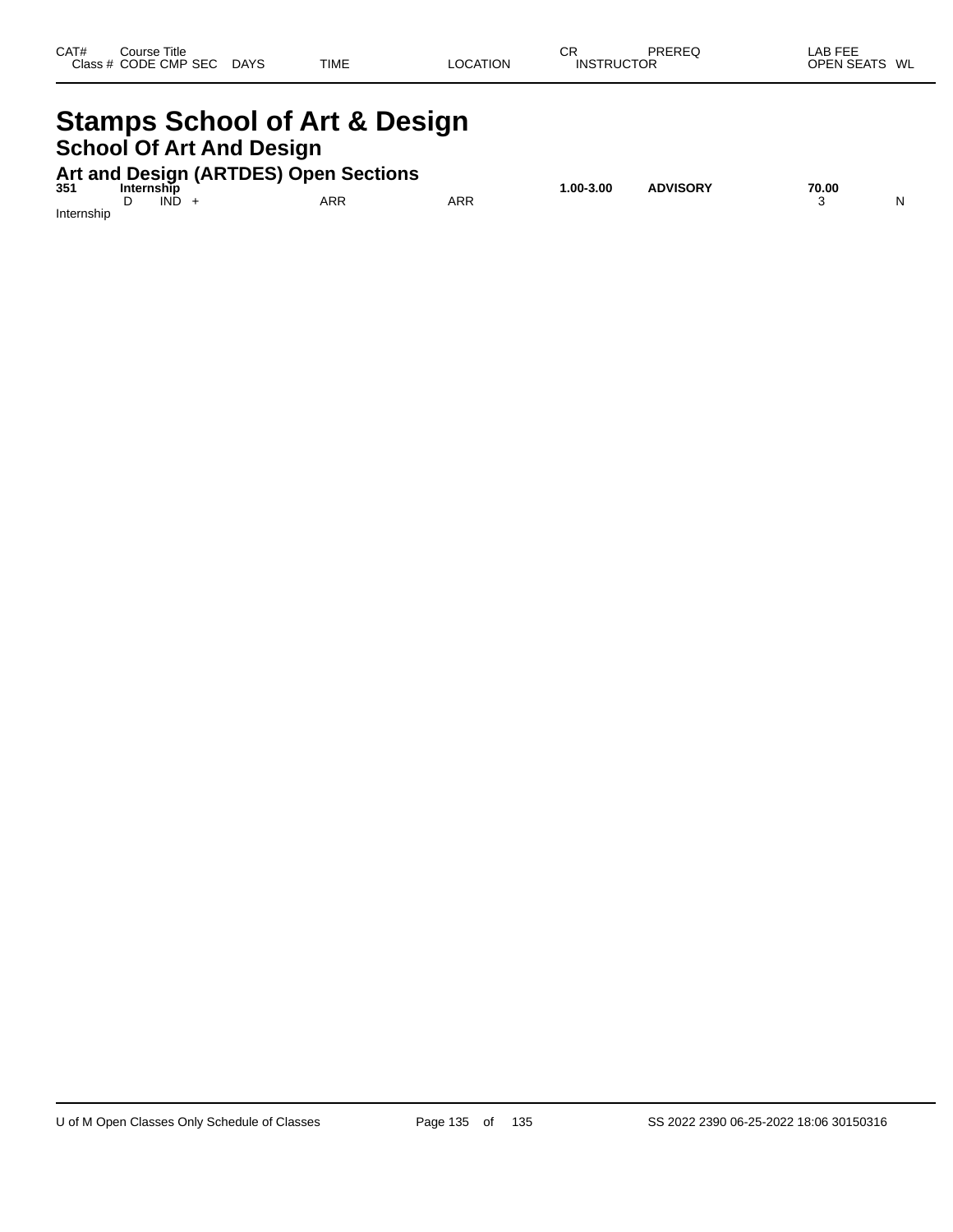| CAT# | Course Title | | | | | CR | PREREQ | LAB FEE | |
|---|---|---|---|---|---|---|---|---|---|
| Class # | CODE CMP SEC | DAYS | TIME | LOCATION | | INSTRUCTOR | | OPEN SEATS | WL |

# Stamps School of Art & Design

## School Of Art And Design

### Art and Design (ARTDES) Open Sections

| CAT# / Class # | Course Title / CODE CMP SEC | DAYS | TIME | LOCATION | CR / INSTRUCTOR | PREREQ | LAB FEE / OPEN SEATS | WL |
|---|---|---|---|---|---|---|---|---|
| **351** | **Internship** | | | | **1.00-3.00** | **ADVISORY** | **70.00** | |
| | D IND + | | ARR | ARR | | | 3 | N |

Internship